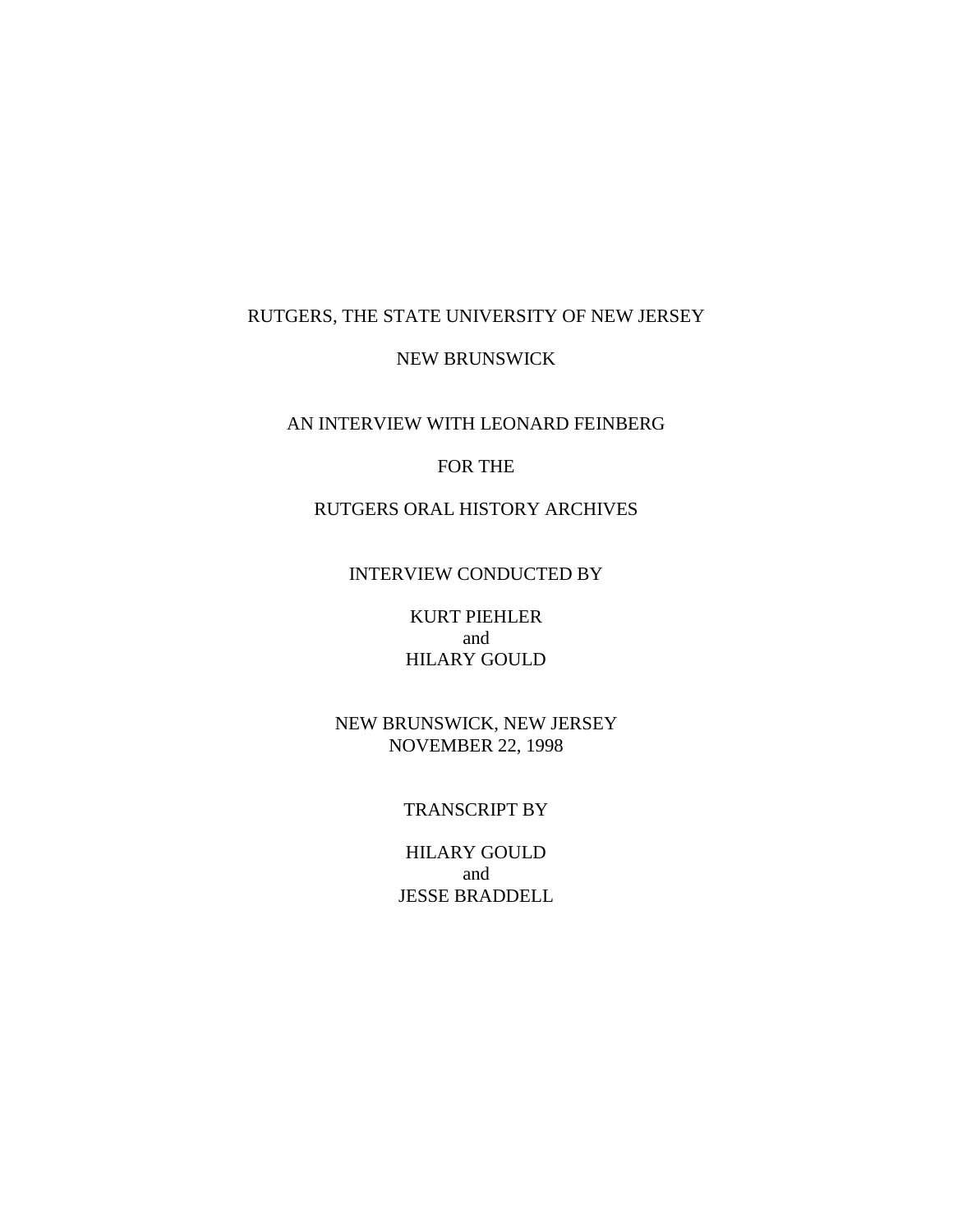RUTGERS, THE STATE UNIVERSITY OF NEW JERSEY

NEW BRUNSWICK

AN INTERVIEW WITH LEONARD FEINBERG

FOR THE

RUTGERS ORAL HISTORY ARCHIVES

INTERVIEW CONDUCTED BY

KURT PIEHLER
and
HILARY GOULD

NEW BRUNSWICK, NEW JERSEY
NOVEMBER 22, 1998

TRANSCRIPT BY

HILARY GOULD
and
JESSE BRADDELL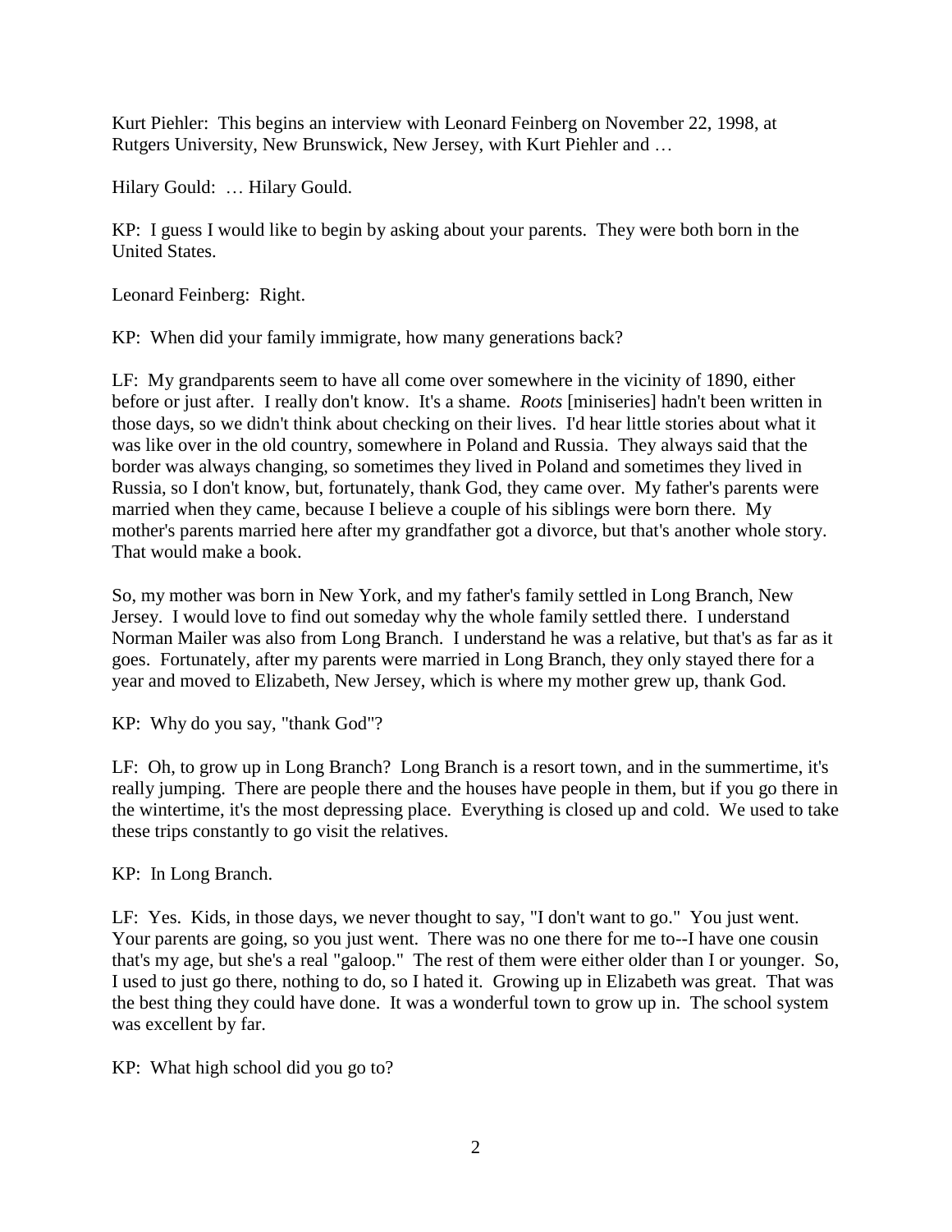Kurt Piehler: This begins an interview with Leonard Feinberg on November 22, 1998, at Rutgers University, New Brunswick, New Jersey, with Kurt Piehler and …

Hilary Gould: … Hilary Gould.

KP: I guess I would like to begin by asking about your parents. They were both born in the United States.

Leonard Feinberg: Right.

KP: When did your family immigrate, how many generations back?

LF: My grandparents seem to have all come over somewhere in the vicinity of 1890, either before or just after. I really don't know. It's a shame. *Roots* [miniseries] hadn't been written in those days, so we didn't think about checking on their lives. I'd hear little stories about what it was like over in the old country, somewhere in Poland and Russia. They always said that the border was always changing, so sometimes they lived in Poland and sometimes they lived in Russia, so I don't know, but, fortunately, thank God, they came over. My father's parents were married when they came, because I believe a couple of his siblings were born there. My mother's parents married here after my grandfather got a divorce, but that's another whole story. That would make a book.

So, my mother was born in New York, and my father's family settled in Long Branch, New Jersey. I would love to find out someday why the whole family settled there. I understand Norman Mailer was also from Long Branch. I understand he was a relative, but that's as far as it goes. Fortunately, after my parents were married in Long Branch, they only stayed there for a year and moved to Elizabeth, New Jersey, which is where my mother grew up, thank God.

KP: Why do you say, "thank God"?

LF: Oh, to grow up in Long Branch? Long Branch is a resort town, and in the summertime, it's really jumping. There are people there and the houses have people in them, but if you go there in the wintertime, it's the most depressing place. Everything is closed up and cold. We used to take these trips constantly to go visit the relatives.

KP: In Long Branch.

LF: Yes. Kids, in those days, we never thought to say, "I don't want to go." You just went. Your parents are going, so you just went. There was no one there for me to--I have one cousin that's my age, but she's a real "galoop." The rest of them were either older than I or younger. So, I used to just go there, nothing to do, so I hated it. Growing up in Elizabeth was great. That was the best thing they could have done. It was a wonderful town to grow up in. The school system was excellent by far.

KP: What high school did you go to?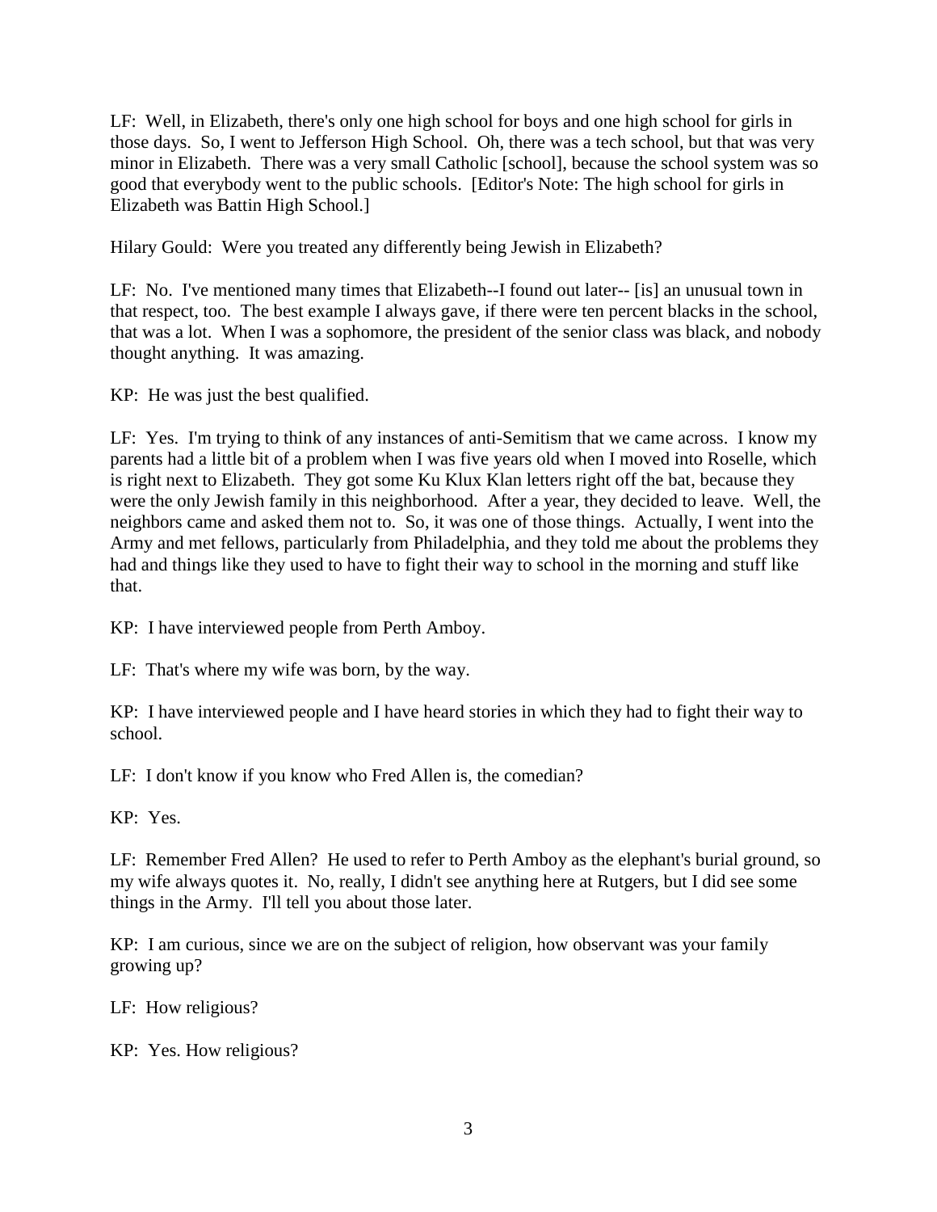LF: Well, in Elizabeth, there's only one high school for boys and one high school for girls in those days. So, I went to Jefferson High School. Oh, there was a tech school, but that was very minor in Elizabeth. There was a very small Catholic [school], because the school system was so good that everybody went to the public schools. [Editor's Note: The high school for girls in Elizabeth was Battin High School.]

Hilary Gould: Were you treated any differently being Jewish in Elizabeth?

LF: No. I've mentioned many times that Elizabeth--I found out later-- [is] an unusual town in that respect, too. The best example I always gave, if there were ten percent blacks in the school, that was a lot. When I was a sophomore, the president of the senior class was black, and nobody thought anything. It was amazing.

KP: He was just the best qualified.

LF: Yes. I'm trying to think of any instances of anti-Semitism that we came across. I know my parents had a little bit of a problem when I was five years old when I moved into Roselle, which is right next to Elizabeth. They got some Ku Klux Klan letters right off the bat, because they were the only Jewish family in this neighborhood. After a year, they decided to leave. Well, the neighbors came and asked them not to. So, it was one of those things. Actually, I went into the Army and met fellows, particularly from Philadelphia, and they told me about the problems they had and things like they used to have to fight their way to school in the morning and stuff like that.

KP: I have interviewed people from Perth Amboy.

LF: That's where my wife was born, by the way.

KP: I have interviewed people and I have heard stories in which they had to fight their way to school.

LF: I don't know if you know who Fred Allen is, the comedian?

KP: Yes.

LF: Remember Fred Allen? He used to refer to Perth Amboy as the elephant's burial ground, so my wife always quotes it. No, really, I didn't see anything here at Rutgers, but I did see some things in the Army. I'll tell you about those later.

KP: I am curious, since we are on the subject of religion, how observant was your family growing up?

LF: How religious?

KP: Yes. How religious?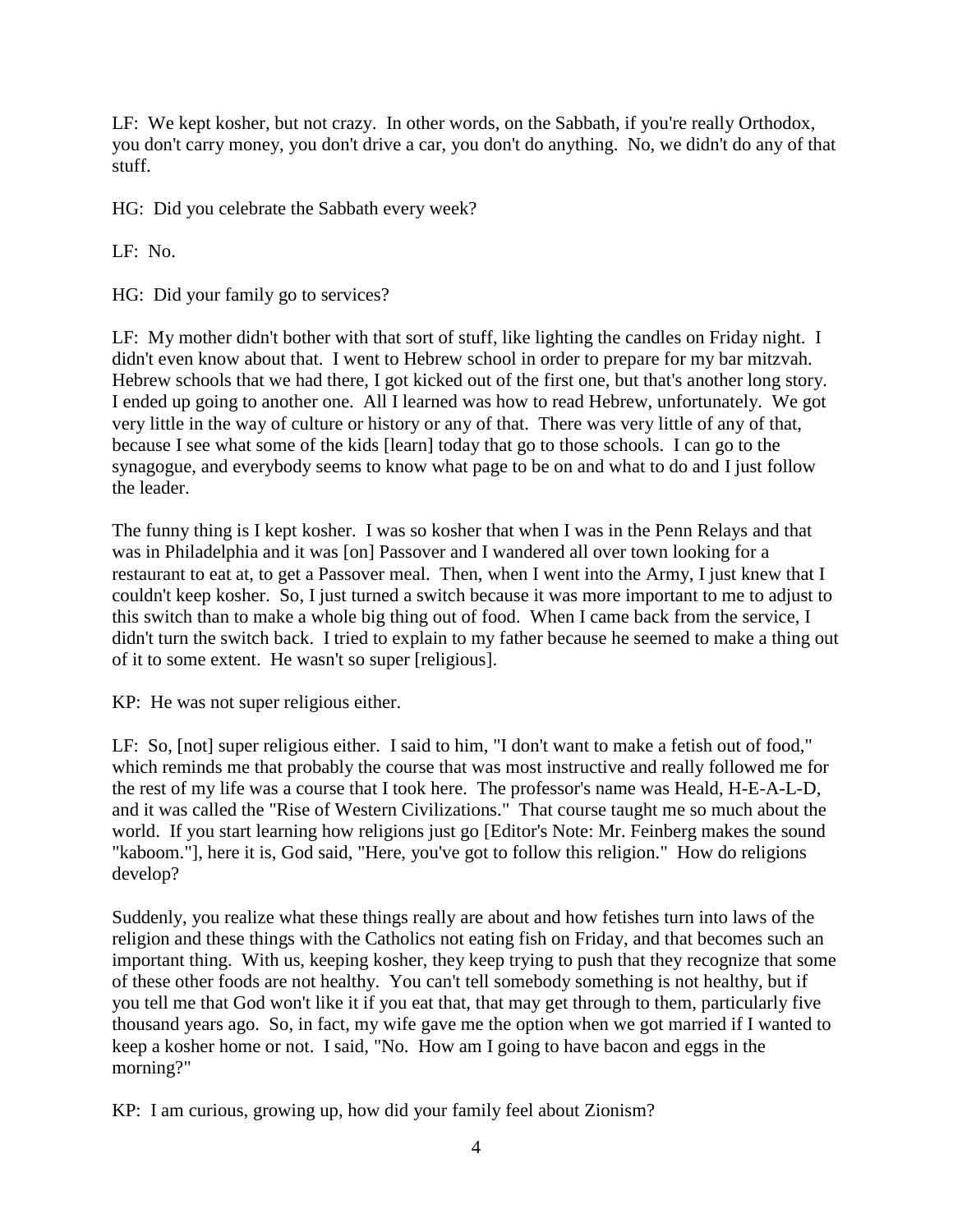LF: We kept kosher, but not crazy. In other words, on the Sabbath, if you're really Orthodox, you don't carry money, you don't drive a car, you don't do anything. No, we didn't do any of that stuff.

HG: Did you celebrate the Sabbath every week?

LF: No.

HG: Did your family go to services?

LF: My mother didn't bother with that sort of stuff, like lighting the candles on Friday night. I didn't even know about that. I went to Hebrew school in order to prepare for my bar mitzvah. Hebrew schools that we had there, I got kicked out of the first one, but that's another long story. I ended up going to another one. All I learned was how to read Hebrew, unfortunately. We got very little in the way of culture or history or any of that. There was very little of any of that, because I see what some of the kids [learn] today that go to those schools. I can go to the synagogue, and everybody seems to know what page to be on and what to do and I just follow the leader.

The funny thing is I kept kosher. I was so kosher that when I was in the Penn Relays and that was in Philadelphia and it was [on] Passover and I wandered all over town looking for a restaurant to eat at, to get a Passover meal. Then, when I went into the Army, I just knew that I couldn't keep kosher. So, I just turned a switch because it was more important to me to adjust to this switch than to make a whole big thing out of food. When I came back from the service, I didn't turn the switch back. I tried to explain to my father because he seemed to make a thing out of it to some extent. He wasn't so super [religious].

KP: He was not super religious either.

LF: So, [not] super religious either. I said to him, "I don't want to make a fetish out of food," which reminds me that probably the course that was most instructive and really followed me for the rest of my life was a course that I took here. The professor's name was Heald, H-E-A-L-D, and it was called the "Rise of Western Civilizations." That course taught me so much about the world. If you start learning how religions just go [Editor's Note: Mr. Feinberg makes the sound "kaboom."], here it is, God said, "Here, you've got to follow this religion." How do religions develop?

Suddenly, you realize what these things really are about and how fetishes turn into laws of the religion and these things with the Catholics not eating fish on Friday, and that becomes such an important thing. With us, keeping kosher, they keep trying to push that they recognize that some of these other foods are not healthy. You can't tell somebody something is not healthy, but if you tell me that God won't like it if you eat that, that may get through to them, particularly five thousand years ago. So, in fact, my wife gave me the option when we got married if I wanted to keep a kosher home or not. I said, "No. How am I going to have bacon and eggs in the morning?"

KP: I am curious, growing up, how did your family feel about Zionism?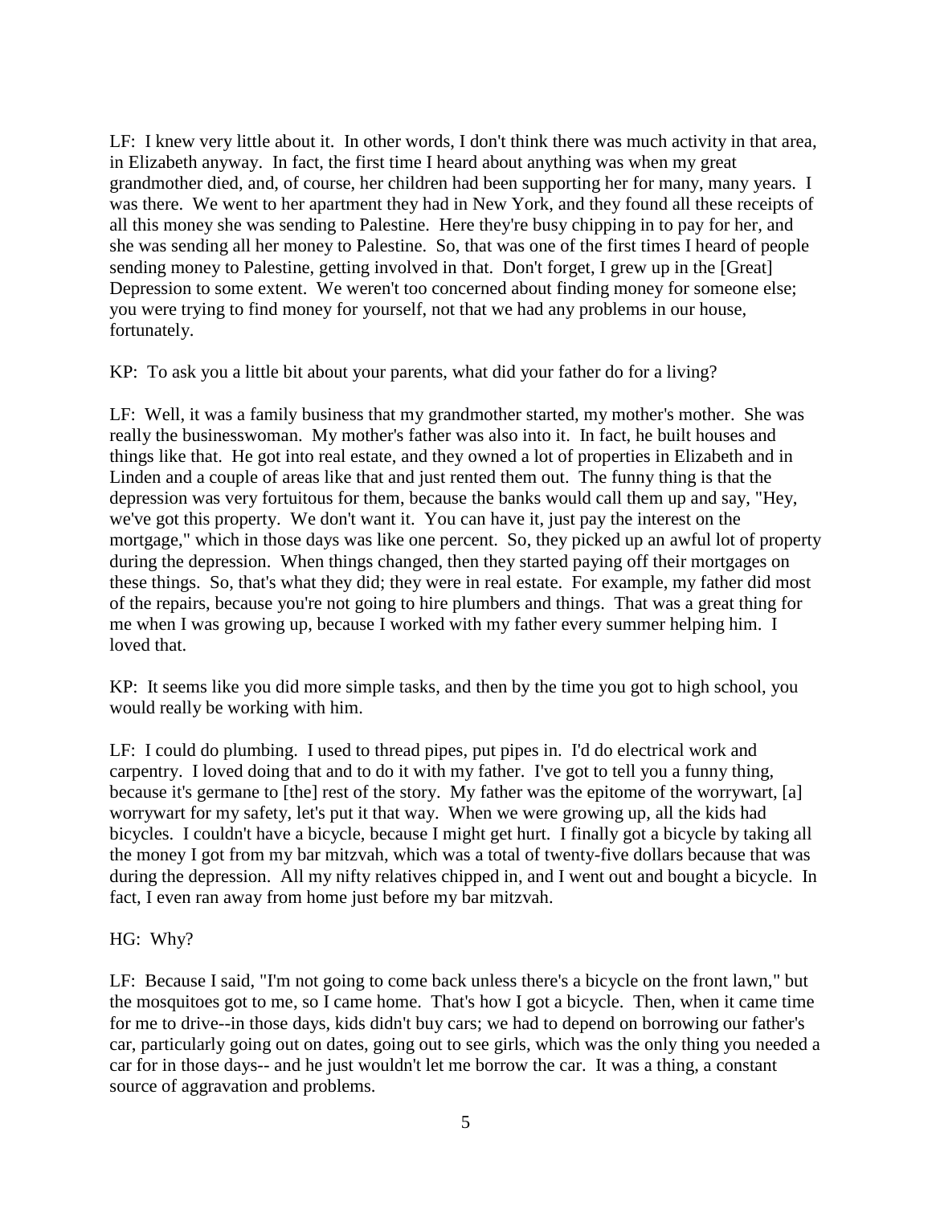LF: I knew very little about it. In other words, I don't think there was much activity in that area, in Elizabeth anyway. In fact, the first time I heard about anything was when my great grandmother died, and, of course, her children had been supporting her for many, many years. I was there. We went to her apartment they had in New York, and they found all these receipts of all this money she was sending to Palestine. Here they're busy chipping in to pay for her, and she was sending all her money to Palestine. So, that was one of the first times I heard of people sending money to Palestine, getting involved in that. Don't forget, I grew up in the [Great] Depression to some extent. We weren't too concerned about finding money for someone else; you were trying to find money for yourself, not that we had any problems in our house, fortunately.

KP: To ask you a little bit about your parents, what did your father do for a living?

LF: Well, it was a family business that my grandmother started, my mother's mother. She was really the businesswoman. My mother's father was also into it. In fact, he built houses and things like that. He got into real estate, and they owned a lot of properties in Elizabeth and in Linden and a couple of areas like that and just rented them out. The funny thing is that the depression was very fortuitous for them, because the banks would call them up and say, "Hey, we've got this property. We don't want it. You can have it, just pay the interest on the mortgage," which in those days was like one percent. So, they picked up an awful lot of property during the depression. When things changed, then they started paying off their mortgages on these things. So, that's what they did; they were in real estate. For example, my father did most of the repairs, because you're not going to hire plumbers and things. That was a great thing for me when I was growing up, because I worked with my father every summer helping him. I loved that.

KP: It seems like you did more simple tasks, and then by the time you got to high school, you would really be working with him.

LF: I could do plumbing. I used to thread pipes, put pipes in. I'd do electrical work and carpentry. I loved doing that and to do it with my father. I've got to tell you a funny thing, because it's germane to [the] rest of the story. My father was the epitome of the worrywart, [a] worrywart for my safety, let's put it that way. When we were growing up, all the kids had bicycles. I couldn't have a bicycle, because I might get hurt. I finally got a bicycle by taking all the money I got from my bar mitzvah, which was a total of twenty-five dollars because that was during the depression. All my nifty relatives chipped in, and I went out and bought a bicycle. In fact, I even ran away from home just before my bar mitzvah.

HG: Why?

LF: Because I said, "I'm not going to come back unless there's a bicycle on the front lawn," but the mosquitoes got to me, so I came home. That's how I got a bicycle. Then, when it came time for me to drive--in those days, kids didn't buy cars; we had to depend on borrowing our father's car, particularly going out on dates, going out to see girls, which was the only thing you needed a car for in those days-- and he just wouldn't let me borrow the car. It was a thing, a constant source of aggravation and problems.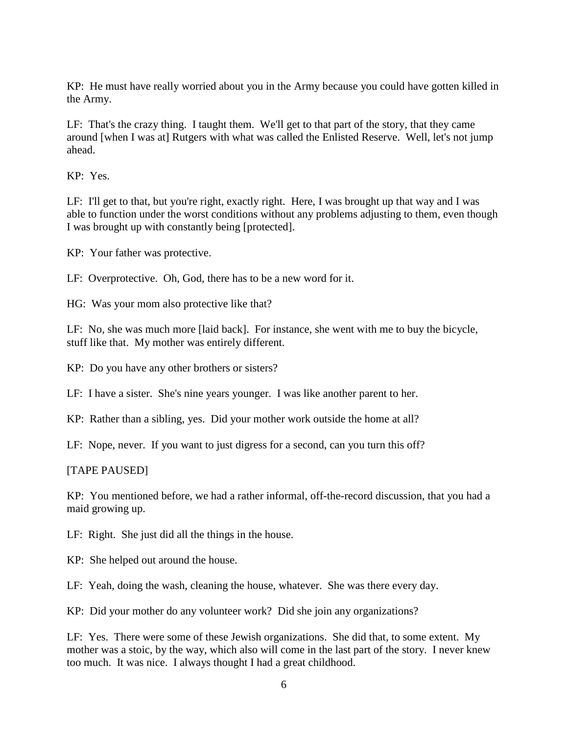KP: He must have really worried about you in the Army because you could have gotten killed in the Army.

LF: That's the crazy thing. I taught them. We'll get to that part of the story, that they came around [when I was at] Rutgers with what was called the Enlisted Reserve. Well, let's not jump ahead.

KP: Yes.

LF: I'll get to that, but you're right, exactly right. Here, I was brought up that way and I was able to function under the worst conditions without any problems adjusting to them, even though I was brought up with constantly being [protected].

KP: Your father was protective.

LF: Overprotective. Oh, God, there has to be a new word for it.

HG: Was your mom also protective like that?

LF: No, she was much more [laid back]. For instance, she went with me to buy the bicycle, stuff like that. My mother was entirely different.

KP: Do you have any other brothers or sisters?

LF: I have a sister. She's nine years younger. I was like another parent to her.

KP: Rather than a sibling, yes. Did your mother work outside the home at all?

LF: Nope, never. If you want to just digress for a second, can you turn this off?

[TAPE PAUSED]

KP: You mentioned before, we had a rather informal, off-the-record discussion, that you had a maid growing up.

LF: Right. She just did all the things in the house.

KP: She helped out around the house.

LF: Yeah, doing the wash, cleaning the house, whatever. She was there every day.

KP: Did your mother do any volunteer work? Did she join any organizations?

LF: Yes. There were some of these Jewish organizations. She did that, to some extent. My mother was a stoic, by the way, which also will come in the last part of the story. I never knew too much. It was nice. I always thought I had a great childhood.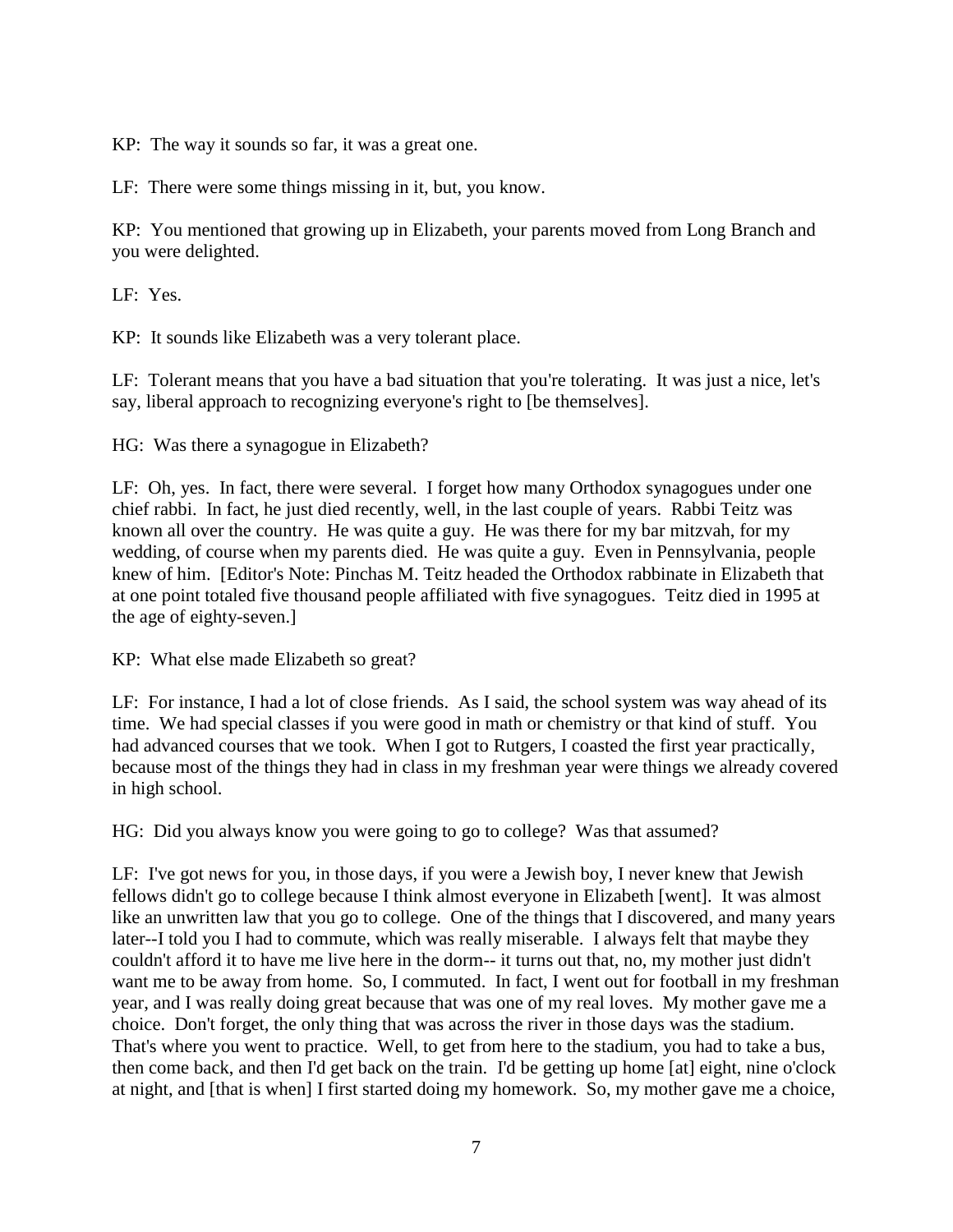KP: The way it sounds so far, it was a great one.

LF: There were some things missing in it, but, you know.

KP: You mentioned that growing up in Elizabeth, your parents moved from Long Branch and you were delighted.

LF: Yes.

KP: It sounds like Elizabeth was a very tolerant place.

LF: Tolerant means that you have a bad situation that you're tolerating. It was just a nice, let's say, liberal approach to recognizing everyone's right to [be themselves].

HG: Was there a synagogue in Elizabeth?

LF: Oh, yes. In fact, there were several. I forget how many Orthodox synagogues under one chief rabbi. In fact, he just died recently, well, in the last couple of years. Rabbi Teitz was known all over the country. He was quite a guy. He was there for my bar mitzvah, for my wedding, of course when my parents died. He was quite a guy. Even in Pennsylvania, people knew of him. [Editor's Note: Pinchas M. Teitz headed the Orthodox rabbinate in Elizabeth that at one point totaled five thousand people affiliated with five synagogues. Teitz died in 1995 at the age of eighty-seven.]

KP: What else made Elizabeth so great?

LF: For instance, I had a lot of close friends. As I said, the school system was way ahead of its time. We had special classes if you were good in math or chemistry or that kind of stuff. You had advanced courses that we took. When I got to Rutgers, I coasted the first year practically, because most of the things they had in class in my freshman year were things we already covered in high school.

HG: Did you always know you were going to go to college? Was that assumed?

LF: I've got news for you, in those days, if you were a Jewish boy, I never knew that Jewish fellows didn't go to college because I think almost everyone in Elizabeth [went]. It was almost like an unwritten law that you go to college. One of the things that I discovered, and many years later--I told you I had to commute, which was really miserable. I always felt that maybe they couldn't afford it to have me live here in the dorm-- it turns out that, no, my mother just didn't want me to be away from home. So, I commuted. In fact, I went out for football in my freshman year, and I was really doing great because that was one of my real loves. My mother gave me a choice. Don't forget, the only thing that was across the river in those days was the stadium. That's where you went to practice. Well, to get from here to the stadium, you had to take a bus, then come back, and then I'd get back on the train. I'd be getting up home [at] eight, nine o'clock at night, and [that is when] I first started doing my homework. So, my mother gave me a choice,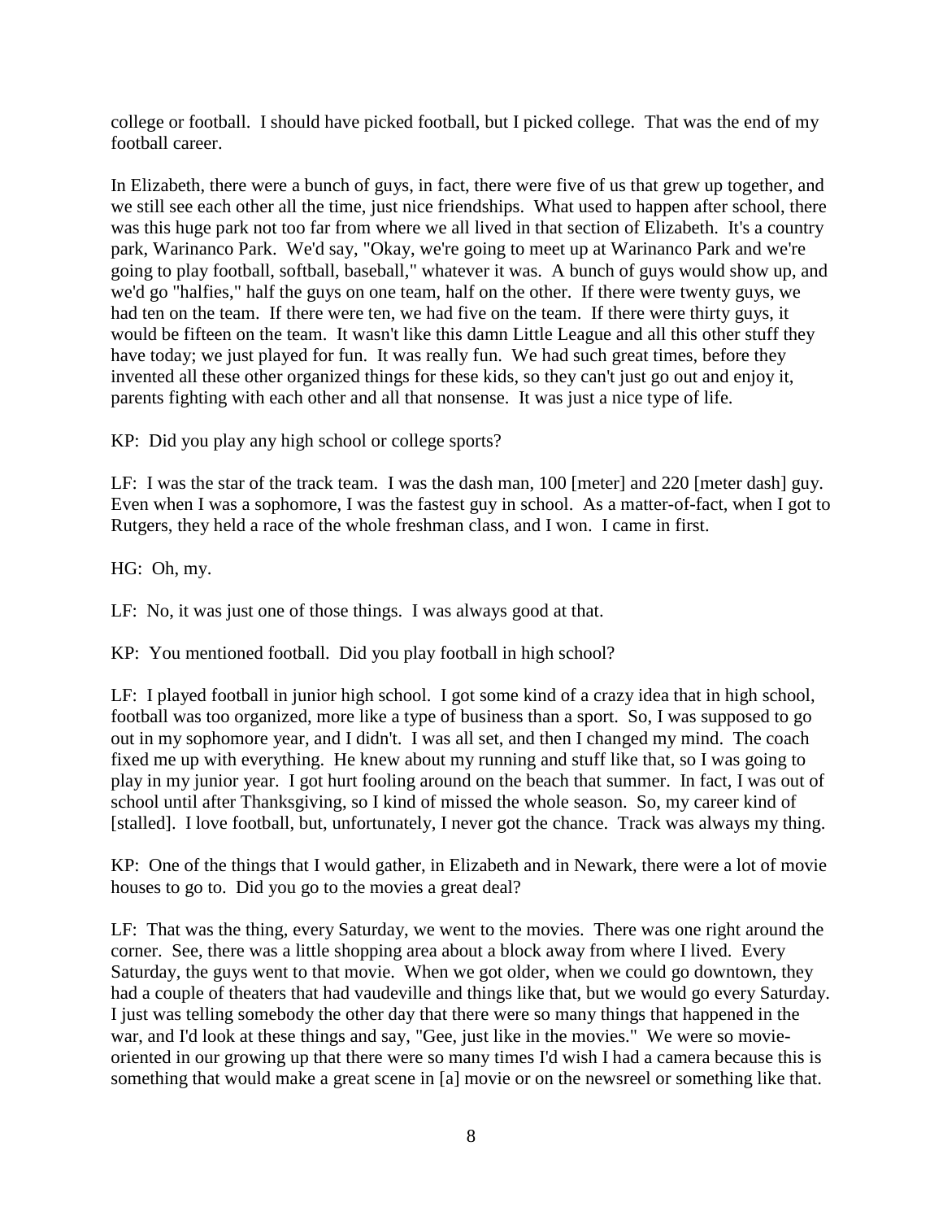college or football. I should have picked football, but I picked college. That was the end of my football career.

In Elizabeth, there were a bunch of guys, in fact, there were five of us that grew up together, and we still see each other all the time, just nice friendships. What used to happen after school, there was this huge park not too far from where we all lived in that section of Elizabeth. It's a country park, Warinanco Park. We'd say, "Okay, we're going to meet up at Warinanco Park and we're going to play football, softball, baseball," whatever it was. A bunch of guys would show up, and we'd go "halfies," half the guys on one team, half on the other. If there were twenty guys, we had ten on the team. If there were ten, we had five on the team. If there were thirty guys, it would be fifteen on the team. It wasn't like this damn Little League and all this other stuff they have today; we just played for fun. It was really fun. We had such great times, before they invented all these other organized things for these kids, so they can't just go out and enjoy it, parents fighting with each other and all that nonsense. It was just a nice type of life.

KP: Did you play any high school or college sports?

LF: I was the star of the track team. I was the dash man, 100 [meter] and 220 [meter dash] guy. Even when I was a sophomore, I was the fastest guy in school. As a matter-of-fact, when I got to Rutgers, they held a race of the whole freshman class, and I won. I came in first.

HG: Oh, my.

LF: No, it was just one of those things. I was always good at that.

KP: You mentioned football. Did you play football in high school?

LF: I played football in junior high school. I got some kind of a crazy idea that in high school, football was too organized, more like a type of business than a sport. So, I was supposed to go out in my sophomore year, and I didn't. I was all set, and then I changed my mind. The coach fixed me up with everything. He knew about my running and stuff like that, so I was going to play in my junior year. I got hurt fooling around on the beach that summer. In fact, I was out of school until after Thanksgiving, so I kind of missed the whole season. So, my career kind of [stalled]. I love football, but, unfortunately, I never got the chance. Track was always my thing.

KP: One of the things that I would gather, in Elizabeth and in Newark, there were a lot of movie houses to go to. Did you go to the movies a great deal?

LF: That was the thing, every Saturday, we went to the movies. There was one right around the corner. See, there was a little shopping area about a block away from where I lived. Every Saturday, the guys went to that movie. When we got older, when we could go downtown, they had a couple of theaters that had vaudeville and things like that, but we would go every Saturday. I just was telling somebody the other day that there were so many things that happened in the war, and I'd look at these things and say, "Gee, just like in the movies." We were so movie-oriented in our growing up that there were so many times I'd wish I had a camera because this is something that would make a great scene in [a] movie or on the newsreel or something like that.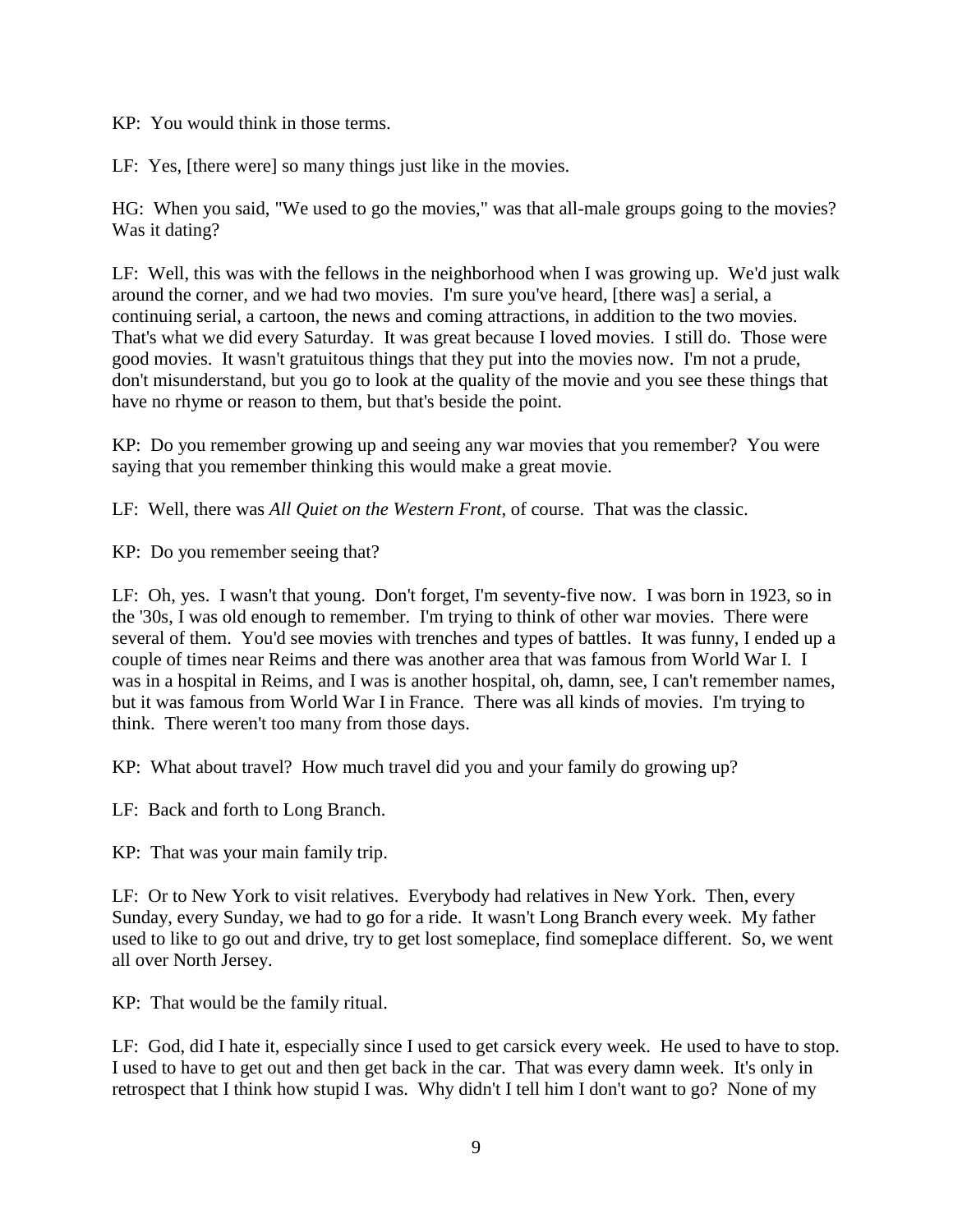KP: You would think in those terms.

LF: Yes, [there were] so many things just like in the movies.

HG: When you said, "We used to go the movies," was that all-male groups going to the movies? Was it dating?

LF: Well, this was with the fellows in the neighborhood when I was growing up. We'd just walk around the corner, and we had two movies. I'm sure you've heard, [there was] a serial, a continuing serial, a cartoon, the news and coming attractions, in addition to the two movies. That's what we did every Saturday. It was great because I loved movies. I still do. Those were good movies. It wasn't gratuitous things that they put into the movies now. I'm not a prude, don't misunderstand, but you go to look at the quality of the movie and you see these things that have no rhyme or reason to them, but that's beside the point.

KP: Do you remember growing up and seeing any war movies that you remember? You were saying that you remember thinking this would make a great movie.

LF: Well, there was *All Quiet on the Western Front*, of course. That was the classic.

KP: Do you remember seeing that?

LF: Oh, yes. I wasn't that young. Don't forget, I'm seventy-five now. I was born in 1923, so in the '30s, I was old enough to remember. I'm trying to think of other war movies. There were several of them. You'd see movies with trenches and types of battles. It was funny, I ended up a couple of times near Reims and there was another area that was famous from World War I. I was in a hospital in Reims, and I was is another hospital, oh, damn, see, I can't remember names, but it was famous from World War I in France. There was all kinds of movies. I'm trying to think. There weren't too many from those days.

KP: What about travel? How much travel did you and your family do growing up?

LF: Back and forth to Long Branch.

KP: That was your main family trip.

LF: Or to New York to visit relatives. Everybody had relatives in New York. Then, every Sunday, every Sunday, we had to go for a ride. It wasn't Long Branch every week. My father used to like to go out and drive, try to get lost someplace, find someplace different. So, we went all over North Jersey.

KP: That would be the family ritual.

LF: God, did I hate it, especially since I used to get carsick every week. He used to have to stop. I used to have to get out and then get back in the car. That was every damn week. It's only in retrospect that I think how stupid I was. Why didn't I tell him I don't want to go? None of my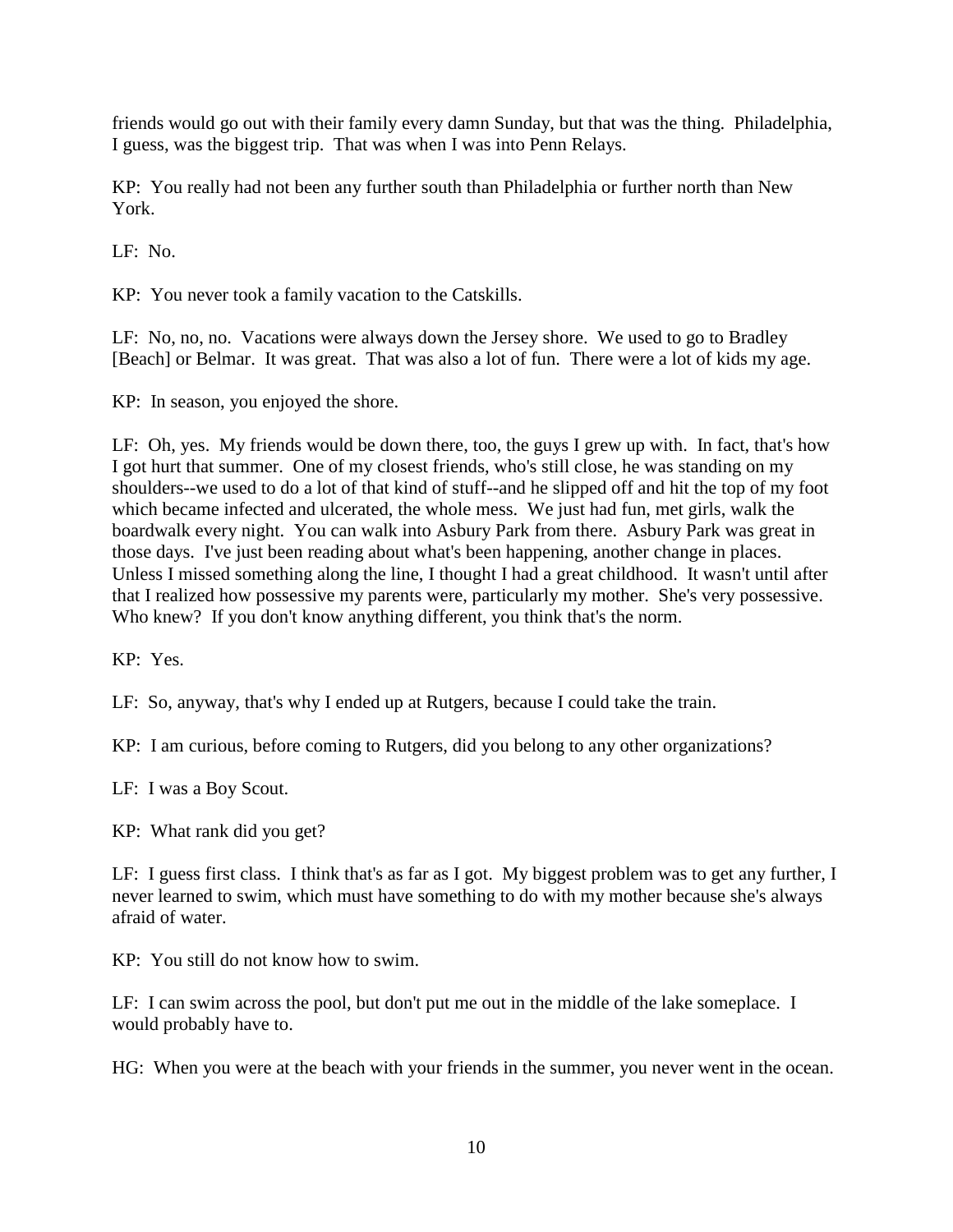friends would go out with their family every damn Sunday, but that was the thing. Philadelphia, I guess, was the biggest trip. That was when I was into Penn Relays.

KP: You really had not been any further south than Philadelphia or further north than New York.

LF: No.

KP: You never took a family vacation to the Catskills.

LF: No, no, no. Vacations were always down the Jersey shore. We used to go to Bradley [Beach] or Belmar. It was great. That was also a lot of fun. There were a lot of kids my age.

KP: In season, you enjoyed the shore.

LF: Oh, yes. My friends would be down there, too, the guys I grew up with. In fact, that's how I got hurt that summer. One of my closest friends, who's still close, he was standing on my shoulders--we used to do a lot of that kind of stuff--and he slipped off and hit the top of my foot which became infected and ulcerated, the whole mess. We just had fun, met girls, walk the boardwalk every night. You can walk into Asbury Park from there. Asbury Park was great in those days. I've just been reading about what's been happening, another change in places. Unless I missed something along the line, I thought I had a great childhood. It wasn't until after that I realized how possessive my parents were, particularly my mother. She's very possessive. Who knew? If you don't know anything different, you think that's the norm.

KP: Yes.

LF: So, anyway, that's why I ended up at Rutgers, because I could take the train.

KP: I am curious, before coming to Rutgers, did you belong to any other organizations?

LF: I was a Boy Scout.

KP: What rank did you get?

LF: I guess first class. I think that's as far as I got. My biggest problem was to get any further, I never learned to swim, which must have something to do with my mother because she's always afraid of water.

KP: You still do not know how to swim.

LF: I can swim across the pool, but don't put me out in the middle of the lake someplace. I would probably have to.

HG: When you were at the beach with your friends in the summer, you never went in the ocean.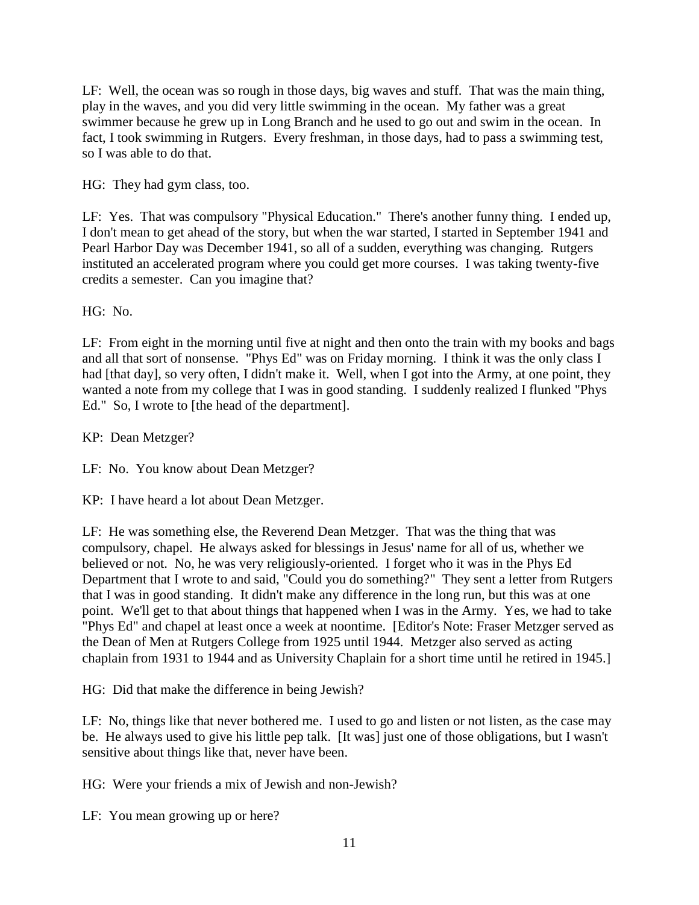LF: Well, the ocean was so rough in those days, big waves and stuff. That was the main thing, play in the waves, and you did very little swimming in the ocean. My father was a great swimmer because he grew up in Long Branch and he used to go out and swim in the ocean. In fact, I took swimming in Rutgers. Every freshman, in those days, had to pass a swimming test, so I was able to do that.

HG: They had gym class, too.

LF: Yes. That was compulsory "Physical Education." There's another funny thing. I ended up, I don't mean to get ahead of the story, but when the war started, I started in September 1941 and Pearl Harbor Day was December 1941, so all of a sudden, everything was changing. Rutgers instituted an accelerated program where you could get more courses. I was taking twenty-five credits a semester. Can you imagine that?

HG: No.

LF: From eight in the morning until five at night and then onto the train with my books and bags and all that sort of nonsense. "Phys Ed" was on Friday morning. I think it was the only class I had [that day], so very often, I didn't make it. Well, when I got into the Army, at one point, they wanted a note from my college that I was in good standing. I suddenly realized I flunked "Phys Ed." So, I wrote to [the head of the department].

KP: Dean Metzger?

LF: No. You know about Dean Metzger?

KP: I have heard a lot about Dean Metzger.

LF: He was something else, the Reverend Dean Metzger. That was the thing that was compulsory, chapel. He always asked for blessings in Jesus' name for all of us, whether we believed or not. No, he was very religiously-oriented. I forget who it was in the Phys Ed Department that I wrote to and said, "Could you do something?" They sent a letter from Rutgers that I was in good standing. It didn't make any difference in the long run, but this was at one point. We'll get to that about things that happened when I was in the Army. Yes, we had to take "Phys Ed" and chapel at least once a week at noontime. [Editor's Note: Fraser Metzger served as the Dean of Men at Rutgers College from 1925 until 1944. Metzger also served as acting chaplain from 1931 to 1944 and as University Chaplain for a short time until he retired in 1945.]

HG: Did that make the difference in being Jewish?

LF: No, things like that never bothered me. I used to go and listen or not listen, as the case may be. He always used to give his little pep talk. [It was] just one of those obligations, but I wasn't sensitive about things like that, never have been.

HG: Were your friends a mix of Jewish and non-Jewish?

LF: You mean growing up or here?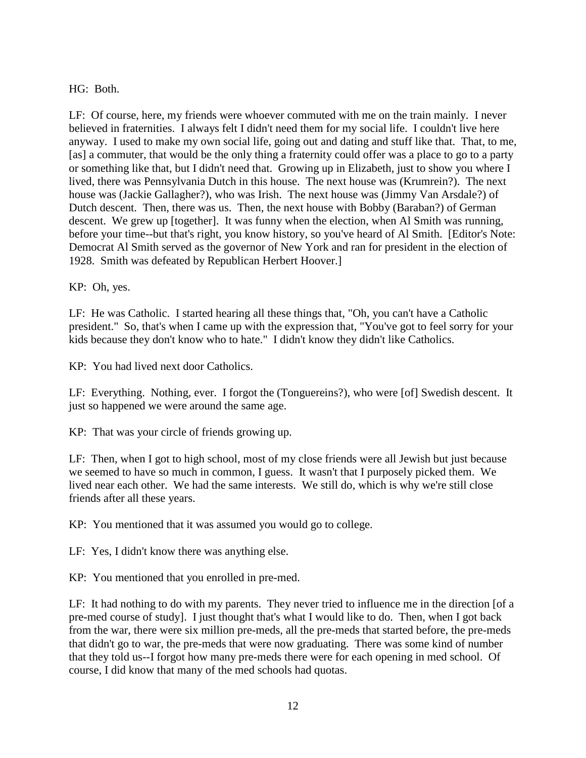HG: Both.

LF: Of course, here, my friends were whoever commuted with me on the train mainly. I never believed in fraternities. I always felt I didn't need them for my social life. I couldn't live here anyway. I used to make my own social life, going out and dating and stuff like that. That, to me, [as] a commuter, that would be the only thing a fraternity could offer was a place to go to a party or something like that, but I didn't need that. Growing up in Elizabeth, just to show you where I lived, there was Pennsylvania Dutch in this house. The next house was (Krumrein?). The next house was (Jackie Gallagher?), who was Irish. The next house was (Jimmy Van Arsdale?) of Dutch descent. Then, there was us. Then, the next house with Bobby (Baraban?) of German descent. We grew up [together]. It was funny when the election, when Al Smith was running, before your time--but that's right, you know history, so you've heard of Al Smith. [Editor's Note: Democrat Al Smith served as the governor of New York and ran for president in the election of 1928. Smith was defeated by Republican Herbert Hoover.]

KP: Oh, yes.

LF: He was Catholic. I started hearing all these things that, "Oh, you can't have a Catholic president." So, that's when I came up with the expression that, "You've got to feel sorry for your kids because they don't know who to hate." I didn't know they didn't like Catholics.

KP: You had lived next door Catholics.

LF: Everything. Nothing, ever. I forgot the (Tonguereins?), who were [of] Swedish descent. It just so happened we were around the same age.

KP: That was your circle of friends growing up.

LF: Then, when I got to high school, most of my close friends were all Jewish but just because we seemed to have so much in common, I guess. It wasn't that I purposely picked them. We lived near each other. We had the same interests. We still do, which is why we're still close friends after all these years.

KP: You mentioned that it was assumed you would go to college.

LF: Yes, I didn't know there was anything else.

KP: You mentioned that you enrolled in pre-med.

LF: It had nothing to do with my parents. They never tried to influence me in the direction [of a pre-med course of study]. I just thought that's what I would like to do. Then, when I got back from the war, there were six million pre-meds, all the pre-meds that started before, the pre-meds that didn't go to war, the pre-meds that were now graduating. There was some kind of number that they told us--I forgot how many pre-meds there were for each opening in med school. Of course, I did know that many of the med schools had quotas.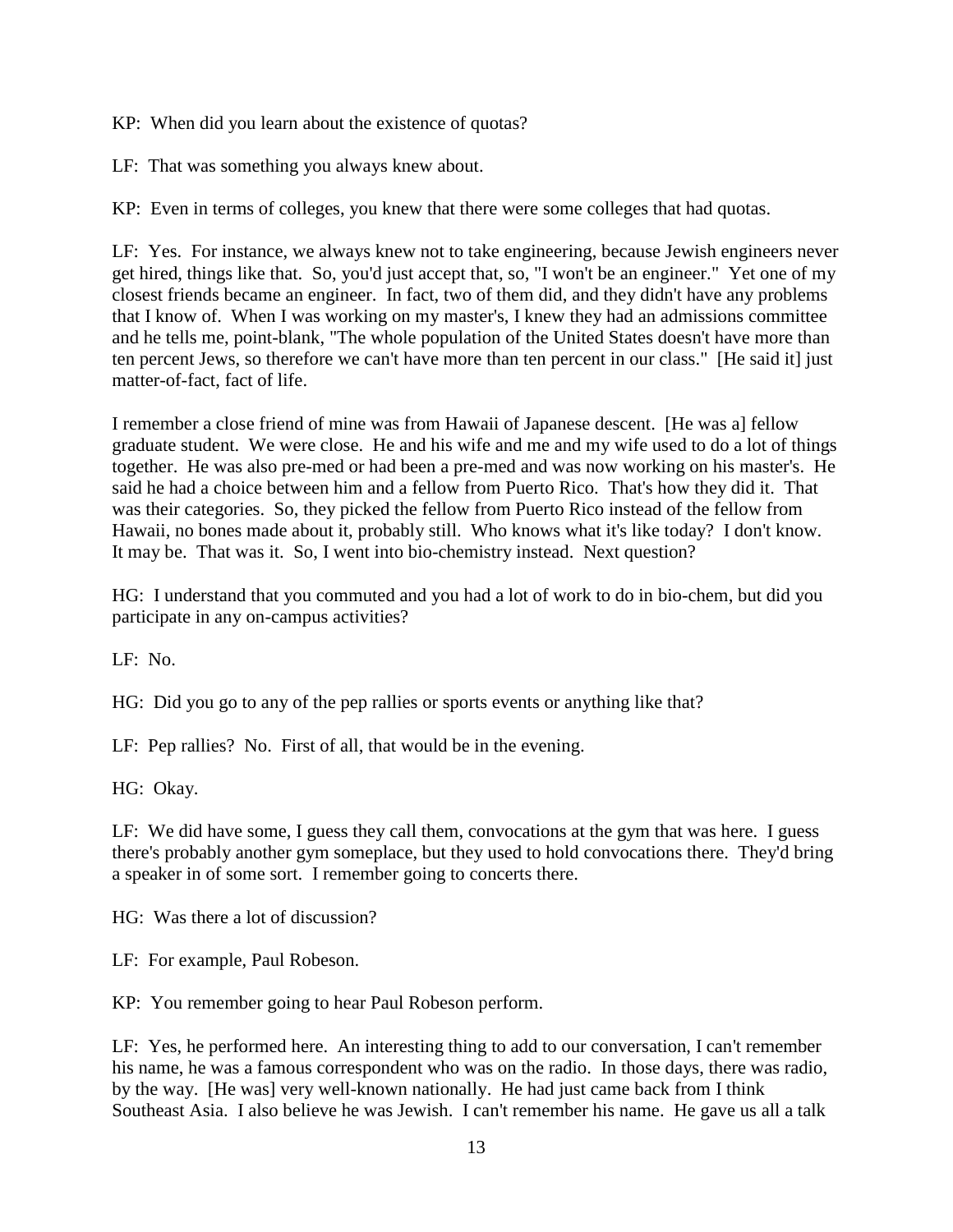KP: When did you learn about the existence of quotas?

LF: That was something you always knew about.

KP: Even in terms of colleges, you knew that there were some colleges that had quotas.

LF: Yes. For instance, we always knew not to take engineering, because Jewish engineers never get hired, things like that. So, you'd just accept that, so, "I won't be an engineer." Yet one of my closest friends became an engineer. In fact, two of them did, and they didn't have any problems that I know of. When I was working on my master's, I knew they had an admissions committee and he tells me, point-blank, "The whole population of the United States doesn't have more than ten percent Jews, so therefore we can't have more than ten percent in our class." [He said it] just matter-of-fact, fact of life.

I remember a close friend of mine was from Hawaii of Japanese descent. [He was a] fellow graduate student. We were close. He and his wife and me and my wife used to do a lot of things together. He was also pre-med or had been a pre-med and was now working on his master's. He said he had a choice between him and a fellow from Puerto Rico. That's how they did it. That was their categories. So, they picked the fellow from Puerto Rico instead of the fellow from Hawaii, no bones made about it, probably still. Who knows what it's like today? I don't know. It may be. That was it. So, I went into bio-chemistry instead. Next question?

HG: I understand that you commuted and you had a lot of work to do in bio-chem, but did you participate in any on-campus activities?

LF: No.

HG: Did you go to any of the pep rallies or sports events or anything like that?

LF: Pep rallies? No. First of all, that would be in the evening.

HG: Okay.

LF: We did have some, I guess they call them, convocations at the gym that was here. I guess there's probably another gym someplace, but they used to hold convocations there. They'd bring a speaker in of some sort. I remember going to concerts there.

HG: Was there a lot of discussion?

LF: For example, Paul Robeson.

KP: You remember going to hear Paul Robeson perform.

LF: Yes, he performed here. An interesting thing to add to our conversation, I can't remember his name, he was a famous correspondent who was on the radio. In those days, there was radio, by the way. [He was] very well-known nationally. He had just came back from I think Southeast Asia. I also believe he was Jewish. I can't remember his name. He gave us all a talk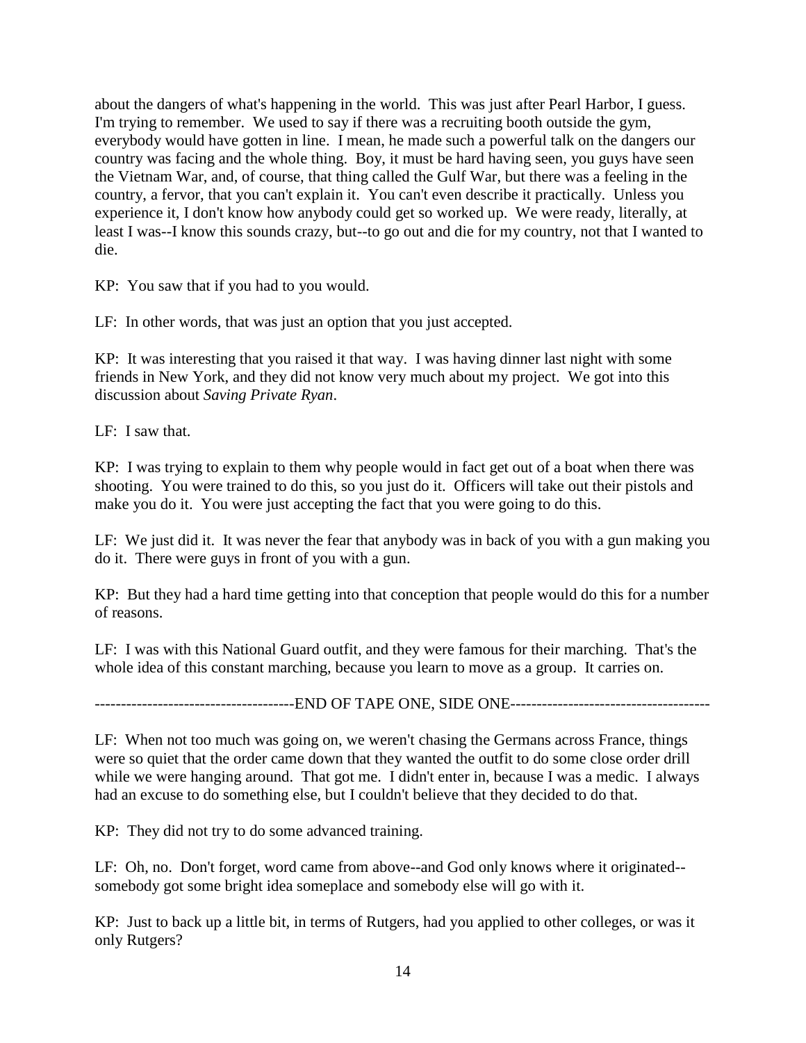about the dangers of what's happening in the world. This was just after Pearl Harbor, I guess. I'm trying to remember. We used to say if there was a recruiting booth outside the gym, everybody would have gotten in line. I mean, he made such a powerful talk on the dangers our country was facing and the whole thing. Boy, it must be hard having seen, you guys have seen the Vietnam War, and, of course, that thing called the Gulf War, but there was a feeling in the country, a fervor, that you can't explain it. You can't even describe it practically. Unless you experience it, I don't know how anybody could get so worked up. We were ready, literally, at least I was--I know this sounds crazy, but--to go out and die for my country, not that I wanted to die.

KP: You saw that if you had to you would.

LF: In other words, that was just an option that you just accepted.

KP: It was interesting that you raised it that way. I was having dinner last night with some friends in New York, and they did not know very much about my project. We got into this discussion about *Saving Private Ryan*.

LF: I saw that.

KP: I was trying to explain to them why people would in fact get out of a boat when there was shooting. You were trained to do this, so you just do it. Officers will take out their pistols and make you do it. You were just accepting the fact that you were going to do this.

LF: We just did it. It was never the fear that anybody was in back of you with a gun making you do it. There were guys in front of you with a gun.

KP: But they had a hard time getting into that conception that people would do this for a number of reasons.

LF: I was with this National Guard outfit, and they were famous for their marching. That's the whole idea of this constant marching, because you learn to move as a group. It carries on.

--------------------------------------END OF TAPE ONE, SIDE ONE--------------------------------------

LF: When not too much was going on, we weren't chasing the Germans across France, things were so quiet that the order came down that they wanted the outfit to do some close order drill while we were hanging around. That got me. I didn't enter in, because I was a medic. I always had an excuse to do something else, but I couldn't believe that they decided to do that.

KP: They did not try to do some advanced training.

LF: Oh, no. Don't forget, word came from above--and God only knows where it originated--somebody got some bright idea someplace and somebody else will go with it.

KP: Just to back up a little bit, in terms of Rutgers, had you applied to other colleges, or was it only Rutgers?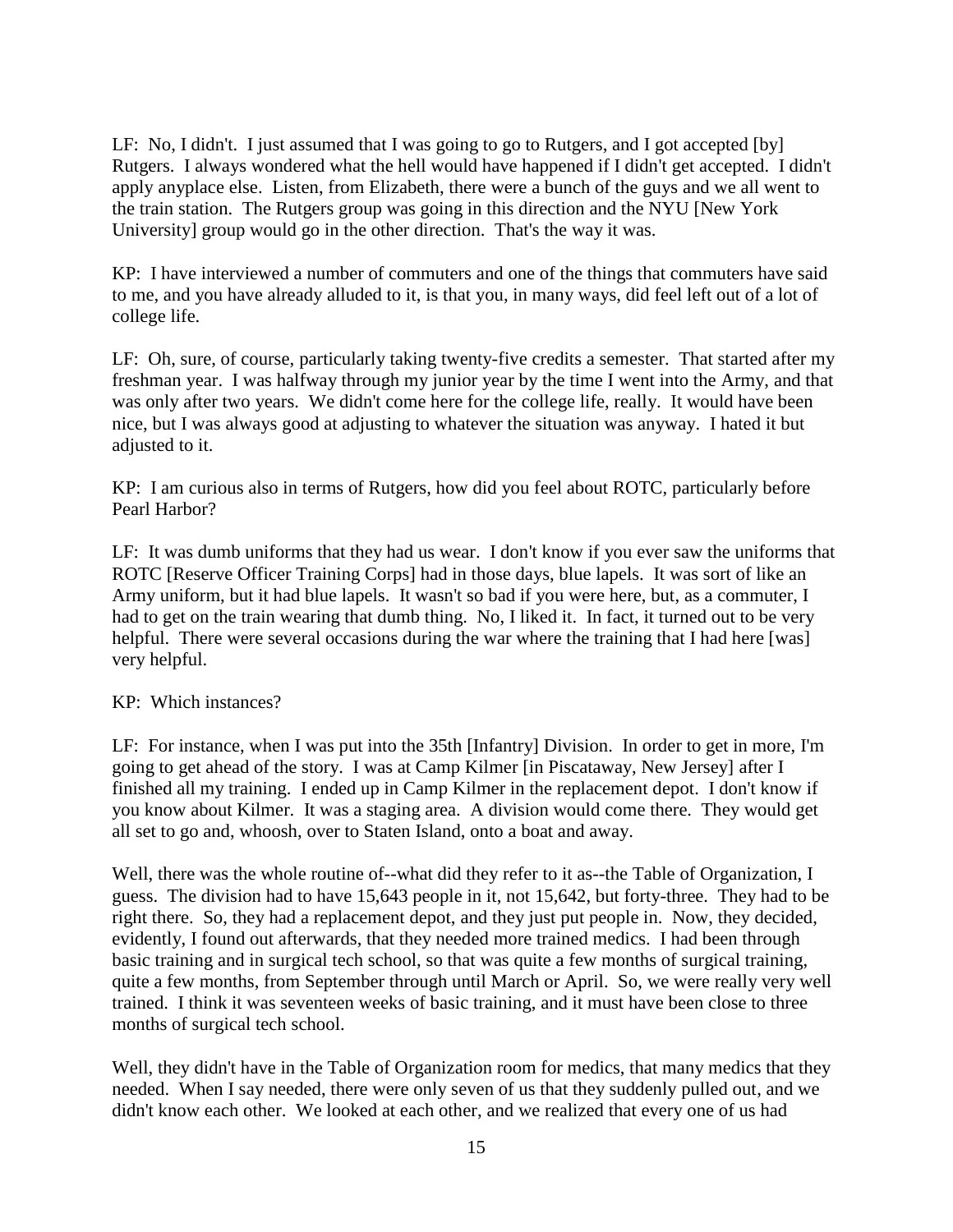LF: No, I didn't. I just assumed that I was going to go to Rutgers, and I got accepted [by] Rutgers. I always wondered what the hell would have happened if I didn't get accepted. I didn't apply anyplace else. Listen, from Elizabeth, there were a bunch of the guys and we all went to the train station. The Rutgers group was going in this direction and the NYU [New York University] group would go in the other direction. That's the way it was.

KP: I have interviewed a number of commuters and one of the things that commuters have said to me, and you have already alluded to it, is that you, in many ways, did feel left out of a lot of college life.

LF: Oh, sure, of course, particularly taking twenty-five credits a semester. That started after my freshman year. I was halfway through my junior year by the time I went into the Army, and that was only after two years. We didn't come here for the college life, really. It would have been nice, but I was always good at adjusting to whatever the situation was anyway. I hated it but adjusted to it.

KP: I am curious also in terms of Rutgers, how did you feel about ROTC, particularly before Pearl Harbor?

LF: It was dumb uniforms that they had us wear. I don't know if you ever saw the uniforms that ROTC [Reserve Officer Training Corps] had in those days, blue lapels. It was sort of like an Army uniform, but it had blue lapels. It wasn't so bad if you were here, but, as a commuter, I had to get on the train wearing that dumb thing. No, I liked it. In fact, it turned out to be very helpful. There were several occasions during the war where the training that I had here [was] very helpful.

KP: Which instances?

LF: For instance, when I was put into the 35th [Infantry] Division. In order to get in more, I'm going to get ahead of the story. I was at Camp Kilmer [in Piscataway, New Jersey] after I finished all my training. I ended up in Camp Kilmer in the replacement depot. I don't know if you know about Kilmer. It was a staging area. A division would come there. They would get all set to go and, whoosh, over to Staten Island, onto a boat and away.

Well, there was the whole routine of--what did they refer to it as--the Table of Organization, I guess. The division had to have 15,643 people in it, not 15,642, but forty-three. They had to be right there. So, they had a replacement depot, and they just put people in. Now, they decided, evidently, I found out afterwards, that they needed more trained medics. I had been through basic training and in surgical tech school, so that was quite a few months of surgical training, quite a few months, from September through until March or April. So, we were really very well trained. I think it was seventeen weeks of basic training, and it must have been close to three months of surgical tech school.

Well, they didn't have in the Table of Organization room for medics, that many medics that they needed. When I say needed, there were only seven of us that they suddenly pulled out, and we didn't know each other. We looked at each other, and we realized that every one of us had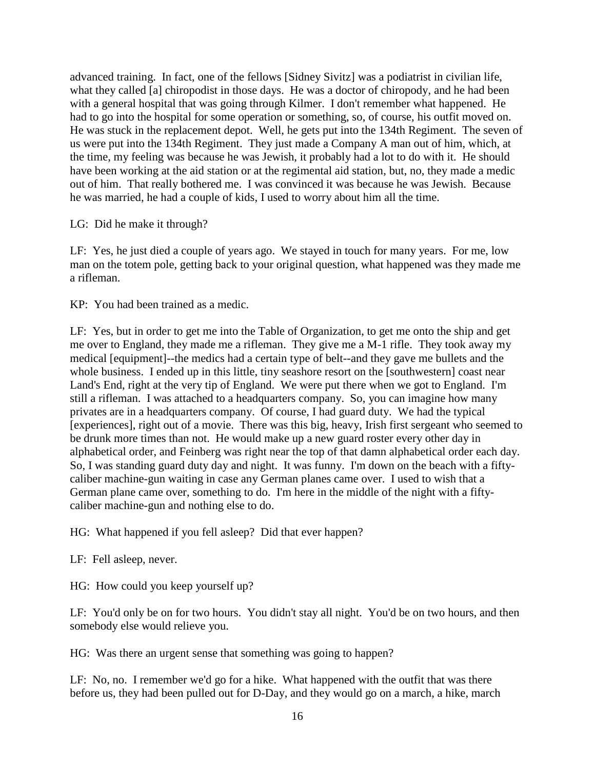advanced training. In fact, one of the fellows [Sidney Sivitz] was a podiatrist in civilian life, what they called [a] chiropodist in those days. He was a doctor of chiropody, and he had been with a general hospital that was going through Kilmer. I don't remember what happened. He had to go into the hospital for some operation or something, so, of course, his outfit moved on. He was stuck in the replacement depot. Well, he gets put into the 134th Regiment. The seven of us were put into the 134th Regiment. They just made a Company A man out of him, which, at the time, my feeling was because he was Jewish, it probably had a lot to do with it. He should have been working at the aid station or at the regimental aid station, but, no, they made a medic out of him. That really bothered me. I was convinced it was because he was Jewish. Because he was married, he had a couple of kids, I used to worry about him all the time.

LG: Did he make it through?

LF: Yes, he just died a couple of years ago. We stayed in touch for many years. For me, low man on the totem pole, getting back to your original question, what happened was they made me a rifleman.

KP: You had been trained as a medic.

LF: Yes, but in order to get me into the Table of Organization, to get me onto the ship and get me over to England, they made me a rifleman. They give me a M-1 rifle. They took away my medical [equipment]--the medics had a certain type of belt--and they gave me bullets and the whole business. I ended up in this little, tiny seashore resort on the [southwestern] coast near Land's End, right at the very tip of England. We were put there when we got to England. I'm still a rifleman. I was attached to a headquarters company. So, you can imagine how many privates are in a headquarters company. Of course, I had guard duty. We had the typical [experiences], right out of a movie. There was this big, heavy, Irish first sergeant who seemed to be drunk more times than not. He would make up a new guard roster every other day in alphabetical order, and Feinberg was right near the top of that damn alphabetical order each day. So, I was standing guard duty day and night. It was funny. I'm down on the beach with a fifty-caliber machine-gun waiting in case any German planes came over. I used to wish that a German plane came over, something to do. I'm here in the middle of the night with a fifty-caliber machine-gun and nothing else to do.

HG: What happened if you fell asleep? Did that ever happen?

LF: Fell asleep, never.

HG: How could you keep yourself up?

LF: You'd only be on for two hours. You didn't stay all night. You'd be on two hours, and then somebody else would relieve you.

HG: Was there an urgent sense that something was going to happen?

LF: No, no. I remember we'd go for a hike. What happened with the outfit that was there before us, they had been pulled out for D-Day, and they would go on a march, a hike, march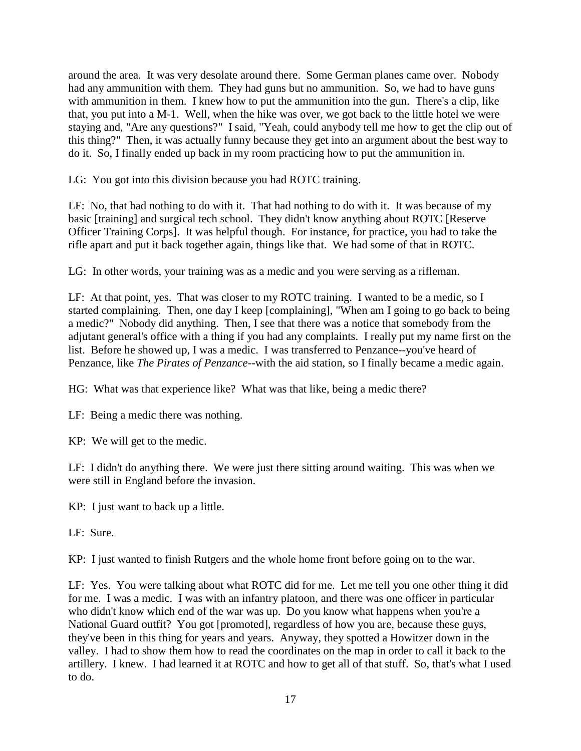around the area. It was very desolate around there. Some German planes came over. Nobody had any ammunition with them. They had guns but no ammunition. So, we had to have guns with ammunition in them. I knew how to put the ammunition into the gun. There's a clip, like that, you put into a M-1. Well, when the hike was over, we got back to the little hotel we were staying and, "Are any questions?" I said, "Yeah, could anybody tell me how to get the clip out of this thing?" Then, it was actually funny because they get into an argument about the best way to do it. So, I finally ended up back in my room practicing how to put the ammunition in.

LG: You got into this division because you had ROTC training.

LF: No, that had nothing to do with it. That had nothing to do with it. It was because of my basic [training] and surgical tech school. They didn't know anything about ROTC [Reserve Officer Training Corps]. It was helpful though. For instance, for practice, you had to take the rifle apart and put it back together again, things like that. We had some of that in ROTC.

LG: In other words, your training was as a medic and you were serving as a rifleman.

LF: At that point, yes. That was closer to my ROTC training. I wanted to be a medic, so I started complaining. Then, one day I keep [complaining], "When am I going to go back to being a medic?" Nobody did anything. Then, I see that there was a notice that somebody from the adjutant general's office with a thing if you had any complaints. I really put my name first on the list. Before he showed up, I was a medic. I was transferred to Penzance--you've heard of Penzance, like *The Pirates of Penzance*--with the aid station, so I finally became a medic again.

HG: What was that experience like? What was that like, being a medic there?

LF: Being a medic there was nothing.

KP: We will get to the medic.

LF: I didn't do anything there. We were just there sitting around waiting. This was when we were still in England before the invasion.

KP: I just want to back up a little.

LF: Sure.

KP: I just wanted to finish Rutgers and the whole home front before going on to the war.

LF: Yes. You were talking about what ROTC did for me. Let me tell you one other thing it did for me. I was a medic. I was with an infantry platoon, and there was one officer in particular who didn't know which end of the war was up. Do you know what happens when you're a National Guard outfit? You got [promoted], regardless of how you are, because these guys, they've been in this thing for years and years. Anyway, they spotted a Howitzer down in the valley. I had to show them how to read the coordinates on the map in order to call it back to the artillery. I knew. I had learned it at ROTC and how to get all of that stuff. So, that's what I used to do.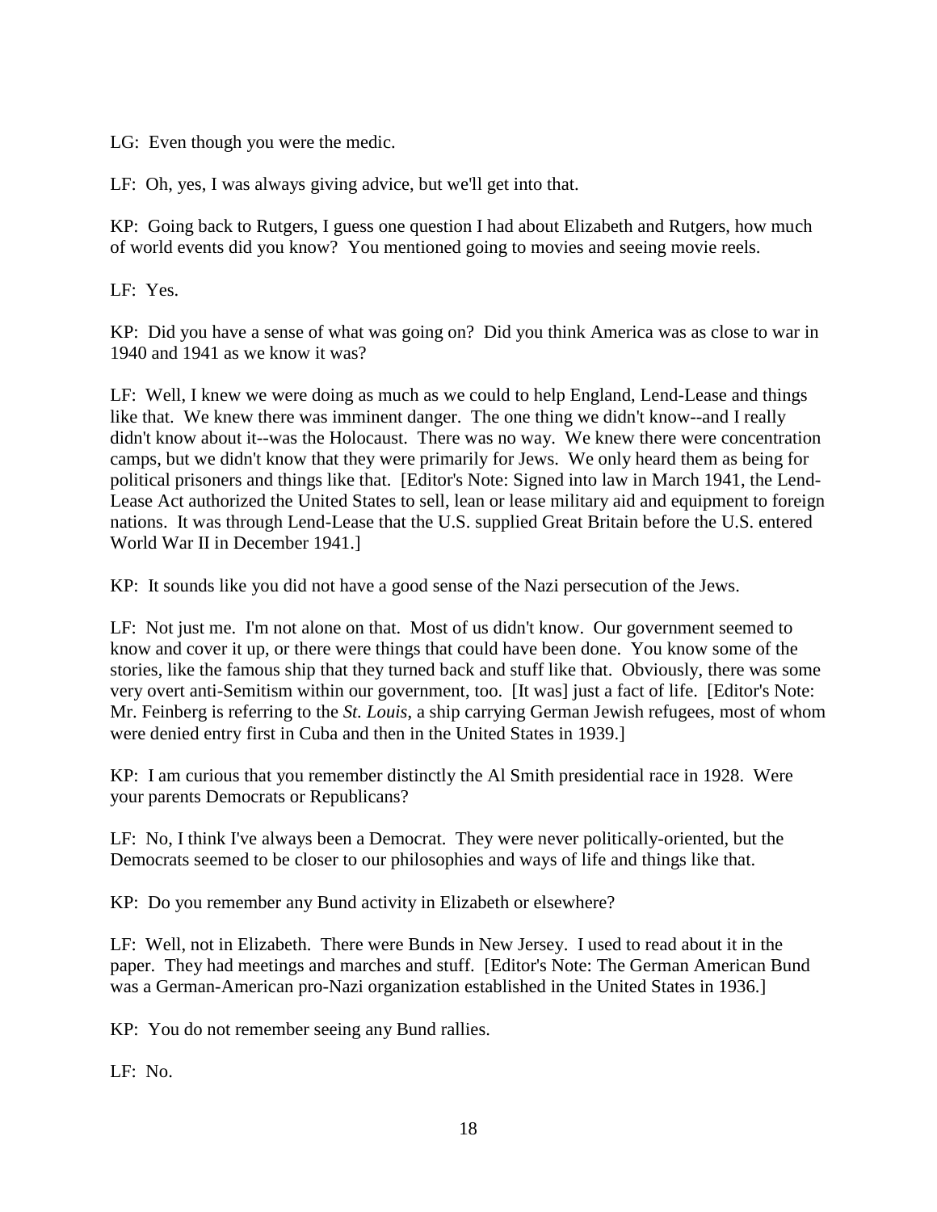LG: Even though you were the medic.

LF: Oh, yes, I was always giving advice, but we'll get into that.

KP: Going back to Rutgers, I guess one question I had about Elizabeth and Rutgers, how much of world events did you know? You mentioned going to movies and seeing movie reels.

LF: Yes.

KP: Did you have a sense of what was going on? Did you think America was as close to war in 1940 and 1941 as we know it was?

LF: Well, I knew we were doing as much as we could to help England, Lend-Lease and things like that. We knew there was imminent danger. The one thing we didn't know--and I really didn't know about it--was the Holocaust. There was no way. We knew there were concentration camps, but we didn't know that they were primarily for Jews. We only heard them as being for political prisoners and things like that. [Editor's Note: Signed into law in March 1941, the Lend-Lease Act authorized the United States to sell, lean or lease military aid and equipment to foreign nations. It was through Lend-Lease that the U.S. supplied Great Britain before the U.S. entered World War II in December 1941.]

KP: It sounds like you did not have a good sense of the Nazi persecution of the Jews.

LF: Not just me. I'm not alone on that. Most of us didn't know. Our government seemed to know and cover it up, or there were things that could have been done. You know some of the stories, like the famous ship that they turned back and stuff like that. Obviously, there was some very overt anti-Semitism within our government, too. [It was] just a fact of life. [Editor's Note: Mr. Feinberg is referring to the *St. Louis*, a ship carrying German Jewish refugees, most of whom were denied entry first in Cuba and then in the United States in 1939.]

KP: I am curious that you remember distinctly the Al Smith presidential race in 1928. Were your parents Democrats or Republicans?

LF: No, I think I've always been a Democrat. They were never politically-oriented, but the Democrats seemed to be closer to our philosophies and ways of life and things like that.

KP: Do you remember any Bund activity in Elizabeth or elsewhere?

LF: Well, not in Elizabeth. There were Bunds in New Jersey. I used to read about it in the paper. They had meetings and marches and stuff. [Editor's Note: The German American Bund was a German-American pro-Nazi organization established in the United States in 1936.]

KP: You do not remember seeing any Bund rallies.

LF: No.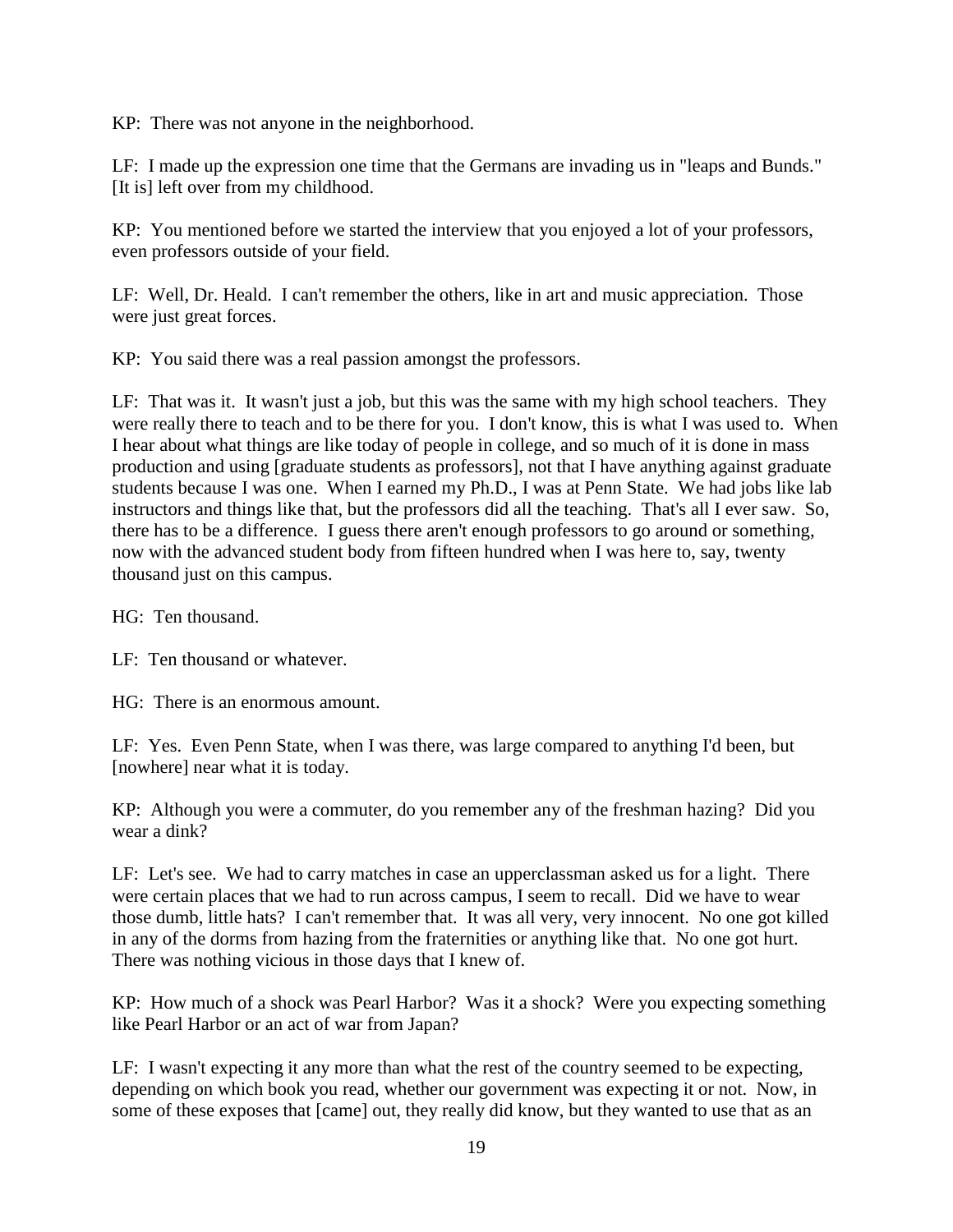KP: There was not anyone in the neighborhood.

LF: I made up the expression one time that the Germans are invading us in "leaps and Bunds." [It is] left over from my childhood.

KP: You mentioned before we started the interview that you enjoyed a lot of your professors, even professors outside of your field.

LF: Well, Dr. Heald. I can't remember the others, like in art and music appreciation. Those were just great forces.

KP: You said there was a real passion amongst the professors.

LF: That was it. It wasn't just a job, but this was the same with my high school teachers. They were really there to teach and to be there for you. I don't know, this is what I was used to. When I hear about what things are like today of people in college, and so much of it is done in mass production and using [graduate students as professors], not that I have anything against graduate students because I was one. When I earned my Ph.D., I was at Penn State. We had jobs like lab instructors and things like that, but the professors did all the teaching. That's all I ever saw. So, there has to be a difference. I guess there aren't enough professors to go around or something, now with the advanced student body from fifteen hundred when I was here to, say, twenty thousand just on this campus.

HG: Ten thousand.

LF: Ten thousand or whatever.

HG: There is an enormous amount.

LF: Yes. Even Penn State, when I was there, was large compared to anything I'd been, but [nowhere] near what it is today.

KP: Although you were a commuter, do you remember any of the freshman hazing? Did you wear a dink?

LF: Let's see. We had to carry matches in case an upperclassman asked us for a light. There were certain places that we had to run across campus, I seem to recall. Did we have to wear those dumb, little hats? I can't remember that. It was all very, very innocent. No one got killed in any of the dorms from hazing from the fraternities or anything like that. No one got hurt. There was nothing vicious in those days that I knew of.

KP: How much of a shock was Pearl Harbor? Was it a shock? Were you expecting something like Pearl Harbor or an act of war from Japan?

LF: I wasn't expecting it any more than what the rest of the country seemed to be expecting, depending on which book you read, whether our government was expecting it or not. Now, in some of these exposes that [came] out, they really did know, but they wanted to use that as an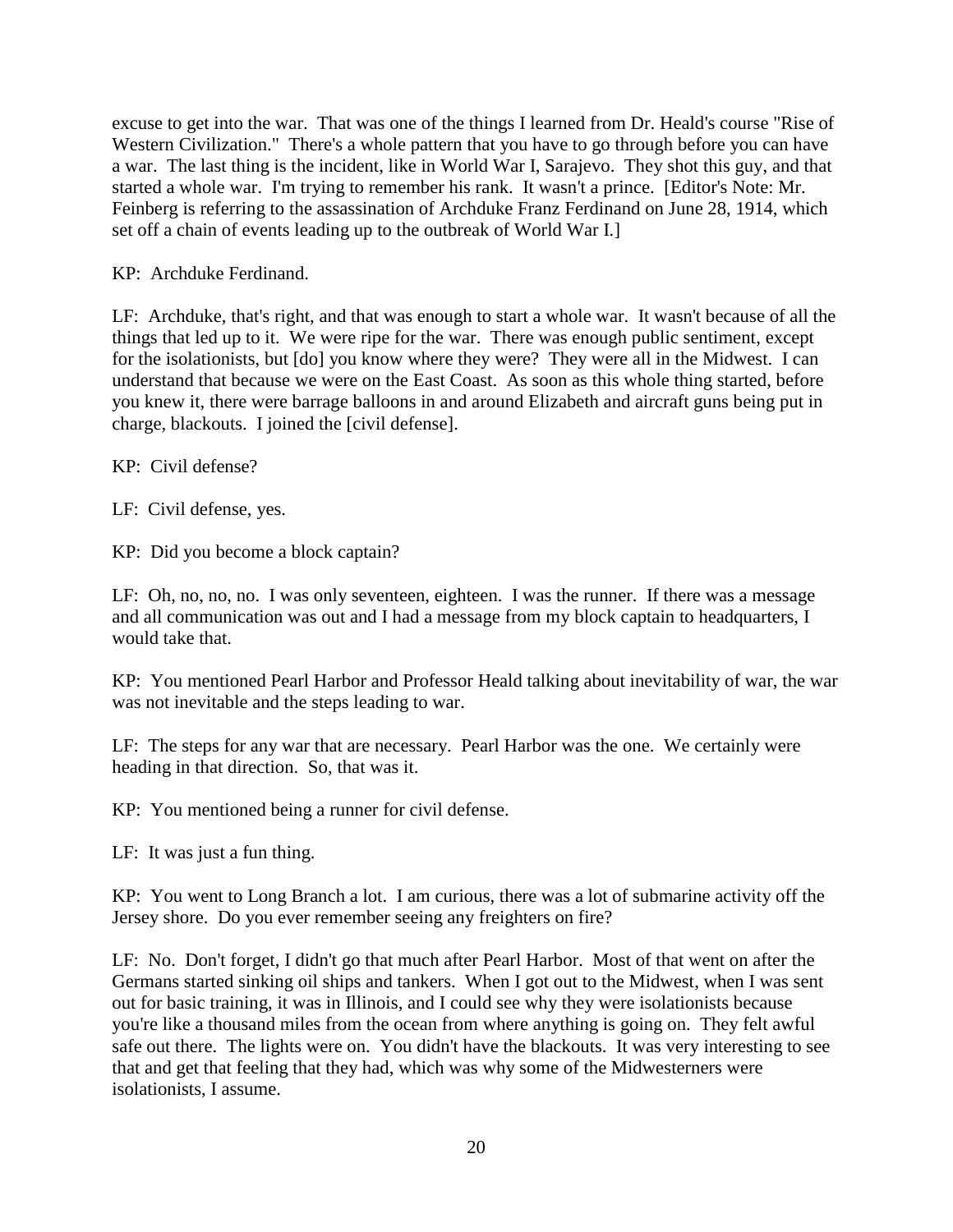excuse to get into the war. That was one of the things I learned from Dr. Heald's course "Rise of Western Civilization." There's a whole pattern that you have to go through before you can have a war. The last thing is the incident, like in World War I, Sarajevo. They shot this guy, and that started a whole war. I'm trying to remember his rank. It wasn't a prince. [Editor's Note: Mr. Feinberg is referring to the assassination of Archduke Franz Ferdinand on June 28, 1914, which set off a chain of events leading up to the outbreak of World War I.]

KP: Archduke Ferdinand.

LF: Archduke, that's right, and that was enough to start a whole war. It wasn't because of all the things that led up to it. We were ripe for the war. There was enough public sentiment, except for the isolationists, but [do] you know where they were? They were all in the Midwest. I can understand that because we were on the East Coast. As soon as this whole thing started, before you knew it, there were barrage balloons in and around Elizabeth and aircraft guns being put in charge, blackouts. I joined the [civil defense].

KP: Civil defense?

LF: Civil defense, yes.

KP: Did you become a block captain?

LF: Oh, no, no, no. I was only seventeen, eighteen. I was the runner. If there was a message and all communication was out and I had a message from my block captain to headquarters, I would take that.

KP: You mentioned Pearl Harbor and Professor Heald talking about inevitability of war, the war was not inevitable and the steps leading to war.

LF: The steps for any war that are necessary. Pearl Harbor was the one. We certainly were heading in that direction. So, that was it.

KP: You mentioned being a runner for civil defense.

LF: It was just a fun thing.

KP: You went to Long Branch a lot. I am curious, there was a lot of submarine activity off the Jersey shore. Do you ever remember seeing any freighters on fire?

LF: No. Don't forget, I didn't go that much after Pearl Harbor. Most of that went on after the Germans started sinking oil ships and tankers. When I got out to the Midwest, when I was sent out for basic training, it was in Illinois, and I could see why they were isolationists because you're like a thousand miles from the ocean from where anything is going on. They felt awful safe out there. The lights were on. You didn't have the blackouts. It was very interesting to see that and get that feeling that they had, which was why some of the Midwesterners were isolationists, I assume.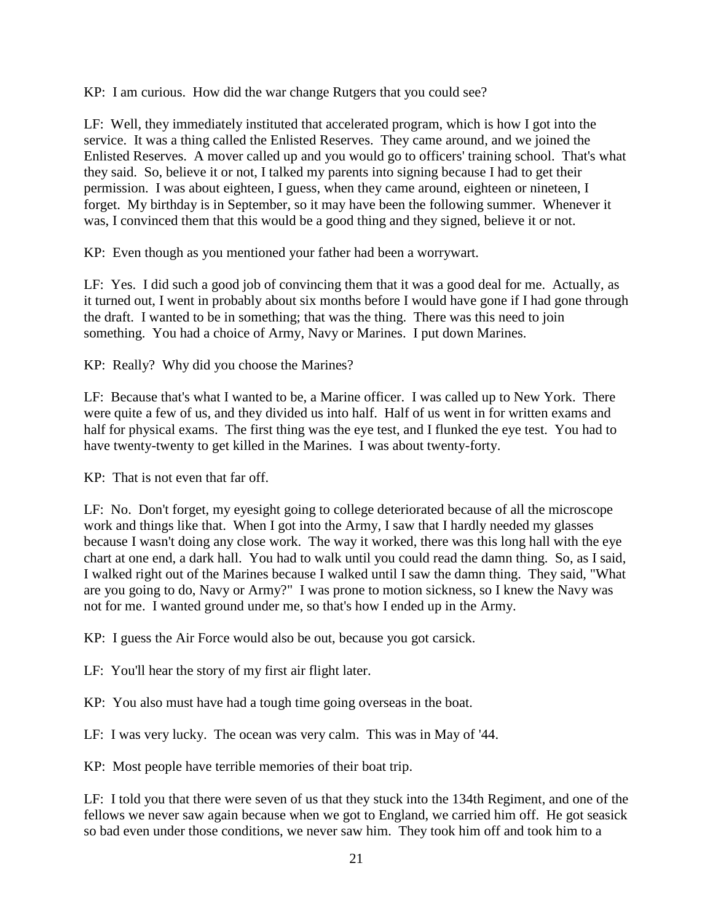KP: I am curious. How did the war change Rutgers that you could see?

LF: Well, they immediately instituted that accelerated program, which is how I got into the service. It was a thing called the Enlisted Reserves. They came around, and we joined the Enlisted Reserves. A mover called up and you would go to officers' training school. That's what they said. So, believe it or not, I talked my parents into signing because I had to get their permission. I was about eighteen, I guess, when they came around, eighteen or nineteen, I forget. My birthday is in September, so it may have been the following summer. Whenever it was, I convinced them that this would be a good thing and they signed, believe it or not.

KP: Even though as you mentioned your father had been a worrywart.

LF: Yes. I did such a good job of convincing them that it was a good deal for me. Actually, as it turned out, I went in probably about six months before I would have gone if I had gone through the draft. I wanted to be in something; that was the thing. There was this need to join something. You had a choice of Army, Navy or Marines. I put down Marines.

KP: Really? Why did you choose the Marines?

LF: Because that's what I wanted to be, a Marine officer. I was called up to New York. There were quite a few of us, and they divided us into half. Half of us went in for written exams and half for physical exams. The first thing was the eye test, and I flunked the eye test. You had to have twenty-twenty to get killed in the Marines. I was about twenty-forty.

KP: That is not even that far off.

LF: No. Don't forget, my eyesight going to college deteriorated because of all the microscope work and things like that. When I got into the Army, I saw that I hardly needed my glasses because I wasn't doing any close work. The way it worked, there was this long hall with the eye chart at one end, a dark hall. You had to walk until you could read the damn thing. So, as I said, I walked right out of the Marines because I walked until I saw the damn thing. They said, "What are you going to do, Navy or Army?" I was prone to motion sickness, so I knew the Navy was not for me. I wanted ground under me, so that's how I ended up in the Army.

KP: I guess the Air Force would also be out, because you got carsick.

LF: You'll hear the story of my first air flight later.

KP: You also must have had a tough time going overseas in the boat.

LF: I was very lucky. The ocean was very calm. This was in May of '44.

KP: Most people have terrible memories of their boat trip.

LF: I told you that there were seven of us that they stuck into the 134th Regiment, and one of the fellows we never saw again because when we got to England, we carried him off. He got seasick so bad even under those conditions, we never saw him. They took him off and took him to a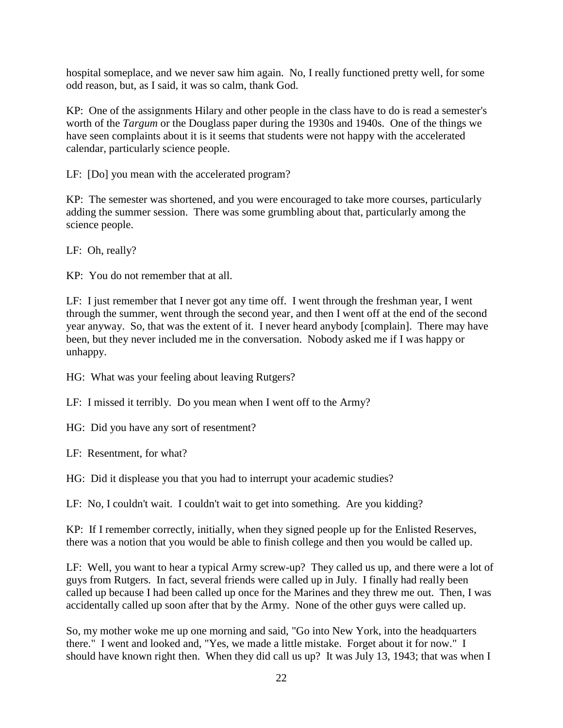hospital someplace, and we never saw him again. No, I really functioned pretty well, for some odd reason, but, as I said, it was so calm, thank God.

KP: One of the assignments Hilary and other people in the class have to do is read a semester's worth of the *Targum* or the Douglass paper during the 1930s and 1940s. One of the things we have seen complaints about it is it seems that students were not happy with the accelerated calendar, particularly science people.

LF: [Do] you mean with the accelerated program?

KP: The semester was shortened, and you were encouraged to take more courses, particularly adding the summer session. There was some grumbling about that, particularly among the science people.

LF: Oh, really?

KP: You do not remember that at all.

LF: I just remember that I never got any time off. I went through the freshman year, I went through the summer, went through the second year, and then I went off at the end of the second year anyway. So, that was the extent of it. I never heard anybody [complain]. There may have been, but they never included me in the conversation. Nobody asked me if I was happy or unhappy.

HG: What was your feeling about leaving Rutgers?

LF: I missed it terribly. Do you mean when I went off to the Army?

HG: Did you have any sort of resentment?

LF: Resentment, for what?

HG: Did it displease you that you had to interrupt your academic studies?

LF: No, I couldn't wait. I couldn't wait to get into something. Are you kidding?

KP: If I remember correctly, initially, when they signed people up for the Enlisted Reserves, there was a notion that you would be able to finish college and then you would be called up.

LF: Well, you want to hear a typical Army screw-up? They called us up, and there were a lot of guys from Rutgers. In fact, several friends were called up in July. I finally had really been called up because I had been called up once for the Marines and they threw me out. Then, I was accidentally called up soon after that by the Army. None of the other guys were called up.

So, my mother woke me up one morning and said, "Go into New York, into the headquarters there." I went and looked and, "Yes, we made a little mistake. Forget about it for now." I should have known right then. When they did call us up? It was July 13, 1943; that was when I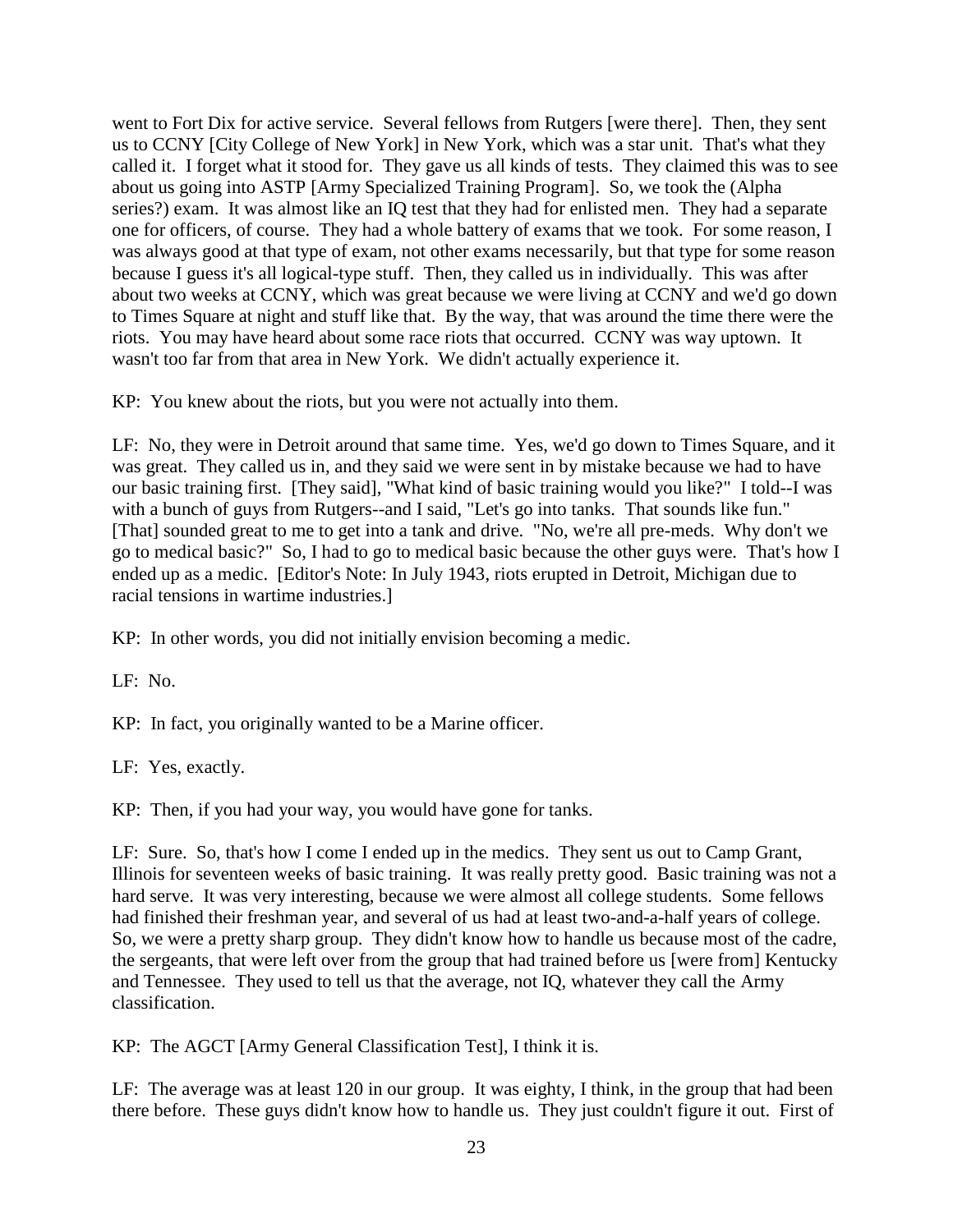went to Fort Dix for active service. Several fellows from Rutgers [were there]. Then, they sent us to CCNY [City College of New York] in New York, which was a star unit. That's what they called it. I forget what it stood for. They gave us all kinds of tests. They claimed this was to see about us going into ASTP [Army Specialized Training Program]. So, we took the (Alpha series?) exam. It was almost like an IQ test that they had for enlisted men. They had a separate one for officers, of course. They had a whole battery of exams that we took. For some reason, I was always good at that type of exam, not other exams necessarily, but that type for some reason because I guess it's all logical-type stuff. Then, they called us in individually. This was after about two weeks at CCNY, which was great because we were living at CCNY and we'd go down to Times Square at night and stuff like that. By the way, that was around the time there were the riots. You may have heard about some race riots that occurred. CCNY was way uptown. It wasn't too far from that area in New York. We didn't actually experience it.

KP: You knew about the riots, but you were not actually into them.

LF: No, they were in Detroit around that same time. Yes, we'd go down to Times Square, and it was great. They called us in, and they said we were sent in by mistake because we had to have our basic training first. [They said], "What kind of basic training would you like?" I told--I was with a bunch of guys from Rutgers--and I said, "Let's go into tanks. That sounds like fun." [That] sounded great to me to get into a tank and drive. "No, we're all pre-meds. Why don't we go to medical basic?" So, I had to go to medical basic because the other guys were. That's how I ended up as a medic. [Editor's Note: In July 1943, riots erupted in Detroit, Michigan due to racial tensions in wartime industries.]

KP: In other words, you did not initially envision becoming a medic.

LF: No.

KP: In fact, you originally wanted to be a Marine officer.

LF: Yes, exactly.

KP: Then, if you had your way, you would have gone for tanks.

LF: Sure. So, that's how I come I ended up in the medics. They sent us out to Camp Grant, Illinois for seventeen weeks of basic training. It was really pretty good. Basic training was not a hard serve. It was very interesting, because we were almost all college students. Some fellows had finished their freshman year, and several of us had at least two-and-a-half years of college. So, we were a pretty sharp group. They didn't know how to handle us because most of the cadre, the sergeants, that were left over from the group that had trained before us [were from] Kentucky and Tennessee. They used to tell us that the average, not IQ, whatever they call the Army classification.

KP: The AGCT [Army General Classification Test], I think it is.

LF: The average was at least 120 in our group. It was eighty, I think, in the group that had been there before. These guys didn't know how to handle us. They just couldn't figure it out. First of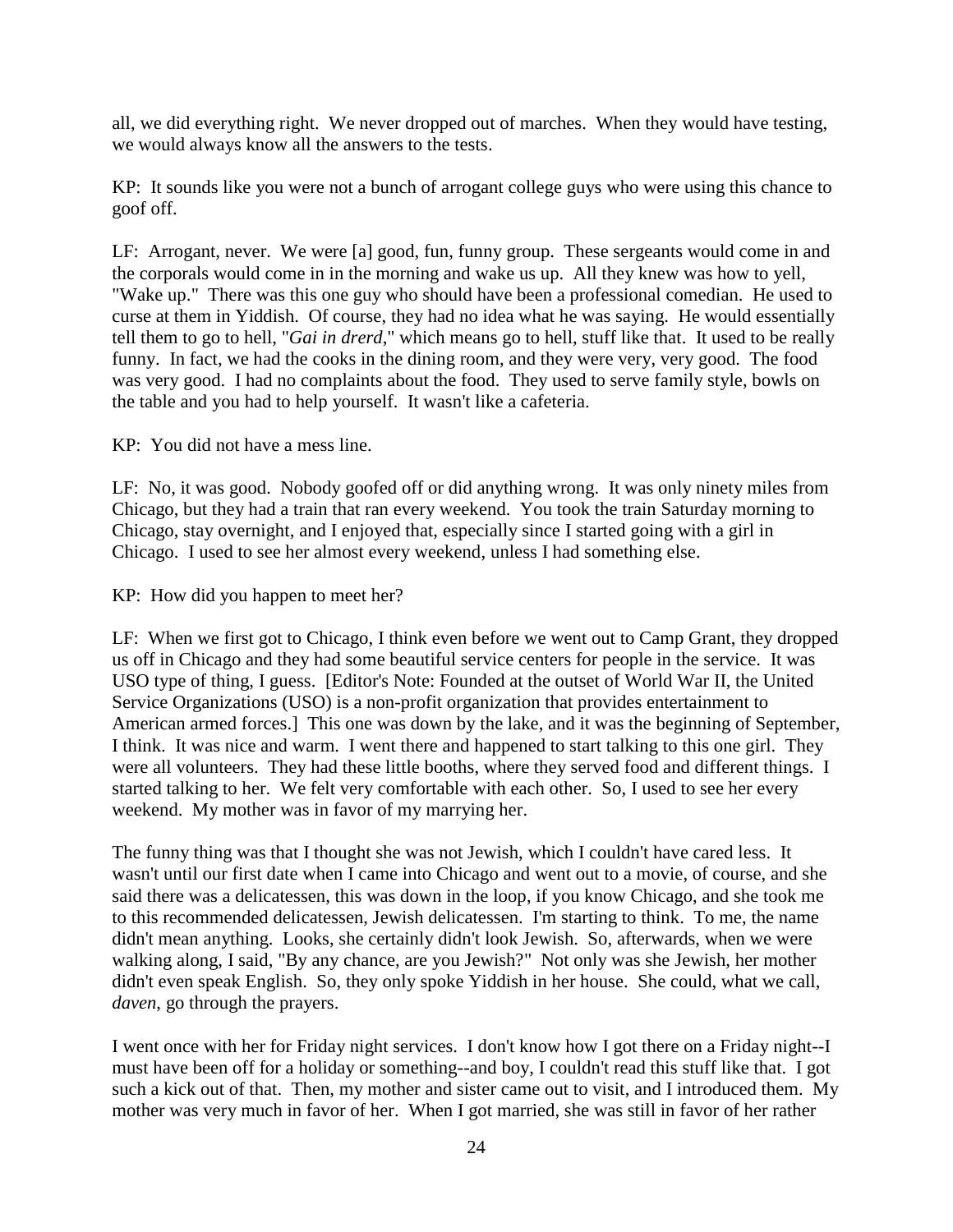all, we did everything right. We never dropped out of marches. When they would have testing, we would always know all the answers to the tests.

KP: It sounds like you were not a bunch of arrogant college guys who were using this chance to goof off.

LF: Arrogant, never. We were [a] good, fun, funny group. These sergeants would come in and the corporals would come in in the morning and wake us up. All they knew was how to yell, "Wake up." There was this one guy who should have been a professional comedian. He used to curse at them in Yiddish. Of course, they had no idea what he was saying. He would essentially tell them to go to hell, "*Gai in drerd*," which means go to hell, stuff like that. It used to be really funny. In fact, we had the cooks in the dining room, and they were very, very good. The food was very good. I had no complaints about the food. They used to serve family style, bowls on the table and you had to help yourself. It wasn't like a cafeteria.

KP: You did not have a mess line.

LF: No, it was good. Nobody goofed off or did anything wrong. It was only ninety miles from Chicago, but they had a train that ran every weekend. You took the train Saturday morning to Chicago, stay overnight, and I enjoyed that, especially since I started going with a girl in Chicago. I used to see her almost every weekend, unless I had something else.

KP: How did you happen to meet her?

LF: When we first got to Chicago, I think even before we went out to Camp Grant, they dropped us off in Chicago and they had some beautiful service centers for people in the service. It was USO type of thing, I guess. [Editor's Note: Founded at the outset of World War II, the United Service Organizations (USO) is a non-profit organization that provides entertainment to American armed forces.] This one was down by the lake, and it was the beginning of September, I think. It was nice and warm. I went there and happened to start talking to this one girl. They were all volunteers. They had these little booths, where they served food and different things. I started talking to her. We felt very comfortable with each other. So, I used to see her every weekend. My mother was in favor of my marrying her.

The funny thing was that I thought she was not Jewish, which I couldn't have cared less. It wasn't until our first date when I came into Chicago and went out to a movie, of course, and she said there was a delicatessen, this was down in the loop, if you know Chicago, and she took me to this recommended delicatessen, Jewish delicatessen. I'm starting to think. To me, the name didn't mean anything. Looks, she certainly didn't look Jewish. So, afterwards, when we were walking along, I said, "By any chance, are you Jewish?" Not only was she Jewish, her mother didn't even speak English. So, they only spoke Yiddish in her house. She could, what we call, *daven*, go through the prayers.

I went once with her for Friday night services. I don't know how I got there on a Friday night--I must have been off for a holiday or something--and boy, I couldn't read this stuff like that. I got such a kick out of that. Then, my mother and sister came out to visit, and I introduced them. My mother was very much in favor of her. When I got married, she was still in favor of her rather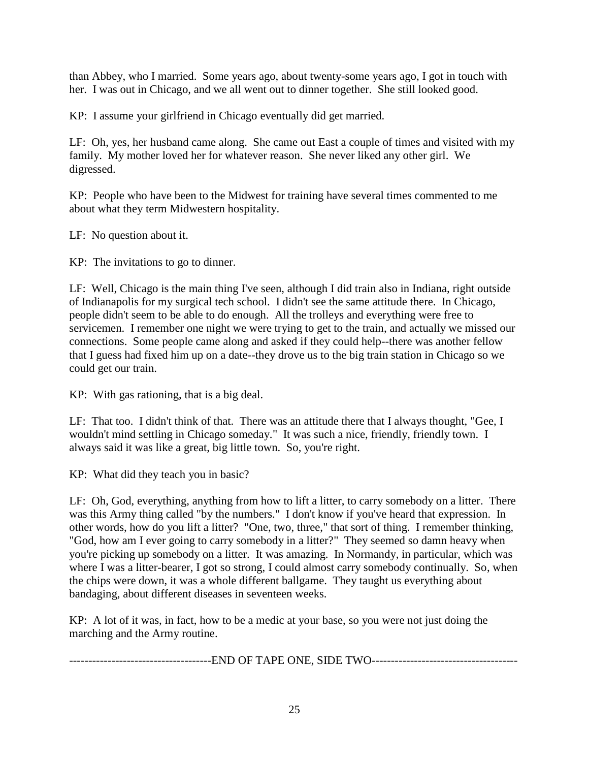than Abbey, who I married. Some years ago, about twenty-some years ago, I got in touch with her. I was out in Chicago, and we all went out to dinner together. She still looked good.

KP: I assume your girlfriend in Chicago eventually did get married.

LF: Oh, yes, her husband came along. She came out East a couple of times and visited with my family. My mother loved her for whatever reason. She never liked any other girl. We digressed.

KP: People who have been to the Midwest for training have several times commented to me about what they term Midwestern hospitality.

LF: No question about it.

KP: The invitations to go to dinner.

LF: Well, Chicago is the main thing I've seen, although I did train also in Indiana, right outside of Indianapolis for my surgical tech school. I didn't see the same attitude there. In Chicago, people didn't seem to be able to do enough. All the trolleys and everything were free to servicemen. I remember one night we were trying to get to the train, and actually we missed our connections. Some people came along and asked if they could help--there was another fellow that I guess had fixed him up on a date--they drove us to the big train station in Chicago so we could get our train.

KP: With gas rationing, that is a big deal.

LF: That too. I didn't think of that. There was an attitude there that I always thought, "Gee, I wouldn't mind settling in Chicago someday." It was such a nice, friendly, friendly town. I always said it was like a great, big little town. So, you're right.

KP: What did they teach you in basic?

LF: Oh, God, everything, anything from how to lift a litter, to carry somebody on a litter. There was this Army thing called "by the numbers." I don't know if you've heard that expression. In other words, how do you lift a litter? "One, two, three," that sort of thing. I remember thinking, "God, how am I ever going to carry somebody in a litter?" They seemed so damn heavy when you're picking up somebody on a litter. It was amazing. In Normandy, in particular, which was where I was a litter-bearer, I got so strong, I could almost carry somebody continually. So, when the chips were down, it was a whole different ballgame. They taught us everything about bandaging, about different diseases in seventeen weeks.

KP: A lot of it was, in fact, how to be a medic at your base, so you were not just doing the marching and the Army routine.

-------------------------------------END OF TAPE ONE, SIDE TWO--------------------------------------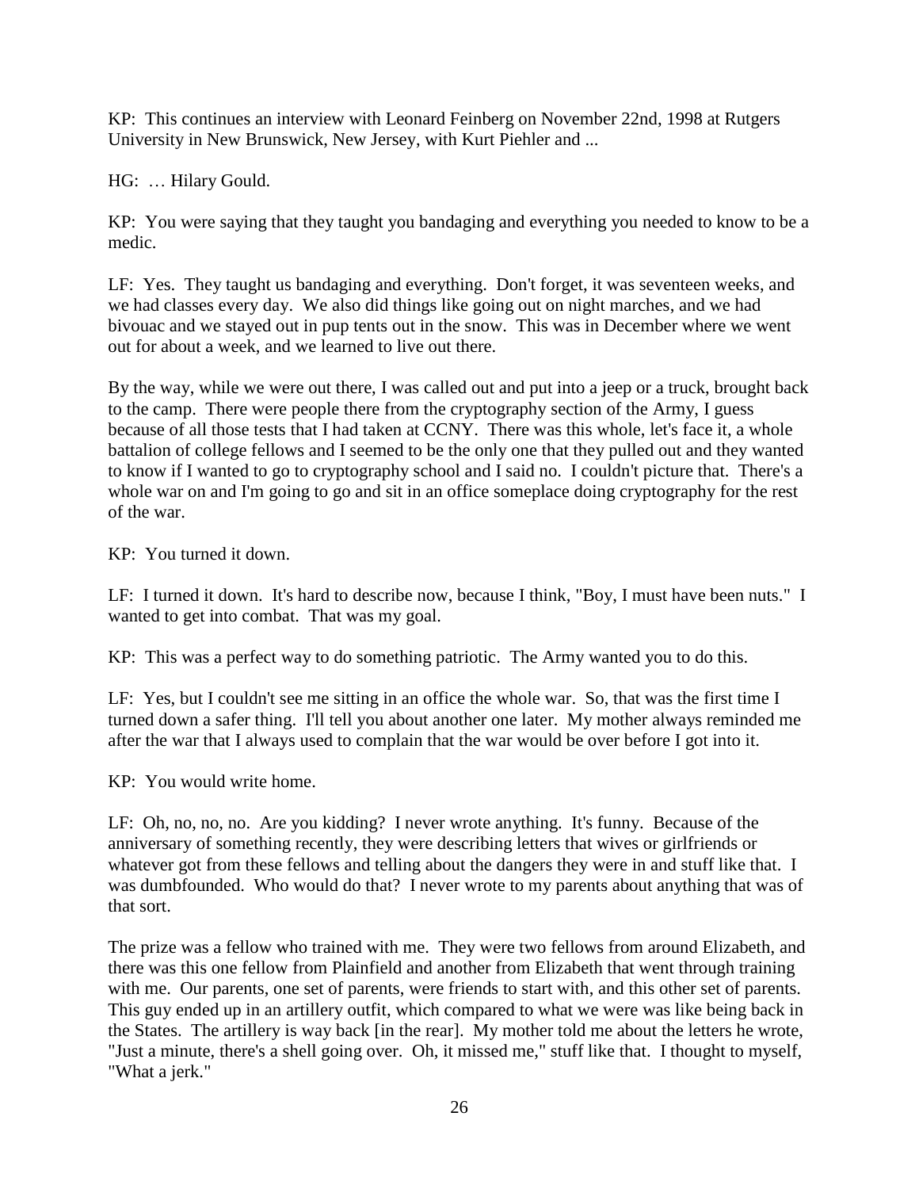KP: This continues an interview with Leonard Feinberg on November 22nd, 1998 at Rutgers University in New Brunswick, New Jersey, with Kurt Piehler and ...

HG: … Hilary Gould.

KP: You were saying that they taught you bandaging and everything you needed to know to be a medic.

LF: Yes. They taught us bandaging and everything. Don't forget, it was seventeen weeks, and we had classes every day. We also did things like going out on night marches, and we had bivouac and we stayed out in pup tents out in the snow. This was in December where we went out for about a week, and we learned to live out there.

By the way, while we were out there, I was called out and put into a jeep or a truck, brought back to the camp. There were people there from the cryptography section of the Army, I guess because of all those tests that I had taken at CCNY. There was this whole, let's face it, a whole battalion of college fellows and I seemed to be the only one that they pulled out and they wanted to know if I wanted to go to cryptography school and I said no. I couldn't picture that. There's a whole war on and I'm going to go and sit in an office someplace doing cryptography for the rest of the war.

KP: You turned it down.

LF: I turned it down. It's hard to describe now, because I think, "Boy, I must have been nuts." I wanted to get into combat. That was my goal.

KP: This was a perfect way to do something patriotic. The Army wanted you to do this.

LF: Yes, but I couldn't see me sitting in an office the whole war. So, that was the first time I turned down a safer thing. I'll tell you about another one later. My mother always reminded me after the war that I always used to complain that the war would be over before I got into it.

KP: You would write home.

LF: Oh, no, no, no. Are you kidding? I never wrote anything. It's funny. Because of the anniversary of something recently, they were describing letters that wives or girlfriends or whatever got from these fellows and telling about the dangers they were in and stuff like that. I was dumbfounded. Who would do that? I never wrote to my parents about anything that was of that sort.

The prize was a fellow who trained with me. They were two fellows from around Elizabeth, and there was this one fellow from Plainfield and another from Elizabeth that went through training with me. Our parents, one set of parents, were friends to start with, and this other set of parents. This guy ended up in an artillery outfit, which compared to what we were was like being back in the States. The artillery is way back [in the rear]. My mother told me about the letters he wrote, "Just a minute, there's a shell going over. Oh, it missed me," stuff like that. I thought to myself, "What a jerk."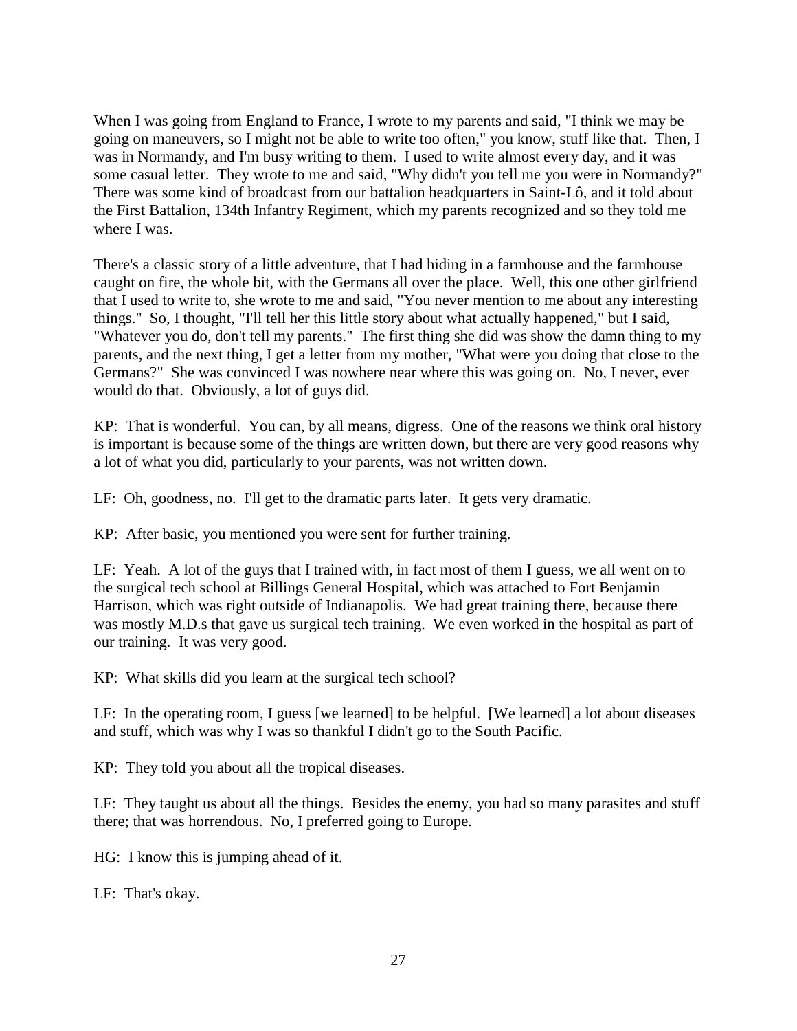When I was going from England to France, I wrote to my parents and said, "I think we may be going on maneuvers, so I might not be able to write too often," you know, stuff like that. Then, I was in Normandy, and I'm busy writing to them. I used to write almost every day, and it was some casual letter. They wrote to me and said, "Why didn't you tell me you were in Normandy?" There was some kind of broadcast from our battalion headquarters in Saint-Lô, and it told about the First Battalion, 134th Infantry Regiment, which my parents recognized and so they told me where I was.

There's a classic story of a little adventure, that I had hiding in a farmhouse and the farmhouse caught on fire, the whole bit, with the Germans all over the place. Well, this one other girlfriend that I used to write to, she wrote to me and said, "You never mention to me about any interesting things." So, I thought, "I'll tell her this little story about what actually happened," but I said, "Whatever you do, don't tell my parents." The first thing she did was show the damn thing to my parents, and the next thing, I get a letter from my mother, "What were you doing that close to the Germans?" She was convinced I was nowhere near where this was going on. No, I never, ever would do that. Obviously, a lot of guys did.

KP: That is wonderful. You can, by all means, digress. One of the reasons we think oral history is important is because some of the things are written down, but there are very good reasons why a lot of what you did, particularly to your parents, was not written down.

LF: Oh, goodness, no. I'll get to the dramatic parts later. It gets very dramatic.

KP: After basic, you mentioned you were sent for further training.

LF: Yeah. A lot of the guys that I trained with, in fact most of them I guess, we all went on to the surgical tech school at Billings General Hospital, which was attached to Fort Benjamin Harrison, which was right outside of Indianapolis. We had great training there, because there was mostly M.D.s that gave us surgical tech training. We even worked in the hospital as part of our training. It was very good.

KP: What skills did you learn at the surgical tech school?

LF: In the operating room, I guess [we learned] to be helpful. [We learned] a lot about diseases and stuff, which was why I was so thankful I didn't go to the South Pacific.

KP: They told you about all the tropical diseases.

LF: They taught us about all the things. Besides the enemy, you had so many parasites and stuff there; that was horrendous. No, I preferred going to Europe.

HG: I know this is jumping ahead of it.

LF: That's okay.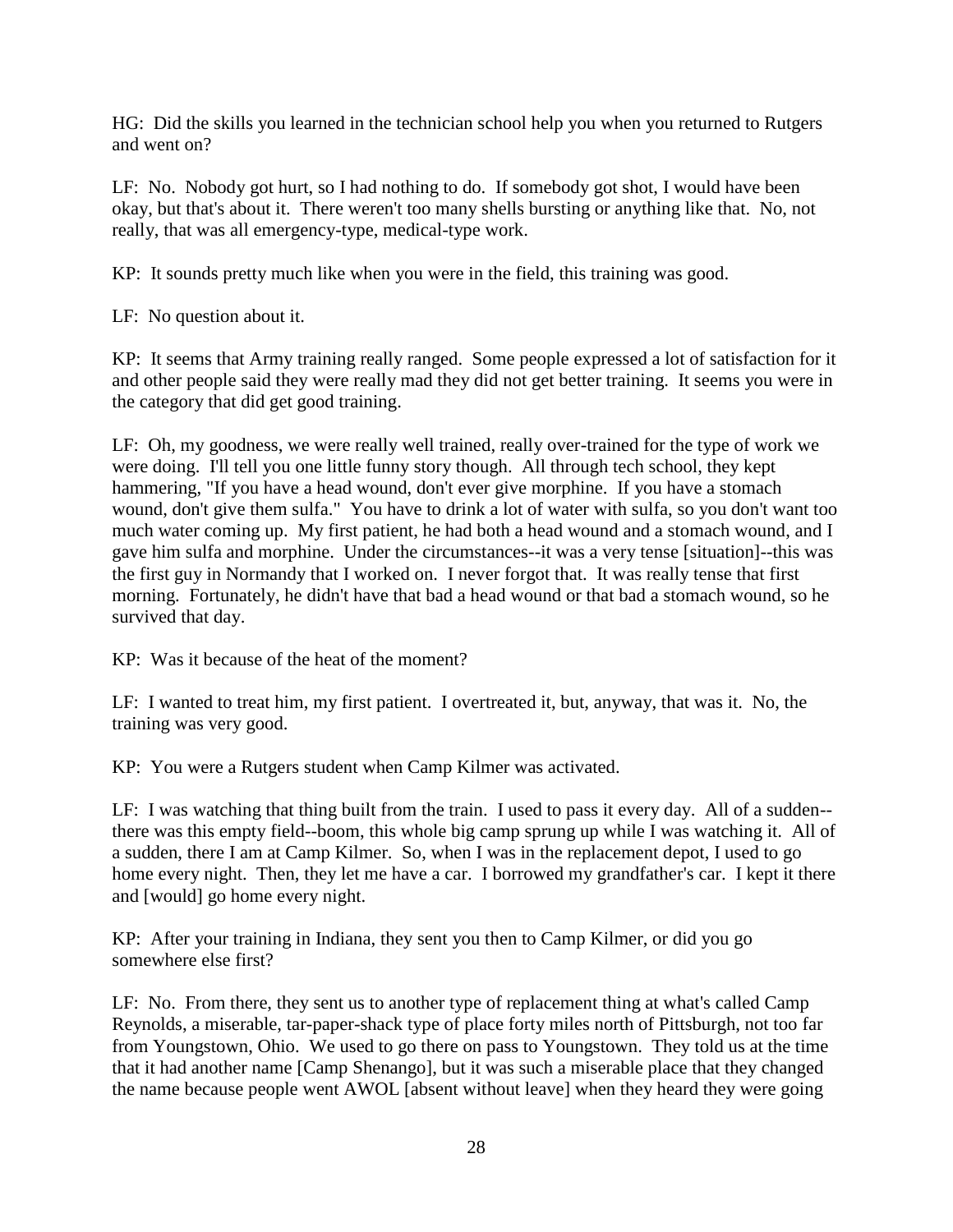HG: Did the skills you learned in the technician school help you when you returned to Rutgers and went on?

LF: No. Nobody got hurt, so I had nothing to do. If somebody got shot, I would have been okay, but that's about it. There weren't too many shells bursting or anything like that. No, not really, that was all emergency-type, medical-type work.

KP: It sounds pretty much like when you were in the field, this training was good.

LF: No question about it.

KP: It seems that Army training really ranged. Some people expressed a lot of satisfaction for it and other people said they were really mad they did not get better training. It seems you were in the category that did get good training.

LF: Oh, my goodness, we were really well trained, really over-trained for the type of work we were doing. I'll tell you one little funny story though. All through tech school, they kept hammering, "If you have a head wound, don't ever give morphine. If you have a stomach wound, don't give them sulfa." You have to drink a lot of water with sulfa, so you don't want too much water coming up. My first patient, he had both a head wound and a stomach wound, and I gave him sulfa and morphine. Under the circumstances--it was a very tense [situation]--this was the first guy in Normandy that I worked on. I never forgot that. It was really tense that first morning. Fortunately, he didn't have that bad a head wound or that bad a stomach wound, so he survived that day.

KP: Was it because of the heat of the moment?

LF: I wanted to treat him, my first patient. I overtreated it, but, anyway, that was it. No, the training was very good.

KP: You were a Rutgers student when Camp Kilmer was activated.

LF: I was watching that thing built from the train. I used to pass it every day. All of a sudden--there was this empty field--boom, this whole big camp sprung up while I was watching it. All of a sudden, there I am at Camp Kilmer. So, when I was in the replacement depot, I used to go home every night. Then, they let me have a car. I borrowed my grandfather's car. I kept it there and [would] go home every night.

KP: After your training in Indiana, they sent you then to Camp Kilmer, or did you go somewhere else first?

LF: No. From there, they sent us to another type of replacement thing at what's called Camp Reynolds, a miserable, tar-paper-shack type of place forty miles north of Pittsburgh, not too far from Youngstown, Ohio. We used to go there on pass to Youngstown. They told us at the time that it had another name [Camp Shenango], but it was such a miserable place that they changed the name because people went AWOL [absent without leave] when they heard they were going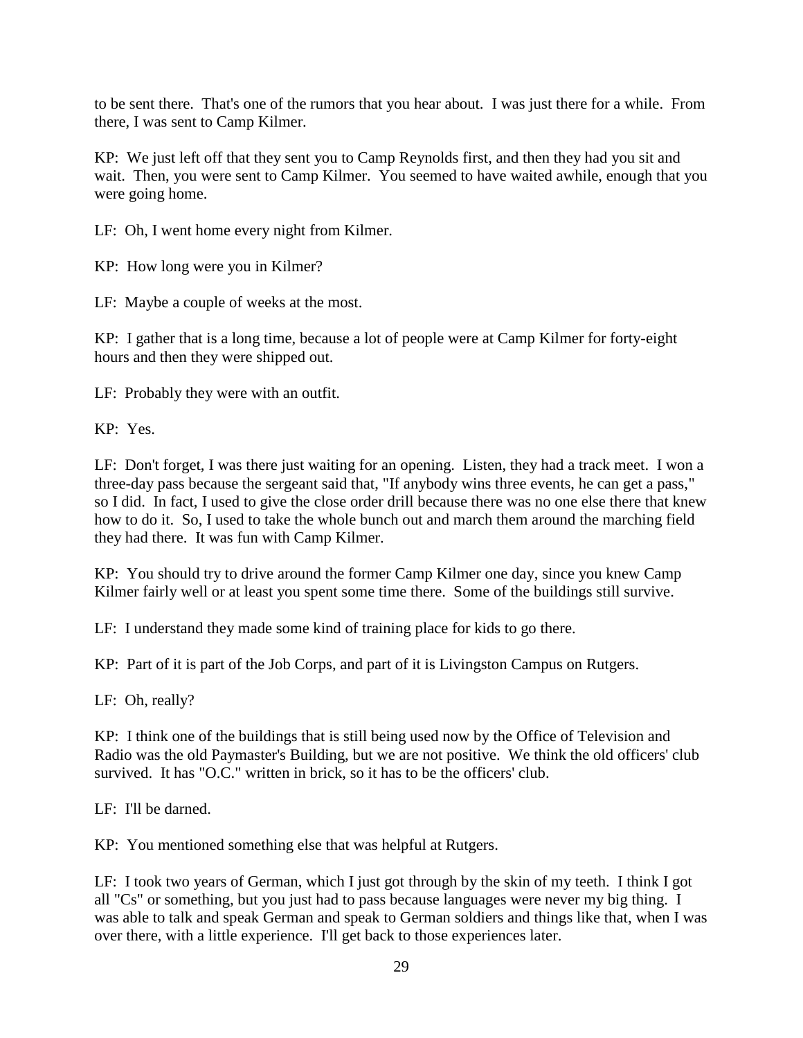to be sent there. That's one of the rumors that you hear about. I was just there for a while. From there, I was sent to Camp Kilmer.

KP: We just left off that they sent you to Camp Reynolds first, and then they had you sit and wait. Then, you were sent to Camp Kilmer. You seemed to have waited awhile, enough that you were going home.

LF: Oh, I went home every night from Kilmer.

KP: How long were you in Kilmer?

LF: Maybe a couple of weeks at the most.

KP: I gather that is a long time, because a lot of people were at Camp Kilmer for forty-eight hours and then they were shipped out.

LF: Probably they were with an outfit.

KP: Yes.

LF: Don't forget, I was there just waiting for an opening. Listen, they had a track meet. I won a three-day pass because the sergeant said that, "If anybody wins three events, he can get a pass," so I did. In fact, I used to give the close order drill because there was no one else there that knew how to do it. So, I used to take the whole bunch out and march them around the marching field they had there. It was fun with Camp Kilmer.

KP: You should try to drive around the former Camp Kilmer one day, since you knew Camp Kilmer fairly well or at least you spent some time there. Some of the buildings still survive.

LF: I understand they made some kind of training place for kids to go there.

KP: Part of it is part of the Job Corps, and part of it is Livingston Campus on Rutgers.

LF: Oh, really?

KP: I think one of the buildings that is still being used now by the Office of Television and Radio was the old Paymaster's Building, but we are not positive. We think the old officers' club survived. It has "O.C." written in brick, so it has to be the officers' club.

LF: I'll be darned.

KP: You mentioned something else that was helpful at Rutgers.

LF: I took two years of German, which I just got through by the skin of my teeth. I think I got all "Cs" or something, but you just had to pass because languages were never my big thing. I was able to talk and speak German and speak to German soldiers and things like that, when I was over there, with a little experience. I'll get back to those experiences later.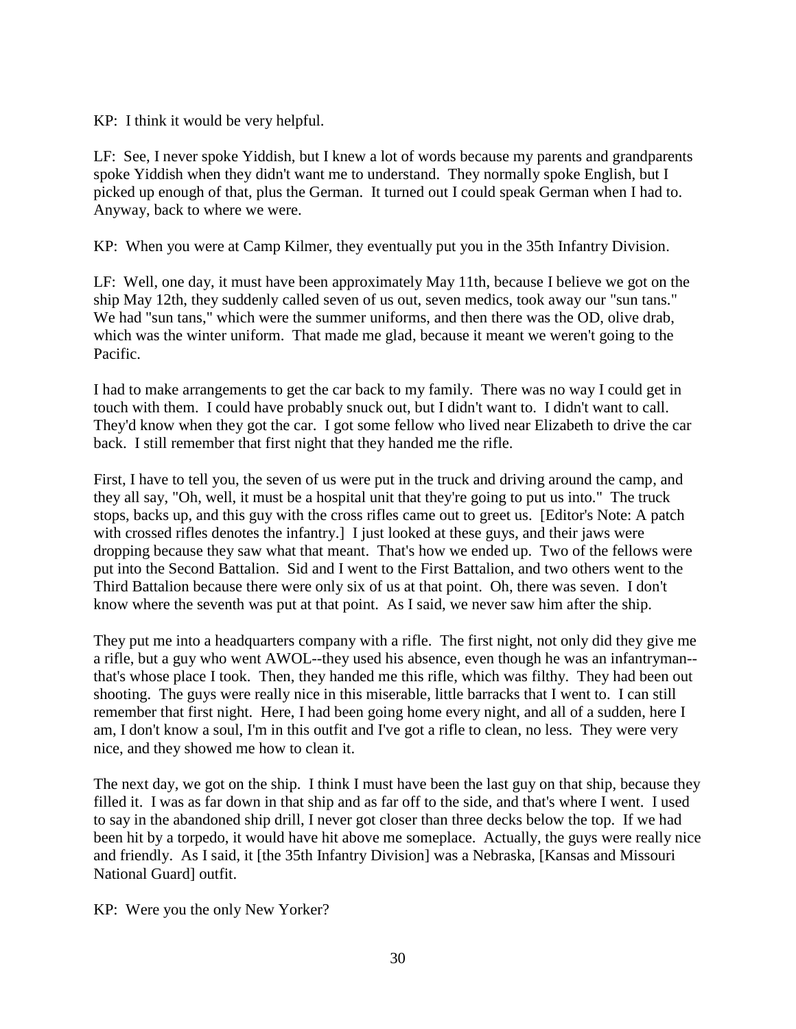KP: I think it would be very helpful.

LF: See, I never spoke Yiddish, but I knew a lot of words because my parents and grandparents spoke Yiddish when they didn't want me to understand. They normally spoke English, but I picked up enough of that, plus the German. It turned out I could speak German when I had to. Anyway, back to where we were.

KP: When you were at Camp Kilmer, they eventually put you in the 35th Infantry Division.

LF: Well, one day, it must have been approximately May 11th, because I believe we got on the ship May 12th, they suddenly called seven of us out, seven medics, took away our "sun tans." We had "sun tans," which were the summer uniforms, and then there was the OD, olive drab, which was the winter uniform. That made me glad, because it meant we weren't going to the Pacific.

I had to make arrangements to get the car back to my family. There was no way I could get in touch with them. I could have probably snuck out, but I didn't want to. I didn't want to call. They'd know when they got the car. I got some fellow who lived near Elizabeth to drive the car back. I still remember that first night that they handed me the rifle.

First, I have to tell you, the seven of us were put in the truck and driving around the camp, and they all say, "Oh, well, it must be a hospital unit that they're going to put us into." The truck stops, backs up, and this guy with the cross rifles came out to greet us. [Editor's Note: A patch with crossed rifles denotes the infantry.] I just looked at these guys, and their jaws were dropping because they saw what that meant. That's how we ended up. Two of the fellows were put into the Second Battalion. Sid and I went to the First Battalion, and two others went to the Third Battalion because there were only six of us at that point. Oh, there was seven. I don't know where the seventh was put at that point. As I said, we never saw him after the ship.

They put me into a headquarters company with a rifle. The first night, not only did they give me a rifle, but a guy who went AWOL--they used his absence, even though he was an infantryman--that's whose place I took. Then, they handed me this rifle, which was filthy. They had been out shooting. The guys were really nice in this miserable, little barracks that I went to. I can still remember that first night. Here, I had been going home every night, and all of a sudden, here I am, I don't know a soul, I'm in this outfit and I've got a rifle to clean, no less. They were very nice, and they showed me how to clean it.

The next day, we got on the ship. I think I must have been the last guy on that ship, because they filled it. I was as far down in that ship and as far off to the side, and that's where I went. I used to say in the abandoned ship drill, I never got closer than three decks below the top. If we had been hit by a torpedo, it would have hit above me someplace. Actually, the guys were really nice and friendly. As I said, it [the 35th Infantry Division] was a Nebraska, [Kansas and Missouri National Guard] outfit.

KP: Were you the only New Yorker?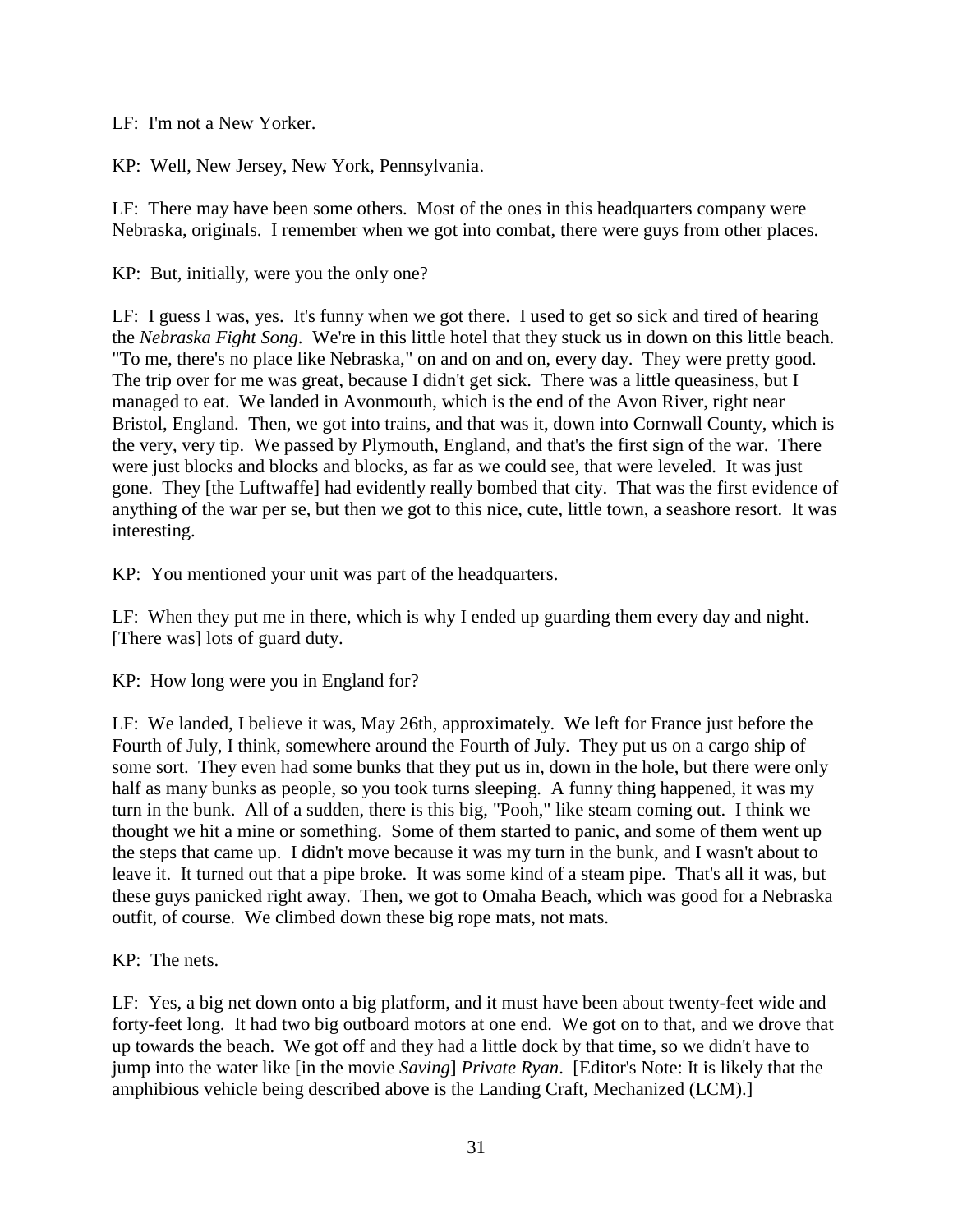LF: I'm not a New Yorker.

KP: Well, New Jersey, New York, Pennsylvania.

LF: There may have been some others. Most of the ones in this headquarters company were Nebraska, originals. I remember when we got into combat, there were guys from other places.

KP: But, initially, were you the only one?

LF: I guess I was, yes. It's funny when we got there. I used to get so sick and tired of hearing the *Nebraska Fight Song*. We're in this little hotel that they stuck us in down on this little beach. "To me, there's no place like Nebraska," on and on and on, every day. They were pretty good. The trip over for me was great, because I didn't get sick. There was a little queasiness, but I managed to eat. We landed in Avonmouth, which is the end of the Avon River, right near Bristol, England. Then, we got into trains, and that was it, down into Cornwall County, which is the very, very tip. We passed by Plymouth, England, and that's the first sign of the war. There were just blocks and blocks and blocks, as far as we could see, that were leveled. It was just gone. They [the Luftwaffe] had evidently really bombed that city. That was the first evidence of anything of the war per se, but then we got to this nice, cute, little town, a seashore resort. It was interesting.

KP: You mentioned your unit was part of the headquarters.

LF: When they put me in there, which is why I ended up guarding them every day and night. [There was] lots of guard duty.

KP: How long were you in England for?

LF: We landed, I believe it was, May 26th, approximately. We left for France just before the Fourth of July, I think, somewhere around the Fourth of July. They put us on a cargo ship of some sort. They even had some bunks that they put us in, down in the hole, but there were only half as many bunks as people, so you took turns sleeping. A funny thing happened, it was my turn in the bunk. All of a sudden, there is this big, "Pooh," like steam coming out. I think we thought we hit a mine or something. Some of them started to panic, and some of them went up the steps that came up. I didn't move because it was my turn in the bunk, and I wasn't about to leave it. It turned out that a pipe broke. It was some kind of a steam pipe. That's all it was, but these guys panicked right away. Then, we got to Omaha Beach, which was good for a Nebraska outfit, of course. We climbed down these big rope mats, not mats.

KP: The nets.

LF: Yes, a big net down onto a big platform, and it must have been about twenty-feet wide and forty-feet long. It had two big outboard motors at one end. We got on to that, and we drove that up towards the beach. We got off and they had a little dock by that time, so we didn't have to jump into the water like [in the movie *Saving*] *Private Ryan*. [Editor's Note: It is likely that the amphibious vehicle being described above is the Landing Craft, Mechanized (LCM).]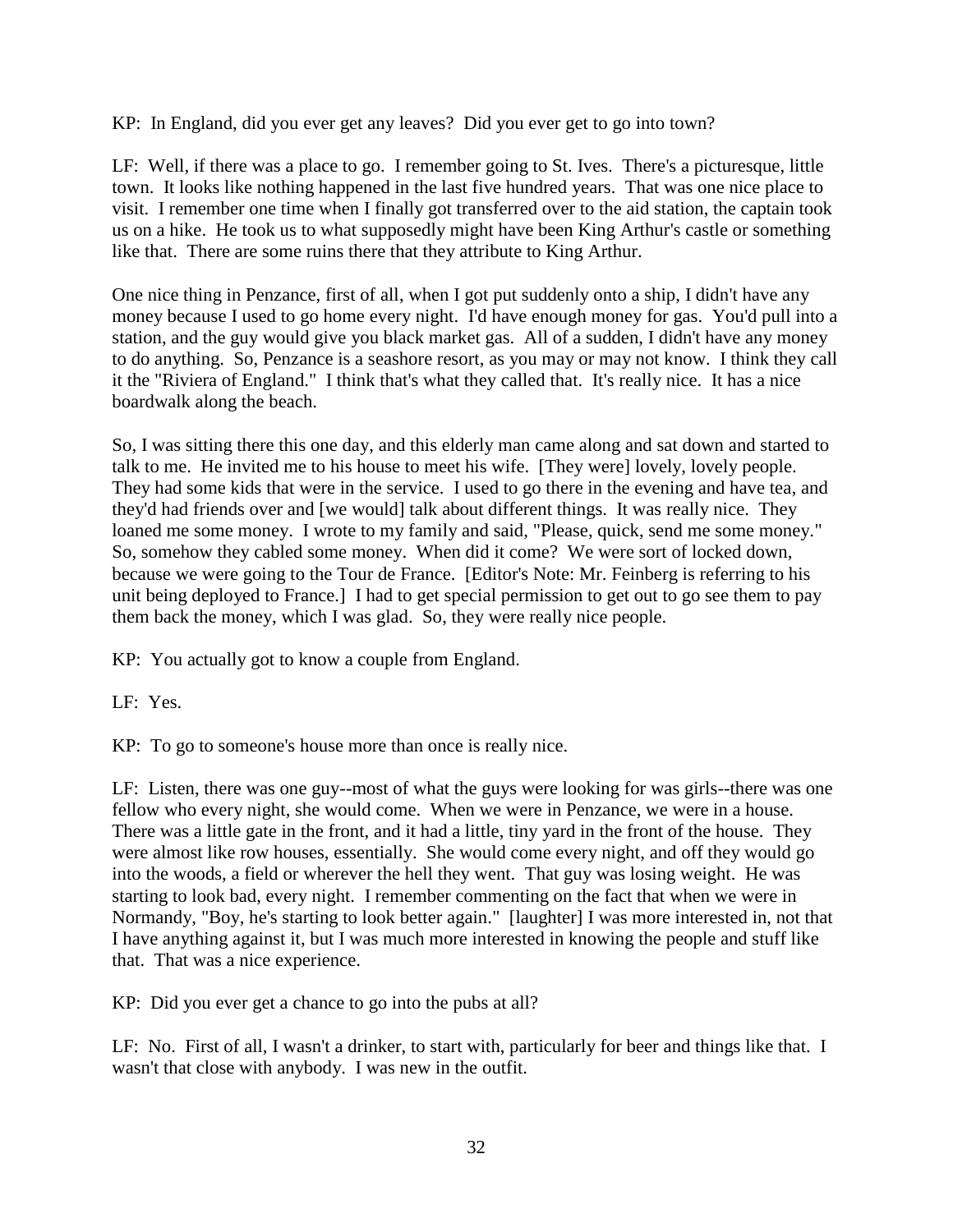KP: In England, did you ever get any leaves? Did you ever get to go into town?

LF: Well, if there was a place to go. I remember going to St. Ives. There's a picturesque, little town. It looks like nothing happened in the last five hundred years. That was one nice place to visit. I remember one time when I finally got transferred over to the aid station, the captain took us on a hike. He took us to what supposedly might have been King Arthur's castle or something like that. There are some ruins there that they attribute to King Arthur.

One nice thing in Penzance, first of all, when I got put suddenly onto a ship, I didn't have any money because I used to go home every night. I'd have enough money for gas. You'd pull into a station, and the guy would give you black market gas. All of a sudden, I didn't have any money to do anything. So, Penzance is a seashore resort, as you may or may not know. I think they call it the "Riviera of England." I think that's what they called that. It's really nice. It has a nice boardwalk along the beach.

So, I was sitting there this one day, and this elderly man came along and sat down and started to talk to me. He invited me to his house to meet his wife. [They were] lovely, lovely people. They had some kids that were in the service. I used to go there in the evening and have tea, and they'd had friends over and [we would] talk about different things. It was really nice. They loaned me some money. I wrote to my family and said, "Please, quick, send me some money." So, somehow they cabled some money. When did it come? We were sort of locked down, because we were going to the Tour de France. [Editor's Note: Mr. Feinberg is referring to his unit being deployed to France.] I had to get special permission to get out to go see them to pay them back the money, which I was glad. So, they were really nice people.

KP: You actually got to know a couple from England.

LF: Yes.

KP: To go to someone's house more than once is really nice.

LF: Listen, there was one guy--most of what the guys were looking for was girls--there was one fellow who every night, she would come. When we were in Penzance, we were in a house. There was a little gate in the front, and it had a little, tiny yard in the front of the house. They were almost like row houses, essentially. She would come every night, and off they would go into the woods, a field or wherever the hell they went. That guy was losing weight. He was starting to look bad, every night. I remember commenting on the fact that when we were in Normandy, "Boy, he's starting to look better again." [laughter] I was more interested in, not that I have anything against it, but I was much more interested in knowing the people and stuff like that. That was a nice experience.

KP: Did you ever get a chance to go into the pubs at all?

LF: No. First of all, I wasn't a drinker, to start with, particularly for beer and things like that. I wasn't that close with anybody. I was new in the outfit.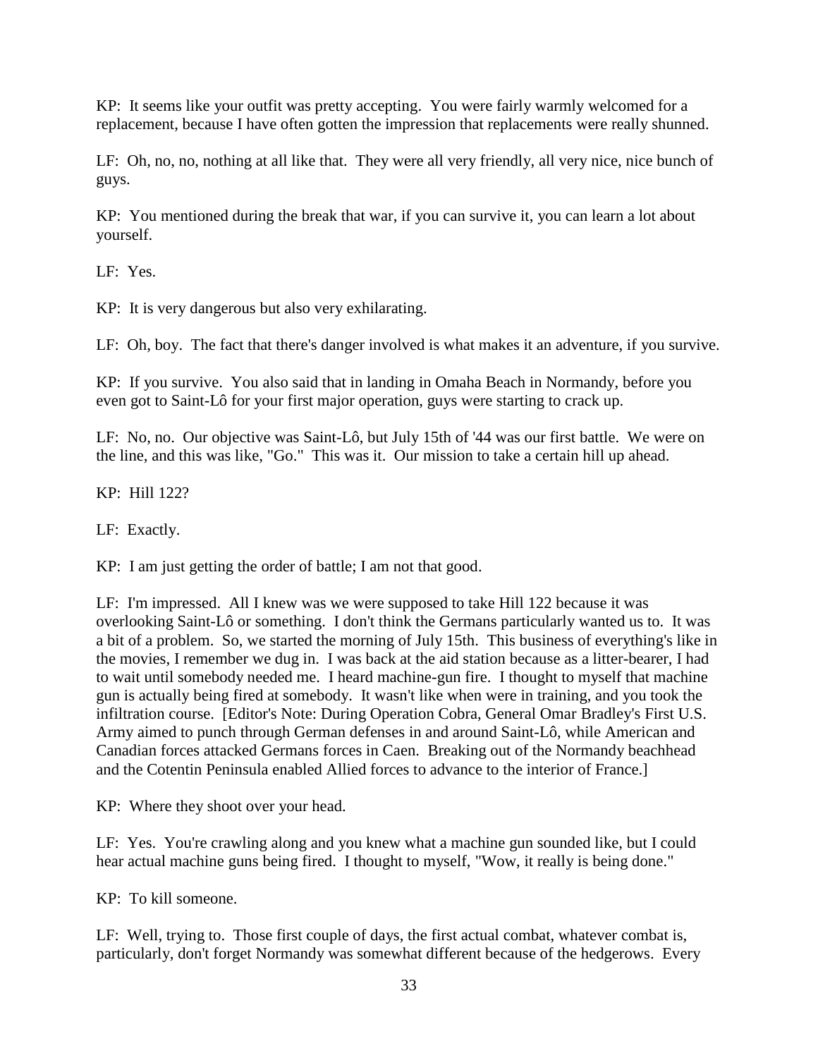KP: It seems like your outfit was pretty accepting. You were fairly warmly welcomed for a replacement, because I have often gotten the impression that replacements were really shunned.

LF: Oh, no, no, nothing at all like that. They were all very friendly, all very nice, nice bunch of guys.

KP: You mentioned during the break that war, if you can survive it, you can learn a lot about yourself.

LF: Yes.

KP: It is very dangerous but also very exhilarating.

LF: Oh, boy. The fact that there's danger involved is what makes it an adventure, if you survive.

KP: If you survive. You also said that in landing in Omaha Beach in Normandy, before you even got to Saint-Lô for your first major operation, guys were starting to crack up.

LF: No, no. Our objective was Saint-Lô, but July 15th of '44 was our first battle. We were on the line, and this was like, "Go." This was it. Our mission to take a certain hill up ahead.

KP: Hill 122?

LF: Exactly.

KP: I am just getting the order of battle; I am not that good.

LF: I'm impressed. All I knew was we were supposed to take Hill 122 because it was overlooking Saint-Lô or something. I don't think the Germans particularly wanted us to. It was a bit of a problem. So, we started the morning of July 15th. This business of everything's like in the movies, I remember we dug in. I was back at the aid station because as a litter-bearer, I had to wait until somebody needed me. I heard machine-gun fire. I thought to myself that machine gun is actually being fired at somebody. It wasn't like when were in training, and you took the infiltration course. [Editor's Note: During Operation Cobra, General Omar Bradley's First U.S. Army aimed to punch through German defenses in and around Saint-Lô, while American and Canadian forces attacked Germans forces in Caen. Breaking out of the Normandy beachhead and the Cotentin Peninsula enabled Allied forces to advance to the interior of France.]

KP: Where they shoot over your head.

LF: Yes. You're crawling along and you knew what a machine gun sounded like, but I could hear actual machine guns being fired. I thought to myself, "Wow, it really is being done."

KP: To kill someone.

LF: Well, trying to. Those first couple of days, the first actual combat, whatever combat is, particularly, don't forget Normandy was somewhat different because of the hedgerows. Every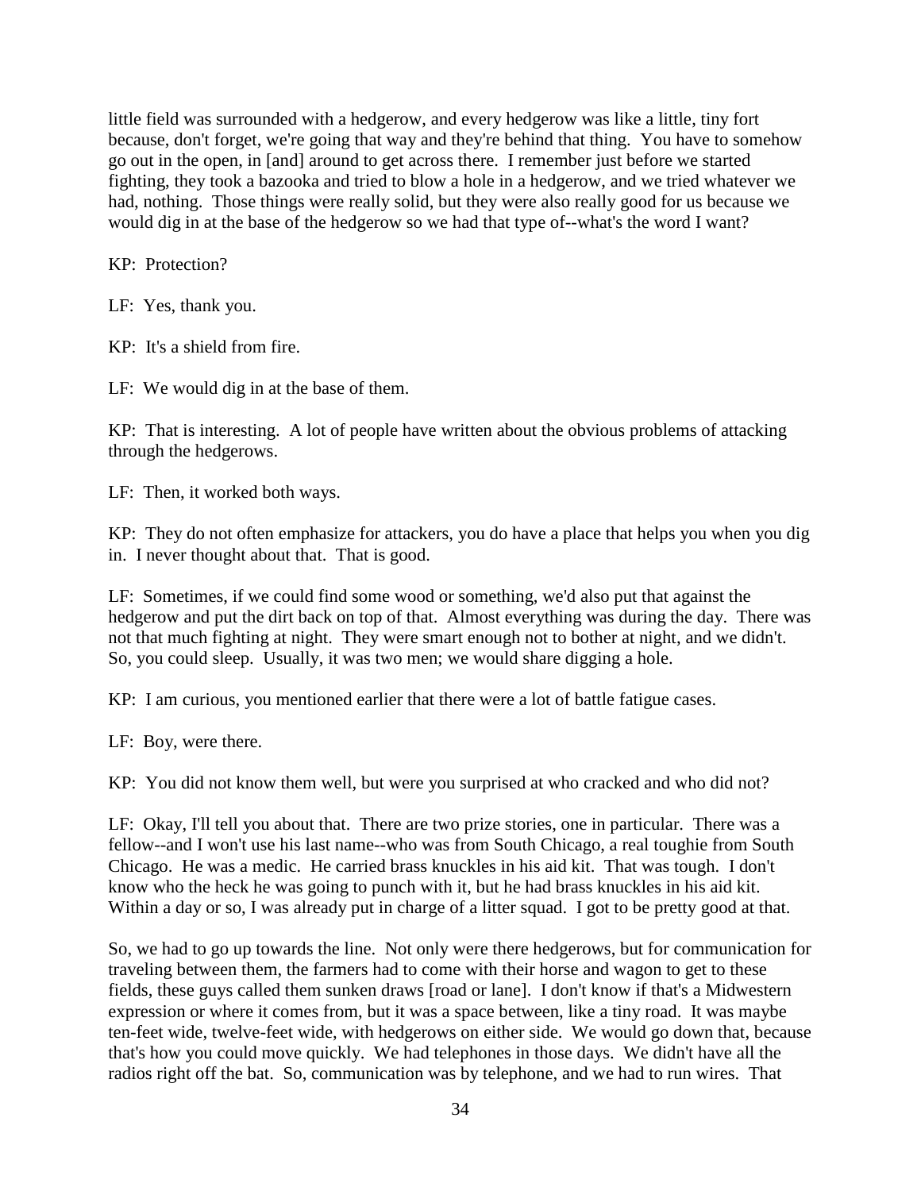little field was surrounded with a hedgerow, and every hedgerow was like a little, tiny fort because, don't forget, we're going that way and they're behind that thing. You have to somehow go out in the open, in [and] around to get across there. I remember just before we started fighting, they took a bazooka and tried to blow a hole in a hedgerow, and we tried whatever we had, nothing. Those things were really solid, but they were also really good for us because we would dig in at the base of the hedgerow so we had that type of--what's the word I want?

KP: Protection?

LF: Yes, thank you.

KP: It's a shield from fire.

LF: We would dig in at the base of them.

KP: That is interesting. A lot of people have written about the obvious problems of attacking through the hedgerows.

LF: Then, it worked both ways.

KP: They do not often emphasize for attackers, you do have a place that helps you when you dig in. I never thought about that. That is good.

LF: Sometimes, if we could find some wood or something, we'd also put that against the hedgerow and put the dirt back on top of that. Almost everything was during the day. There was not that much fighting at night. They were smart enough not to bother at night, and we didn't. So, you could sleep. Usually, it was two men; we would share digging a hole.

KP: I am curious, you mentioned earlier that there were a lot of battle fatigue cases.

LF: Boy, were there.

KP: You did not know them well, but were you surprised at who cracked and who did not?

LF: Okay, I'll tell you about that. There are two prize stories, one in particular. There was a fellow--and I won't use his last name--who was from South Chicago, a real toughie from South Chicago. He was a medic. He carried brass knuckles in his aid kit. That was tough. I don't know who the heck he was going to punch with it, but he had brass knuckles in his aid kit. Within a day or so, I was already put in charge of a litter squad. I got to be pretty good at that.

So, we had to go up towards the line. Not only were there hedgerows, but for communication for traveling between them, the farmers had to come with their horse and wagon to get to these fields, these guys called them sunken draws [road or lane]. I don't know if that's a Midwestern expression or where it comes from, but it was a space between, like a tiny road. It was maybe ten-feet wide, twelve-feet wide, with hedgerows on either side. We would go down that, because that's how you could move quickly. We had telephones in those days. We didn't have all the radios right off the bat. So, communication was by telephone, and we had to run wires. That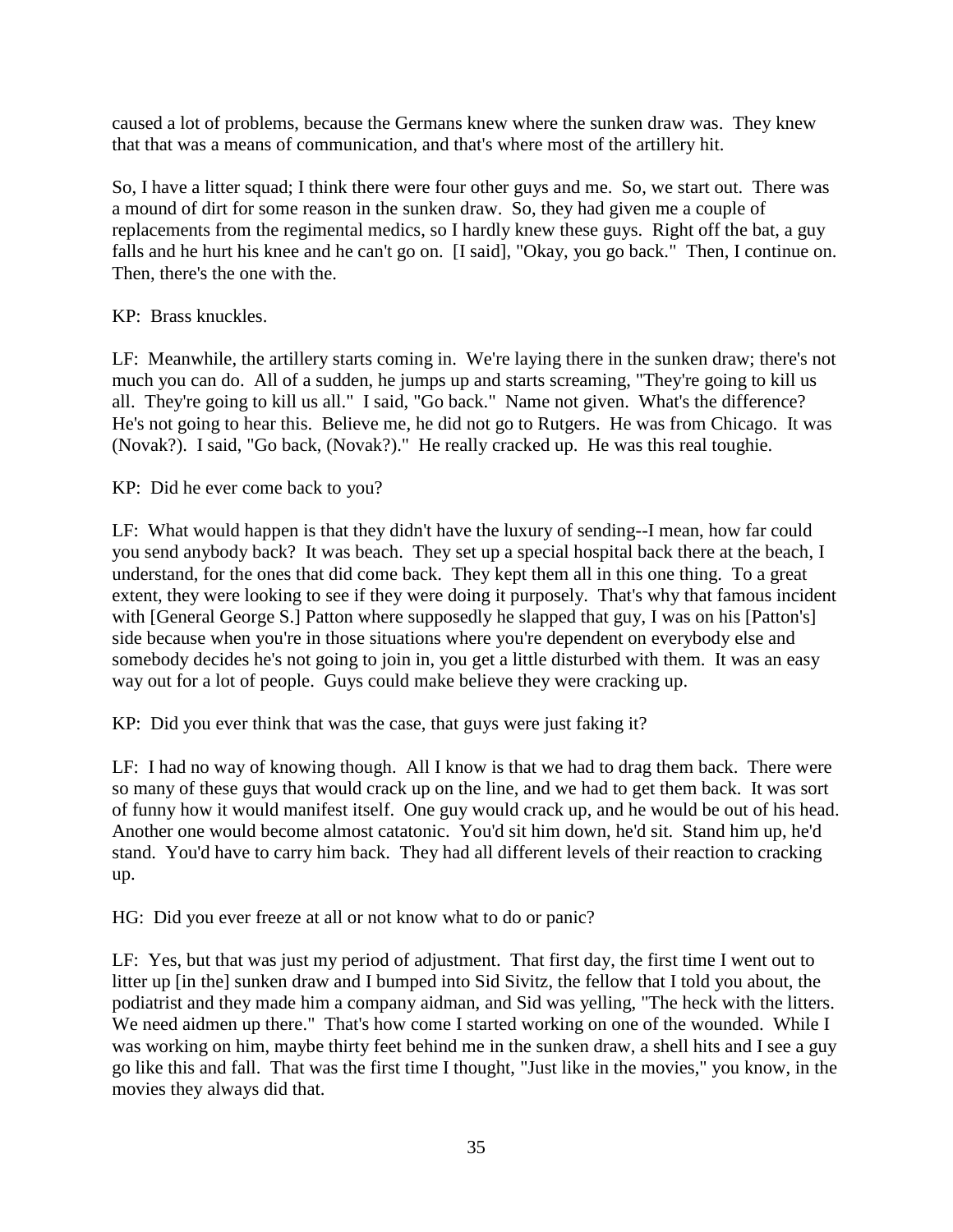caused a lot of problems, because the Germans knew where the sunken draw was. They knew that that was a means of communication, and that's where most of the artillery hit.

So, I have a litter squad; I think there were four other guys and me. So, we start out. There was a mound of dirt for some reason in the sunken draw. So, they had given me a couple of replacements from the regimental medics, so I hardly knew these guys. Right off the bat, a guy falls and he hurt his knee and he can't go on. [I said], "Okay, you go back." Then, I continue on. Then, there's the one with the.

KP: Brass knuckles.

LF: Meanwhile, the artillery starts coming in. We're laying there in the sunken draw; there's not much you can do. All of a sudden, he jumps up and starts screaming, "They're going to kill us all. They're going to kill us all." I said, "Go back." Name not given. What's the difference? He's not going to hear this. Believe me, he did not go to Rutgers. He was from Chicago. It was (Novak?). I said, "Go back, (Novak?)." He really cracked up. He was this real toughie.

KP: Did he ever come back to you?

LF: What would happen is that they didn't have the luxury of sending--I mean, how far could you send anybody back? It was beach. They set up a special hospital back there at the beach, I understand, for the ones that did come back. They kept them all in this one thing. To a great extent, they were looking to see if they were doing it purposely. That's why that famous incident with [General George S.] Patton where supposedly he slapped that guy, I was on his [Patton's] side because when you're in those situations where you're dependent on everybody else and somebody decides he's not going to join in, you get a little disturbed with them. It was an easy way out for a lot of people. Guys could make believe they were cracking up.

KP: Did you ever think that was the case, that guys were just faking it?

LF: I had no way of knowing though. All I know is that we had to drag them back. There were so many of these guys that would crack up on the line, and we had to get them back. It was sort of funny how it would manifest itself. One guy would crack up, and he would be out of his head. Another one would become almost catatonic. You'd sit him down, he'd sit. Stand him up, he'd stand. You'd have to carry him back. They had all different levels of their reaction to cracking up.

HG: Did you ever freeze at all or not know what to do or panic?

LF: Yes, but that was just my period of adjustment. That first day, the first time I went out to litter up [in the] sunken draw and I bumped into Sid Sivitz, the fellow that I told you about, the podiatrist and they made him a company aidman, and Sid was yelling, "The heck with the litters. We need aidmen up there." That's how come I started working on one of the wounded. While I was working on him, maybe thirty feet behind me in the sunken draw, a shell hits and I see a guy go like this and fall. That was the first time I thought, "Just like in the movies," you know, in the movies they always did that.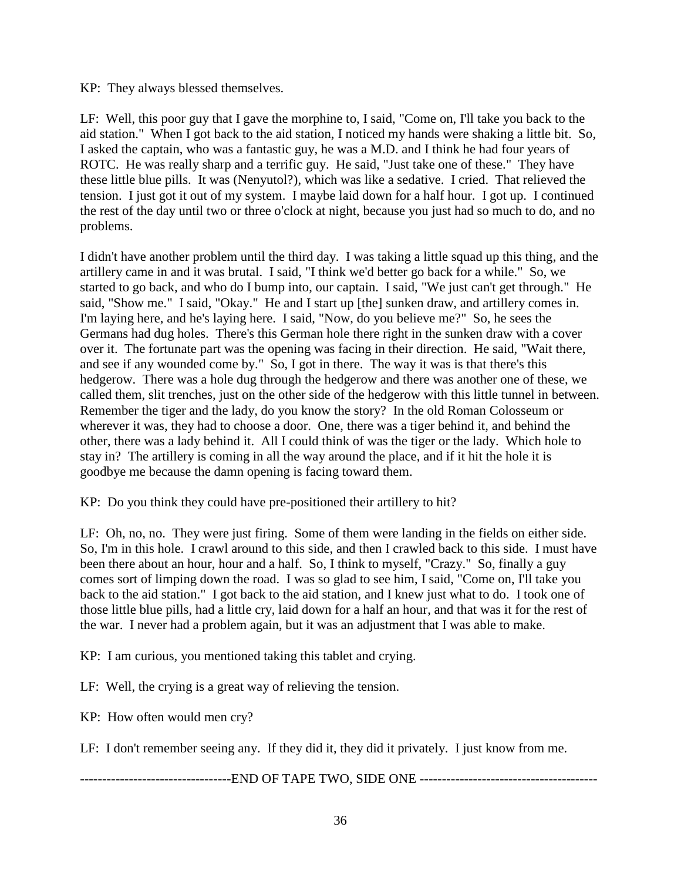KP: They always blessed themselves.

LF: Well, this poor guy that I gave the morphine to, I said, "Come on, I'll take you back to the aid station." When I got back to the aid station, I noticed my hands were shaking a little bit. So, I asked the captain, who was a fantastic guy, he was a M.D. and I think he had four years of ROTC. He was really sharp and a terrific guy. He said, "Just take one of these." They have these little blue pills. It was (Nenyutol?), which was like a sedative. I cried. That relieved the tension. I just got it out of my system. I maybe laid down for a half hour. I got up. I continued the rest of the day until two or three o'clock at night, because you just had so much to do, and no problems.

I didn't have another problem until the third day. I was taking a little squad up this thing, and the artillery came in and it was brutal. I said, "I think we'd better go back for a while." So, we started to go back, and who do I bump into, our captain. I said, "We just can't get through." He said, "Show me." I said, "Okay." He and I start up [the] sunken draw, and artillery comes in. I'm laying here, and he's laying here. I said, "Now, do you believe me?" So, he sees the Germans had dug holes. There's this German hole there right in the sunken draw with a cover over it. The fortunate part was the opening was facing in their direction. He said, "Wait there, and see if any wounded come by." So, I got in there. The way it was is that there's this hedgerow. There was a hole dug through the hedgerow and there was another one of these, we called them, slit trenches, just on the other side of the hedgerow with this little tunnel in between. Remember the tiger and the lady, do you know the story? In the old Roman Colosseum or wherever it was, they had to choose a door. One, there was a tiger behind it, and behind the other, there was a lady behind it. All I could think of was the tiger or the lady. Which hole to stay in? The artillery is coming in all the way around the place, and if it hit the hole it is goodbye me because the damn opening is facing toward them.

KP: Do you think they could have pre-positioned their artillery to hit?

LF: Oh, no, no. They were just firing. Some of them were landing in the fields on either side. So, I'm in this hole. I crawl around to this side, and then I crawled back to this side. I must have been there about an hour, hour and a half. So, I think to myself, "Crazy." So, finally a guy comes sort of limping down the road. I was so glad to see him, I said, "Come on, I'll take you back to the aid station." I got back to the aid station, and I knew just what to do. I took one of those little blue pills, had a little cry, laid down for a half an hour, and that was it for the rest of the war. I never had a problem again, but it was an adjustment that I was able to make.

KP: I am curious, you mentioned taking this tablet and crying.

LF: Well, the crying is a great way of relieving the tension.

KP: How often would men cry?

LF: I don't remember seeing any. If they did it, they did it privately. I just know from me.

----------------------------------END OF TAPE TWO, SIDE ONE ----------------------------------------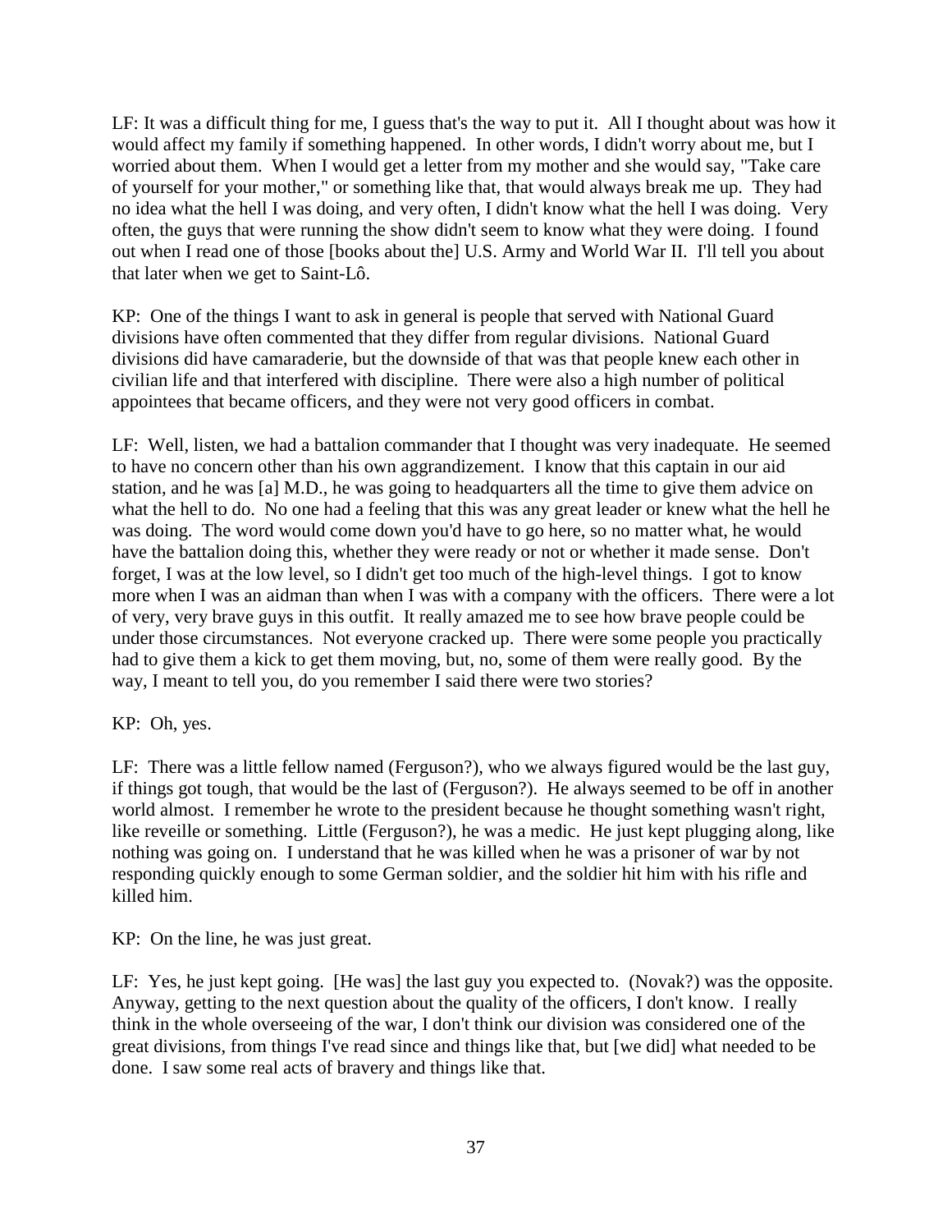LF: It was a difficult thing for me, I guess that's the way to put it. All I thought about was how it would affect my family if something happened. In other words, I didn't worry about me, but I worried about them. When I would get a letter from my mother and she would say, "Take care of yourself for your mother," or something like that, that would always break me up. They had no idea what the hell I was doing, and very often, I didn't know what the hell I was doing. Very often, the guys that were running the show didn't seem to know what they were doing. I found out when I read one of those [books about the] U.S. Army and World War II. I'll tell you about that later when we get to Saint-Lô.

KP: One of the things I want to ask in general is people that served with National Guard divisions have often commented that they differ from regular divisions. National Guard divisions did have camaraderie, but the downside of that was that people knew each other in civilian life and that interfered with discipline. There were also a high number of political appointees that became officers, and they were not very good officers in combat.

LF: Well, listen, we had a battalion commander that I thought was very inadequate. He seemed to have no concern other than his own aggrandizement. I know that this captain in our aid station, and he was [a] M.D., he was going to headquarters all the time to give them advice on what the hell to do. No one had a feeling that this was any great leader or knew what the hell he was doing. The word would come down you'd have to go here, so no matter what, he would have the battalion doing this, whether they were ready or not or whether it made sense. Don't forget, I was at the low level, so I didn't get too much of the high-level things. I got to know more when I was an aidman than when I was with a company with the officers. There were a lot of very, very brave guys in this outfit. It really amazed me to see how brave people could be under those circumstances. Not everyone cracked up. There were some people you practically had to give them a kick to get them moving, but, no, some of them were really good. By the way, I meant to tell you, do you remember I said there were two stories?

KP: Oh, yes.

LF: There was a little fellow named (Ferguson?), who we always figured would be the last guy, if things got tough, that would be the last of (Ferguson?). He always seemed to be off in another world almost. I remember he wrote to the president because he thought something wasn't right, like reveille or something. Little (Ferguson?), he was a medic. He just kept plugging along, like nothing was going on. I understand that he was killed when he was a prisoner of war by not responding quickly enough to some German soldier, and the soldier hit him with his rifle and killed him.

KP: On the line, he was just great.

LF: Yes, he just kept going. [He was] the last guy you expected to. (Novak?) was the opposite. Anyway, getting to the next question about the quality of the officers, I don't know. I really think in the whole overseeing of the war, I don't think our division was considered one of the great divisions, from things I've read since and things like that, but [we did] what needed to be done. I saw some real acts of bravery and things like that.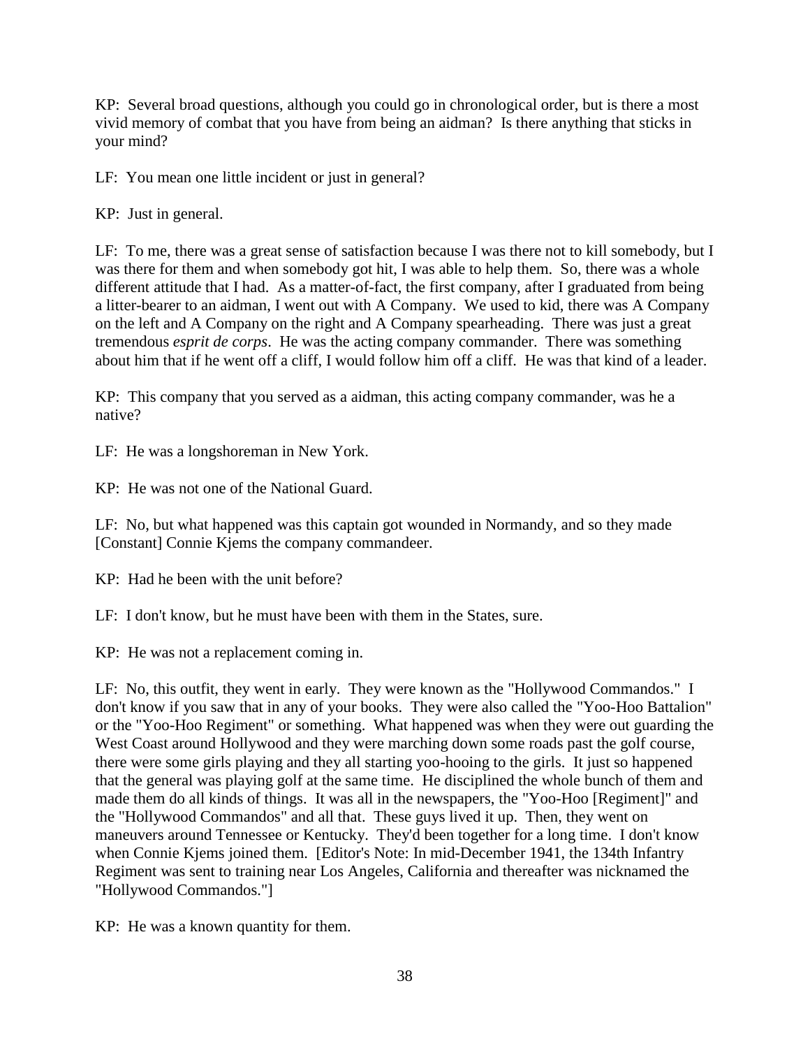KP: Several broad questions, although you could go in chronological order, but is there a most vivid memory of combat that you have from being an aidman? Is there anything that sticks in your mind?

LF: You mean one little incident or just in general?

KP: Just in general.

LF: To me, there was a great sense of satisfaction because I was there not to kill somebody, but I was there for them and when somebody got hit, I was able to help them. So, there was a whole different attitude that I had. As a matter-of-fact, the first company, after I graduated from being a litter-bearer to an aidman, I went out with A Company. We used to kid, there was A Company on the left and A Company on the right and A Company spearheading. There was just a great tremendous *esprit de corps*. He was the acting company commander. There was something about him that if he went off a cliff, I would follow him off a cliff. He was that kind of a leader.

KP: This company that you served as a aidman, this acting company commander, was he a native?

LF: He was a longshoreman in New York.

KP: He was not one of the National Guard.

LF: No, but what happened was this captain got wounded in Normandy, and so they made [Constant] Connie Kjems the company commandeer.

KP: Had he been with the unit before?

LF: I don't know, but he must have been with them in the States, sure.

KP: He was not a replacement coming in.

LF: No, this outfit, they went in early. They were known as the "Hollywood Commandos." I don't know if you saw that in any of your books. They were also called the "Yoo-Hoo Battalion" or the "Yoo-Hoo Regiment" or something. What happened was when they were out guarding the West Coast around Hollywood and they were marching down some roads past the golf course, there were some girls playing and they all starting yoo-hooing to the girls. It just so happened that the general was playing golf at the same time. He disciplined the whole bunch of them and made them do all kinds of things. It was all in the newspapers, the "Yoo-Hoo [Regiment]" and the "Hollywood Commandos" and all that. These guys lived it up. Then, they went on maneuvers around Tennessee or Kentucky. They'd been together for a long time. I don't know when Connie Kjems joined them. [Editor's Note: In mid-December 1941, the 134th Infantry Regiment was sent to training near Los Angeles, California and thereafter was nicknamed the "Hollywood Commandos."]

KP: He was a known quantity for them.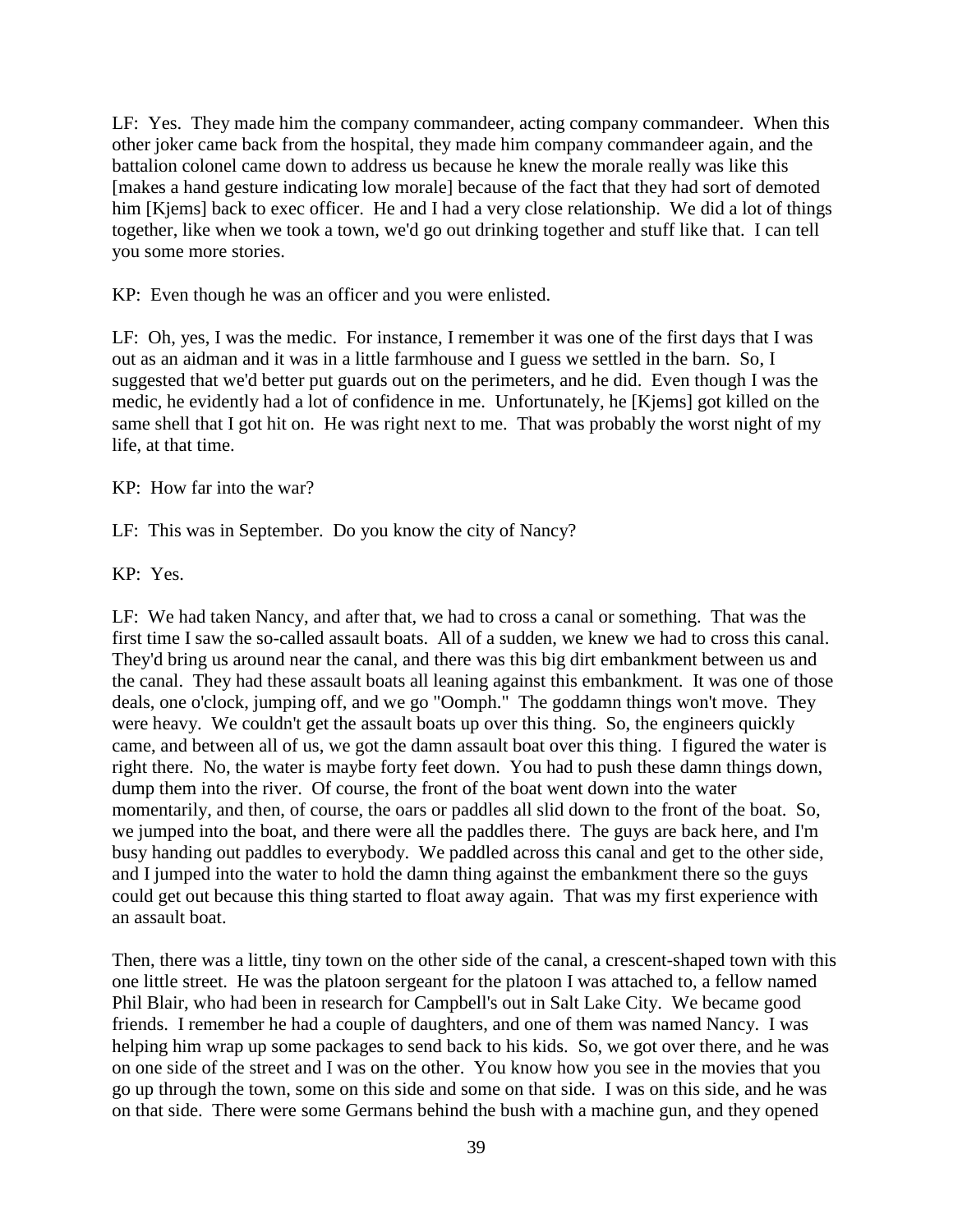LF: Yes. They made him the company commandeer, acting company commandeer. When this other joker came back from the hospital, they made him company commandeer again, and the battalion colonel came down to address us because he knew the morale really was like this [makes a hand gesture indicating low morale] because of the fact that they had sort of demoted him [Kjems] back to exec officer. He and I had a very close relationship. We did a lot of things together, like when we took a town, we'd go out drinking together and stuff like that. I can tell you some more stories.

KP: Even though he was an officer and you were enlisted.

LF: Oh, yes, I was the medic. For instance, I remember it was one of the first days that I was out as an aidman and it was in a little farmhouse and I guess we settled in the barn. So, I suggested that we'd better put guards out on the perimeters, and he did. Even though I was the medic, he evidently had a lot of confidence in me. Unfortunately, he [Kjems] got killed on the same shell that I got hit on. He was right next to me. That was probably the worst night of my life, at that time.

KP: How far into the war?

LF: This was in September. Do you know the city of Nancy?

KP: Yes.

LF: We had taken Nancy, and after that, we had to cross a canal or something. That was the first time I saw the so-called assault boats. All of a sudden, we knew we had to cross this canal. They'd bring us around near the canal, and there was this big dirt embankment between us and the canal. They had these assault boats all leaning against this embankment. It was one of those deals, one o'clock, jumping off, and we go "Oomph." The goddamn things won't move. They were heavy. We couldn't get the assault boats up over this thing. So, the engineers quickly came, and between all of us, we got the damn assault boat over this thing. I figured the water is right there. No, the water is maybe forty feet down. You had to push these damn things down, dump them into the river. Of course, the front of the boat went down into the water momentarily, and then, of course, the oars or paddles all slid down to the front of the boat. So, we jumped into the boat, and there were all the paddles there. The guys are back here, and I'm busy handing out paddles to everybody. We paddled across this canal and get to the other side, and I jumped into the water to hold the damn thing against the embankment there so the guys could get out because this thing started to float away again. That was my first experience with an assault boat.

Then, there was a little, tiny town on the other side of the canal, a crescent-shaped town with this one little street. He was the platoon sergeant for the platoon I was attached to, a fellow named Phil Blair, who had been in research for Campbell's out in Salt Lake City. We became good friends. I remember he had a couple of daughters, and one of them was named Nancy. I was helping him wrap up some packages to send back to his kids. So, we got over there, and he was on one side of the street and I was on the other. You know how you see in the movies that you go up through the town, some on this side and some on that side. I was on this side, and he was on that side. There were some Germans behind the bush with a machine gun, and they opened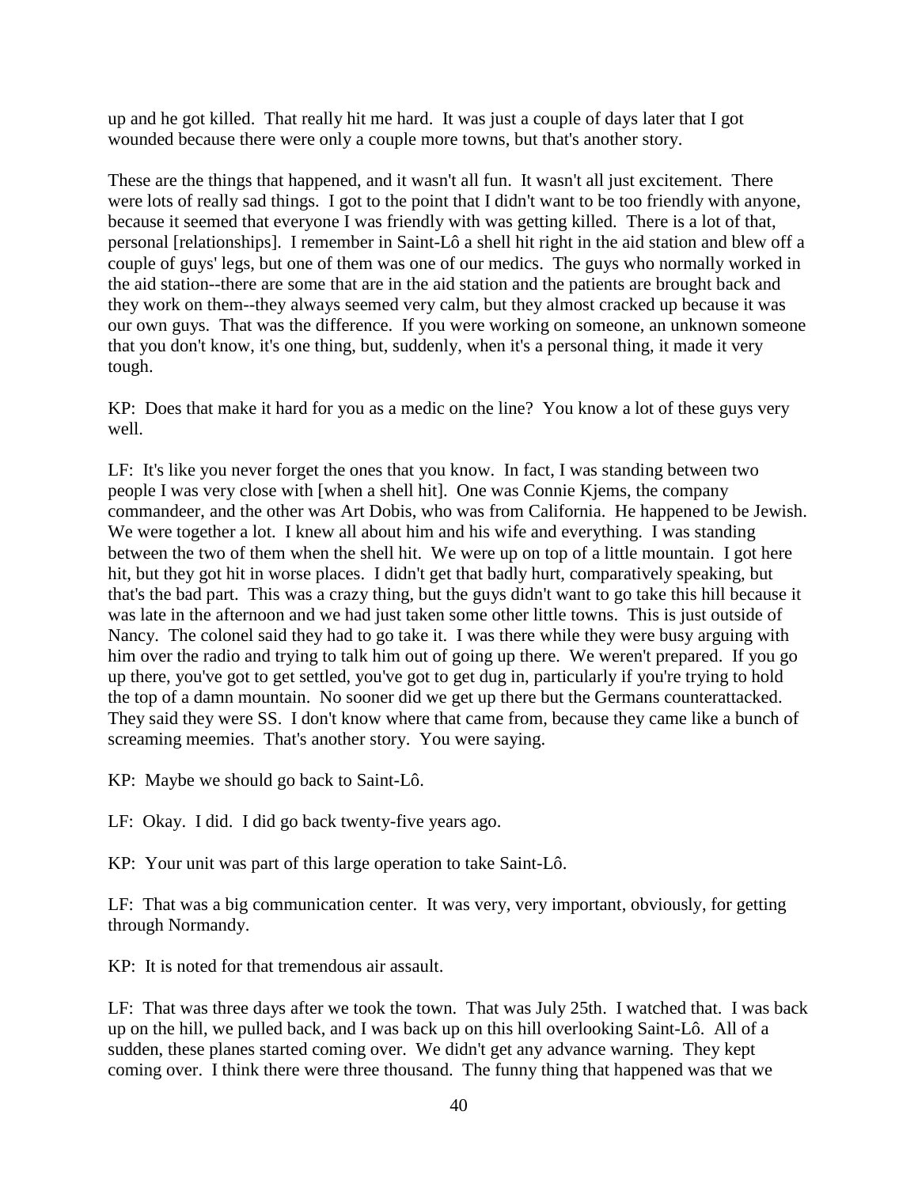up and he got killed. That really hit me hard. It was just a couple of days later that I got wounded because there were only a couple more towns, but that's another story.

These are the things that happened, and it wasn't all fun. It wasn't all just excitement. There were lots of really sad things. I got to the point that I didn't want to be too friendly with anyone, because it seemed that everyone I was friendly with was getting killed. There is a lot of that, personal [relationships]. I remember in Saint-Lô a shell hit right in the aid station and blew off a couple of guys' legs, but one of them was one of our medics. The guys who normally worked in the aid station--there are some that are in the aid station and the patients are brought back and they work on them--they always seemed very calm, but they almost cracked up because it was our own guys. That was the difference. If you were working on someone, an unknown someone that you don't know, it's one thing, but, suddenly, when it's a personal thing, it made it very tough.

KP: Does that make it hard for you as a medic on the line? You know a lot of these guys very well.

LF: It's like you never forget the ones that you know. In fact, I was standing between two people I was very close with [when a shell hit]. One was Connie Kjems, the company commandeer, and the other was Art Dobis, who was from California. He happened to be Jewish. We were together a lot. I knew all about him and his wife and everything. I was standing between the two of them when the shell hit. We were up on top of a little mountain. I got here hit, but they got hit in worse places. I didn't get that badly hurt, comparatively speaking, but that's the bad part. This was a crazy thing, but the guys didn't want to go take this hill because it was late in the afternoon and we had just taken some other little towns. This is just outside of Nancy. The colonel said they had to go take it. I was there while they were busy arguing with him over the radio and trying to talk him out of going up there. We weren't prepared. If you go up there, you've got to get settled, you've got to get dug in, particularly if you're trying to hold the top of a damn mountain. No sooner did we get up there but the Germans counterattacked. They said they were SS. I don't know where that came from, because they came like a bunch of screaming meemies. That's another story. You were saying.

KP: Maybe we should go back to Saint-Lô.

LF: Okay. I did. I did go back twenty-five years ago.

KP: Your unit was part of this large operation to take Saint-Lô.

LF: That was a big communication center. It was very, very important, obviously, for getting through Normandy.

KP: It is noted for that tremendous air assault.

LF: That was three days after we took the town. That was July 25th. I watched that. I was back up on the hill, we pulled back, and I was back up on this hill overlooking Saint-Lô. All of a sudden, these planes started coming over. We didn't get any advance warning. They kept coming over. I think there were three thousand. The funny thing that happened was that we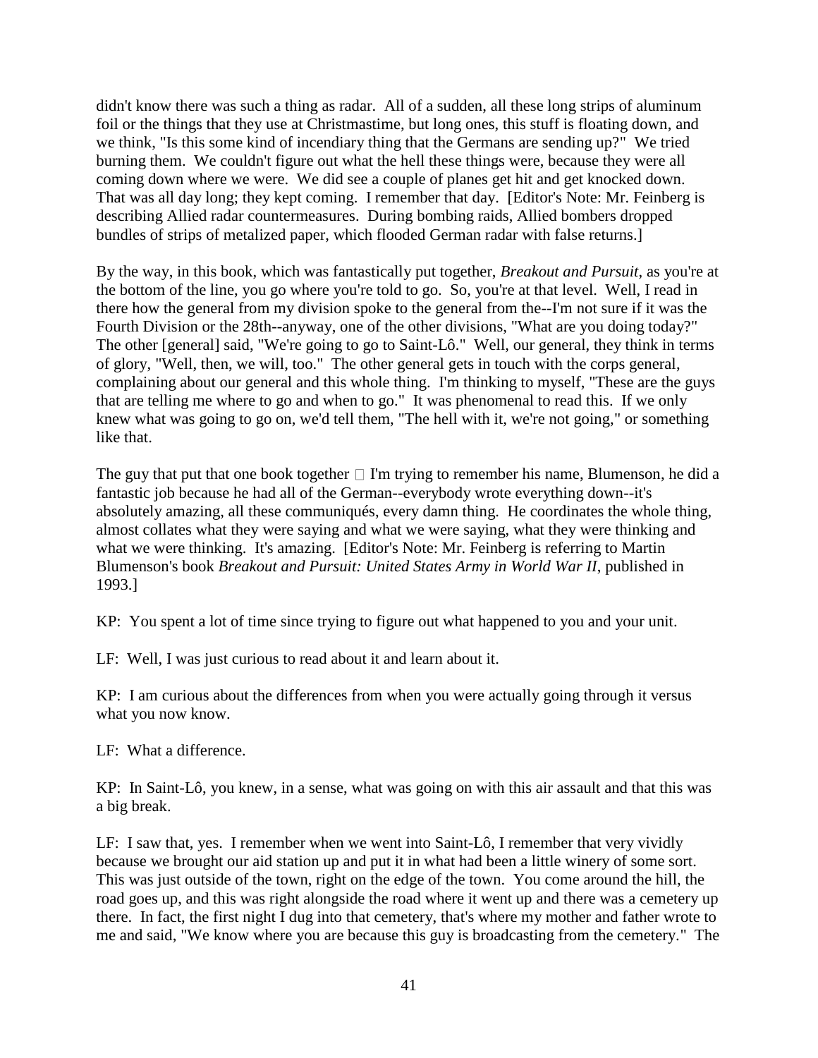didn't know there was such a thing as radar. All of a sudden, all these long strips of aluminum foil or the things that they use at Christmastime, but long ones, this stuff is floating down, and we think, "Is this some kind of incendiary thing that the Germans are sending up?" We tried burning them. We couldn't figure out what the hell these things were, because they were all coming down where we were. We did see a couple of planes get hit and get knocked down. That was all day long; they kept coming. I remember that day. [Editor's Note: Mr. Feinberg is describing Allied radar countermeasures. During bombing raids, Allied bombers dropped bundles of strips of metalized paper, which flooded German radar with false returns.]

By the way, in this book, which was fantastically put together, *Breakout and Pursuit*, as you're at the bottom of the line, you go where you're told to go. So, you're at that level. Well, I read in there how the general from my division spoke to the general from the--I'm not sure if it was the Fourth Division or the 28th--anyway, one of the other divisions, "What are you doing today?" The other [general] said, "We're going to go to Saint-Lô." Well, our general, they think in terms of glory, "Well, then, we will, too." The other general gets in touch with the corps general, complaining about our general and this whole thing. I'm thinking to myself, "These are the guys that are telling me where to go and when to go." It was phenomenal to read this. If we only knew what was going to go on, we'd tell them, "The hell with it, we're not going," or something like that.

The guy that put that one book together  I'm trying to remember his name, Blumenson, he did a fantastic job because he had all of the German--everybody wrote everything down--it's absolutely amazing, all these communiqués, every damn thing. He coordinates the whole thing, almost collates what they were saying and what we were saying, what they were thinking and what we were thinking. It's amazing. [Editor's Note: Mr. Feinberg is referring to Martin Blumenson's book *Breakout and Pursuit: United States Army in World War II*, published in 1993.]

KP: You spent a lot of time since trying to figure out what happened to you and your unit.

LF: Well, I was just curious to read about it and learn about it.

KP: I am curious about the differences from when you were actually going through it versus what you now know.

LF: What a difference.

KP: In Saint-Lô, you knew, in a sense, what was going on with this air assault and that this was a big break.

LF: I saw that, yes. I remember when we went into Saint-Lô, I remember that very vividly because we brought our aid station up and put it in what had been a little winery of some sort. This was just outside of the town, right on the edge of the town. You come around the hill, the road goes up, and this was right alongside the road where it went up and there was a cemetery up there. In fact, the first night I dug into that cemetery, that's where my mother and father wrote to me and said, "We know where you are because this guy is broadcasting from the cemetery." The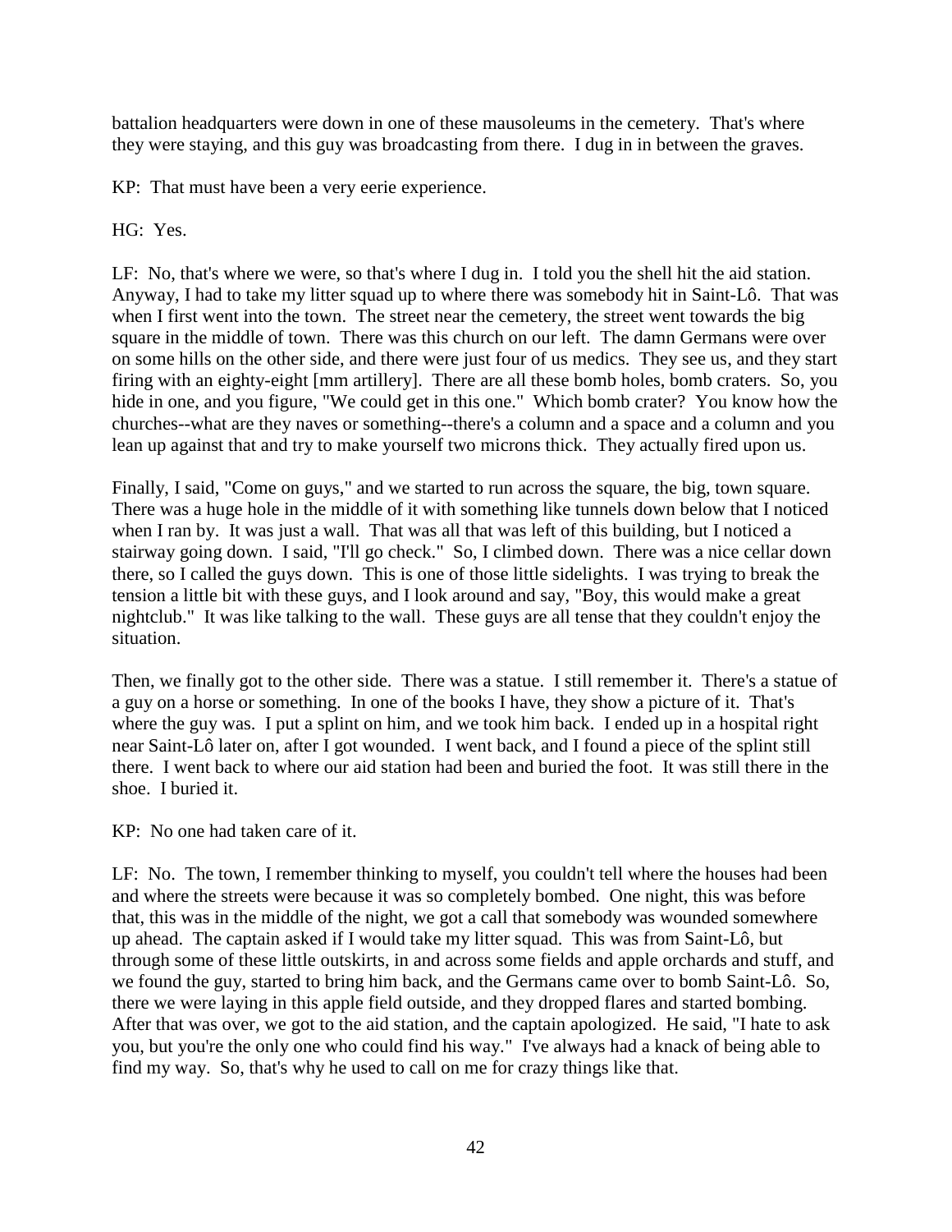battalion headquarters were down in one of these mausoleums in the cemetery. That's where they were staying, and this guy was broadcasting from there. I dug in in between the graves.

KP: That must have been a very eerie experience.

HG: Yes.

LF: No, that's where we were, so that's where I dug in. I told you the shell hit the aid station. Anyway, I had to take my litter squad up to where there was somebody hit in Saint-Lô. That was when I first went into the town. The street near the cemetery, the street went towards the big square in the middle of town. There was this church on our left. The damn Germans were over on some hills on the other side, and there were just four of us medics. They see us, and they start firing with an eighty-eight [mm artillery]. There are all these bomb holes, bomb craters. So, you hide in one, and you figure, "We could get in this one." Which bomb crater? You know how the churches--what are they naves or something--there's a column and a space and a column and you lean up against that and try to make yourself two microns thick. They actually fired upon us.

Finally, I said, "Come on guys," and we started to run across the square, the big, town square. There was a huge hole in the middle of it with something like tunnels down below that I noticed when I ran by. It was just a wall. That was all that was left of this building, but I noticed a stairway going down. I said, "I'll go check." So, I climbed down. There was a nice cellar down there, so I called the guys down. This is one of those little sidelights. I was trying to break the tension a little bit with these guys, and I look around and say, "Boy, this would make a great nightclub." It was like talking to the wall. These guys are all tense that they couldn't enjoy the situation.

Then, we finally got to the other side. There was a statue. I still remember it. There's a statue of a guy on a horse or something. In one of the books I have, they show a picture of it. That's where the guy was. I put a splint on him, and we took him back. I ended up in a hospital right near Saint-Lô later on, after I got wounded. I went back, and I found a piece of the splint still there. I went back to where our aid station had been and buried the foot. It was still there in the shoe. I buried it.

KP: No one had taken care of it.

LF: No. The town, I remember thinking to myself, you couldn't tell where the houses had been and where the streets were because it was so completely bombed. One night, this was before that, this was in the middle of the night, we got a call that somebody was wounded somewhere up ahead. The captain asked if I would take my litter squad. This was from Saint-Lô, but through some of these little outskirts, in and across some fields and apple orchards and stuff, and we found the guy, started to bring him back, and the Germans came over to bomb Saint-Lô. So, there we were laying in this apple field outside, and they dropped flares and started bombing. After that was over, we got to the aid station, and the captain apologized. He said, "I hate to ask you, but you're the only one who could find his way." I've always had a knack of being able to find my way. So, that's why he used to call on me for crazy things like that.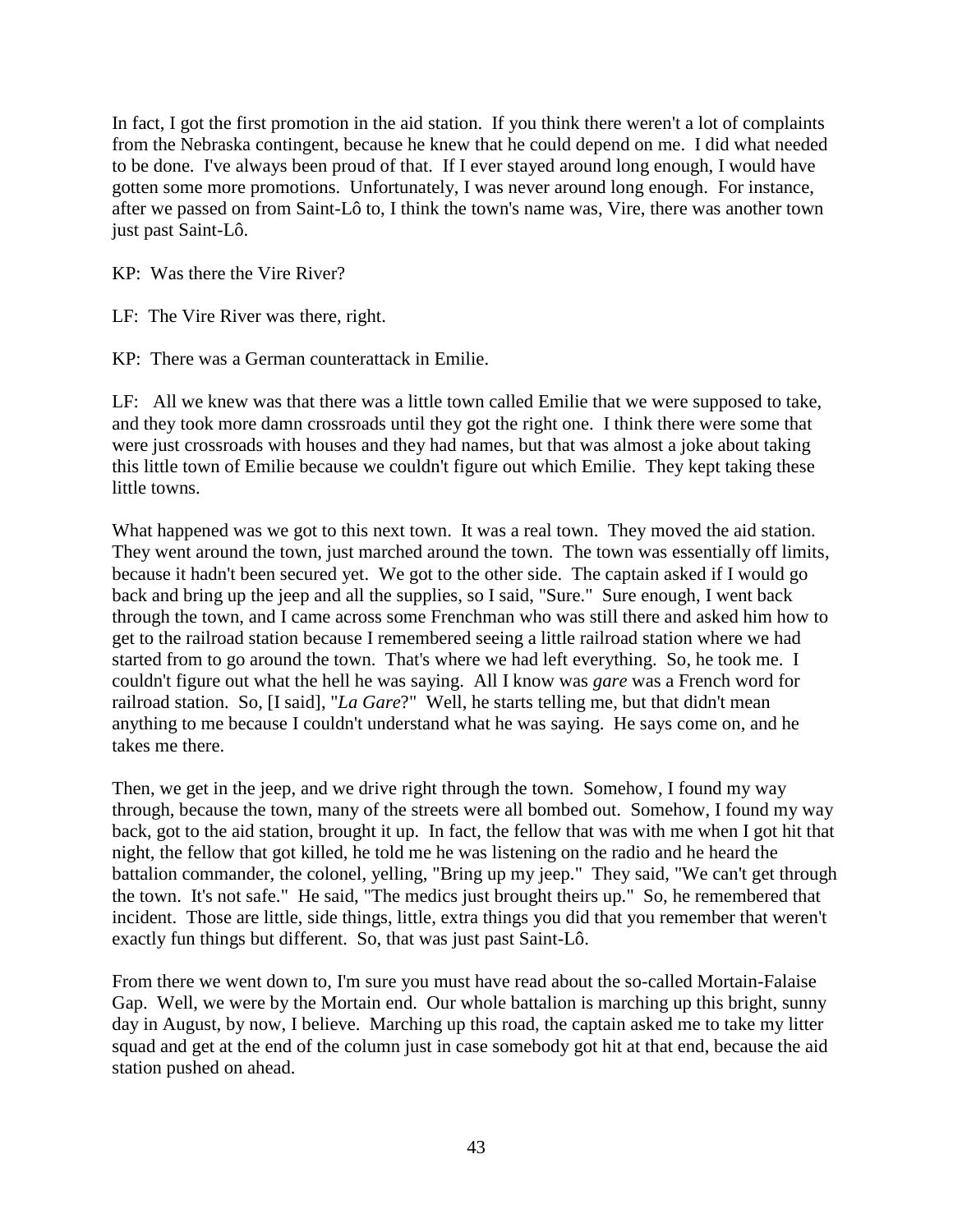In fact, I got the first promotion in the aid station. If you think there weren't a lot of complaints from the Nebraska contingent, because he knew that he could depend on me. I did what needed to be done. I've always been proud of that. If I ever stayed around long enough, I would have gotten some more promotions. Unfortunately, I was never around long enough. For instance, after we passed on from Saint-Lô to, I think the town's name was, Vire, there was another town just past Saint-Lô.

KP: Was there the Vire River?

LF: The Vire River was there, right.

KP: There was a German counterattack in Emilie.

LF: All we knew was that there was a little town called Emilie that we were supposed to take, and they took more damn crossroads until they got the right one. I think there were some that were just crossroads with houses and they had names, but that was almost a joke about taking this little town of Emilie because we couldn't figure out which Emilie. They kept taking these little towns.

What happened was we got to this next town. It was a real town. They moved the aid station. They went around the town, just marched around the town. The town was essentially off limits, because it hadn't been secured yet. We got to the other side. The captain asked if I would go back and bring up the jeep and all the supplies, so I said, "Sure." Sure enough, I went back through the town, and I came across some Frenchman who was still there and asked him how to get to the railroad station because I remembered seeing a little railroad station where we had started from to go around the town. That's where we had left everything. So, he took me. I couldn't figure out what the hell he was saying. All I know was *gare* was a French word for railroad station. So, [I said], "*La Gare*?" Well, he starts telling me, but that didn't mean anything to me because I couldn't understand what he was saying. He says come on, and he takes me there.

Then, we get in the jeep, and we drive right through the town. Somehow, I found my way through, because the town, many of the streets were all bombed out. Somehow, I found my way back, got to the aid station, brought it up. In fact, the fellow that was with me when I got hit that night, the fellow that got killed, he told me he was listening on the radio and he heard the battalion commander, the colonel, yelling, "Bring up my jeep." They said, "We can't get through the town. It's not safe." He said, "The medics just brought theirs up." So, he remembered that incident. Those are little, side things, little, extra things you did that you remember that weren't exactly fun things but different. So, that was just past Saint-Lô.

From there we went down to, I'm sure you must have read about the so-called Mortain-Falaise Gap. Well, we were by the Mortain end. Our whole battalion is marching up this bright, sunny day in August, by now, I believe. Marching up this road, the captain asked me to take my litter squad and get at the end of the column just in case somebody got hit at that end, because the aid station pushed on ahead.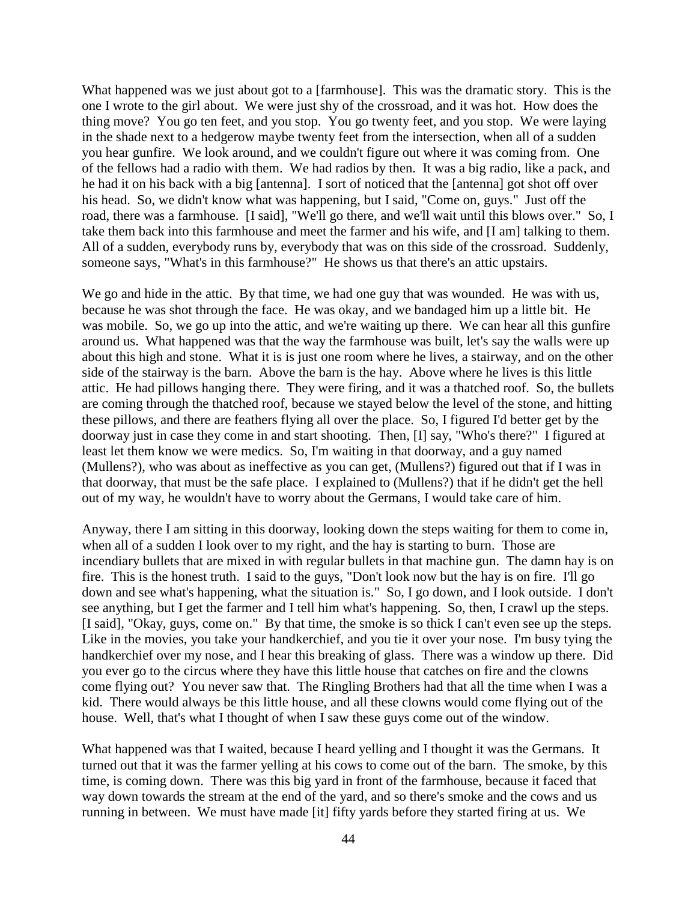What happened was we just about got to a [farmhouse]. This was the dramatic story. This is the one I wrote to the girl about. We were just shy of the crossroad, and it was hot. How does the thing move? You go ten feet, and you stop. You go twenty feet, and you stop. We were laying in the shade next to a hedgerow maybe twenty feet from the intersection, when all of a sudden you hear gunfire. We look around, and we couldn't figure out where it was coming from. One of the fellows had a radio with them. We had radios by then. It was a big radio, like a pack, and he had it on his back with a big [antenna]. I sort of noticed that the [antenna] got shot off over his head. So, we didn't know what was happening, but I said, "Come on, guys." Just off the road, there was a farmhouse. [I said], "We'll go there, and we'll wait until this blows over." So, I take them back into this farmhouse and meet the farmer and his wife, and [I am] talking to them. All of a sudden, everybody runs by, everybody that was on this side of the crossroad. Suddenly, someone says, "What's in this farmhouse?" He shows us that there's an attic upstairs.

We go and hide in the attic. By that time, we had one guy that was wounded. He was with us, because he was shot through the face. He was okay, and we bandaged him up a little bit. He was mobile. So, we go up into the attic, and we're waiting up there. We can hear all this gunfire around us. What happened was that the way the farmhouse was built, let's say the walls were up about this high and stone. What it is is just one room where he lives, a stairway, and on the other side of the stairway is the barn. Above the barn is the hay. Above where he lives is this little attic. He had pillows hanging there. They were firing, and it was a thatched roof. So, the bullets are coming through the thatched roof, because we stayed below the level of the stone, and hitting these pillows, and there are feathers flying all over the place. So, I figured I'd better get by the doorway just in case they come in and start shooting. Then, [I] say, "Who's there?" I figured at least let them know we were medics. So, I'm waiting in that doorway, and a guy named (Mullens?), who was about as ineffective as you can get, (Mullens?) figured out that if I was in that doorway, that must be the safe place. I explained to (Mullens?) that if he didn't get the hell out of my way, he wouldn't have to worry about the Germans, I would take care of him.

Anyway, there I am sitting in this doorway, looking down the steps waiting for them to come in, when all of a sudden I look over to my right, and the hay is starting to burn. Those are incendiary bullets that are mixed in with regular bullets in that machine gun. The damn hay is on fire. This is the honest truth. I said to the guys, "Don't look now but the hay is on fire. I'll go down and see what's happening, what the situation is." So, I go down, and I look outside. I don't see anything, but I get the farmer and I tell him what's happening. So, then, I crawl up the steps. [I said], "Okay, guys, come on." By that time, the smoke is so thick I can't even see up the steps. Like in the movies, you take your handkerchief, and you tie it over your nose. I'm busy tying the handkerchief over my nose, and I hear this breaking of glass. There was a window up there. Did you ever go to the circus where they have this little house that catches on fire and the clowns come flying out? You never saw that. The Ringling Brothers had that all the time when I was a kid. There would always be this little house, and all these clowns would come flying out of the house. Well, that's what I thought of when I saw these guys come out of the window.

What happened was that I waited, because I heard yelling and I thought it was the Germans. It turned out that it was the farmer yelling at his cows to come out of the barn. The smoke, by this time, is coming down. There was this big yard in front of the farmhouse, because it faced that way down towards the stream at the end of the yard, and so there's smoke and the cows and us running in between. We must have made [it] fifty yards before they started firing at us. We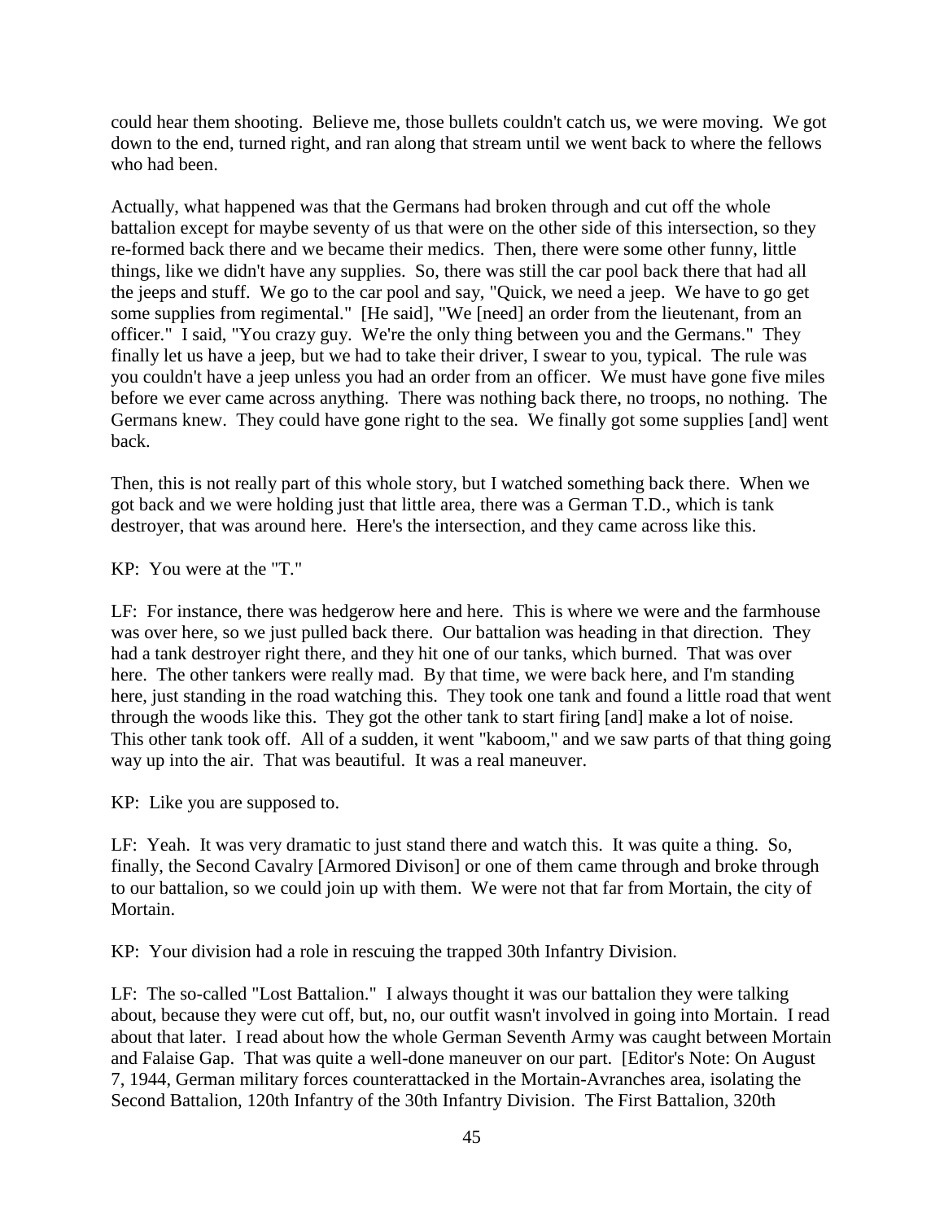could hear them shooting. Believe me, those bullets couldn't catch us, we were moving. We got down to the end, turned right, and ran along that stream until we went back to where the fellows who had been.

Actually, what happened was that the Germans had broken through and cut off the whole battalion except for maybe seventy of us that were on the other side of this intersection, so they re-formed back there and we became their medics. Then, there were some other funny, little things, like we didn't have any supplies. So, there was still the car pool back there that had all the jeeps and stuff. We go to the car pool and say, "Quick, we need a jeep. We have to go get some supplies from regimental." [He said], "We [need] an order from the lieutenant, from an officer." I said, "You crazy guy. We're the only thing between you and the Germans." They finally let us have a jeep, but we had to take their driver, I swear to you, typical. The rule was you couldn't have a jeep unless you had an order from an officer. We must have gone five miles before we ever came across anything. There was nothing back there, no troops, no nothing. The Germans knew. They could have gone right to the sea. We finally got some supplies [and] went back.

Then, this is not really part of this whole story, but I watched something back there. When we got back and we were holding just that little area, there was a German T.D., which is tank destroyer, that was around here. Here's the intersection, and they came across like this.

KP: You were at the "T."

LF: For instance, there was hedgerow here and here. This is where we were and the farmhouse was over here, so we just pulled back there. Our battalion was heading in that direction. They had a tank destroyer right there, and they hit one of our tanks, which burned. That was over here. The other tankers were really mad. By that time, we were back here, and I'm standing here, just standing in the road watching this. They took one tank and found a little road that went through the woods like this. They got the other tank to start firing [and] make a lot of noise. This other tank took off. All of a sudden, it went "kaboom," and we saw parts of that thing going way up into the air. That was beautiful. It was a real maneuver.

KP: Like you are supposed to.

LF: Yeah. It was very dramatic to just stand there and watch this. It was quite a thing. So, finally, the Second Cavalry [Armored Divison] or one of them came through and broke through to our battalion, so we could join up with them. We were not that far from Mortain, the city of Mortain.

KP: Your division had a role in rescuing the trapped 30th Infantry Division.

LF: The so-called "Lost Battalion." I always thought it was our battalion they were talking about, because they were cut off, but, no, our outfit wasn't involved in going into Mortain. I read about that later. I read about how the whole German Seventh Army was caught between Mortain and Falaise Gap. That was quite a well-done maneuver on our part. [Editor's Note: On August 7, 1944, German military forces counterattacked in the Mortain-Avranches area, isolating the Second Battalion, 120th Infantry of the 30th Infantry Division. The First Battalion, 320th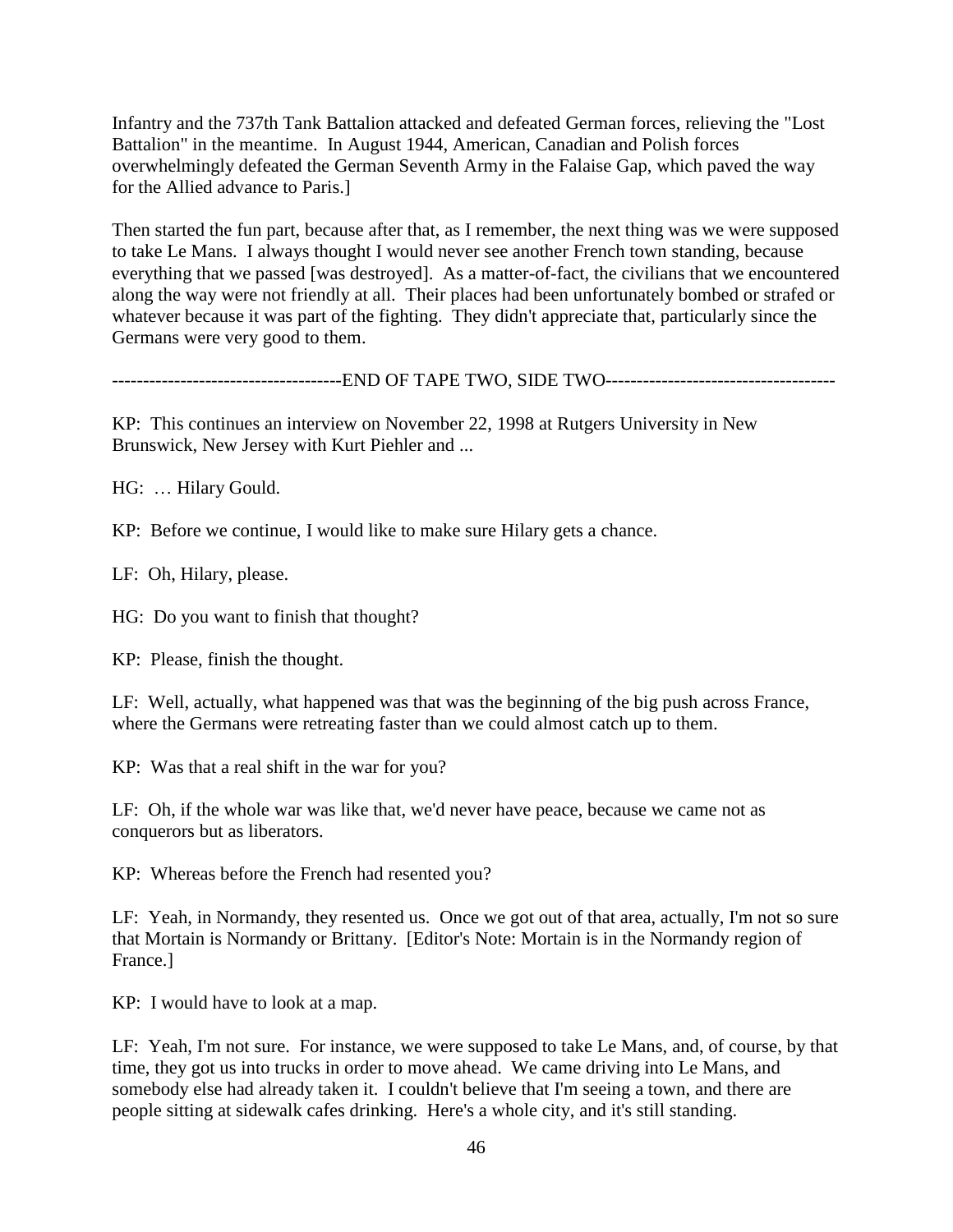Infantry and the 737th Tank Battalion attacked and defeated German forces, relieving the "Lost Battalion" in the meantime. In August 1944, American, Canadian and Polish forces overwhelmingly defeated the German Seventh Army in the Falaise Gap, which paved the way for the Allied advance to Paris.]

Then started the fun part, because after that, as I remember, the next thing was we were supposed to take Le Mans. I always thought I would never see another French town standing, because everything that we passed [was destroyed]. As a matter-of-fact, the civilians that we encountered along the way were not friendly at all. Their places had been unfortunately bombed or strafed or whatever because it was part of the fighting. They didn't appreciate that, particularly since the Germans were very good to them.

------------------------------------END OF TAPE TWO, SIDE TWO------------------------------------

KP: This continues an interview on November 22, 1998 at Rutgers University in New Brunswick, New Jersey with Kurt Piehler and ...

HG: … Hilary Gould.

KP: Before we continue, I would like to make sure Hilary gets a chance.

LF: Oh, Hilary, please.

HG: Do you want to finish that thought?

KP: Please, finish the thought.

LF: Well, actually, what happened was that was the beginning of the big push across France, where the Germans were retreating faster than we could almost catch up to them.

KP: Was that a real shift in the war for you?

LF: Oh, if the whole war was like that, we'd never have peace, because we came not as conquerors but as liberators.

KP: Whereas before the French had resented you?

LF: Yeah, in Normandy, they resented us. Once we got out of that area, actually, I'm not so sure that Mortain is Normandy or Brittany. [Editor's Note: Mortain is in the Normandy region of France.]

KP: I would have to look at a map.

LF: Yeah, I'm not sure. For instance, we were supposed to take Le Mans, and, of course, by that time, they got us into trucks in order to move ahead. We came driving into Le Mans, and somebody else had already taken it. I couldn't believe that I'm seeing a town, and there are people sitting at sidewalk cafes drinking. Here's a whole city, and it's still standing.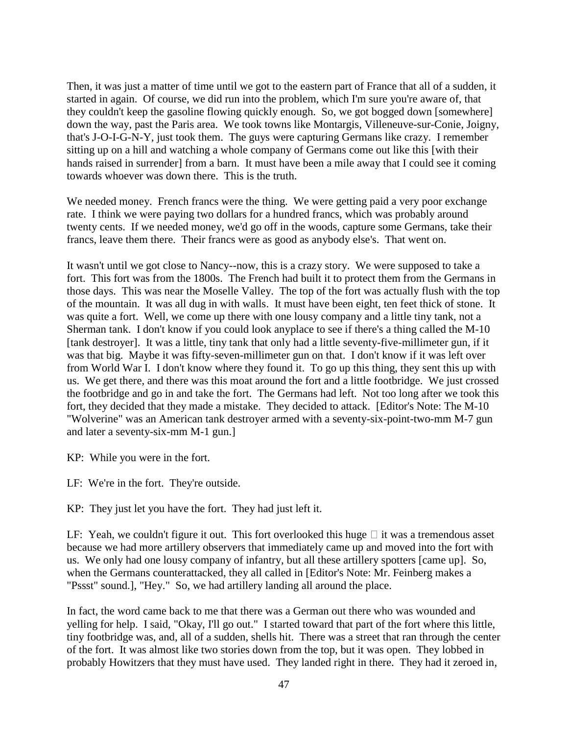Then, it was just a matter of time until we got to the eastern part of France that all of a sudden, it started in again. Of course, we did run into the problem, which I'm sure you're aware of, that they couldn't keep the gasoline flowing quickly enough. So, we got bogged down [somewhere] down the way, past the Paris area. We took towns like Montargis, Villeneuve-sur-Conie, Joigny, that's J-O-I-G-N-Y, just took them. The guys were capturing Germans like crazy. I remember sitting up on a hill and watching a whole company of Germans come out like this [with their hands raised in surrender] from a barn. It must have been a mile away that I could see it coming towards whoever was down there. This is the truth.

We needed money. French francs were the thing. We were getting paid a very poor exchange rate. I think we were paying two dollars for a hundred francs, which was probably around twenty cents. If we needed money, we'd go off in the woods, capture some Germans, take their francs, leave them there. Their francs were as good as anybody else's. That went on.

It wasn't until we got close to Nancy--now, this is a crazy story. We were supposed to take a fort. This fort was from the 1800s. The French had built it to protect them from the Germans in those days. This was near the Moselle Valley. The top of the fort was actually flush with the top of the mountain. It was all dug in with walls. It must have been eight, ten feet thick of stone. It was quite a fort. Well, we come up there with one lousy company and a little tiny tank, not a Sherman tank. I don't know if you could look anyplace to see if there's a thing called the M-10 [tank destroyer]. It was a little, tiny tank that only had a little seventy-five-millimeter gun, if it was that big. Maybe it was fifty-seven-millimeter gun on that. I don't know if it was left over from World War I. I don't know where they found it. To go up this thing, they sent this up with us. We get there, and there was this moat around the fort and a little footbridge. We just crossed the footbridge and go in and take the fort. The Germans had left. Not too long after we took this fort, they decided that they made a mistake. They decided to attack. [Editor's Note: The M-10 "Wolverine" was an American tank destroyer armed with a seventy-six-point-two-mm M-7 gun and later a seventy-six-mm M-1 gun.]

KP: While you were in the fort.

LF: We're in the fort. They're outside.

KP: They just let you have the fort. They had just left it.

LF: Yeah, we couldn't figure it out. This fort overlooked this huge  it was a tremendous asset because we had more artillery observers that immediately came up and moved into the fort with us. We only had one lousy company of infantry, but all these artillery spotters [came up]. So, when the Germans counterattacked, they all called in [Editor's Note: Mr. Feinberg makes a "Pssst" sound.], "Hey." So, we had artillery landing all around the place.

In fact, the word came back to me that there was a German out there who was wounded and yelling for help. I said, "Okay, I'll go out." I started toward that part of the fort where this little, tiny footbridge was, and, all of a sudden, shells hit. There was a street that ran through the center of the fort. It was almost like two stories down from the top, but it was open. They lobbed in probably Howitzers that they must have used. They landed right in there. They had it zeroed in,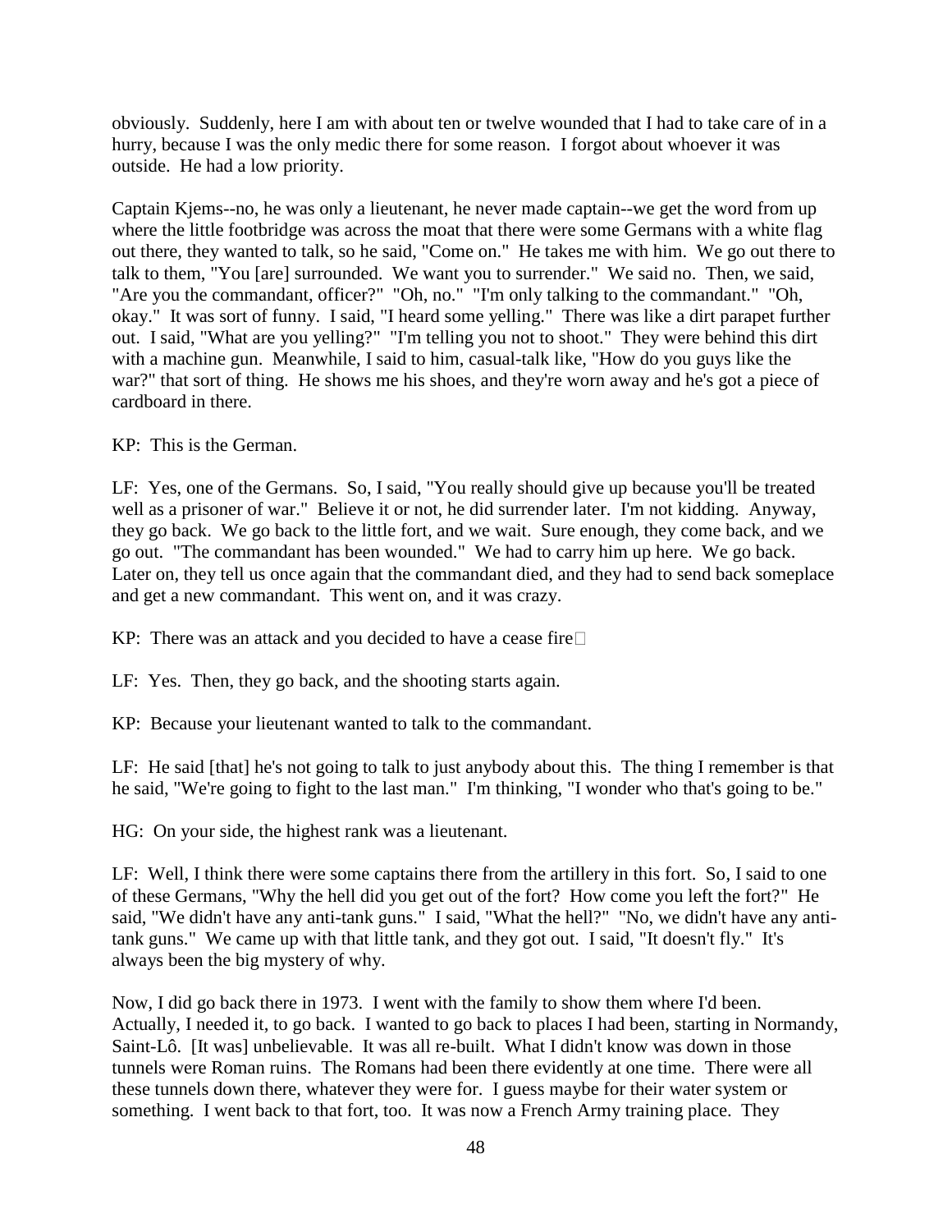obviously. Suddenly, here I am with about ten or twelve wounded that I had to take care of in a hurry, because I was the only medic there for some reason. I forgot about whoever it was outside. He had a low priority.

Captain Kjems--no, he was only a lieutenant, he never made captain--we get the word from up where the little footbridge was across the moat that there were some Germans with a white flag out there, they wanted to talk, so he said, "Come on." He takes me with him. We go out there to talk to them, "You [are] surrounded. We want you to surrender." We said no. Then, we said, "Are you the commandant, officer?" "Oh, no." "I'm only talking to the commandant." "Oh, okay." It was sort of funny. I said, "I heard some yelling." There was like a dirt parapet further out. I said, "What are you yelling?" "I'm telling you not to shoot." They were behind this dirt with a machine gun. Meanwhile, I said to him, casual-talk like, "How do you guys like the war?" that sort of thing. He shows me his shoes, and they're worn away and he's got a piece of cardboard in there.

KP: This is the German.

LF: Yes, one of the Germans. So, I said, "You really should give up because you'll be treated well as a prisoner of war." Believe it or not, he did surrender later. I'm not kidding. Anyway, they go back. We go back to the little fort, and we wait. Sure enough, they come back, and we go out. "The commandant has been wounded." We had to carry him up here. We go back. Later on, they tell us once again that the commandant died, and they had to send back someplace and get a new commandant. This went on, and it was crazy.

KP: There was an attack and you decided to have a cease fire

LF: Yes. Then, they go back, and the shooting starts again.

KP: Because your lieutenant wanted to talk to the commandant.

LF: He said [that] he's not going to talk to just anybody about this. The thing I remember is that he said, "We're going to fight to the last man." I'm thinking, "I wonder who that's going to be."

HG: On your side, the highest rank was a lieutenant.

LF: Well, I think there were some captains there from the artillery in this fort. So, I said to one of these Germans, "Why the hell did you get out of the fort? How come you left the fort?" He said, "We didn't have any anti-tank guns." I said, "What the hell?" "No, we didn't have any anti-tank guns." We came up with that little tank, and they got out. I said, "It doesn't fly." It's always been the big mystery of why.

Now, I did go back there in 1973. I went with the family to show them where I'd been. Actually, I needed it, to go back. I wanted to go back to places I had been, starting in Normandy, Saint-Lô. [It was] unbelievable. It was all re-built. What I didn't know was down in those tunnels were Roman ruins. The Romans had been there evidently at one time. There were all these tunnels down there, whatever they were for. I guess maybe for their water system or something. I went back to that fort, too. It was now a French Army training place. They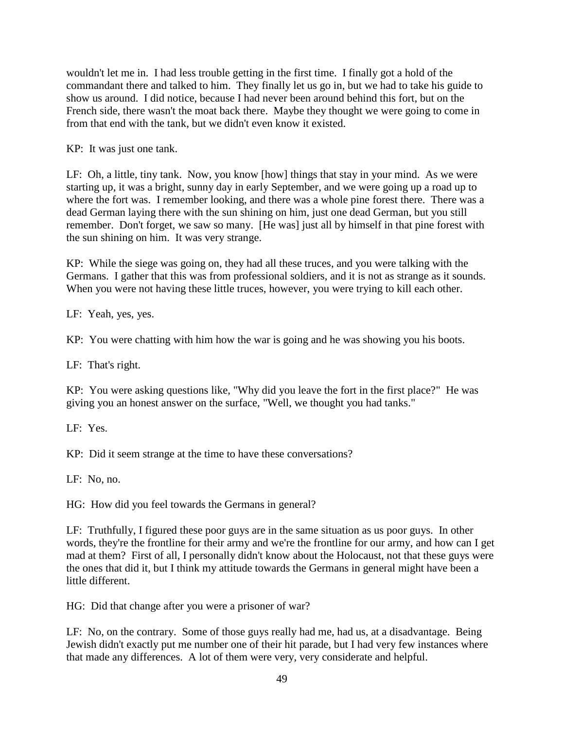wouldn't let me in. I had less trouble getting in the first time. I finally got a hold of the commandant there and talked to him. They finally let us go in, but we had to take his guide to show us around. I did notice, because I had never been around behind this fort, but on the French side, there wasn't the moat back there. Maybe they thought we were going to come in from that end with the tank, but we didn't even know it existed.

KP: It was just one tank.

LF: Oh, a little, tiny tank. Now, you know [how] things that stay in your mind. As we were starting up, it was a bright, sunny day in early September, and we were going up a road up to where the fort was. I remember looking, and there was a whole pine forest there. There was a dead German laying there with the sun shining on him, just one dead German, but you still remember. Don't forget, we saw so many. [He was] just all by himself in that pine forest with the sun shining on him. It was very strange.

KP: While the siege was going on, they had all these truces, and you were talking with the Germans. I gather that this was from professional soldiers, and it is not as strange as it sounds. When you were not having these little truces, however, you were trying to kill each other.

LF: Yeah, yes, yes.

KP: You were chatting with him how the war is going and he was showing you his boots.

LF: That's right.

KP: You were asking questions like, "Why did you leave the fort in the first place?" He was giving you an honest answer on the surface, "Well, we thought you had tanks."

LF: Yes.

KP: Did it seem strange at the time to have these conversations?

LF: No, no.

HG: How did you feel towards the Germans in general?

LF: Truthfully, I figured these poor guys are in the same situation as us poor guys. In other words, they're the frontline for their army and we're the frontline for our army, and how can I get mad at them? First of all, I personally didn't know about the Holocaust, not that these guys were the ones that did it, but I think my attitude towards the Germans in general might have been a little different.

HG: Did that change after you were a prisoner of war?

LF: No, on the contrary. Some of those guys really had me, had us, at a disadvantage. Being Jewish didn't exactly put me number one of their hit parade, but I had very few instances where that made any differences. A lot of them were very, very considerate and helpful.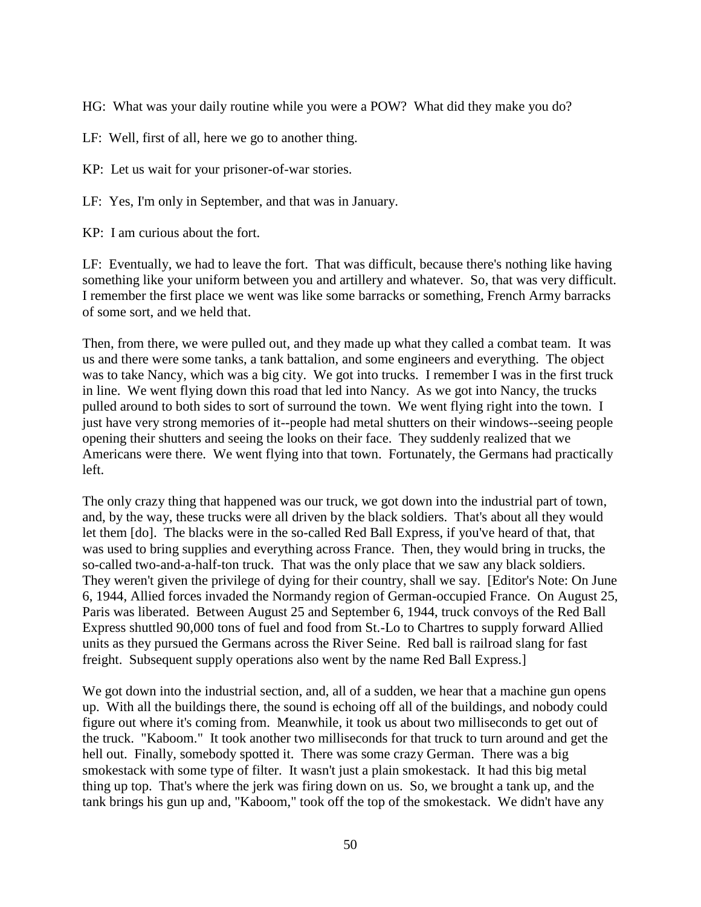HG: What was your daily routine while you were a POW? What did they make you do?

LF: Well, first of all, here we go to another thing.

KP: Let us wait for your prisoner-of-war stories.

LF: Yes, I'm only in September, and that was in January.

KP: I am curious about the fort.

LF: Eventually, we had to leave the fort. That was difficult, because there's nothing like having something like your uniform between you and artillery and whatever. So, that was very difficult. I remember the first place we went was like some barracks or something, French Army barracks of some sort, and we held that.

Then, from there, we were pulled out, and they made up what they called a combat team. It was us and there were some tanks, a tank battalion, and some engineers and everything. The object was to take Nancy, which was a big city. We got into trucks. I remember I was in the first truck in line. We went flying down this road that led into Nancy. As we got into Nancy, the trucks pulled around to both sides to sort of surround the town. We went flying right into the town. I just have very strong memories of it--people had metal shutters on their windows--seeing people opening their shutters and seeing the looks on their face. They suddenly realized that we Americans were there. We went flying into that town. Fortunately, the Germans had practically left.

The only crazy thing that happened was our truck, we got down into the industrial part of town, and, by the way, these trucks were all driven by the black soldiers. That's about all they would let them [do]. The blacks were in the so-called Red Ball Express, if you've heard of that, that was used to bring supplies and everything across France. Then, they would bring in trucks, the so-called two-and-a-half-ton truck. That was the only place that we saw any black soldiers. They weren't given the privilege of dying for their country, shall we say. [Editor's Note: On June 6, 1944, Allied forces invaded the Normandy region of German-occupied France. On August 25, Paris was liberated. Between August 25 and September 6, 1944, truck convoys of the Red Ball Express shuttled 90,000 tons of fuel and food from St.-Lo to Chartres to supply forward Allied units as they pursued the Germans across the River Seine. Red ball is railroad slang for fast freight. Subsequent supply operations also went by the name Red Ball Express.]

We got down into the industrial section, and, all of a sudden, we hear that a machine gun opens up. With all the buildings there, the sound is echoing off all of the buildings, and nobody could figure out where it's coming from. Meanwhile, it took us about two milliseconds to get out of the truck. "Kaboom." It took another two milliseconds for that truck to turn around and get the hell out. Finally, somebody spotted it. There was some crazy German. There was a big smokestack with some type of filter. It wasn't just a plain smokestack. It had this big metal thing up top. That's where the jerk was firing down on us. So, we brought a tank up, and the tank brings his gun up and, "Kaboom," took off the top of the smokestack. We didn't have any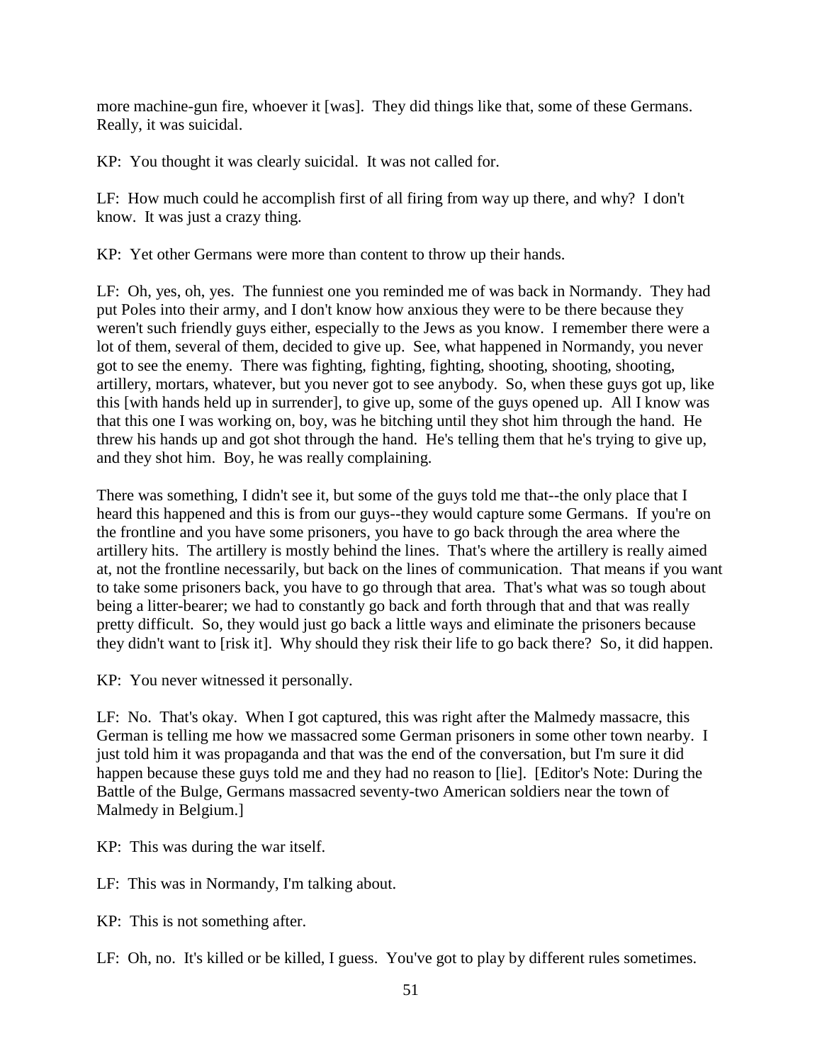more machine-gun fire, whoever it [was]. They did things like that, some of these Germans. Really, it was suicidal.

KP: You thought it was clearly suicidal. It was not called for.

LF: How much could he accomplish first of all firing from way up there, and why? I don't know. It was just a crazy thing.

KP: Yet other Germans were more than content to throw up their hands.

LF: Oh, yes, oh, yes. The funniest one you reminded me of was back in Normandy. They had put Poles into their army, and I don't know how anxious they were to be there because they weren't such friendly guys either, especially to the Jews as you know. I remember there were a lot of them, several of them, decided to give up. See, what happened in Normandy, you never got to see the enemy. There was fighting, fighting, fighting, shooting, shooting, shooting, artillery, mortars, whatever, but you never got to see anybody. So, when these guys got up, like this [with hands held up in surrender], to give up, some of the guys opened up. All I know was that this one I was working on, boy, was he bitching until they shot him through the hand. He threw his hands up and got shot through the hand. He's telling them that he's trying to give up, and they shot him. Boy, he was really complaining.

There was something, I didn't see it, but some of the guys told me that--the only place that I heard this happened and this is from our guys--they would capture some Germans. If you're on the frontline and you have some prisoners, you have to go back through the area where the artillery hits. The artillery is mostly behind the lines. That's where the artillery is really aimed at, not the frontline necessarily, but back on the lines of communication. That means if you want to take some prisoners back, you have to go through that area. That's what was so tough about being a litter-bearer; we had to constantly go back and forth through that and that was really pretty difficult. So, they would just go back a little ways and eliminate the prisoners because they didn't want to [risk it]. Why should they risk their life to go back there? So, it did happen.

KP: You never witnessed it personally.

LF: No. That's okay. When I got captured, this was right after the Malmedy massacre, this German is telling me how we massacred some German prisoners in some other town nearby. I just told him it was propaganda and that was the end of the conversation, but I'm sure it did happen because these guys told me and they had no reason to [lie]. [Editor's Note: During the Battle of the Bulge, Germans massacred seventy-two American soldiers near the town of Malmedy in Belgium.]

KP: This was during the war itself.

LF: This was in Normandy, I'm talking about.

KP: This is not something after.

LF: Oh, no. It's killed or be killed, I guess. You've got to play by different rules sometimes.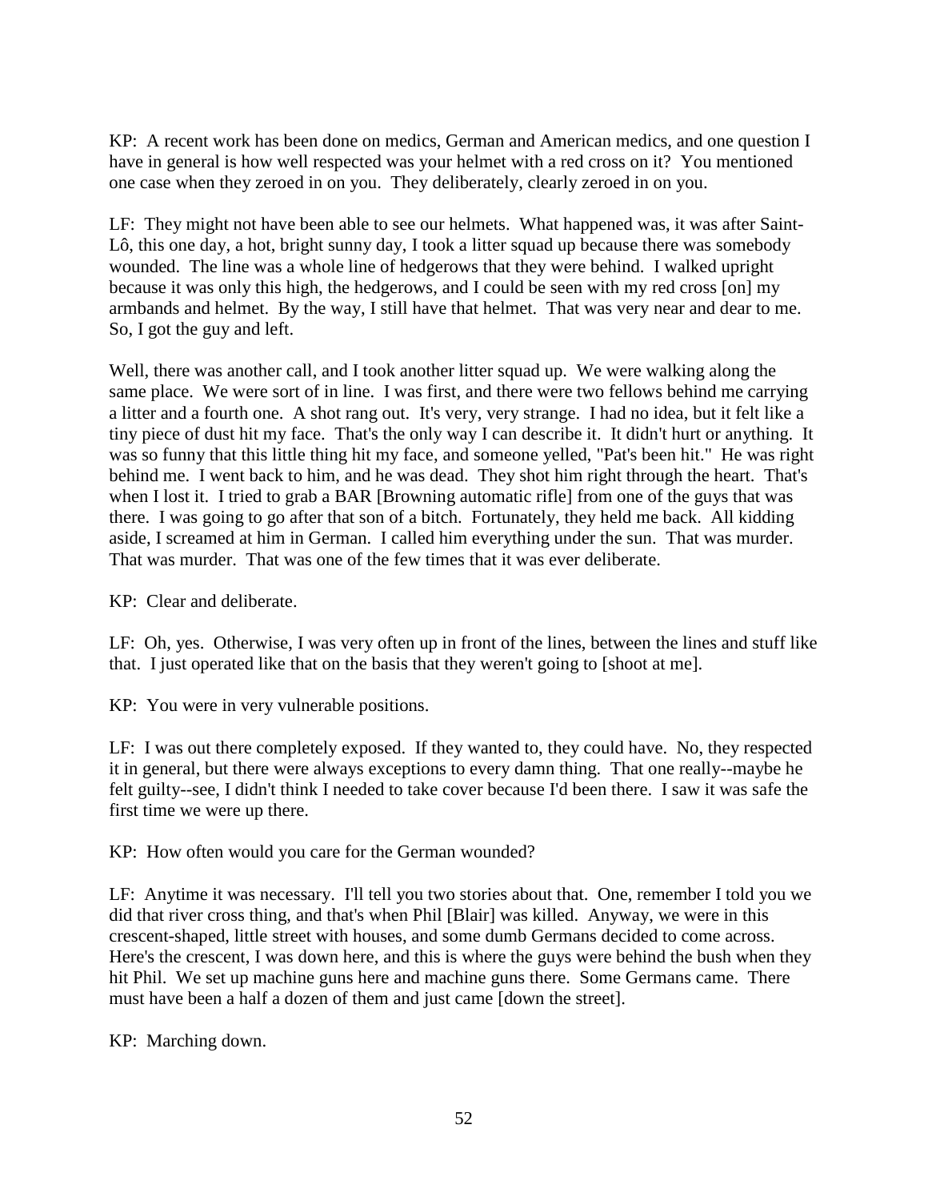KP: A recent work has been done on medics, German and American medics, and one question I have in general is how well respected was your helmet with a red cross on it? You mentioned one case when they zeroed in on you. They deliberately, clearly zeroed in on you.

LF: They might not have been able to see our helmets. What happened was, it was after Saint-Lô, this one day, a hot, bright sunny day, I took a litter squad up because there was somebody wounded. The line was a whole line of hedgerows that they were behind. I walked upright because it was only this high, the hedgerows, and I could be seen with my red cross [on] my armbands and helmet. By the way, I still have that helmet. That was very near and dear to me. So, I got the guy and left.

Well, there was another call, and I took another litter squad up. We were walking along the same place. We were sort of in line. I was first, and there were two fellows behind me carrying a litter and a fourth one. A shot rang out. It's very, very strange. I had no idea, but it felt like a tiny piece of dust hit my face. That's the only way I can describe it. It didn't hurt or anything. It was so funny that this little thing hit my face, and someone yelled, "Pat's been hit." He was right behind me. I went back to him, and he was dead. They shot him right through the heart. That's when I lost it. I tried to grab a BAR [Browning automatic rifle] from one of the guys that was there. I was going to go after that son of a bitch. Fortunately, they held me back. All kidding aside, I screamed at him in German. I called him everything under the sun. That was murder. That was murder. That was one of the few times that it was ever deliberate.

KP: Clear and deliberate.

LF: Oh, yes. Otherwise, I was very often up in front of the lines, between the lines and stuff like that. I just operated like that on the basis that they weren't going to [shoot at me].

KP: You were in very vulnerable positions.

LF: I was out there completely exposed. If they wanted to, they could have. No, they respected it in general, but there were always exceptions to every damn thing. That one really--maybe he felt guilty--see, I didn't think I needed to take cover because I'd been there. I saw it was safe the first time we were up there.

KP: How often would you care for the German wounded?

LF: Anytime it was necessary. I'll tell you two stories about that. One, remember I told you we did that river cross thing, and that's when Phil [Blair] was killed. Anyway, we were in this crescent-shaped, little street with houses, and some dumb Germans decided to come across. Here's the crescent, I was down here, and this is where the guys were behind the bush when they hit Phil. We set up machine guns here and machine guns there. Some Germans came. There must have been a half a dozen of them and just came [down the street].

KP: Marching down.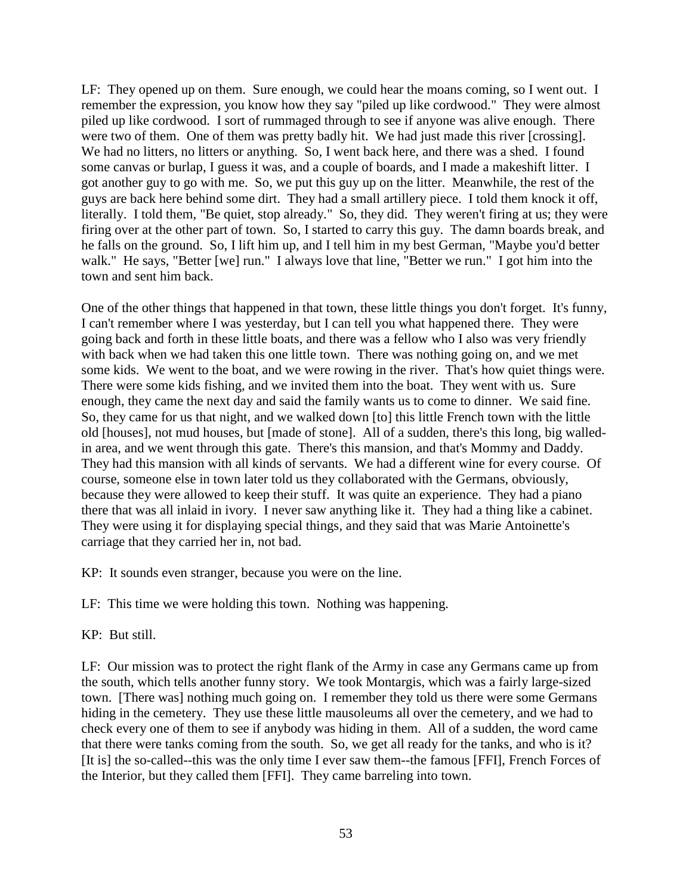LF: They opened up on them. Sure enough, we could hear the moans coming, so I went out. I remember the expression, you know how they say "piled up like cordwood." They were almost piled up like cordwood. I sort of rummaged through to see if anyone was alive enough. There were two of them. One of them was pretty badly hit. We had just made this river [crossing]. We had no litters, no litters or anything. So, I went back here, and there was a shed. I found some canvas or burlap, I guess it was, and a couple of boards, and I made a makeshift litter. I got another guy to go with me. So, we put this guy up on the litter. Meanwhile, the rest of the guys are back here behind some dirt. They had a small artillery piece. I told them knock it off, literally. I told them, "Be quiet, stop already." So, they did. They weren't firing at us; they were firing over at the other part of town. So, I started to carry this guy. The damn boards break, and he falls on the ground. So, I lift him up, and I tell him in my best German, "Maybe you'd better walk." He says, "Better [we] run." I always love that line, "Better we run." I got him into the town and sent him back.

One of the other things that happened in that town, these little things you don't forget. It's funny, I can't remember where I was yesterday, but I can tell you what happened there. They were going back and forth in these little boats, and there was a fellow who I also was very friendly with back when we had taken this one little town. There was nothing going on, and we met some kids. We went to the boat, and we were rowing in the river. That's how quiet things were. There were some kids fishing, and we invited them into the boat. They went with us. Sure enough, they came the next day and said the family wants us to come to dinner. We said fine. So, they came for us that night, and we walked down [to] this little French town with the little old [houses], not mud houses, but [made of stone]. All of a sudden, there's this long, big walled-in area, and we went through this gate. There's this mansion, and that's Mommy and Daddy. They had this mansion with all kinds of servants. We had a different wine for every course. Of course, someone else in town later told us they collaborated with the Germans, obviously, because they were allowed to keep their stuff. It was quite an experience. They had a piano there that was all inlaid in ivory. I never saw anything like it. They had a thing like a cabinet. They were using it for displaying special things, and they said that was Marie Antoinette's carriage that they carried her in, not bad.

KP: It sounds even stranger, because you were on the line.

LF: This time we were holding this town. Nothing was happening.

KP: But still.

LF: Our mission was to protect the right flank of the Army in case any Germans came up from the south, which tells another funny story. We took Montargis, which was a fairly large-sized town. [There was] nothing much going on. I remember they told us there were some Germans hiding in the cemetery. They use these little mausoleums all over the cemetery, and we had to check every one of them to see if anybody was hiding in them. All of a sudden, the word came that there were tanks coming from the south. So, we get all ready for the tanks, and who is it? [It is] the so-called--this was the only time I ever saw them--the famous [FFI], French Forces of the Interior, but they called them [FFI]. They came barreling into town.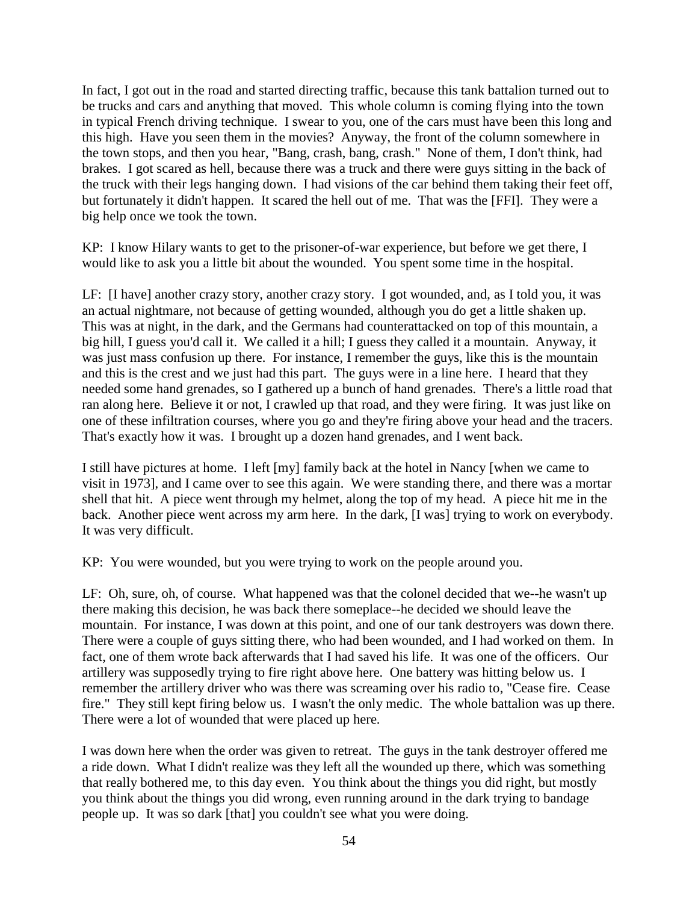In fact, I got out in the road and started directing traffic, because this tank battalion turned out to be trucks and cars and anything that moved. This whole column is coming flying into the town in typical French driving technique. I swear to you, one of the cars must have been this long and this high. Have you seen them in the movies? Anyway, the front of the column somewhere in the town stops, and then you hear, "Bang, crash, bang, crash." None of them, I don't think, had brakes. I got scared as hell, because there was a truck and there were guys sitting in the back of the truck with their legs hanging down. I had visions of the car behind them taking their feet off, but fortunately it didn't happen. It scared the hell out of me. That was the [FFI]. They were a big help once we took the town.

KP: I know Hilary wants to get to the prisoner-of-war experience, but before we get there, I would like to ask you a little bit about the wounded. You spent some time in the hospital.

LF: [I have] another crazy story, another crazy story. I got wounded, and, as I told you, it was an actual nightmare, not because of getting wounded, although you do get a little shaken up. This was at night, in the dark, and the Germans had counterattacked on top of this mountain, a big hill, I guess you'd call it. We called it a hill; I guess they called it a mountain. Anyway, it was just mass confusion up there. For instance, I remember the guys, like this is the mountain and this is the crest and we just had this part. The guys were in a line here. I heard that they needed some hand grenades, so I gathered up a bunch of hand grenades. There's a little road that ran along here. Believe it or not, I crawled up that road, and they were firing. It was just like on one of these infiltration courses, where you go and they're firing above your head and the tracers. That's exactly how it was. I brought up a dozen hand grenades, and I went back.

I still have pictures at home. I left [my] family back at the hotel in Nancy [when we came to visit in 1973], and I came over to see this again. We were standing there, and there was a mortar shell that hit. A piece went through my helmet, along the top of my head. A piece hit me in the back. Another piece went across my arm here. In the dark, [I was] trying to work on everybody. It was very difficult.

KP: You were wounded, but you were trying to work on the people around you.

LF: Oh, sure, oh, of course. What happened was that the colonel decided that we--he wasn't up there making this decision, he was back there someplace--he decided we should leave the mountain. For instance, I was down at this point, and one of our tank destroyers was down there. There were a couple of guys sitting there, who had been wounded, and I had worked on them. In fact, one of them wrote back afterwards that I had saved his life. It was one of the officers. Our artillery was supposedly trying to fire right above here. One battery was hitting below us. I remember the artillery driver who was there was screaming over his radio to, "Cease fire. Cease fire." They still kept firing below us. I wasn't the only medic. The whole battalion was up there. There were a lot of wounded that were placed up here.

I was down here when the order was given to retreat. The guys in the tank destroyer offered me a ride down. What I didn't realize was they left all the wounded up there, which was something that really bothered me, to this day even. You think about the things you did right, but mostly you think about the things you did wrong, even running around in the dark trying to bandage people up. It was so dark [that] you couldn't see what you were doing.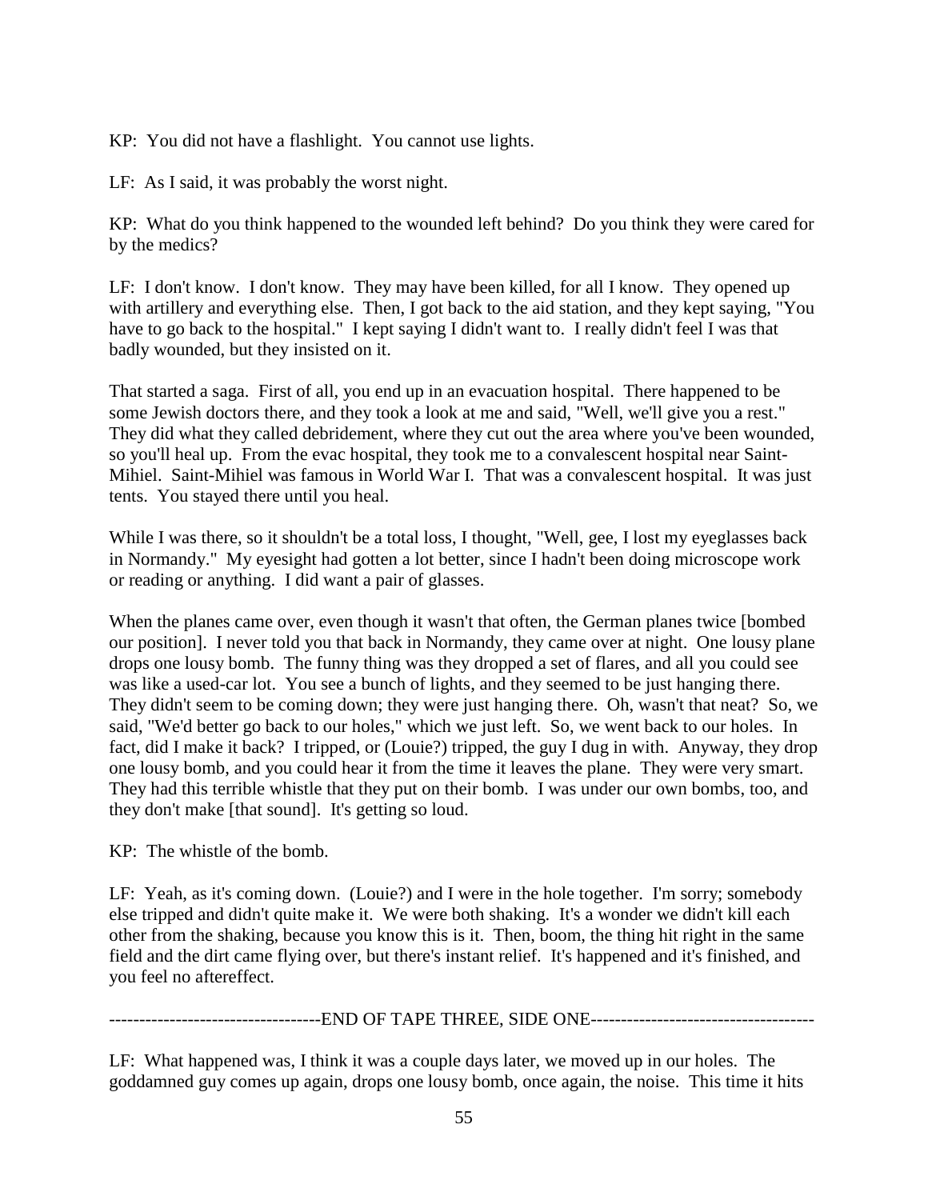KP: You did not have a flashlight. You cannot use lights.

LF: As I said, it was probably the worst night.

KP: What do you think happened to the wounded left behind? Do you think they were cared for by the medics?

LF: I don't know. I don't know. They may have been killed, for all I know. They opened up with artillery and everything else. Then, I got back to the aid station, and they kept saying, "You have to go back to the hospital." I kept saying I didn't want to. I really didn't feel I was that badly wounded, but they insisted on it.

That started a saga. First of all, you end up in an evacuation hospital. There happened to be some Jewish doctors there, and they took a look at me and said, "Well, we'll give you a rest." They did what they called debridement, where they cut out the area where you've been wounded, so you'll heal up. From the evac hospital, they took me to a convalescent hospital near Saint-Mihiel. Saint-Mihiel was famous in World War I. That was a convalescent hospital. It was just tents. You stayed there until you heal.

While I was there, so it shouldn't be a total loss, I thought, "Well, gee, I lost my eyeglasses back in Normandy." My eyesight had gotten a lot better, since I hadn't been doing microscope work or reading or anything. I did want a pair of glasses.

When the planes came over, even though it wasn't that often, the German planes twice [bombed our position]. I never told you that back in Normandy, they came over at night. One lousy plane drops one lousy bomb. The funny thing was they dropped a set of flares, and all you could see was like a used-car lot. You see a bunch of lights, and they seemed to be just hanging there. They didn't seem to be coming down; they were just hanging there. Oh, wasn't that neat? So, we said, "We'd better go back to our holes," which we just left. So, we went back to our holes. In fact, did I make it back? I tripped, or (Louie?) tripped, the guy I dug in with. Anyway, they drop one lousy bomb, and you could hear it from the time it leaves the plane. They were very smart. They had this terrible whistle that they put on their bomb. I was under our own bombs, too, and they don't make [that sound]. It's getting so loud.

KP: The whistle of the bomb.

LF: Yeah, as it's coming down. (Louie?) and I were in the hole together. I'm sorry; somebody else tripped and didn't quite make it. We were both shaking. It's a wonder we didn't kill each other from the shaking, because you know this is it. Then, boom, the thing hit right in the same field and the dirt came flying over, but there's instant relief. It's happened and it's finished, and you feel no aftereffect.

----------------------------------END OF TAPE THREE, SIDE ONE-------------------------------------

LF: What happened was, I think it was a couple days later, we moved up in our holes. The goddamned guy comes up again, drops one lousy bomb, once again, the noise. This time it hits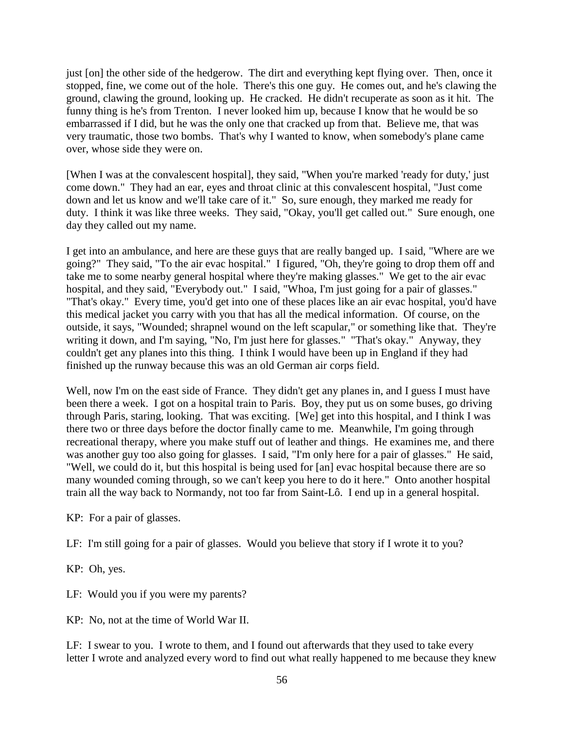just [on] the other side of the hedgerow. The dirt and everything kept flying over. Then, once it stopped, fine, we come out of the hole. There's this one guy. He comes out, and he's clawing the ground, clawing the ground, looking up. He cracked. He didn't recuperate as soon as it hit. The funny thing is he's from Trenton. I never looked him up, because I know that he would be so embarrassed if I did, but he was the only one that cracked up from that. Believe me, that was very traumatic, those two bombs. That's why I wanted to know, when somebody's plane came over, whose side they were on.

[When I was at the convalescent hospital], they said, "When you're marked 'ready for duty,' just come down." They had an ear, eyes and throat clinic at this convalescent hospital, "Just come down and let us know and we'll take care of it." So, sure enough, they marked me ready for duty. I think it was like three weeks. They said, "Okay, you'll get called out." Sure enough, one day they called out my name.

I get into an ambulance, and here are these guys that are really banged up. I said, "Where are we going?" They said, "To the air evac hospital." I figured, "Oh, they're going to drop them off and take me to some nearby general hospital where they're making glasses." We get to the air evac hospital, and they said, "Everybody out." I said, "Whoa, I'm just going for a pair of glasses." "That's okay." Every time, you'd get into one of these places like an air evac hospital, you'd have this medical jacket you carry with you that has all the medical information. Of course, on the outside, it says, "Wounded; shrapnel wound on the left scapular," or something like that. They're writing it down, and I'm saying, "No, I'm just here for glasses." "That's okay." Anyway, they couldn't get any planes into this thing. I think I would have been up in England if they had finished up the runway because this was an old German air corps field.

Well, now I'm on the east side of France. They didn't get any planes in, and I guess I must have been there a week. I got on a hospital train to Paris. Boy, they put us on some buses, go driving through Paris, staring, looking. That was exciting. [We] get into this hospital, and I think I was there two or three days before the doctor finally came to me. Meanwhile, I'm going through recreational therapy, where you make stuff out of leather and things. He examines me, and there was another guy too also going for glasses. I said, "I'm only here for a pair of glasses." He said, "Well, we could do it, but this hospital is being used for [an] evac hospital because there are so many wounded coming through, so we can't keep you here to do it here." Onto another hospital train all the way back to Normandy, not too far from Saint-Lô. I end up in a general hospital.

KP: For a pair of glasses.

LF: I'm still going for a pair of glasses. Would you believe that story if I wrote it to you?

KP: Oh, yes.

LF: Would you if you were my parents?

KP: No, not at the time of World War II.

LF: I swear to you. I wrote to them, and I found out afterwards that they used to take every letter I wrote and analyzed every word to find out what really happened to me because they knew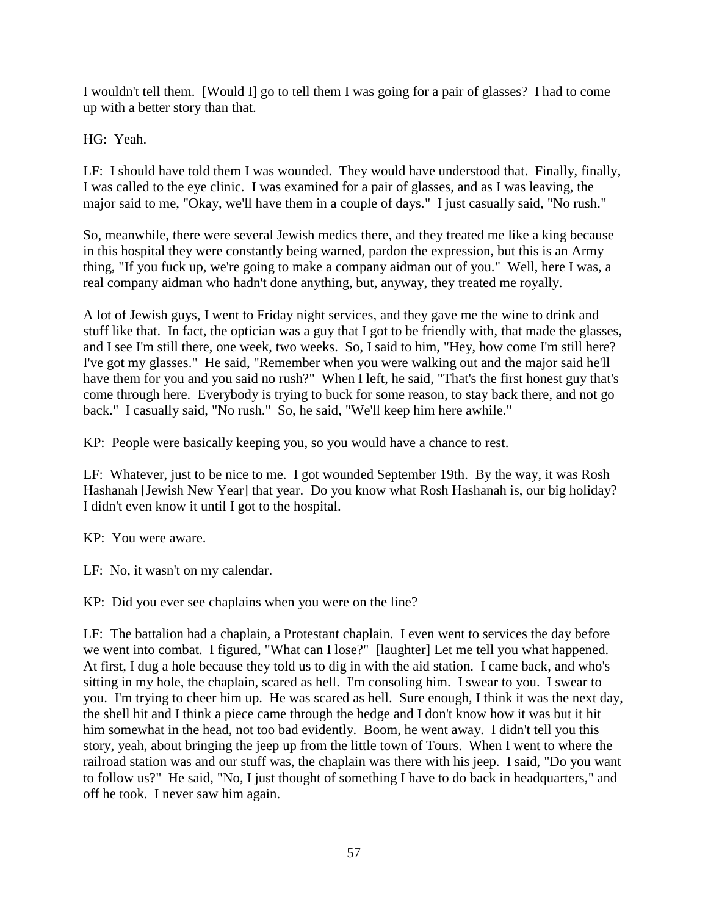I wouldn't tell them. [Would I] go to tell them I was going for a pair of glasses? I had to come up with a better story than that.

HG: Yeah.

LF: I should have told them I was wounded. They would have understood that. Finally, finally, I was called to the eye clinic. I was examined for a pair of glasses, and as I was leaving, the major said to me, "Okay, we'll have them in a couple of days." I just casually said, "No rush."

So, meanwhile, there were several Jewish medics there, and they treated me like a king because in this hospital they were constantly being warned, pardon the expression, but this is an Army thing, "If you fuck up, we're going to make a company aidman out of you." Well, here I was, a real company aidman who hadn't done anything, but, anyway, they treated me royally.

A lot of Jewish guys, I went to Friday night services, and they gave me the wine to drink and stuff like that. In fact, the optician was a guy that I got to be friendly with, that made the glasses, and I see I'm still there, one week, two weeks. So, I said to him, "Hey, how come I'm still here? I've got my glasses." He said, "Remember when you were walking out and the major said he'll have them for you and you said no rush?" When I left, he said, "That's the first honest guy that's come through here. Everybody is trying to buck for some reason, to stay back there, and not go back." I casually said, "No rush." So, he said, "We'll keep him here awhile."

KP: People were basically keeping you, so you would have a chance to rest.

LF: Whatever, just to be nice to me. I got wounded September 19th. By the way, it was Rosh Hashanah [Jewish New Year] that year. Do you know what Rosh Hashanah is, our big holiday? I didn't even know it until I got to the hospital.

KP: You were aware.

LF: No, it wasn't on my calendar.

KP: Did you ever see chaplains when you were on the line?

LF: The battalion had a chaplain, a Protestant chaplain. I even went to services the day before we went into combat. I figured, "What can I lose?" [laughter] Let me tell you what happened. At first, I dug a hole because they told us to dig in with the aid station. I came back, and who's sitting in my hole, the chaplain, scared as hell. I'm consoling him. I swear to you. I swear to you. I'm trying to cheer him up. He was scared as hell. Sure enough, I think it was the next day, the shell hit and I think a piece came through the hedge and I don't know how it was but it hit him somewhat in the head, not too bad evidently. Boom, he went away. I didn't tell you this story, yeah, about bringing the jeep up from the little town of Tours. When I went to where the railroad station was and our stuff was, the chaplain was there with his jeep. I said, "Do you want to follow us?" He said, "No, I just thought of something I have to do back in headquarters," and off he took. I never saw him again.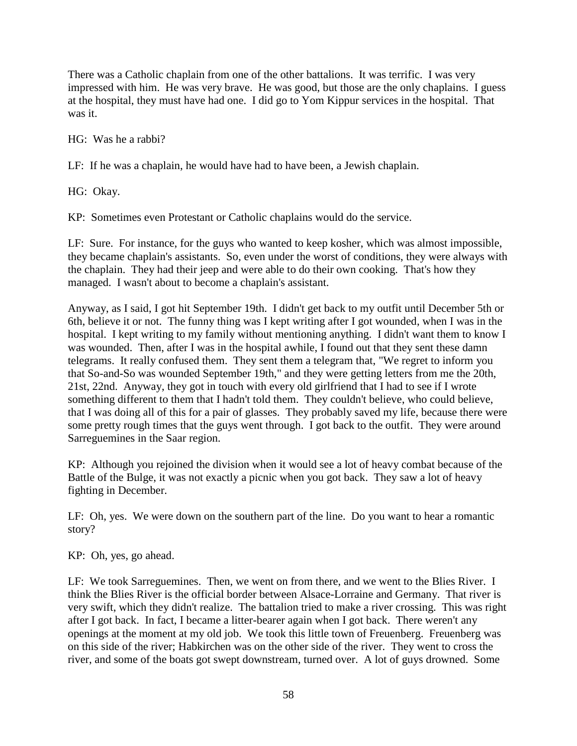There was a Catholic chaplain from one of the other battalions. It was terrific. I was very impressed with him. He was very brave. He was good, but those are the only chaplains. I guess at the hospital, they must have had one. I did go to Yom Kippur services in the hospital. That was it.

HG: Was he a rabbi?

LF: If he was a chaplain, he would have had to have been, a Jewish chaplain.

HG: Okay.

KP: Sometimes even Protestant or Catholic chaplains would do the service.

LF: Sure. For instance, for the guys who wanted to keep kosher, which was almost impossible, they became chaplain's assistants. So, even under the worst of conditions, they were always with the chaplain. They had their jeep and were able to do their own cooking. That's how they managed. I wasn't about to become a chaplain's assistant.

Anyway, as I said, I got hit September 19th. I didn't get back to my outfit until December 5th or 6th, believe it or not. The funny thing was I kept writing after I got wounded, when I was in the hospital. I kept writing to my family without mentioning anything. I didn't want them to know I was wounded. Then, after I was in the hospital awhile, I found out that they sent these damn telegrams. It really confused them. They sent them a telegram that, "We regret to inform you that So-and-So was wounded September 19th," and they were getting letters from me the 20th, 21st, 22nd. Anyway, they got in touch with every old girlfriend that I had to see if I wrote something different to them that I hadn't told them. They couldn't believe, who could believe, that I was doing all of this for a pair of glasses. They probably saved my life, because there were some pretty rough times that the guys went through. I got back to the outfit. They were around Sarreguemines in the Saar region.

KP: Although you rejoined the division when it would see a lot of heavy combat because of the Battle of the Bulge, it was not exactly a picnic when you got back. They saw a lot of heavy fighting in December.

LF: Oh, yes. We were down on the southern part of the line. Do you want to hear a romantic story?

KP: Oh, yes, go ahead.

LF: We took Sarreguemines. Then, we went on from there, and we went to the Blies River. I think the Blies River is the official border between Alsace-Lorraine and Germany. That river is very swift, which they didn't realize. The battalion tried to make a river crossing. This was right after I got back. In fact, I became a litter-bearer again when I got back. There weren't any openings at the moment at my old job. We took this little town of Freuenberg. Freuenberg was on this side of the river; Habkirchen was on the other side of the river. They went to cross the river, and some of the boats got swept downstream, turned over. A lot of guys drowned. Some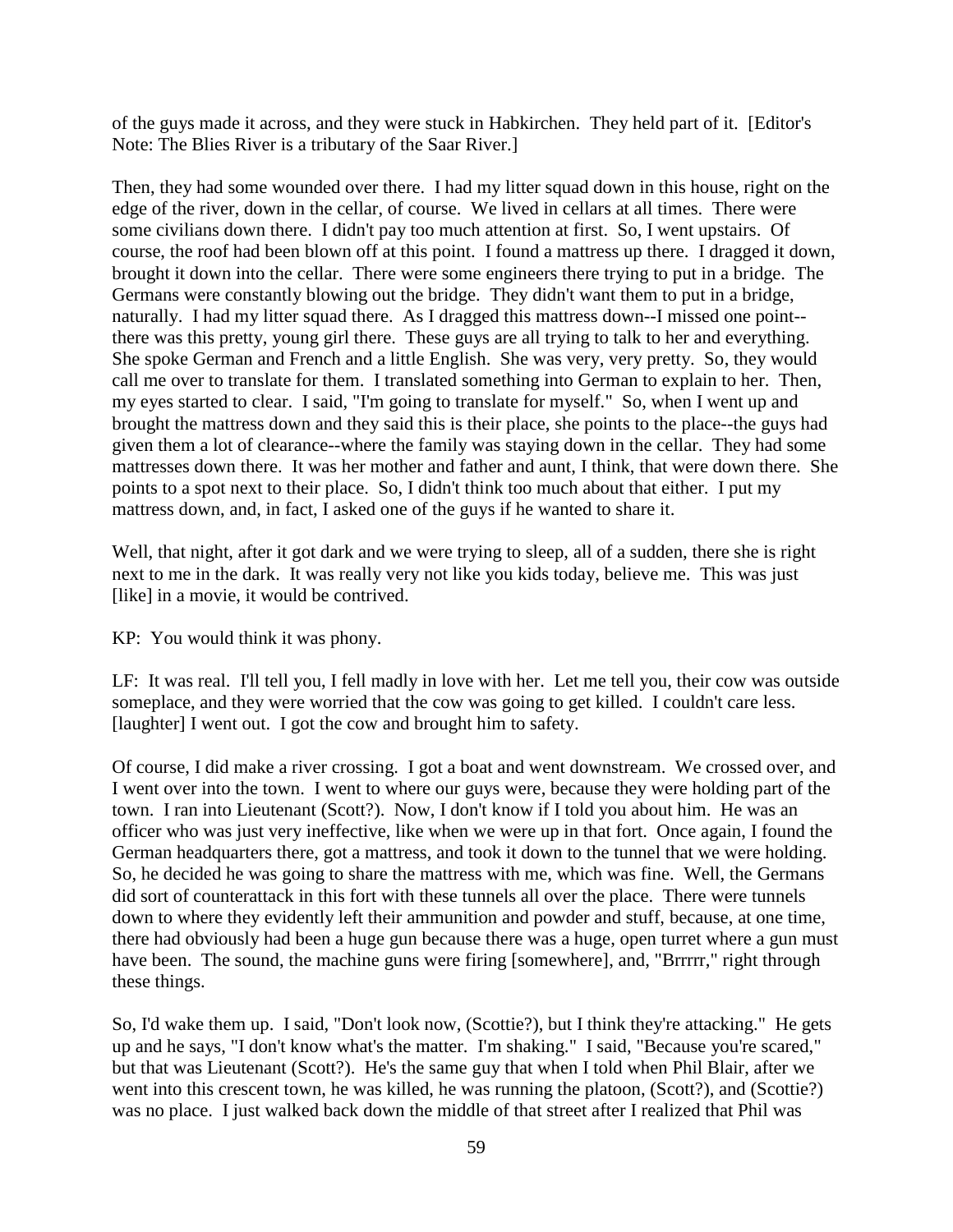of the guys made it across, and they were stuck in Habkirchen. They held part of it. [Editor's Note: The Blies River is a tributary of the Saar River.]

Then, they had some wounded over there. I had my litter squad down in this house, right on the edge of the river, down in the cellar, of course. We lived in cellars at all times. There were some civilians down there. I didn't pay too much attention at first. So, I went upstairs. Of course, the roof had been blown off at this point. I found a mattress up there. I dragged it down, brought it down into the cellar. There were some engineers there trying to put in a bridge. The Germans were constantly blowing out the bridge. They didn't want them to put in a bridge, naturally. I had my litter squad there. As I dragged this mattress down--I missed one point--there was this pretty, young girl there. These guys are all trying to talk to her and everything. She spoke German and French and a little English. She was very, very pretty. So, they would call me over to translate for them. I translated something into German to explain to her. Then, my eyes started to clear. I said, "I'm going to translate for myself." So, when I went up and brought the mattress down and they said this is their place, she points to the place--the guys had given them a lot of clearance--where the family was staying down in the cellar. They had some mattresses down there. It was her mother and father and aunt, I think, that were down there. She points to a spot next to their place. So, I didn't think too much about that either. I put my mattress down, and, in fact, I asked one of the guys if he wanted to share it.

Well, that night, after it got dark and we were trying to sleep, all of a sudden, there she is right next to me in the dark. It was really very not like you kids today, believe me. This was just [like] in a movie, it would be contrived.

KP: You would think it was phony.

LF: It was real. I'll tell you, I fell madly in love with her. Let me tell you, their cow was outside someplace, and they were worried that the cow was going to get killed. I couldn't care less. [laughter] I went out. I got the cow and brought him to safety.

Of course, I did make a river crossing. I got a boat and went downstream. We crossed over, and I went over into the town. I went to where our guys were, because they were holding part of the town. I ran into Lieutenant (Scott?). Now, I don't know if I told you about him. He was an officer who was just very ineffective, like when we were up in that fort. Once again, I found the German headquarters there, got a mattress, and took it down to the tunnel that we were holding. So, he decided he was going to share the mattress with me, which was fine. Well, the Germans did sort of counterattack in this fort with these tunnels all over the place. There were tunnels down to where they evidently left their ammunition and powder and stuff, because, at one time, there had obviously had been a huge gun because there was a huge, open turret where a gun must have been. The sound, the machine guns were firing [somewhere], and, "Brrrrr," right through these things.

So, I'd wake them up. I said, "Don't look now, (Scottie?), but I think they're attacking." He gets up and he says, "I don't know what's the matter. I'm shaking." I said, "Because you're scared," but that was Lieutenant (Scott?). He's the same guy that when I told when Phil Blair, after we went into this crescent town, he was killed, he was running the platoon, (Scott?), and (Scottie?) was no place. I just walked back down the middle of that street after I realized that Phil was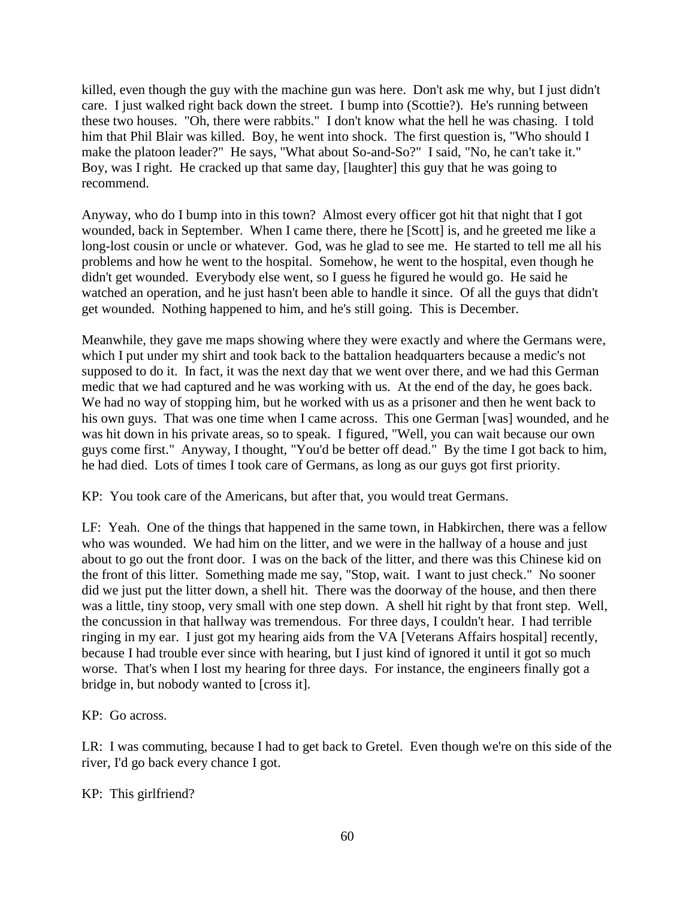killed, even though the guy with the machine gun was here. Don't ask me why, but I just didn't care. I just walked right back down the street. I bump into (Scottie?). He's running between these two houses. "Oh, there were rabbits." I don't know what the hell he was chasing. I told him that Phil Blair was killed. Boy, he went into shock. The first question is, "Who should I make the platoon leader?" He says, "What about So-and-So?" I said, "No, he can't take it." Boy, was I right. He cracked up that same day, [laughter] this guy that he was going to recommend.

Anyway, who do I bump into in this town? Almost every officer got hit that night that I got wounded, back in September. When I came there, there he [Scott] is, and he greeted me like a long-lost cousin or uncle or whatever. God, was he glad to see me. He started to tell me all his problems and how he went to the hospital. Somehow, he went to the hospital, even though he didn't get wounded. Everybody else went, so I guess he figured he would go. He said he watched an operation, and he just hasn't been able to handle it since. Of all the guys that didn't get wounded. Nothing happened to him, and he's still going. This is December.

Meanwhile, they gave me maps showing where they were exactly and where the Germans were, which I put under my shirt and took back to the battalion headquarters because a medic's not supposed to do it. In fact, it was the next day that we went over there, and we had this German medic that we had captured and he was working with us. At the end of the day, he goes back. We had no way of stopping him, but he worked with us as a prisoner and then he went back to his own guys. That was one time when I came across. This one German [was] wounded, and he was hit down in his private areas, so to speak. I figured, "Well, you can wait because our own guys come first." Anyway, I thought, "You'd be better off dead." By the time I got back to him, he had died. Lots of times I took care of Germans, as long as our guys got first priority.

KP: You took care of the Americans, but after that, you would treat Germans.

LF: Yeah. One of the things that happened in the same town, in Habkirchen, there was a fellow who was wounded. We had him on the litter, and we were in the hallway of a house and just about to go out the front door. I was on the back of the litter, and there was this Chinese kid on the front of this litter. Something made me say, "Stop, wait. I want to just check." No sooner did we just put the litter down, a shell hit. There was the doorway of the house, and then there was a little, tiny stoop, very small with one step down. A shell hit right by that front step. Well, the concussion in that hallway was tremendous. For three days, I couldn't hear. I had terrible ringing in my ear. I just got my hearing aids from the VA [Veterans Affairs hospital] recently, because I had trouble ever since with hearing, but I just kind of ignored it until it got so much worse. That's when I lost my hearing for three days. For instance, the engineers finally got a bridge in, but nobody wanted to [cross it].

KP: Go across.

LR: I was commuting, because I had to get back to Gretel. Even though we're on this side of the river, I'd go back every chance I got.

KP: This girlfriend?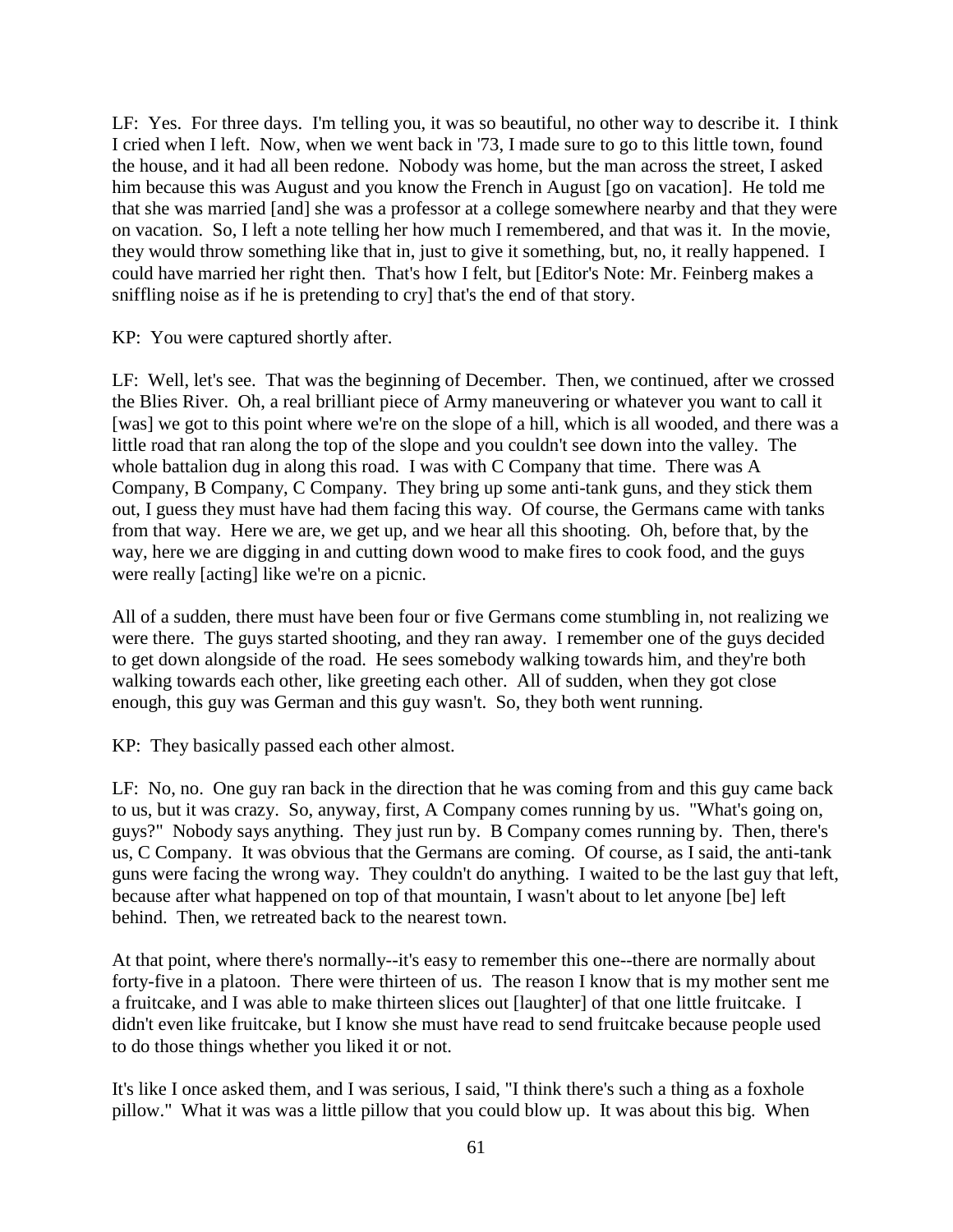LF: Yes. For three days. I'm telling you, it was so beautiful, no other way to describe it. I think I cried when I left. Now, when we went back in '73, I made sure to go to this little town, found the house, and it had all been redone. Nobody was home, but the man across the street, I asked him because this was August and you know the French in August [go on vacation]. He told me that she was married [and] she was a professor at a college somewhere nearby and that they were on vacation. So, I left a note telling her how much I remembered, and that was it. In the movie, they would throw something like that in, just to give it something, but, no, it really happened. I could have married her right then. That's how I felt, but [Editor's Note: Mr. Feinberg makes a sniffling noise as if he is pretending to cry] that's the end of that story.

KP: You were captured shortly after.

LF: Well, let's see. That was the beginning of December. Then, we continued, after we crossed the Blies River. Oh, a real brilliant piece of Army maneuvering or whatever you want to call it [was] we got to this point where we're on the slope of a hill, which is all wooded, and there was a little road that ran along the top of the slope and you couldn't see down into the valley. The whole battalion dug in along this road. I was with C Company that time. There was A Company, B Company, C Company. They bring up some anti-tank guns, and they stick them out, I guess they must have had them facing this way. Of course, the Germans came with tanks from that way. Here we are, we get up, and we hear all this shooting. Oh, before that, by the way, here we are digging in and cutting down wood to make fires to cook food, and the guys were really [acting] like we're on a picnic.

All of a sudden, there must have been four or five Germans come stumbling in, not realizing we were there. The guys started shooting, and they ran away. I remember one of the guys decided to get down alongside of the road. He sees somebody walking towards him, and they're both walking towards each other, like greeting each other. All of sudden, when they got close enough, this guy was German and this guy wasn't. So, they both went running.

KP: They basically passed each other almost.

LF: No, no. One guy ran back in the direction that he was coming from and this guy came back to us, but it was crazy. So, anyway, first, A Company comes running by us. "What's going on, guys?" Nobody says anything. They just run by. B Company comes running by. Then, there's us, C Company. It was obvious that the Germans are coming. Of course, as I said, the anti-tank guns were facing the wrong way. They couldn't do anything. I waited to be the last guy that left, because after what happened on top of that mountain, I wasn't about to let anyone [be] left behind. Then, we retreated back to the nearest town.

At that point, where there's normally--it's easy to remember this one--there are normally about forty-five in a platoon. There were thirteen of us. The reason I know that is my mother sent me a fruitcake, and I was able to make thirteen slices out [laughter] of that one little fruitcake. I didn't even like fruitcake, but I know she must have read to send fruitcake because people used to do those things whether you liked it or not.

It's like I once asked them, and I was serious, I said, "I think there's such a thing as a foxhole pillow." What it was was a little pillow that you could blow up. It was about this big. When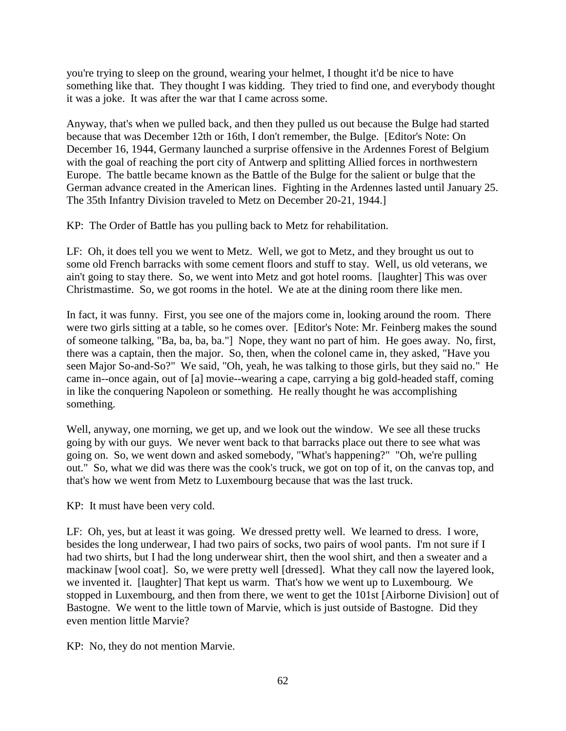you're trying to sleep on the ground, wearing your helmet, I thought it'd be nice to have something like that. They thought I was kidding. They tried to find one, and everybody thought it was a joke. It was after the war that I came across some.

Anyway, that's when we pulled back, and then they pulled us out because the Bulge had started because that was December 12th or 16th, I don't remember, the Bulge. [Editor's Note: On December 16, 1944, Germany launched a surprise offensive in the Ardennes Forest of Belgium with the goal of reaching the port city of Antwerp and splitting Allied forces in northwestern Europe. The battle became known as the Battle of the Bulge for the salient or bulge that the German advance created in the American lines. Fighting in the Ardennes lasted until January 25. The 35th Infantry Division traveled to Metz on December 20-21, 1944.]

KP: The Order of Battle has you pulling back to Metz for rehabilitation.

LF: Oh, it does tell you we went to Metz. Well, we got to Metz, and they brought us out to some old French barracks with some cement floors and stuff to stay. Well, us old veterans, we ain't going to stay there. So, we went into Metz and got hotel rooms. [laughter] This was over Christmastime. So, we got rooms in the hotel. We ate at the dining room there like men.

In fact, it was funny. First, you see one of the majors come in, looking around the room. There were two girls sitting at a table, so he comes over. [Editor's Note: Mr. Feinberg makes the sound of someone talking, "Ba, ba, ba, ba."] Nope, they want no part of him. He goes away. No, first, there was a captain, then the major. So, then, when the colonel came in, they asked, "Have you seen Major So-and-So?" We said, "Oh, yeah, he was talking to those girls, but they said no." He came in--once again, out of [a] movie--wearing a cape, carrying a big gold-headed staff, coming in like the conquering Napoleon or something. He really thought he was accomplishing something.

Well, anyway, one morning, we get up, and we look out the window. We see all these trucks going by with our guys. We never went back to that barracks place out there to see what was going on. So, we went down and asked somebody, "What's happening?" "Oh, we're pulling out." So, what we did was there was the cook's truck, we got on top of it, on the canvas top, and that's how we went from Metz to Luxembourg because that was the last truck.

KP: It must have been very cold.

LF: Oh, yes, but at least it was going. We dressed pretty well. We learned to dress. I wore, besides the long underwear, I had two pairs of socks, two pairs of wool pants. I'm not sure if I had two shirts, but I had the long underwear shirt, then the wool shirt, and then a sweater and a mackinaw [wool coat]. So, we were pretty well [dressed]. What they call now the layered look, we invented it. [laughter] That kept us warm. That's how we went up to Luxembourg. We stopped in Luxembourg, and then from there, we went to get the 101st [Airborne Division] out of Bastogne. We went to the little town of Marvie, which is just outside of Bastogne. Did they even mention little Marvie?

KP: No, they do not mention Marvie.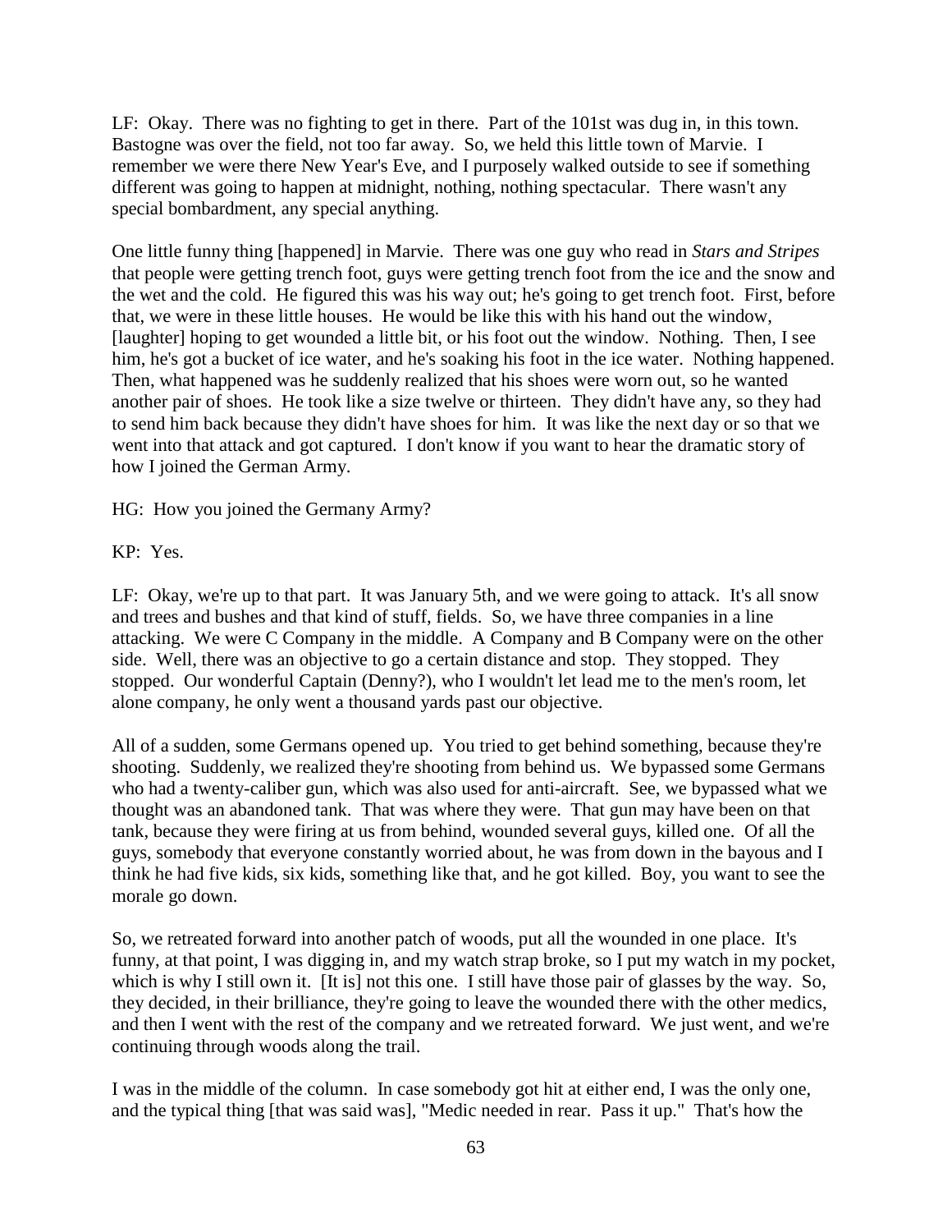LF: Okay. There was no fighting to get in there. Part of the 101st was dug in, in this town. Bastogne was over the field, not too far away. So, we held this little town of Marvie. I remember we were there New Year's Eve, and I purposely walked outside to see if something different was going to happen at midnight, nothing, nothing spectacular. There wasn't any special bombardment, any special anything.

One little funny thing [happened] in Marvie. There was one guy who read in *Stars and Stripes* that people were getting trench foot, guys were getting trench foot from the ice and the snow and the wet and the cold. He figured this was his way out; he's going to get trench foot. First, before that, we were in these little houses. He would be like this with his hand out the window, [laughter] hoping to get wounded a little bit, or his foot out the window. Nothing. Then, I see him, he's got a bucket of ice water, and he's soaking his foot in the ice water. Nothing happened. Then, what happened was he suddenly realized that his shoes were worn out, so he wanted another pair of shoes. He took like a size twelve or thirteen. They didn't have any, so they had to send him back because they didn't have shoes for him. It was like the next day or so that we went into that attack and got captured. I don't know if you want to hear the dramatic story of how I joined the German Army.

HG: How you joined the Germany Army?

KP: Yes.

LF: Okay, we're up to that part. It was January 5th, and we were going to attack. It's all snow and trees and bushes and that kind of stuff, fields. So, we have three companies in a line attacking. We were C Company in the middle. A Company and B Company were on the other side. Well, there was an objective to go a certain distance and stop. They stopped. They stopped. Our wonderful Captain (Denny?), who I wouldn't let lead me to the men's room, let alone company, he only went a thousand yards past our objective.

All of a sudden, some Germans opened up. You tried to get behind something, because they're shooting. Suddenly, we realized they're shooting from behind us. We bypassed some Germans who had a twenty-caliber gun, which was also used for anti-aircraft. See, we bypassed what we thought was an abandoned tank. That was where they were. That gun may have been on that tank, because they were firing at us from behind, wounded several guys, killed one. Of all the guys, somebody that everyone constantly worried about, he was from down in the bayous and I think he had five kids, six kids, something like that, and he got killed. Boy, you want to see the morale go down.

So, we retreated forward into another patch of woods, put all the wounded in one place. It's funny, at that point, I was digging in, and my watch strap broke, so I put my watch in my pocket, which is why I still own it. [It is] not this one. I still have those pair of glasses by the way. So, they decided, in their brilliance, they're going to leave the wounded there with the other medics, and then I went with the rest of the company and we retreated forward. We just went, and we're continuing through woods along the trail.

I was in the middle of the column. In case somebody got hit at either end, I was the only one, and the typical thing [that was said was], "Medic needed in rear. Pass it up." That's how the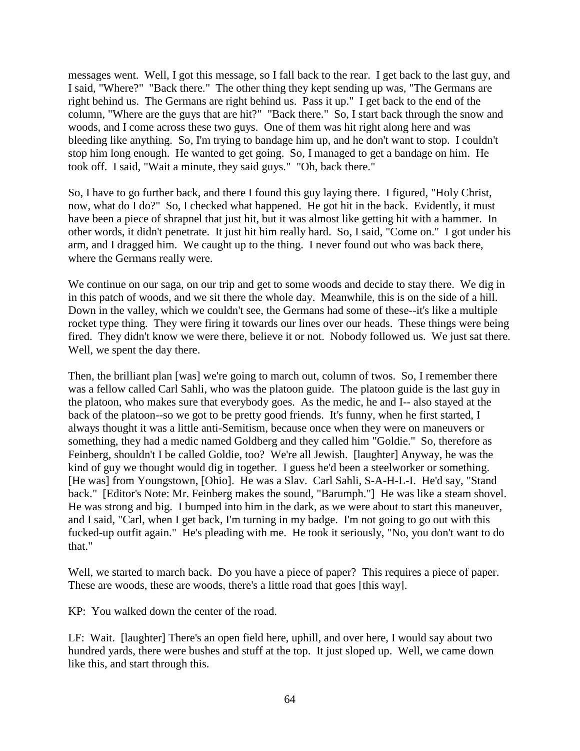messages went. Well, I got this message, so I fall back to the rear. I get back to the last guy, and I said, "Where?" "Back there." The other thing they kept sending up was, "The Germans are right behind us. The Germans are right behind us. Pass it up." I get back to the end of the column, "Where are the guys that are hit?" "Back there." So, I start back through the snow and woods, and I come across these two guys. One of them was hit right along here and was bleeding like anything. So, I'm trying to bandage him up, and he don't want to stop. I couldn't stop him long enough. He wanted to get going. So, I managed to get a bandage on him. He took off. I said, "Wait a minute, they said guys." "Oh, back there."

So, I have to go further back, and there I found this guy laying there. I figured, "Holy Christ, now, what do I do?" So, I checked what happened. He got hit in the back. Evidently, it must have been a piece of shrapnel that just hit, but it was almost like getting hit with a hammer. In other words, it didn't penetrate. It just hit him really hard. So, I said, "Come on." I got under his arm, and I dragged him. We caught up to the thing. I never found out who was back there, where the Germans really were.

We continue on our saga, on our trip and get to some woods and decide to stay there. We dig in in this patch of woods, and we sit there the whole day. Meanwhile, this is on the side of a hill. Down in the valley, which we couldn't see, the Germans had some of these--it's like a multiple rocket type thing. They were firing it towards our lines over our heads. These things were being fired. They didn't know we were there, believe it or not. Nobody followed us. We just sat there. Well, we spent the day there.

Then, the brilliant plan [was] we're going to march out, column of twos. So, I remember there was a fellow called Carl Sahli, who was the platoon guide. The platoon guide is the last guy in the platoon, who makes sure that everybody goes. As the medic, he and I-- also stayed at the back of the platoon--so we got to be pretty good friends. It's funny, when he first started, I always thought it was a little anti-Semitism, because once when they were on maneuvers or something, they had a medic named Goldberg and they called him "Goldie." So, therefore as Feinberg, shouldn't I be called Goldie, too? We're all Jewish. [laughter] Anyway, he was the kind of guy we thought would dig in together. I guess he'd been a steelworker or something. [He was] from Youngstown, [Ohio]. He was a Slav. Carl Sahli, S-A-H-L-I. He'd say, "Stand back." [Editor's Note: Mr. Feinberg makes the sound, "Barumph."] He was like a steam shovel. He was strong and big. I bumped into him in the dark, as we were about to start this maneuver, and I said, "Carl, when I get back, I'm turning in my badge. I'm not going to go out with this fucked-up outfit again." He's pleading with me. He took it seriously, "No, you don't want to do that."

Well, we started to march back. Do you have a piece of paper? This requires a piece of paper. These are woods, these are woods, there's a little road that goes [this way].

KP: You walked down the center of the road.

LF: Wait. [laughter] There's an open field here, uphill, and over here, I would say about two hundred yards, there were bushes and stuff at the top. It just sloped up. Well, we came down like this, and start through this.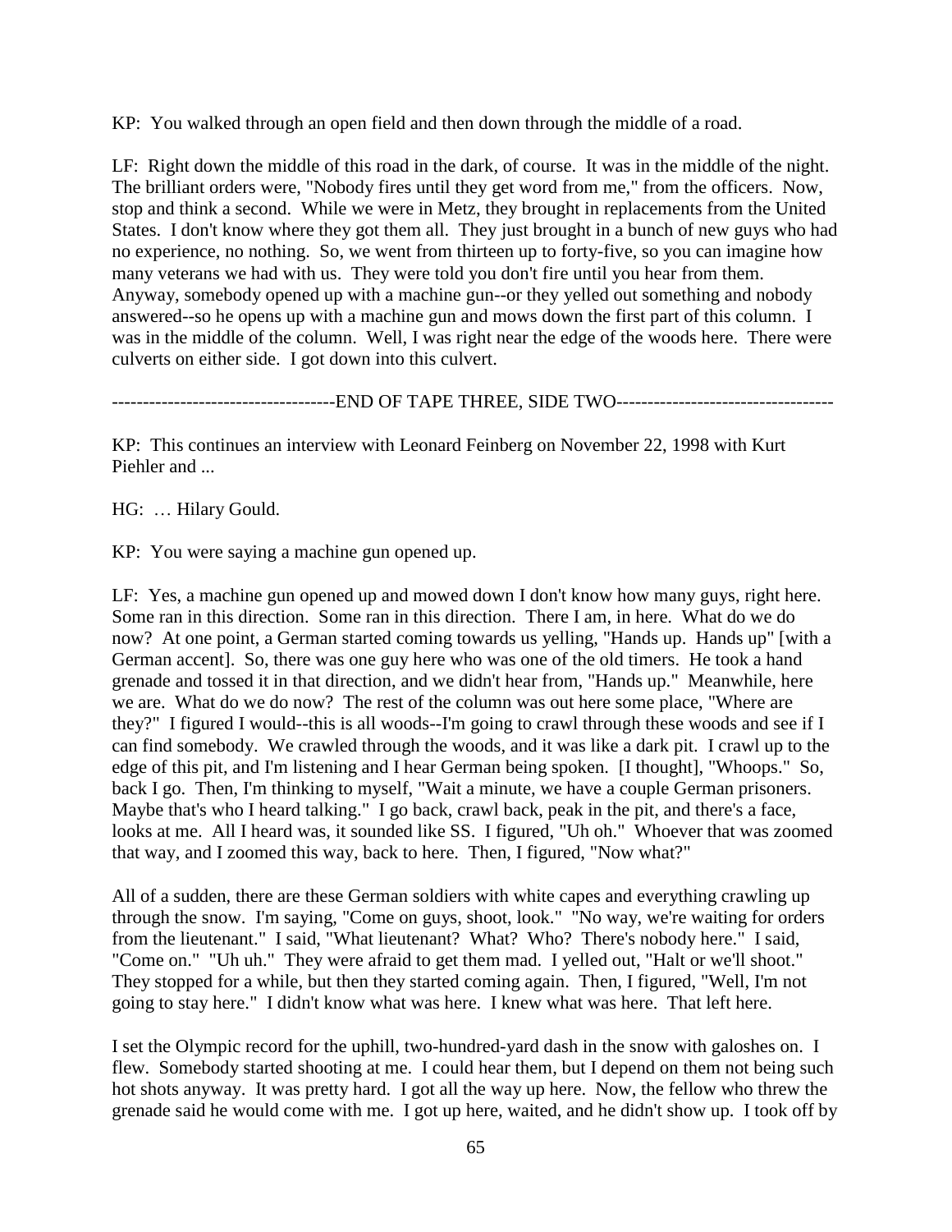KP: You walked through an open field and then down through the middle of a road.

LF: Right down the middle of this road in the dark, of course. It was in the middle of the night. The brilliant orders were, "Nobody fires until they get word from me," from the officers. Now, stop and think a second. While we were in Metz, they brought in replacements from the United States. I don't know where they got them all. They just brought in a bunch of new guys who had no experience, no nothing. So, we went from thirteen up to forty-five, so you can imagine how many veterans we had with us. They were told you don't fire until you hear from them. Anyway, somebody opened up with a machine gun--or they yelled out something and nobody answered--so he opens up with a machine gun and mows down the first part of this column. I was in the middle of the column. Well, I was right near the edge of the woods here. There were culverts on either side. I got down into this culvert.

------------------------------------END OF TAPE THREE, SIDE TWO-----------------------------------

KP: This continues an interview with Leonard Feinberg on November 22, 1998 with Kurt Piehler and ...

HG: … Hilary Gould.

KP: You were saying a machine gun opened up.

LF: Yes, a machine gun opened up and mowed down I don't know how many guys, right here. Some ran in this direction. Some ran in this direction. There I am, in here. What do we do now? At one point, a German started coming towards us yelling, "Hands up. Hands up" [with a German accent]. So, there was one guy here who was one of the old timers. He took a hand grenade and tossed it in that direction, and we didn't hear from, "Hands up." Meanwhile, here we are. What do we do now? The rest of the column was out here some place, "Where are they?" I figured I would--this is all woods--I'm going to crawl through these woods and see if I can find somebody. We crawled through the woods, and it was like a dark pit. I crawl up to the edge of this pit, and I'm listening and I hear German being spoken. [I thought], "Whoops." So, back I go. Then, I'm thinking to myself, "Wait a minute, we have a couple German prisoners. Maybe that's who I heard talking." I go back, crawl back, peak in the pit, and there's a face, looks at me. All I heard was, it sounded like SS. I figured, "Uh oh." Whoever that was zoomed that way, and I zoomed this way, back to here. Then, I figured, "Now what?"

All of a sudden, there are these German soldiers with white capes and everything crawling up through the snow. I'm saying, "Come on guys, shoot, look." "No way, we're waiting for orders from the lieutenant." I said, "What lieutenant? What? Who? There's nobody here." I said, "Come on." "Uh uh." They were afraid to get them mad. I yelled out, "Halt or we'll shoot." They stopped for a while, but then they started coming again. Then, I figured, "Well, I'm not going to stay here." I didn't know what was here. I knew what was here. That left here.

I set the Olympic record for the uphill, two-hundred-yard dash in the snow with galoshes on. I flew. Somebody started shooting at me. I could hear them, but I depend on them not being such hot shots anyway. It was pretty hard. I got all the way up here. Now, the fellow who threw the grenade said he would come with me. I got up here, waited, and he didn't show up. I took off by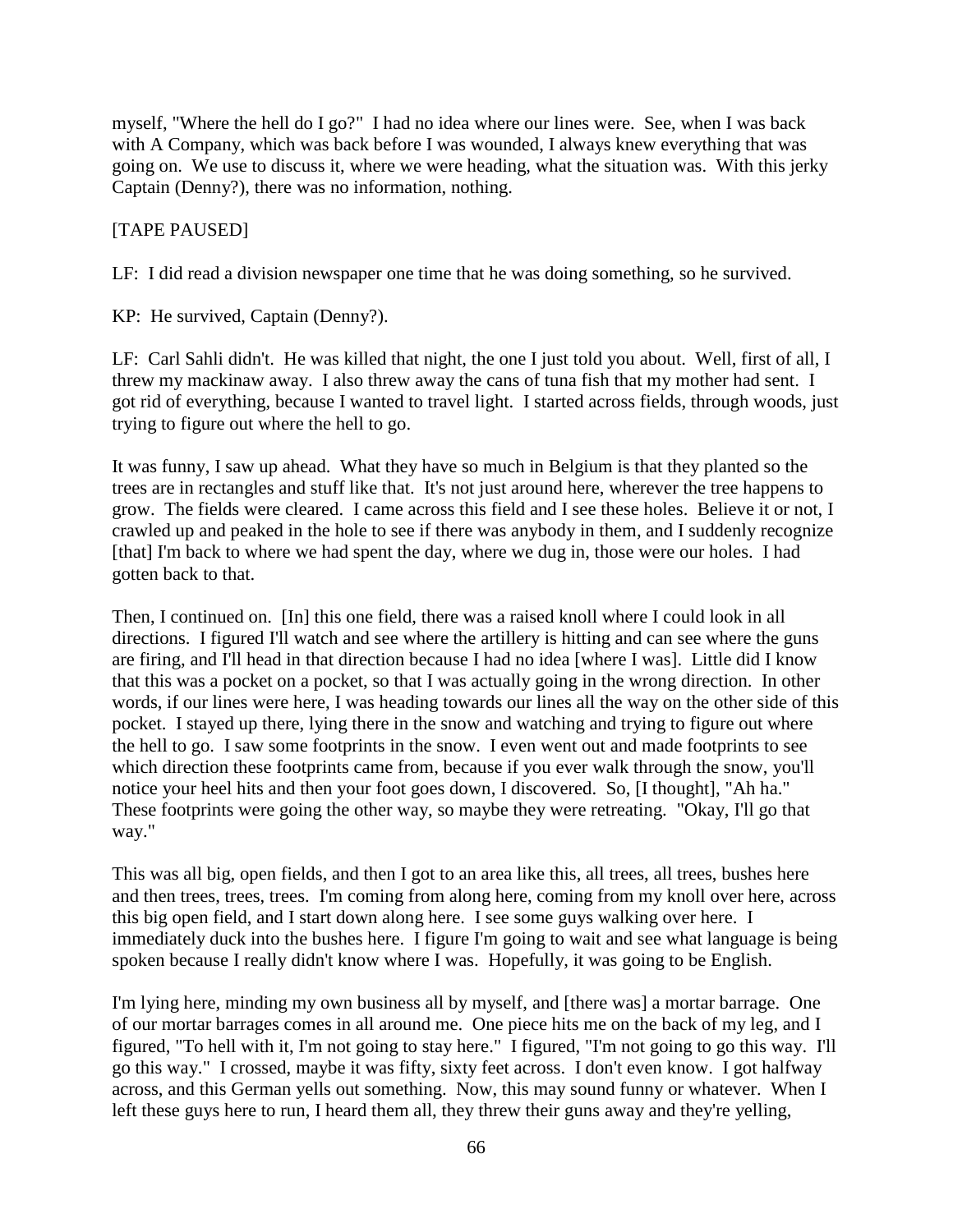myself, "Where the hell do I go?" I had no idea where our lines were. See, when I was back with A Company, which was back before I was wounded, I always knew everything that was going on. We use to discuss it, where we were heading, what the situation was. With this jerky Captain (Denny?), there was no information, nothing.

[TAPE PAUSED]

LF: I did read a division newspaper one time that he was doing something, so he survived.

KP: He survived, Captain (Denny?).

LF: Carl Sahli didn't. He was killed that night, the one I just told you about. Well, first of all, I threw my mackinaw away. I also threw away the cans of tuna fish that my mother had sent. I got rid of everything, because I wanted to travel light. I started across fields, through woods, just trying to figure out where the hell to go.

It was funny, I saw up ahead. What they have so much in Belgium is that they planted so the trees are in rectangles and stuff like that. It's not just around here, wherever the tree happens to grow. The fields were cleared. I came across this field and I see these holes. Believe it or not, I crawled up and peaked in the hole to see if there was anybody in them, and I suddenly recognize [that] I'm back to where we had spent the day, where we dug in, those were our holes. I had gotten back to that.

Then, I continued on. [In] this one field, there was a raised knoll where I could look in all directions. I figured I'll watch and see where the artillery is hitting and can see where the guns are firing, and I'll head in that direction because I had no idea [where I was]. Little did I know that this was a pocket on a pocket, so that I was actually going in the wrong direction. In other words, if our lines were here, I was heading towards our lines all the way on the other side of this pocket. I stayed up there, lying there in the snow and watching and trying to figure out where the hell to go. I saw some footprints in the snow. I even went out and made footprints to see which direction these footprints came from, because if you ever walk through the snow, you'll notice your heel hits and then your foot goes down, I discovered. So, [I thought], "Ah ha." These footprints were going the other way, so maybe they were retreating. "Okay, I'll go that way."

This was all big, open fields, and then I got to an area like this, all trees, all trees, bushes here and then trees, trees, trees. I'm coming from along here, coming from my knoll over here, across this big open field, and I start down along here. I see some guys walking over here. I immediately duck into the bushes here. I figure I'm going to wait and see what language is being spoken because I really didn't know where I was. Hopefully, it was going to be English.

I'm lying here, minding my own business all by myself, and [there was] a mortar barrage. One of our mortar barrages comes in all around me. One piece hits me on the back of my leg, and I figured, "To hell with it, I'm not going to stay here." I figured, "I'm not going to go this way. I'll go this way." I crossed, maybe it was fifty, sixty feet across. I don't even know. I got halfway across, and this German yells out something. Now, this may sound funny or whatever. When I left these guys here to run, I heard them all, they threw their guns away and they're yelling,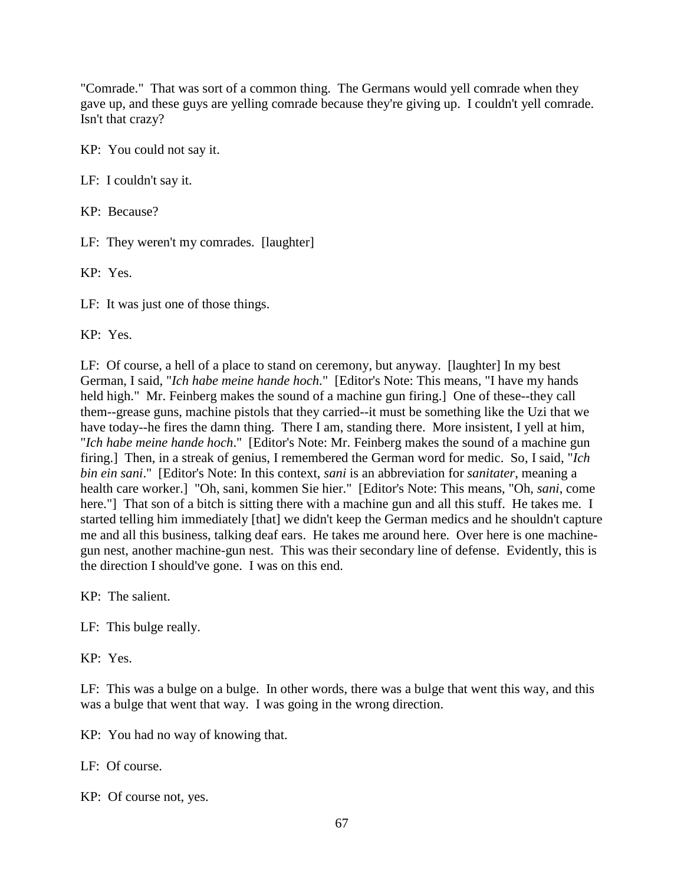"Comrade." That was sort of a common thing. The Germans would yell comrade when they gave up, and these guys are yelling comrade because they're giving up. I couldn't yell comrade. Isn't that crazy?

KP: You could not say it.

LF: I couldn't say it.

KP: Because?

LF: They weren't my comrades. [laughter]

KP: Yes.

LF: It was just one of those things.

KP: Yes.

LF: Of course, a hell of a place to stand on ceremony, but anyway. [laughter] In my best German, I said, "*Ich habe meine hande hoch*." [Editor's Note: This means, "I have my hands held high." Mr. Feinberg makes the sound of a machine gun firing.] One of these--they call them--grease guns, machine pistols that they carried--it must be something like the Uzi that we have today--he fires the damn thing. There I am, standing there. More insistent, I yell at him, "*Ich habe meine hande hoch*." [Editor's Note: Mr. Feinberg makes the sound of a machine gun firing.] Then, in a streak of genius, I remembered the German word for medic. So, I said, "*Ich bin ein sani*." [Editor's Note: In this context, *sani* is an abbreviation for *sanitater*, meaning a health care worker.] "Oh, sani, kommen Sie hier." [Editor's Note: This means, "Oh, *sani*, come here."] That son of a bitch is sitting there with a machine gun and all this stuff. He takes me. I started telling him immediately [that] we didn't keep the German medics and he shouldn't capture me and all this business, talking deaf ears. He takes me around here. Over here is one machine-gun nest, another machine-gun nest. This was their secondary line of defense. Evidently, this is the direction I should've gone. I was on this end.

KP: The salient.

LF: This bulge really.

KP: Yes.

LF: This was a bulge on a bulge. In other words, there was a bulge that went this way, and this was a bulge that went that way. I was going in the wrong direction.

KP: You had no way of knowing that.

LF: Of course.

KP: Of course not, yes.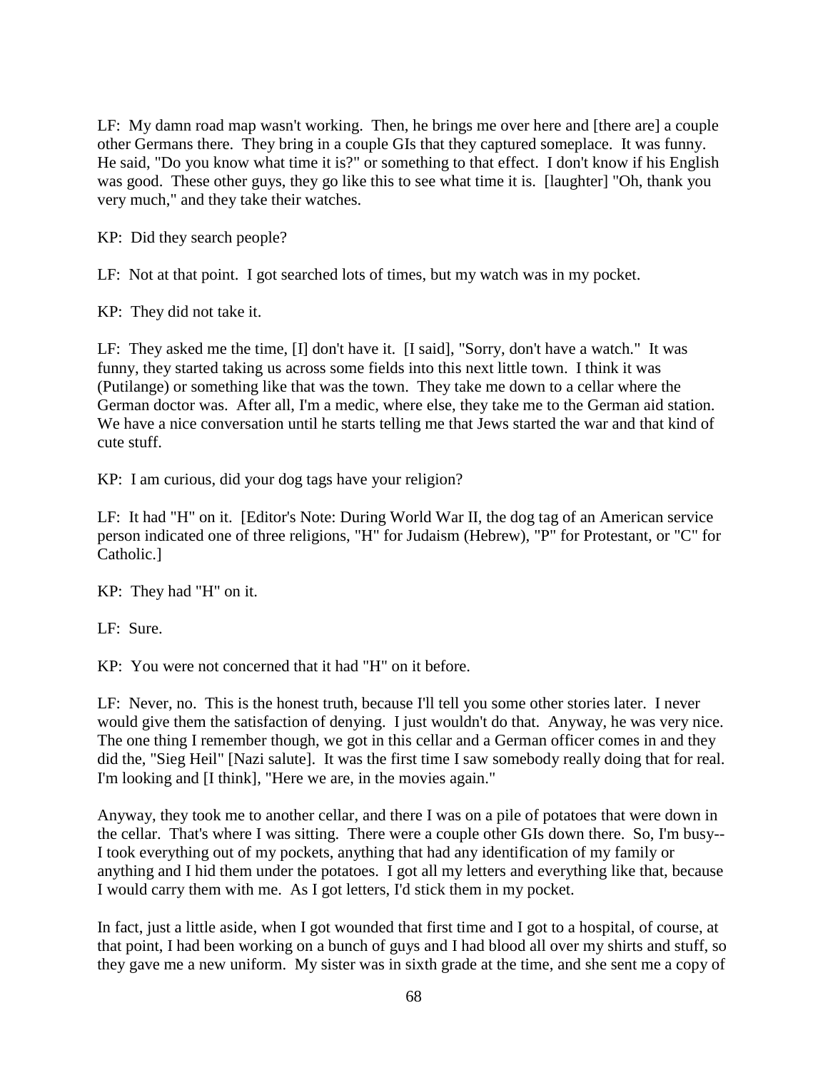LF: My damn road map wasn't working. Then, he brings me over here and [there are] a couple other Germans there. They bring in a couple GIs that they captured someplace. It was funny. He said, "Do you know what time it is?" or something to that effect. I don't know if his English was good. These other guys, they go like this to see what time it is. [laughter] "Oh, thank you very much," and they take their watches.

KP: Did they search people?

LF: Not at that point. I got searched lots of times, but my watch was in my pocket.

KP: They did not take it.

LF: They asked me the time, [I] don't have it. [I said], "Sorry, don't have a watch." It was funny, they started taking us across some fields into this next little town. I think it was (Putilange) or something like that was the town. They take me down to a cellar where the German doctor was. After all, I'm a medic, where else, they take me to the German aid station. We have a nice conversation until he starts telling me that Jews started the war and that kind of cute stuff.

KP: I am curious, did your dog tags have your religion?

LF: It had "H" on it. [Editor's Note: During World War II, the dog tag of an American service person indicated one of three religions, "H" for Judaism (Hebrew), "P" for Protestant, or "C" for Catholic.]

KP: They had "H" on it.

LF: Sure.

KP: You were not concerned that it had "H" on it before.

LF: Never, no. This is the honest truth, because I'll tell you some other stories later. I never would give them the satisfaction of denying. I just wouldn't do that. Anyway, he was very nice. The one thing I remember though, we got in this cellar and a German officer comes in and they did the, "Sieg Heil" [Nazi salute]. It was the first time I saw somebody really doing that for real. I'm looking and [I think], "Here we are, in the movies again."

Anyway, they took me to another cellar, and there I was on a pile of potatoes that were down in the cellar. That's where I was sitting. There were a couple other GIs down there. So, I'm busy--I took everything out of my pockets, anything that had any identification of my family or anything and I hid them under the potatoes. I got all my letters and everything like that, because I would carry them with me. As I got letters, I'd stick them in my pocket.

In fact, just a little aside, when I got wounded that first time and I got to a hospital, of course, at that point, I had been working on a bunch of guys and I had blood all over my shirts and stuff, so they gave me a new uniform. My sister was in sixth grade at the time, and she sent me a copy of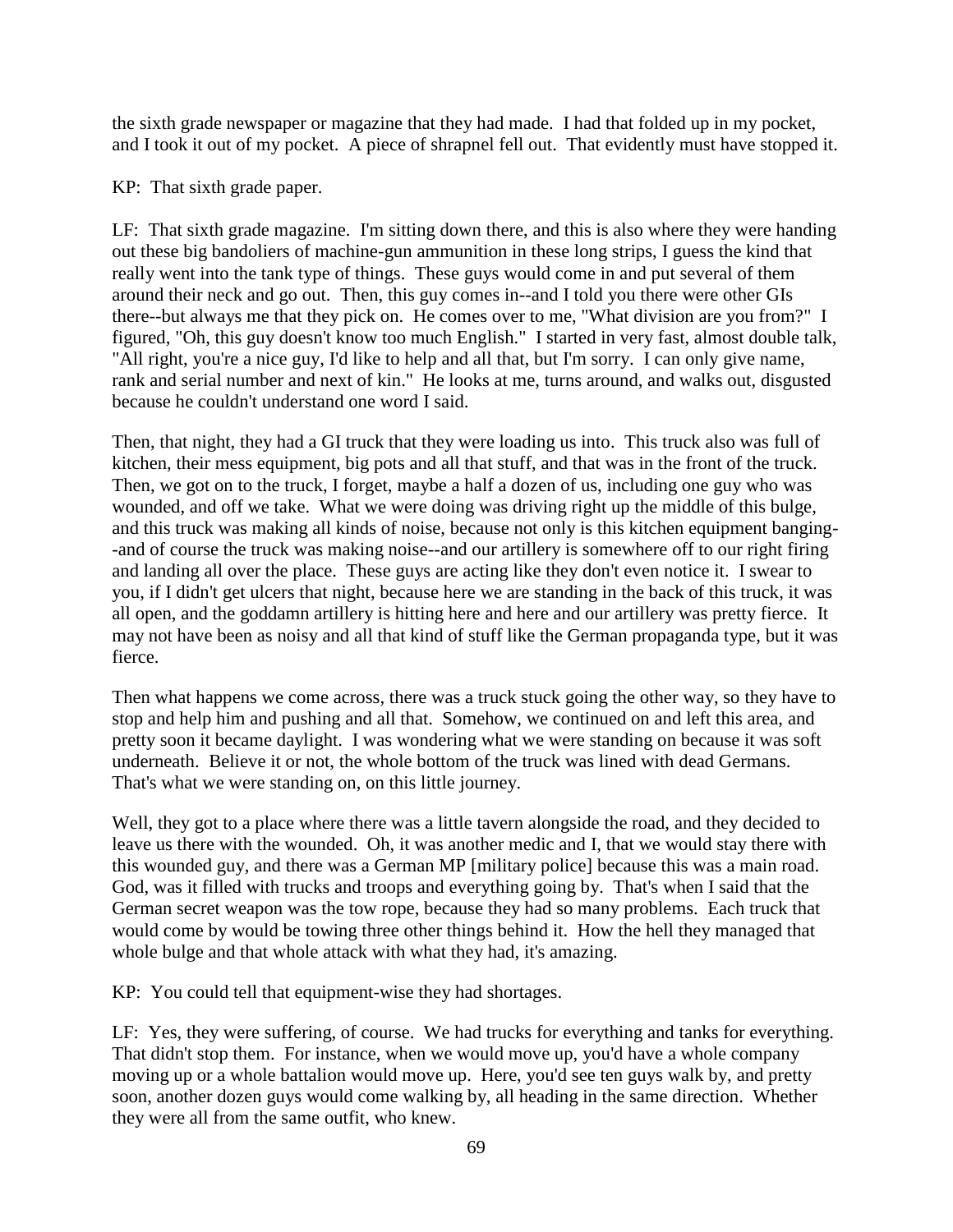the sixth grade newspaper or magazine that they had made. I had that folded up in my pocket, and I took it out of my pocket. A piece of shrapnel fell out. That evidently must have stopped it.

KP: That sixth grade paper.

LF: That sixth grade magazine. I'm sitting down there, and this is also where they were handing out these big bandoliers of machine-gun ammunition in these long strips, I guess the kind that really went into the tank type of things. These guys would come in and put several of them around their neck and go out. Then, this guy comes in--and I told you there were other GIs there--but always me that they pick on. He comes over to me, "What division are you from?" I figured, "Oh, this guy doesn't know too much English." I started in very fast, almost double talk, "All right, you're a nice guy, I'd like to help and all that, but I'm sorry. I can only give name, rank and serial number and next of kin." He looks at me, turns around, and walks out, disgusted because he couldn't understand one word I said.

Then, that night, they had a GI truck that they were loading us into. This truck also was full of kitchen, their mess equipment, big pots and all that stuff, and that was in the front of the truck. Then, we got on to the truck, I forget, maybe a half a dozen of us, including one guy who was wounded, and off we take. What we were doing was driving right up the middle of this bulge, and this truck was making all kinds of noise, because not only is this kitchen equipment banging--and of course the truck was making noise--and our artillery is somewhere off to our right firing and landing all over the place. These guys are acting like they don't even notice it. I swear to you, if I didn't get ulcers that night, because here we are standing in the back of this truck, it was all open, and the goddamn artillery is hitting here and here and our artillery was pretty fierce. It may not have been as noisy and all that kind of stuff like the German propaganda type, but it was fierce.

Then what happens we come across, there was a truck stuck going the other way, so they have to stop and help him and pushing and all that. Somehow, we continued on and left this area, and pretty soon it became daylight. I was wondering what we were standing on because it was soft underneath. Believe it or not, the whole bottom of the truck was lined with dead Germans. That's what we were standing on, on this little journey.

Well, they got to a place where there was a little tavern alongside the road, and they decided to leave us there with the wounded. Oh, it was another medic and I, that we would stay there with this wounded guy, and there was a German MP [military police] because this was a main road. God, was it filled with trucks and troops and everything going by. That's when I said that the German secret weapon was the tow rope, because they had so many problems. Each truck that would come by would be towing three other things behind it. How the hell they managed that whole bulge and that whole attack with what they had, it's amazing.

KP: You could tell that equipment-wise they had shortages.

LF: Yes, they were suffering, of course. We had trucks for everything and tanks for everything. That didn't stop them. For instance, when we would move up, you'd have a whole company moving up or a whole battalion would move up. Here, you'd see ten guys walk by, and pretty soon, another dozen guys would come walking by, all heading in the same direction. Whether they were all from the same outfit, who knew.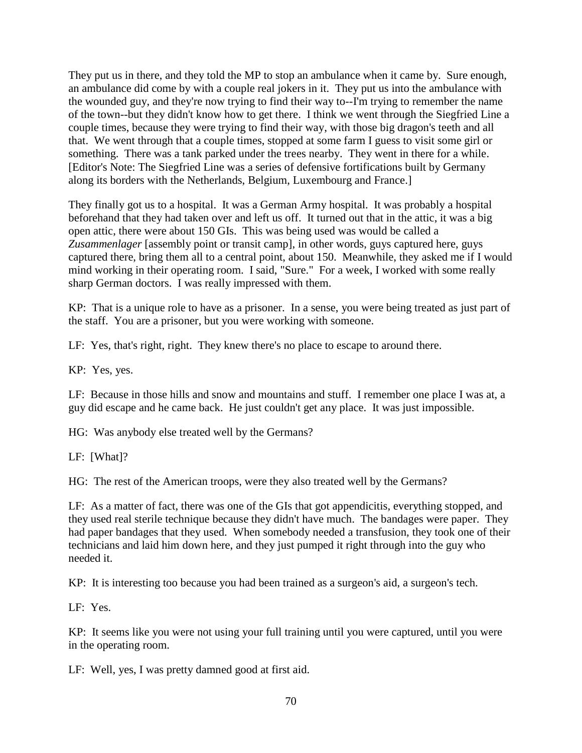They put us in there, and they told the MP to stop an ambulance when it came by. Sure enough, an ambulance did come by with a couple real jokers in it. They put us into the ambulance with the wounded guy, and they're now trying to find their way to--I'm trying to remember the name of the town--but they didn't know how to get there. I think we went through the Siegfried Line a couple times, because they were trying to find their way, with those big dragon's teeth and all that. We went through that a couple times, stopped at some farm I guess to visit some girl or something. There was a tank parked under the trees nearby. They went in there for a while. [Editor's Note: The Siegfried Line was a series of defensive fortifications built by Germany along its borders with the Netherlands, Belgium, Luxembourg and France.]

They finally got us to a hospital. It was a German Army hospital. It was probably a hospital beforehand that they had taken over and left us off. It turned out that in the attic, it was a big open attic, there were about 150 GIs. This was being used was would be called a *Zusammenlager* [assembly point or transit camp], in other words, guys captured here, guys captured there, bring them all to a central point, about 150. Meanwhile, they asked me if I would mind working in their operating room. I said, "Sure." For a week, I worked with some really sharp German doctors. I was really impressed with them.

KP: That is a unique role to have as a prisoner. In a sense, you were being treated as just part of the staff. You are a prisoner, but you were working with someone.

LF: Yes, that's right, right. They knew there's no place to escape to around there.

KP: Yes, yes.

LF: Because in those hills and snow and mountains and stuff. I remember one place I was at, a guy did escape and he came back. He just couldn't get any place. It was just impossible.

HG: Was anybody else treated well by the Germans?

LF: [What]?

HG: The rest of the American troops, were they also treated well by the Germans?

LF: As a matter of fact, there was one of the GIs that got appendicitis, everything stopped, and they used real sterile technique because they didn't have much. The bandages were paper. They had paper bandages that they used. When somebody needed a transfusion, they took one of their technicians and laid him down here, and they just pumped it right through into the guy who needed it.

KP: It is interesting too because you had been trained as a surgeon's aid, a surgeon's tech.

LF: Yes.

KP: It seems like you were not using your full training until you were captured, until you were in the operating room.

LF: Well, yes, I was pretty damned good at first aid.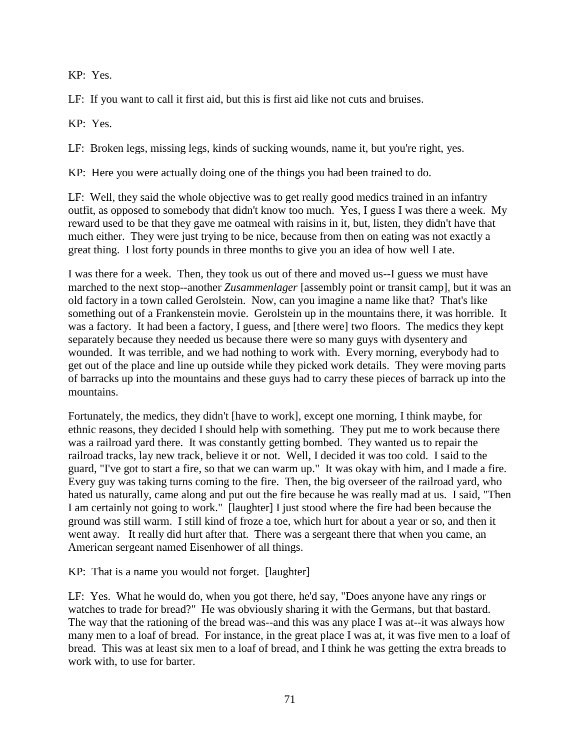KP: Yes.

LF: If you want to call it first aid, but this is first aid like not cuts and bruises.

KP: Yes.

LF: Broken legs, missing legs, kinds of sucking wounds, name it, but you're right, yes.

KP: Here you were actually doing one of the things you had been trained to do.

LF: Well, they said the whole objective was to get really good medics trained in an infantry outfit, as opposed to somebody that didn't know too much. Yes, I guess I was there a week. My reward used to be that they gave me oatmeal with raisins in it, but, listen, they didn't have that much either. They were just trying to be nice, because from then on eating was not exactly a great thing. I lost forty pounds in three months to give you an idea of how well I ate.

I was there for a week. Then, they took us out of there and moved us--I guess we must have marched to the next stop--another *Zusammenlager* [assembly point or transit camp], but it was an old factory in a town called Gerolstein. Now, can you imagine a name like that? That's like something out of a Frankenstein movie. Gerolstein up in the mountains there, it was horrible. It was a factory. It had been a factory, I guess, and [there were] two floors. The medics they kept separately because they needed us because there were so many guys with dysentery and wounded. It was terrible, and we had nothing to work with. Every morning, everybody had to get out of the place and line up outside while they picked work details. They were moving parts of barracks up into the mountains and these guys had to carry these pieces of barrack up into the mountains.

Fortunately, the medics, they didn't [have to work], except one morning, I think maybe, for ethnic reasons, they decided I should help with something. They put me to work because there was a railroad yard there. It was constantly getting bombed. They wanted us to repair the railroad tracks, lay new track, believe it or not. Well, I decided it was too cold. I said to the guard, "I've got to start a fire, so that we can warm up." It was okay with him, and I made a fire. Every guy was taking turns coming to the fire. Then, the big overseer of the railroad yard, who hated us naturally, came along and put out the fire because he was really mad at us. I said, "Then I am certainly not going to work." [laughter] I just stood where the fire had been because the ground was still warm. I still kind of froze a toe, which hurt for about a year or so, and then it went away. It really did hurt after that. There was a sergeant there that when you came, an American sergeant named Eisenhower of all things.

KP: That is a name you would not forget. [laughter]

LF: Yes. What he would do, when you got there, he'd say, "Does anyone have any rings or watches to trade for bread?" He was obviously sharing it with the Germans, but that bastard. The way that the rationing of the bread was--and this was any place I was at--it was always how many men to a loaf of bread. For instance, in the great place I was at, it was five men to a loaf of bread. This was at least six men to a loaf of bread, and I think he was getting the extra breads to work with, to use for barter.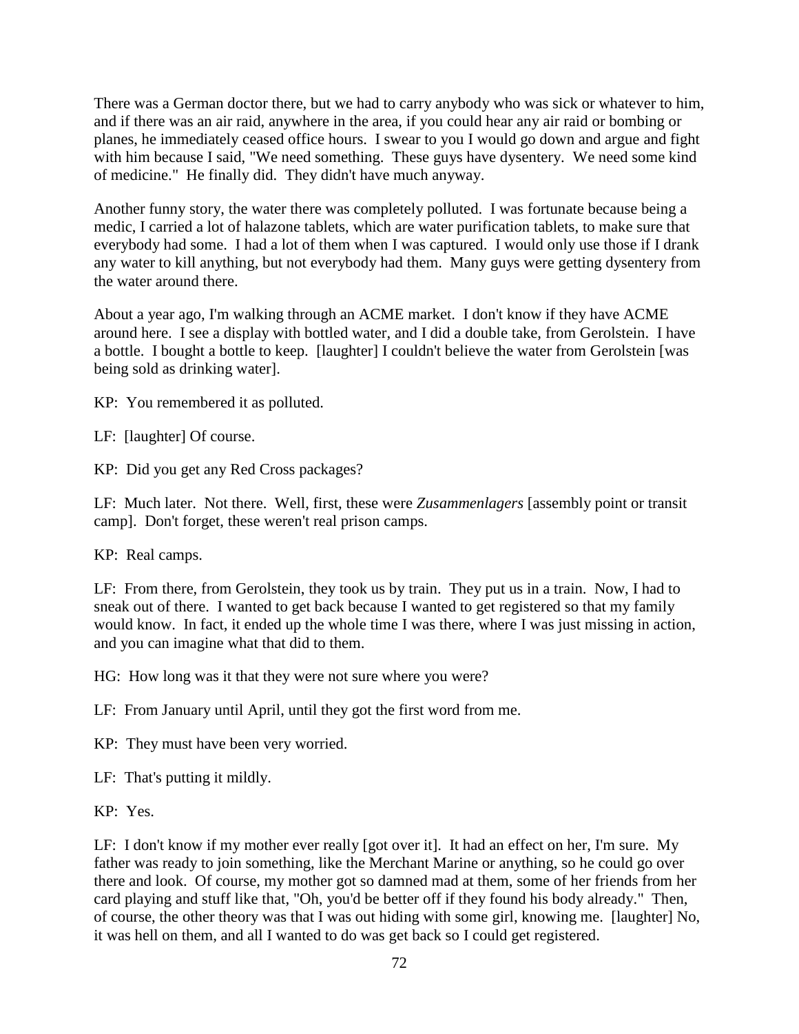There was a German doctor there, but we had to carry anybody who was sick or whatever to him, and if there was an air raid, anywhere in the area, if you could hear any air raid or bombing or planes, he immediately ceased office hours. I swear to you I would go down and argue and fight with him because I said, "We need something. These guys have dysentery. We need some kind of medicine." He finally did. They didn't have much anyway.

Another funny story, the water there was completely polluted. I was fortunate because being a medic, I carried a lot of halazone tablets, which are water purification tablets, to make sure that everybody had some. I had a lot of them when I was captured. I would only use those if I drank any water to kill anything, but not everybody had them. Many guys were getting dysentery from the water around there.

About a year ago, I'm walking through an ACME market. I don't know if they have ACME around here. I see a display with bottled water, and I did a double take, from Gerolstein. I have a bottle. I bought a bottle to keep. [laughter] I couldn't believe the water from Gerolstein [was being sold as drinking water].

KP: You remembered it as polluted.

LF: [laughter] Of course.

KP: Did you get any Red Cross packages?

LF: Much later. Not there. Well, first, these were *Zusammenlagers* [assembly point or transit camp]. Don't forget, these weren't real prison camps.

KP: Real camps.

LF: From there, from Gerolstein, they took us by train. They put us in a train. Now, I had to sneak out of there. I wanted to get back because I wanted to get registered so that my family would know. In fact, it ended up the whole time I was there, where I was just missing in action, and you can imagine what that did to them.

HG: How long was it that they were not sure where you were?

LF: From January until April, until they got the first word from me.

KP: They must have been very worried.

LF: That's putting it mildly.

KP: Yes.

LF: I don't know if my mother ever really [got over it]. It had an effect on her, I'm sure. My father was ready to join something, like the Merchant Marine or anything, so he could go over there and look. Of course, my mother got so damned mad at them, some of her friends from her card playing and stuff like that, "Oh, you'd be better off if they found his body already." Then, of course, the other theory was that I was out hiding with some girl, knowing me. [laughter] No, it was hell on them, and all I wanted to do was get back so I could get registered.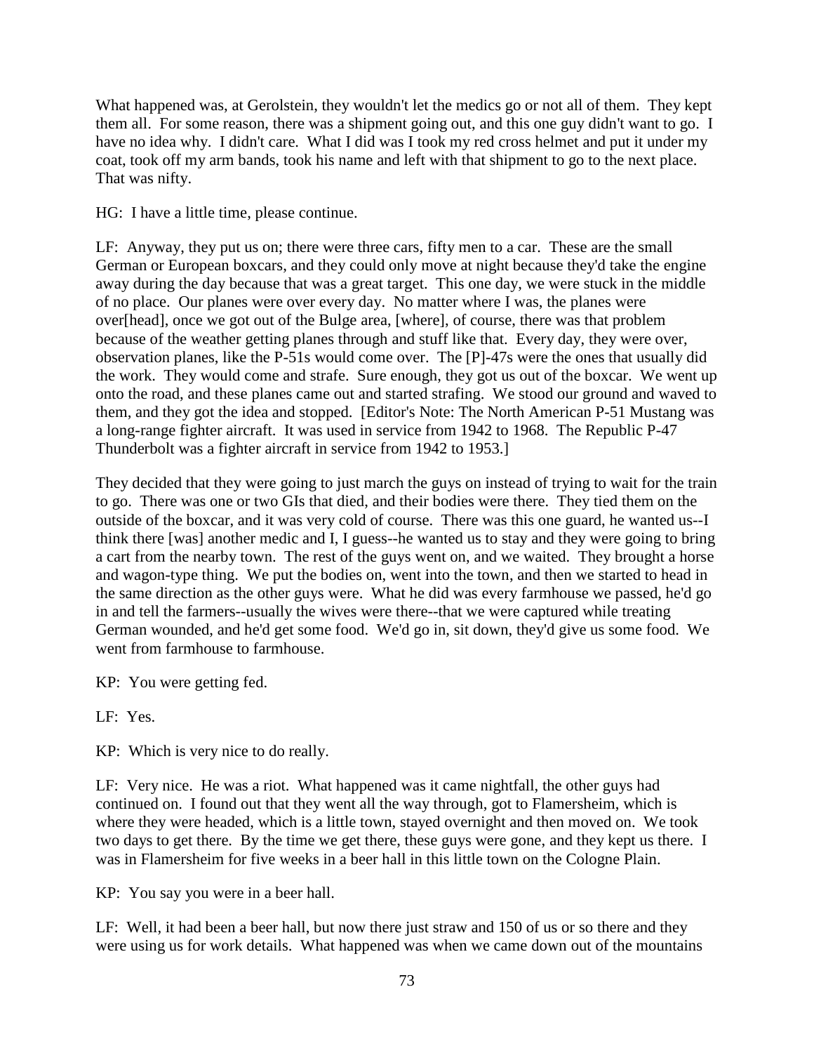What happened was, at Gerolstein, they wouldn't let the medics go or not all of them. They kept them all. For some reason, there was a shipment going out, and this one guy didn't want to go. I have no idea why. I didn't care. What I did was I took my red cross helmet and put it under my coat, took off my arm bands, took his name and left with that shipment to go to the next place. That was nifty.

HG: I have a little time, please continue.

LF: Anyway, they put us on; there were three cars, fifty men to a car. These are the small German or European boxcars, and they could only move at night because they'd take the engine away during the day because that was a great target. This one day, we were stuck in the middle of no place. Our planes were over every day. No matter where I was, the planes were over[head], once we got out of the Bulge area, [where], of course, there was that problem because of the weather getting planes through and stuff like that. Every day, they were over, observation planes, like the P-51s would come over. The [P]-47s were the ones that usually did the work. They would come and strafe. Sure enough, they got us out of the boxcar. We went up onto the road, and these planes came out and started strafing. We stood our ground and waved to them, and they got the idea and stopped. [Editor's Note: The North American P-51 Mustang was a long-range fighter aircraft. It was used in service from 1942 to 1968. The Republic P-47 Thunderbolt was a fighter aircraft in service from 1942 to 1953.]

They decided that they were going to just march the guys on instead of trying to wait for the train to go. There was one or two GIs that died, and their bodies were there. They tied them on the outside of the boxcar, and it was very cold of course. There was this one guard, he wanted us--I think there [was] another medic and I, I guess--he wanted us to stay and they were going to bring a cart from the nearby town. The rest of the guys went on, and we waited. They brought a horse and wagon-type thing. We put the bodies on, went into the town, and then we started to head in the same direction as the other guys were. What he did was every farmhouse we passed, he'd go in and tell the farmers--usually the wives were there--that we were captured while treating German wounded, and he'd get some food. We'd go in, sit down, they'd give us some food. We went from farmhouse to farmhouse.

KP: You were getting fed.

LF: Yes.

KP: Which is very nice to do really.

LF: Very nice. He was a riot. What happened was it came nightfall, the other guys had continued on. I found out that they went all the way through, got to Flamersheim, which is where they were headed, which is a little town, stayed overnight and then moved on. We took two days to get there. By the time we get there, these guys were gone, and they kept us there. I was in Flamersheim for five weeks in a beer hall in this little town on the Cologne Plain.

KP: You say you were in a beer hall.

LF: Well, it had been a beer hall, but now there just straw and 150 of us or so there and they were using us for work details. What happened was when we came down out of the mountains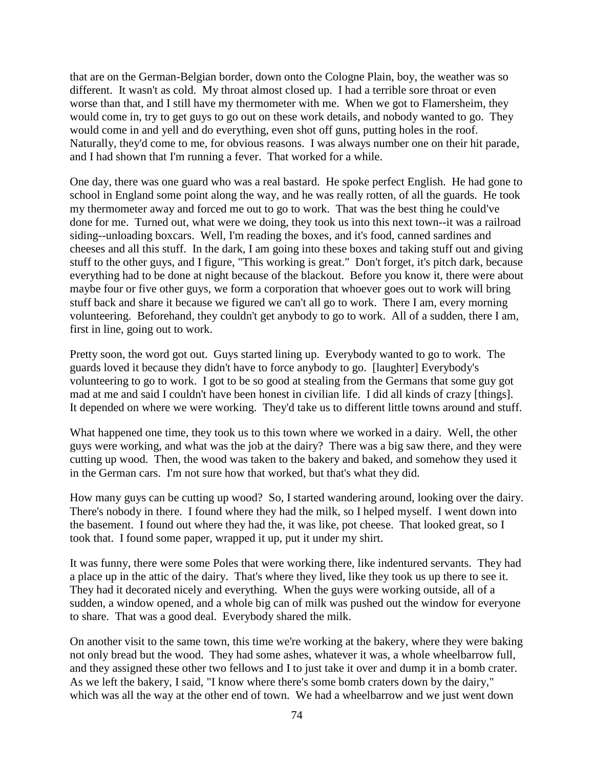that are on the German-Belgian border, down onto the Cologne Plain, boy, the weather was so different. It wasn't as cold. My throat almost closed up. I had a terrible sore throat or even worse than that, and I still have my thermometer with me. When we got to Flamersheim, they would come in, try to get guys to go out on these work details, and nobody wanted to go. They would come in and yell and do everything, even shot off guns, putting holes in the roof. Naturally, they'd come to me, for obvious reasons. I was always number one on their hit parade, and I had shown that I'm running a fever. That worked for a while.

One day, there was one guard who was a real bastard. He spoke perfect English. He had gone to school in England some point along the way, and he was really rotten, of all the guards. He took my thermometer away and forced me out to go to work. That was the best thing he could've done for me. Turned out, what were we doing, they took us into this next town--it was a railroad siding--unloading boxcars. Well, I'm reading the boxes, and it's food, canned sardines and cheeses and all this stuff. In the dark, I am going into these boxes and taking stuff out and giving stuff to the other guys, and I figure, "This working is great." Don't forget, it's pitch dark, because everything had to be done at night because of the blackout. Before you know it, there were about maybe four or five other guys, we form a corporation that whoever goes out to work will bring stuff back and share it because we figured we can't all go to work. There I am, every morning volunteering. Beforehand, they couldn't get anybody to go to work. All of a sudden, there I am, first in line, going out to work.

Pretty soon, the word got out. Guys started lining up. Everybody wanted to go to work. The guards loved it because they didn't have to force anybody to go. [laughter] Everybody's volunteering to go to work. I got to be so good at stealing from the Germans that some guy got mad at me and said I couldn't have been honest in civilian life. I did all kinds of crazy [things]. It depended on where we were working. They'd take us to different little towns around and stuff.

What happened one time, they took us to this town where we worked in a dairy. Well, the other guys were working, and what was the job at the dairy? There was a big saw there, and they were cutting up wood. Then, the wood was taken to the bakery and baked, and somehow they used it in the German cars. I'm not sure how that worked, but that's what they did.

How many guys can be cutting up wood? So, I started wandering around, looking over the dairy. There's nobody in there. I found where they had the milk, so I helped myself. I went down into the basement. I found out where they had the, it was like, pot cheese. That looked great, so I took that. I found some paper, wrapped it up, put it under my shirt.

It was funny, there were some Poles that were working there, like indentured servants. They had a place up in the attic of the dairy. That's where they lived, like they took us up there to see it. They had it decorated nicely and everything. When the guys were working outside, all of a sudden, a window opened, and a whole big can of milk was pushed out the window for everyone to share. That was a good deal. Everybody shared the milk.

On another visit to the same town, this time we're working at the bakery, where they were baking not only bread but the wood. They had some ashes, whatever it was, a whole wheelbarrow full, and they assigned these other two fellows and I to just take it over and dump it in a bomb crater. As we left the bakery, I said, "I know where there's some bomb craters down by the dairy," which was all the way at the other end of town. We had a wheelbarrow and we just went down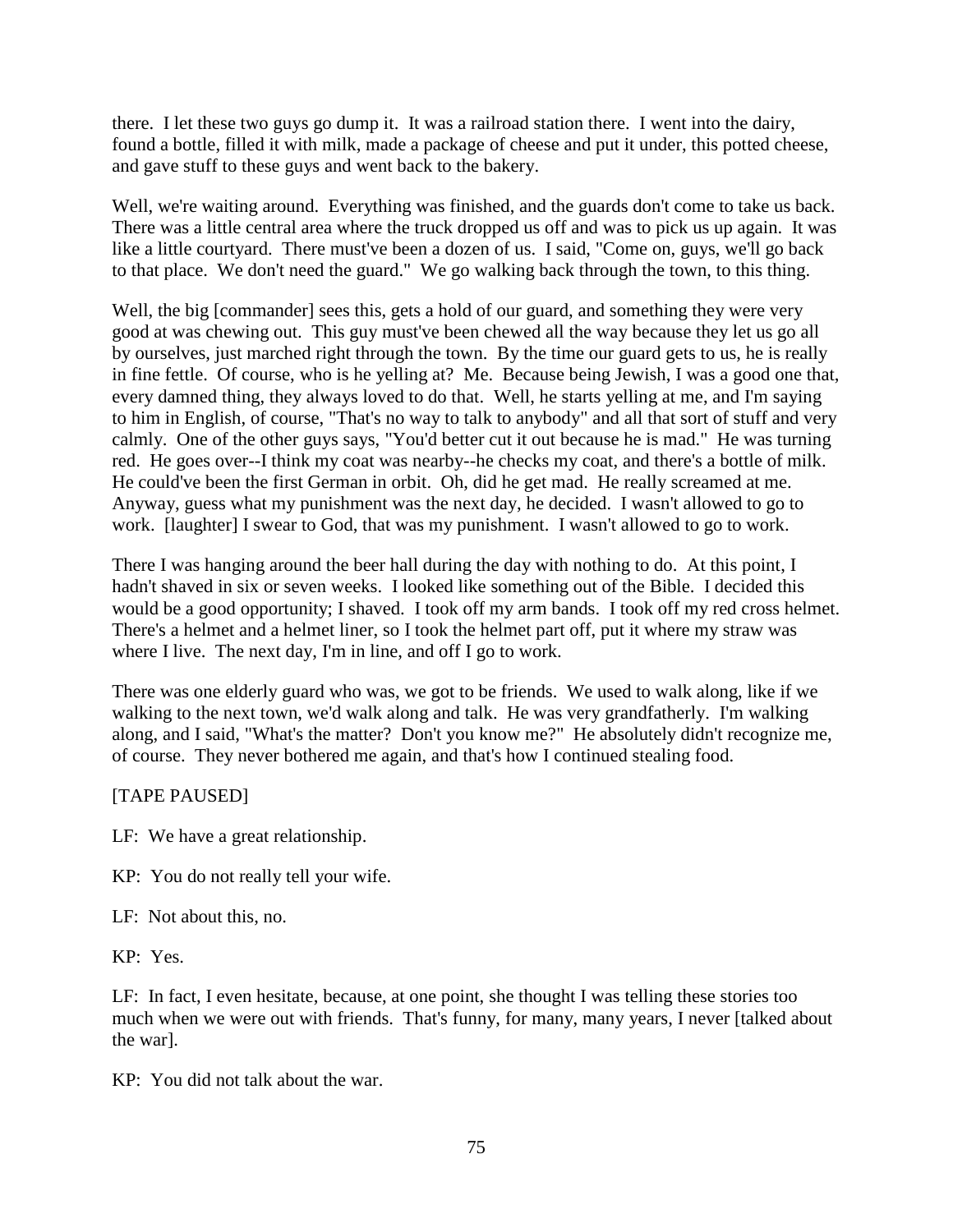there. I let these two guys go dump it. It was a railroad station there. I went into the dairy, found a bottle, filled it with milk, made a package of cheese and put it under, this potted cheese, and gave stuff to these guys and went back to the bakery.

Well, we're waiting around. Everything was finished, and the guards don't come to take us back. There was a little central area where the truck dropped us off and was to pick us up again. It was like a little courtyard. There must've been a dozen of us. I said, "Come on, guys, we'll go back to that place. We don't need the guard." We go walking back through the town, to this thing.

Well, the big [commander] sees this, gets a hold of our guard, and something they were very good at was chewing out. This guy must've been chewed all the way because they let us go all by ourselves, just marched right through the town. By the time our guard gets to us, he is really in fine fettle. Of course, who is he yelling at? Me. Because being Jewish, I was a good one that, every damned thing, they always loved to do that. Well, he starts yelling at me, and I'm saying to him in English, of course, "That's no way to talk to anybody" and all that sort of stuff and very calmly. One of the other guys says, "You'd better cut it out because he is mad." He was turning red. He goes over--I think my coat was nearby--he checks my coat, and there's a bottle of milk. He could've been the first German in orbit. Oh, did he get mad. He really screamed at me. Anyway, guess what my punishment was the next day, he decided. I wasn't allowed to go to work. [laughter] I swear to God, that was my punishment. I wasn't allowed to go to work.

There I was hanging around the beer hall during the day with nothing to do. At this point, I hadn't shaved in six or seven weeks. I looked like something out of the Bible. I decided this would be a good opportunity; I shaved. I took off my arm bands. I took off my red cross helmet. There's a helmet and a helmet liner, so I took the helmet part off, put it where my straw was where I live. The next day, I'm in line, and off I go to work.

There was one elderly guard who was, we got to be friends. We used to walk along, like if we walking to the next town, we'd walk along and talk. He was very grandfatherly. I'm walking along, and I said, "What's the matter? Don't you know me?" He absolutely didn't recognize me, of course. They never bothered me again, and that's how I continued stealing food.

[TAPE PAUSED]

LF: We have a great relationship.

KP: You do not really tell your wife.

LF: Not about this, no.

KP: Yes.

LF: In fact, I even hesitate, because, at one point, she thought I was telling these stories too much when we were out with friends. That's funny, for many, many years, I never [talked about the war].

KP: You did not talk about the war.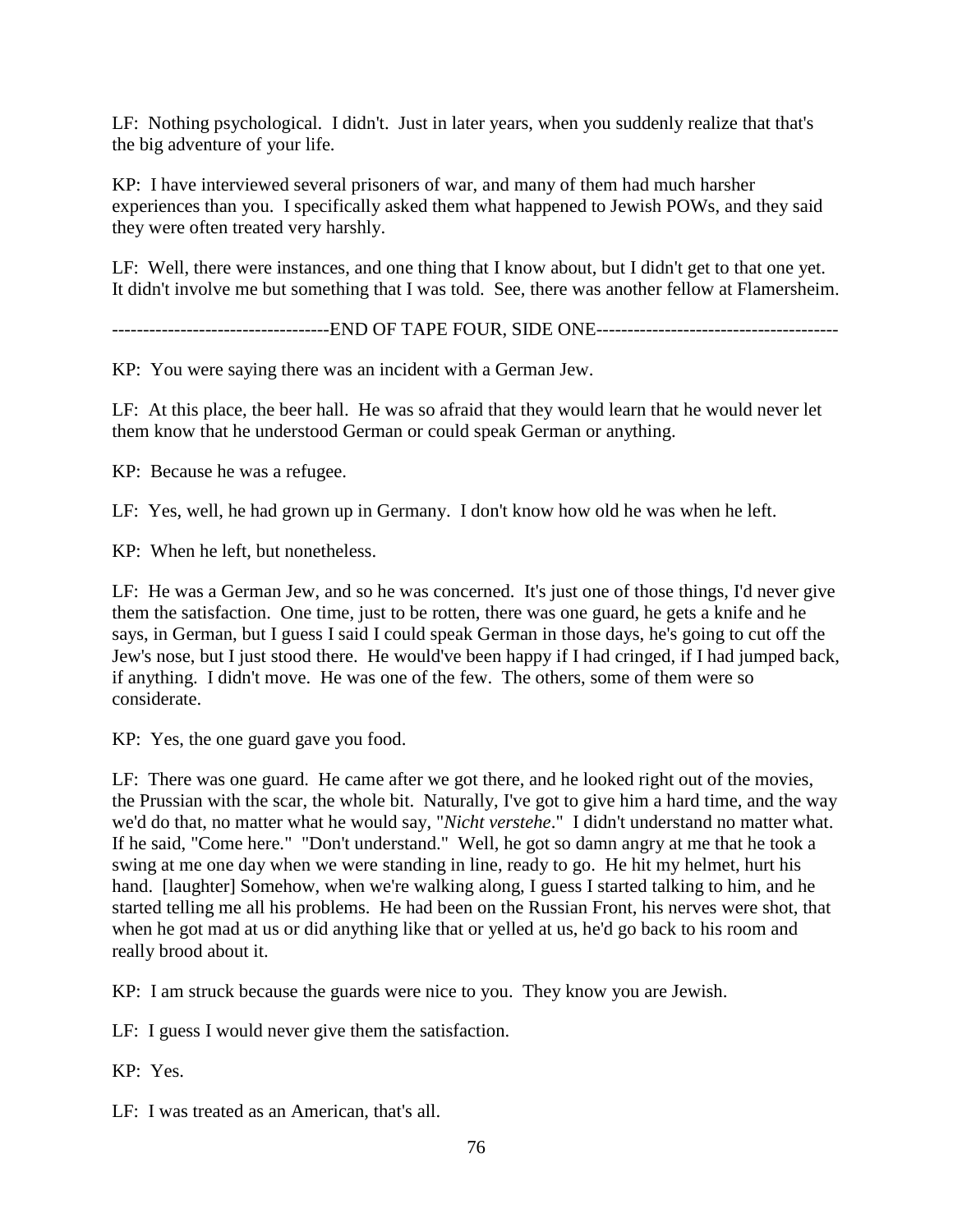LF: Nothing psychological. I didn't. Just in later years, when you suddenly realize that that's the big adventure of your life.

KP: I have interviewed several prisoners of war, and many of them had much harsher experiences than you. I specifically asked them what happened to Jewish POWs, and they said they were often treated very harshly.

LF: Well, there were instances, and one thing that I know about, but I didn't get to that one yet. It didn't involve me but something that I was told. See, there was another fellow at Flamersheim.

----------------------------------END OF TAPE FOUR, SIDE ONE---------------------------------------

KP: You were saying there was an incident with a German Jew.

LF: At this place, the beer hall. He was so afraid that they would learn that he would never let them know that he understood German or could speak German or anything.

KP: Because he was a refugee.

LF: Yes, well, he had grown up in Germany. I don't know how old he was when he left.

KP: When he left, but nonetheless.

LF: He was a German Jew, and so he was concerned. It's just one of those things, I'd never give them the satisfaction. One time, just to be rotten, there was one guard, he gets a knife and he says, in German, but I guess I said I could speak German in those days, he's going to cut off the Jew's nose, but I just stood there. He would've been happy if I had cringed, if I had jumped back, if anything. I didn't move. He was one of the few. The others, some of them were so considerate.

KP: Yes, the one guard gave you food.

LF: There was one guard. He came after we got there, and he looked right out of the movies, the Prussian with the scar, the whole bit. Naturally, I've got to give him a hard time, and the way we'd do that, no matter what he would say, "*Nicht verstehe*." I didn't understand no matter what. If he said, "Come here." "Don't understand." Well, he got so damn angry at me that he took a swing at me one day when we were standing in line, ready to go. He hit my helmet, hurt his hand. [laughter] Somehow, when we're walking along, I guess I started talking to him, and he started telling me all his problems. He had been on the Russian Front, his nerves were shot, that when he got mad at us or did anything like that or yelled at us, he'd go back to his room and really brood about it.

KP: I am struck because the guards were nice to you. They know you are Jewish.

LF: I guess I would never give them the satisfaction.

KP: Yes.

LF: I was treated as an American, that's all.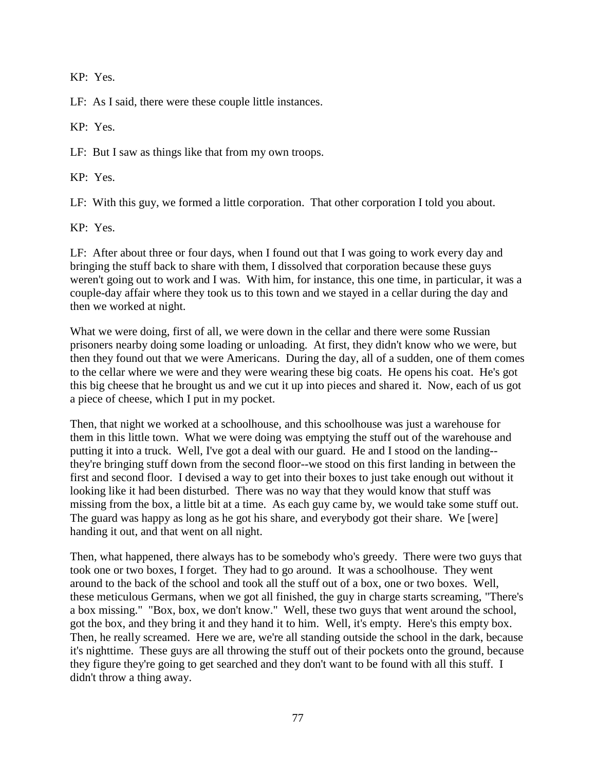KP: Yes.

LF: As I said, there were these couple little instances.

KP: Yes.

LF: But I saw as things like that from my own troops.

KP: Yes.

LF: With this guy, we formed a little corporation. That other corporation I told you about.

KP: Yes.

LF: After about three or four days, when I found out that I was going to work every day and bringing the stuff back to share with them, I dissolved that corporation because these guys weren't going out to work and I was. With him, for instance, this one time, in particular, it was a couple-day affair where they took us to this town and we stayed in a cellar during the day and then we worked at night.

What we were doing, first of all, we were down in the cellar and there were some Russian prisoners nearby doing some loading or unloading. At first, they didn't know who we were, but then they found out that we were Americans. During the day, all of a sudden, one of them comes to the cellar where we were and they were wearing these big coats. He opens his coat. He's got this big cheese that he brought us and we cut it up into pieces and shared it. Now, each of us got a piece of cheese, which I put in my pocket.

Then, that night we worked at a schoolhouse, and this schoolhouse was just a warehouse for them in this little town. What we were doing was emptying the stuff out of the warehouse and putting it into a truck. Well, I've got a deal with our guard. He and I stood on the landing--they're bringing stuff down from the second floor--we stood on this first landing in between the first and second floor. I devised a way to get into their boxes to just take enough out without it looking like it had been disturbed. There was no way that they would know that stuff was missing from the box, a little bit at a time. As each guy came by, we would take some stuff out. The guard was happy as long as he got his share, and everybody got their share. We [were] handing it out, and that went on all night.

Then, what happened, there always has to be somebody who's greedy. There were two guys that took one or two boxes, I forget. They had to go around. It was a schoolhouse. They went around to the back of the school and took all the stuff out of a box, one or two boxes. Well, these meticulous Germans, when we got all finished, the guy in charge starts screaming, "There's a box missing." "Box, box, we don't know." Well, these two guys that went around the school, got the box, and they bring it and they hand it to him. Well, it's empty. Here's this empty box. Then, he really screamed. Here we are, we're all standing outside the school in the dark, because it's nighttime. These guys are all throwing the stuff out of their pockets onto the ground, because they figure they're going to get searched and they don't want to be found with all this stuff. I didn't throw a thing away.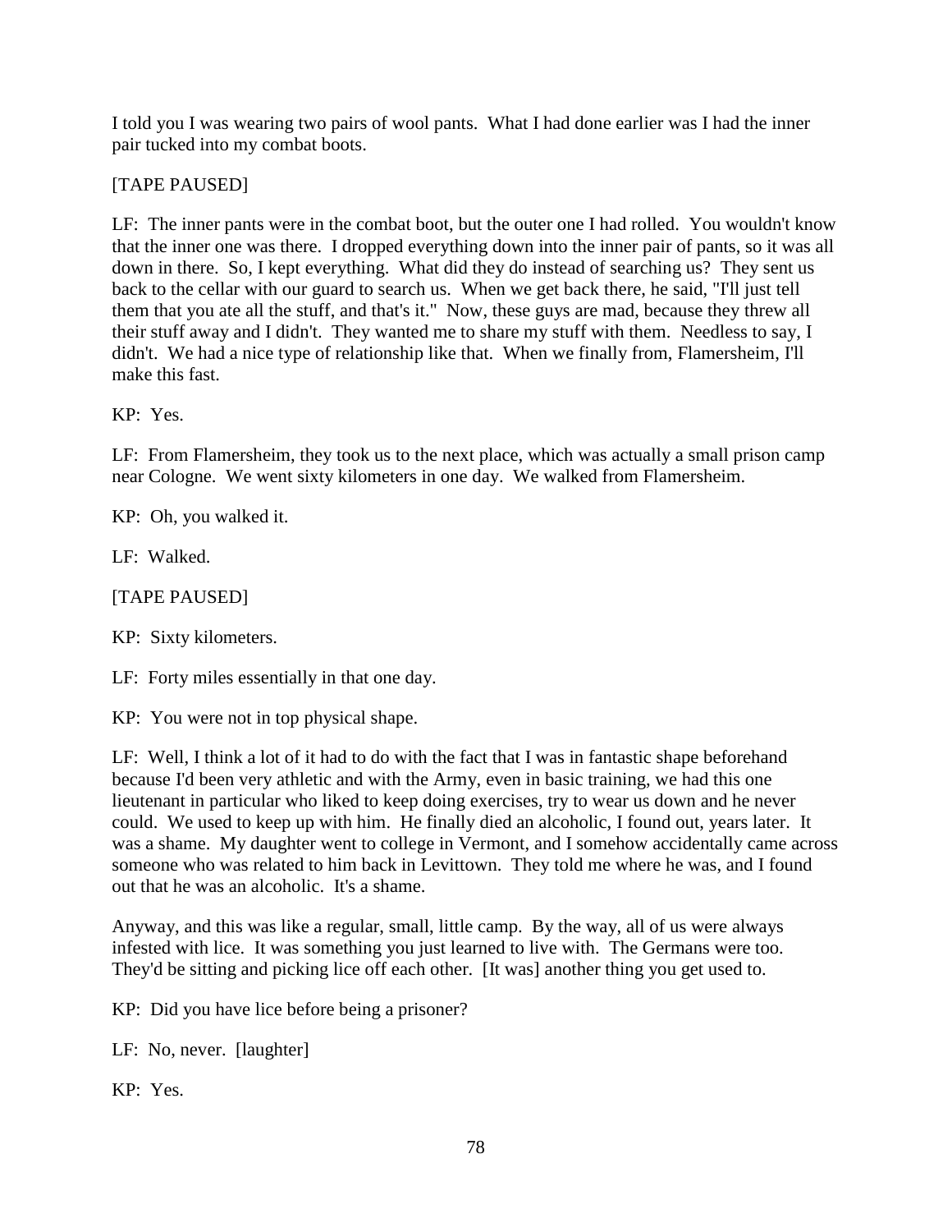I told you I was wearing two pairs of wool pants. What I had done earlier was I had the inner pair tucked into my combat boots.

[TAPE PAUSED]

LF: The inner pants were in the combat boot, but the outer one I had rolled. You wouldn't know that the inner one was there. I dropped everything down into the inner pair of pants, so it was all down in there. So, I kept everything. What did they do instead of searching us? They sent us back to the cellar with our guard to search us. When we get back there, he said, "I'll just tell them that you ate all the stuff, and that's it." Now, these guys are mad, because they threw all their stuff away and I didn't. They wanted me to share my stuff with them. Needless to say, I didn't. We had a nice type of relationship like that. When we finally from, Flamersheim, I'll make this fast.

KP: Yes.

LF: From Flamersheim, they took us to the next place, which was actually a small prison camp near Cologne. We went sixty kilometers in one day. We walked from Flamersheim.

KP: Oh, you walked it.

LF: Walked.

[TAPE PAUSED]

KP: Sixty kilometers.

LF: Forty miles essentially in that one day.

KP: You were not in top physical shape.

LF: Well, I think a lot of it had to do with the fact that I was in fantastic shape beforehand because I'd been very athletic and with the Army, even in basic training, we had this one lieutenant in particular who liked to keep doing exercises, try to wear us down and he never could. We used to keep up with him. He finally died an alcoholic, I found out, years later. It was a shame. My daughter went to college in Vermont, and I somehow accidentally came across someone who was related to him back in Levittown. They told me where he was, and I found out that he was an alcoholic. It's a shame.

Anyway, and this was like a regular, small, little camp. By the way, all of us were always infested with lice. It was something you just learned to live with. The Germans were too. They'd be sitting and picking lice off each other. [It was] another thing you get used to.

KP: Did you have lice before being a prisoner?

LF: No, never. [laughter]

KP: Yes.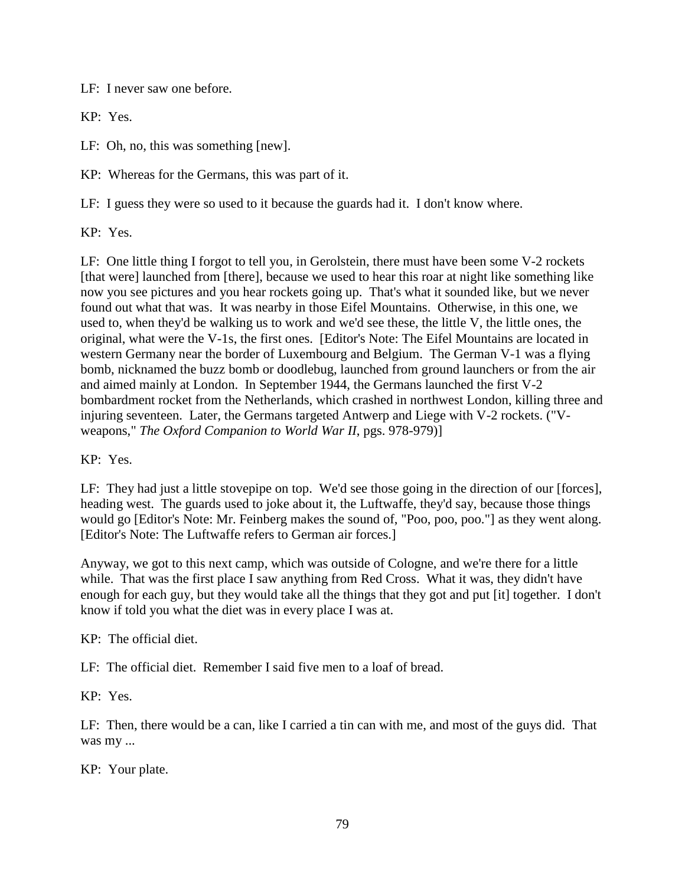LF: I never saw one before.

KP: Yes.

LF: Oh, no, this was something [new].

KP: Whereas for the Germans, this was part of it.

LF: I guess they were so used to it because the guards had it. I don't know where.

KP: Yes.

LF: One little thing I forgot to tell you, in Gerolstein, there must have been some V-2 rockets [that were] launched from [there], because we used to hear this roar at night like something like now you see pictures and you hear rockets going up. That's what it sounded like, but we never found out what that was. It was nearby in those Eifel Mountains. Otherwise, in this one, we used to, when they'd be walking us to work and we'd see these, the little V, the little ones, the original, what were the V-1s, the first ones. [Editor's Note: The Eifel Mountains are located in western Germany near the border of Luxembourg and Belgium. The German V-1 was a flying bomb, nicknamed the buzz bomb or doodlebug, launched from ground launchers or from the air and aimed mainly at London. In September 1944, the Germans launched the first V-2 bombardment rocket from the Netherlands, which crashed in northwest London, killing three and injuring seventeen. Later, the Germans targeted Antwerp and Liege with V-2 rockets. ("V-weapons," *The Oxford Companion to World War II*, pgs. 978-979)]

KP: Yes.

LF: They had just a little stovepipe on top. We'd see those going in the direction of our [forces], heading west. The guards used to joke about it, the Luftwaffe, they'd say, because those things would go [Editor's Note: Mr. Feinberg makes the sound of, "Poo, poo, poo."] as they went along. [Editor's Note: The Luftwaffe refers to German air forces.]

Anyway, we got to this next camp, which was outside of Cologne, and we're there for a little while. That was the first place I saw anything from Red Cross. What it was, they didn't have enough for each guy, but they would take all the things that they got and put [it] together. I don't know if told you what the diet was in every place I was at.

KP: The official diet.

LF: The official diet. Remember I said five men to a loaf of bread.

KP: Yes.

LF: Then, there would be a can, like I carried a tin can with me, and most of the guys did. That was my ...

KP: Your plate.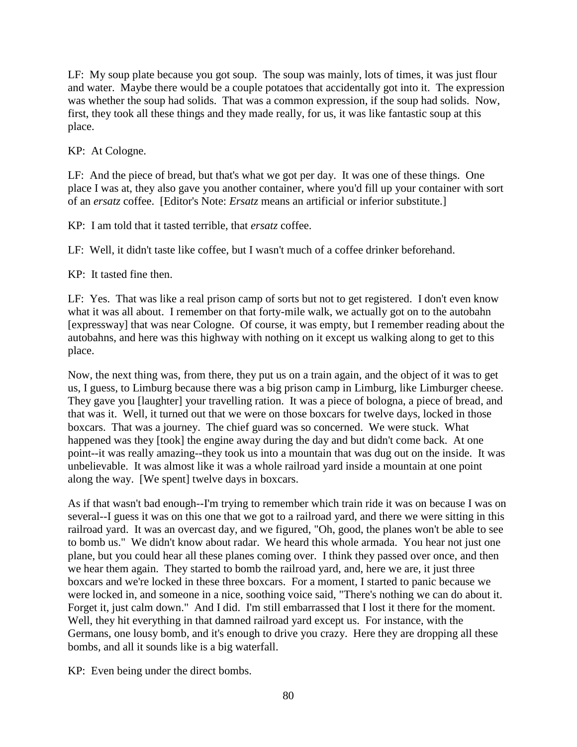LF: My soup plate because you got soup. The soup was mainly, lots of times, it was just flour and water. Maybe there would be a couple potatoes that accidentally got into it. The expression was whether the soup had solids. That was a common expression, if the soup had solids. Now, first, they took all these things and they made really, for us, it was like fantastic soup at this place.

KP: At Cologne.

LF: And the piece of bread, but that's what we got per day. It was one of these things. One place I was at, they also gave you another container, where you'd fill up your container with sort of an *ersatz* coffee. [Editor's Note: *Ersatz* means an artificial or inferior substitute.]

KP: I am told that it tasted terrible, that *ersatz* coffee.

LF: Well, it didn't taste like coffee, but I wasn't much of a coffee drinker beforehand.

KP: It tasted fine then.

LF: Yes. That was like a real prison camp of sorts but not to get registered. I don't even know what it was all about. I remember on that forty-mile walk, we actually got on to the autobahn [expressway] that was near Cologne. Of course, it was empty, but I remember reading about the autobahns, and here was this highway with nothing on it except us walking along to get to this place.

Now, the next thing was, from there, they put us on a train again, and the object of it was to get us, I guess, to Limburg because there was a big prison camp in Limburg, like Limburger cheese. They gave you [laughter] your travelling ration. It was a piece of bologna, a piece of bread, and that was it. Well, it turned out that we were on those boxcars for twelve days, locked in those boxcars. That was a journey. The chief guard was so concerned. We were stuck. What happened was they [took] the engine away during the day and but didn't come back. At one point--it was really amazing--they took us into a mountain that was dug out on the inside. It was unbelievable. It was almost like it was a whole railroad yard inside a mountain at one point along the way. [We spent] twelve days in boxcars.

As if that wasn't bad enough--I'm trying to remember which train ride it was on because I was on several--I guess it was on this one that we got to a railroad yard, and there we were sitting in this railroad yard. It was an overcast day, and we figured, "Oh, good, the planes won't be able to see to bomb us." We didn't know about radar. We heard this whole armada. You hear not just one plane, but you could hear all these planes coming over. I think they passed over once, and then we hear them again. They started to bomb the railroad yard, and, here we are, it just three boxcars and we're locked in these three boxcars. For a moment, I started to panic because we were locked in, and someone in a nice, soothing voice said, "There's nothing we can do about it. Forget it, just calm down." And I did. I'm still embarrassed that I lost it there for the moment. Well, they hit everything in that damned railroad yard except us. For instance, with the Germans, one lousy bomb, and it's enough to drive you crazy. Here they are dropping all these bombs, and all it sounds like is a big waterfall.

KP: Even being under the direct bombs.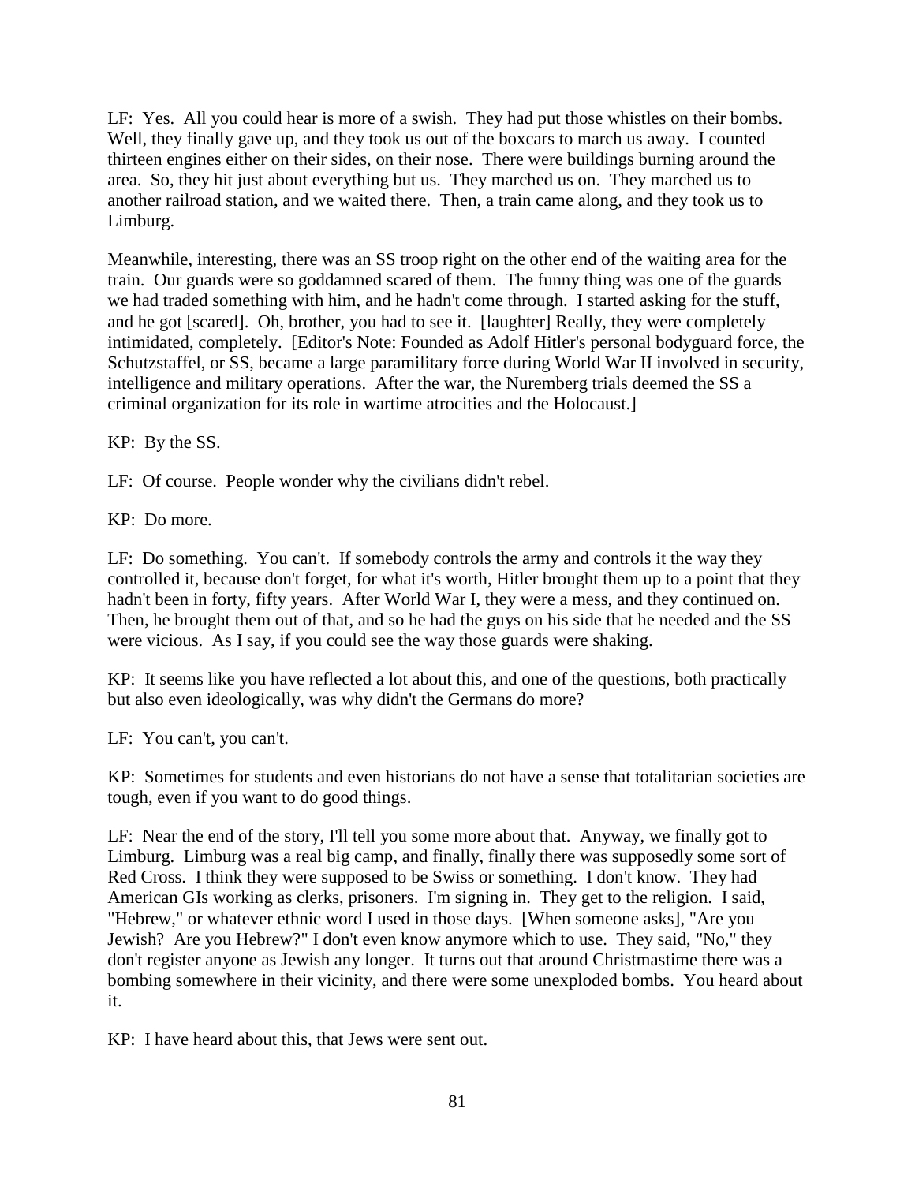LF: Yes. All you could hear is more of a swish. They had put those whistles on their bombs. Well, they finally gave up, and they took us out of the boxcars to march us away. I counted thirteen engines either on their sides, on their nose. There were buildings burning around the area. So, they hit just about everything but us. They marched us on. They marched us to another railroad station, and we waited there. Then, a train came along, and they took us to Limburg.

Meanwhile, interesting, there was an SS troop right on the other end of the waiting area for the train. Our guards were so goddamned scared of them. The funny thing was one of the guards we had traded something with him, and he hadn't come through. I started asking for the stuff, and he got [scared]. Oh, brother, you had to see it. [laughter] Really, they were completely intimidated, completely. [Editor's Note: Founded as Adolf Hitler's personal bodyguard force, the Schutzstaffel, or SS, became a large paramilitary force during World War II involved in security, intelligence and military operations. After the war, the Nuremberg trials deemed the SS a criminal organization for its role in wartime atrocities and the Holocaust.]

KP: By the SS.

LF: Of course. People wonder why the civilians didn't rebel.

KP: Do more.

LF: Do something. You can't. If somebody controls the army and controls it the way they controlled it, because don't forget, for what it's worth, Hitler brought them up to a point that they hadn't been in forty, fifty years. After World War I, they were a mess, and they continued on. Then, he brought them out of that, and so he had the guys on his side that he needed and the SS were vicious. As I say, if you could see the way those guards were shaking.

KP: It seems like you have reflected a lot about this, and one of the questions, both practically but also even ideologically, was why didn't the Germans do more?

LF: You can't, you can't.

KP: Sometimes for students and even historians do not have a sense that totalitarian societies are tough, even if you want to do good things.

LF: Near the end of the story, I'll tell you some more about that. Anyway, we finally got to Limburg. Limburg was a real big camp, and finally, finally there was supposedly some sort of Red Cross. I think they were supposed to be Swiss or something. I don't know. They had American GIs working as clerks, prisoners. I'm signing in. They get to the religion. I said, "Hebrew," or whatever ethnic word I used in those days. [When someone asks], "Are you Jewish? Are you Hebrew?" I don't even know anymore which to use. They said, "No," they don't register anyone as Jewish any longer. It turns out that around Christmastime there was a bombing somewhere in their vicinity, and there were some unexploded bombs. You heard about it.

KP: I have heard about this, that Jews were sent out.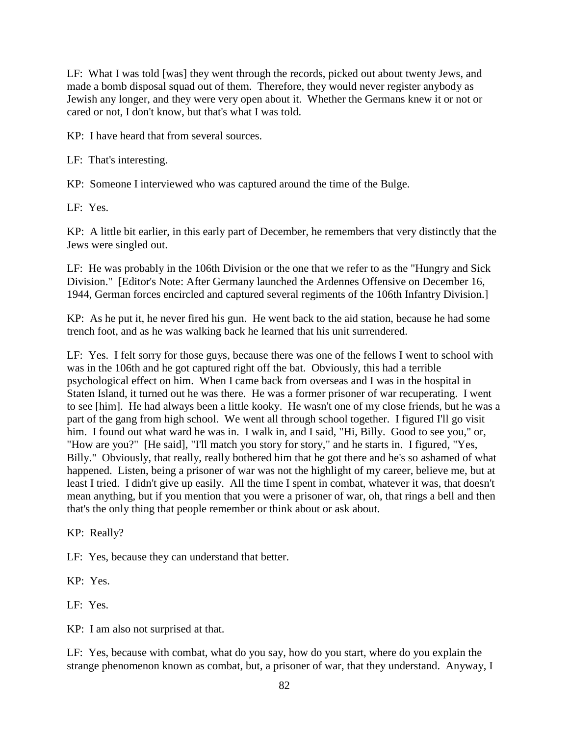LF: What I was told [was] they went through the records, picked out about twenty Jews, and made a bomb disposal squad out of them. Therefore, they would never register anybody as Jewish any longer, and they were very open about it. Whether the Germans knew it or not or cared or not, I don't know, but that's what I was told.

KP: I have heard that from several sources.

LF: That's interesting.

KP: Someone I interviewed who was captured around the time of the Bulge.

LF: Yes.

KP: A little bit earlier, in this early part of December, he remembers that very distinctly that the Jews were singled out.

LF: He was probably in the 106th Division or the one that we refer to as the "Hungry and Sick Division." [Editor's Note: After Germany launched the Ardennes Offensive on December 16, 1944, German forces encircled and captured several regiments of the 106th Infantry Division.]

KP: As he put it, he never fired his gun. He went back to the aid station, because he had some trench foot, and as he was walking back he learned that his unit surrendered.

LF: Yes. I felt sorry for those guys, because there was one of the fellows I went to school with was in the 106th and he got captured right off the bat. Obviously, this had a terrible psychological effect on him. When I came back from overseas and I was in the hospital in Staten Island, it turned out he was there. He was a former prisoner of war recuperating. I went to see [him]. He had always been a little kooky. He wasn't one of my close friends, but he was a part of the gang from high school. We went all through school together. I figured I'll go visit him. I found out what ward he was in. I walk in, and I said, "Hi, Billy. Good to see you," or, "How are you?" [He said], "I'll match you story for story," and he starts in. I figured, "Yes, Billy." Obviously, that really, really bothered him that he got there and he's so ashamed of what happened. Listen, being a prisoner of war was not the highlight of my career, believe me, but at least I tried. I didn't give up easily. All the time I spent in combat, whatever it was, that doesn't mean anything, but if you mention that you were a prisoner of war, oh, that rings a bell and then that's the only thing that people remember or think about or ask about.

KP: Really?

LF: Yes, because they can understand that better.

KP: Yes.

LF: Yes.

KP: I am also not surprised at that.

LF: Yes, because with combat, what do you say, how do you start, where do you explain the strange phenomenon known as combat, but, a prisoner of war, that they understand. Anyway, I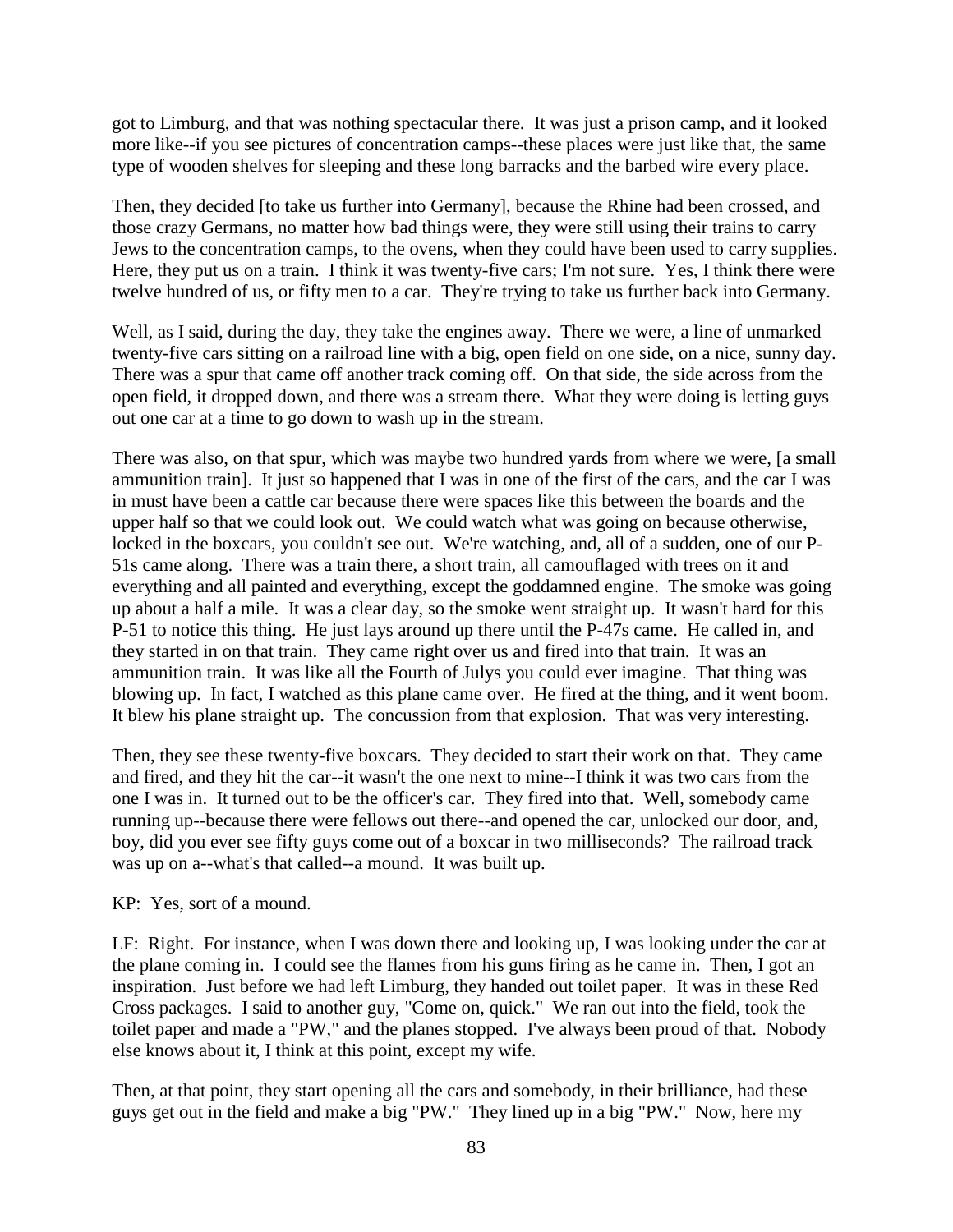got to Limburg, and that was nothing spectacular there. It was just a prison camp, and it looked more like--if you see pictures of concentration camps--these places were just like that, the same type of wooden shelves for sleeping and these long barracks and the barbed wire every place.

Then, they decided [to take us further into Germany], because the Rhine had been crossed, and those crazy Germans, no matter how bad things were, they were still using their trains to carry Jews to the concentration camps, to the ovens, when they could have been used to carry supplies. Here, they put us on a train. I think it was twenty-five cars; I'm not sure. Yes, I think there were twelve hundred of us, or fifty men to a car. They're trying to take us further back into Germany.

Well, as I said, during the day, they take the engines away. There we were, a line of unmarked twenty-five cars sitting on a railroad line with a big, open field on one side, on a nice, sunny day. There was a spur that came off another track coming off. On that side, the side across from the open field, it dropped down, and there was a stream there. What they were doing is letting guys out one car at a time to go down to wash up in the stream.

There was also, on that spur, which was maybe two hundred yards from where we were, [a small ammunition train]. It just so happened that I was in one of the first of the cars, and the car I was in must have been a cattle car because there were spaces like this between the boards and the upper half so that we could look out. We could watch what was going on because otherwise, locked in the boxcars, you couldn't see out. We're watching, and, all of a sudden, one of our P-51s came along. There was a train there, a short train, all camouflaged with trees on it and everything and all painted and everything, except the goddamned engine. The smoke was going up about a half a mile. It was a clear day, so the smoke went straight up. It wasn't hard for this P-51 to notice this thing. He just lays around up there until the P-47s came. He called in, and they started in on that train. They came right over us and fired into that train. It was an ammunition train. It was like all the Fourth of Julys you could ever imagine. That thing was blowing up. In fact, I watched as this plane came over. He fired at the thing, and it went boom. It blew his plane straight up. The concussion from that explosion. That was very interesting.

Then, they see these twenty-five boxcars. They decided to start their work on that. They came and fired, and they hit the car--it wasn't the one next to mine--I think it was two cars from the one I was in. It turned out to be the officer's car. They fired into that. Well, somebody came running up--because there were fellows out there--and opened the car, unlocked our door, and, boy, did you ever see fifty guys come out of a boxcar in two milliseconds? The railroad track was up on a--what's that called--a mound. It was built up.

KP: Yes, sort of a mound.

LF: Right. For instance, when I was down there and looking up, I was looking under the car at the plane coming in. I could see the flames from his guns firing as he came in. Then, I got an inspiration. Just before we had left Limburg, they handed out toilet paper. It was in these Red Cross packages. I said to another guy, "Come on, quick." We ran out into the field, took the toilet paper and made a "PW," and the planes stopped. I've always been proud of that. Nobody else knows about it, I think at this point, except my wife.

Then, at that point, they start opening all the cars and somebody, in their brilliance, had these guys get out in the field and make a big "PW." They lined up in a big "PW." Now, here my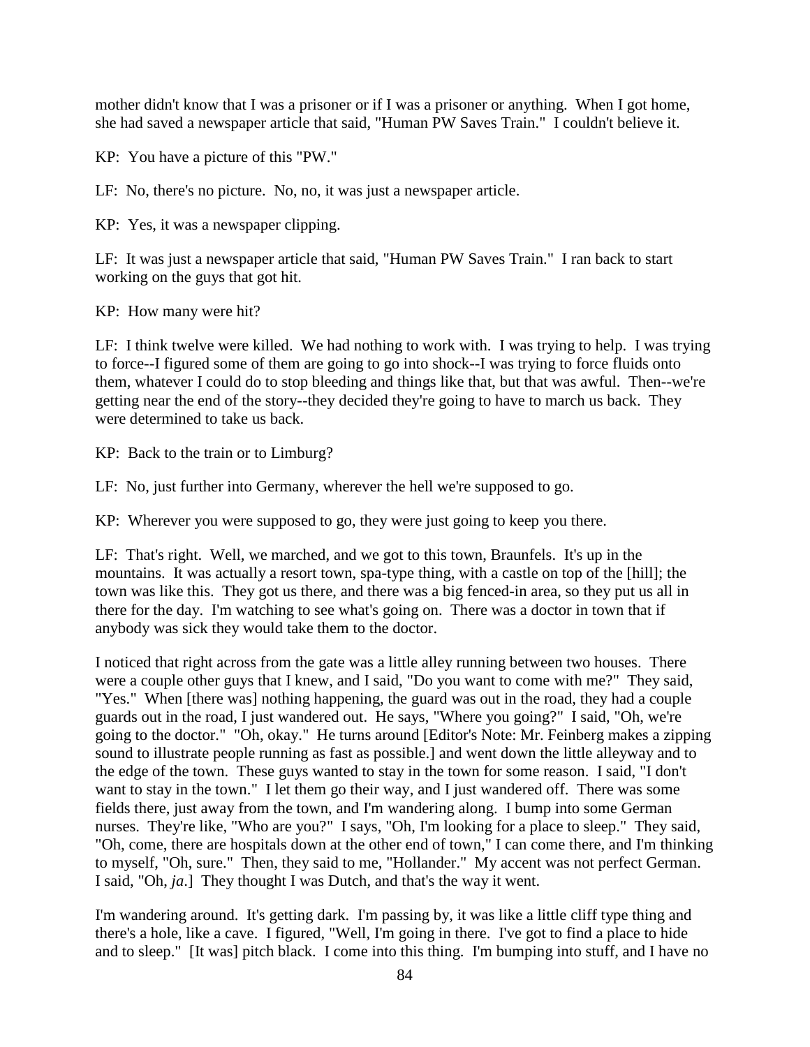mother didn't know that I was a prisoner or if I was a prisoner or anything. When I got home, she had saved a newspaper article that said, "Human PW Saves Train." I couldn't believe it.

KP: You have a picture of this "PW."

LF: No, there's no picture. No, no, it was just a newspaper article.

KP: Yes, it was a newspaper clipping.

LF: It was just a newspaper article that said, "Human PW Saves Train." I ran back to start working on the guys that got hit.

KP: How many were hit?

LF: I think twelve were killed. We had nothing to work with. I was trying to help. I was trying to force--I figured some of them are going to go into shock--I was trying to force fluids onto them, whatever I could do to stop bleeding and things like that, but that was awful. Then--we're getting near the end of the story--they decided they're going to have to march us back. They were determined to take us back.

KP: Back to the train or to Limburg?

LF: No, just further into Germany, wherever the hell we're supposed to go.

KP: Wherever you were supposed to go, they were just going to keep you there.

LF: That's right. Well, we marched, and we got to this town, Braunfels. It's up in the mountains. It was actually a resort town, spa-type thing, with a castle on top of the [hill]; the town was like this. They got us there, and there was a big fenced-in area, so they put us all in there for the day. I'm watching to see what's going on. There was a doctor in town that if anybody was sick they would take them to the doctor.

I noticed that right across from the gate was a little alley running between two houses. There were a couple other guys that I knew, and I said, "Do you want to come with me?" They said, "Yes." When [there was] nothing happening, the guard was out in the road, they had a couple guards out in the road, I just wandered out. He says, "Where you going?" I said, "Oh, we're going to the doctor." "Oh, okay." He turns around [Editor's Note: Mr. Feinberg makes a zipping sound to illustrate people running as fast as possible.] and went down the little alleyway and to the edge of the town. These guys wanted to stay in the town for some reason. I said, "I don't want to stay in the town." I let them go their way, and I just wandered off. There was some fields there, just away from the town, and I'm wandering along. I bump into some German nurses. They're like, "Who are you?" I says, "Oh, I'm looking for a place to sleep." They said, "Oh, come, there are hospitals down at the other end of town," I can come there, and I'm thinking to myself, "Oh, sure." Then, they said to me, "Hollander." My accent was not perfect German. I said, "Oh, *ja*.] They thought I was Dutch, and that's the way it went.

I'm wandering around. It's getting dark. I'm passing by, it was like a little cliff type thing and there's a hole, like a cave. I figured, "Well, I'm going in there. I've got to find a place to hide and to sleep." [It was] pitch black. I come into this thing. I'm bumping into stuff, and I have no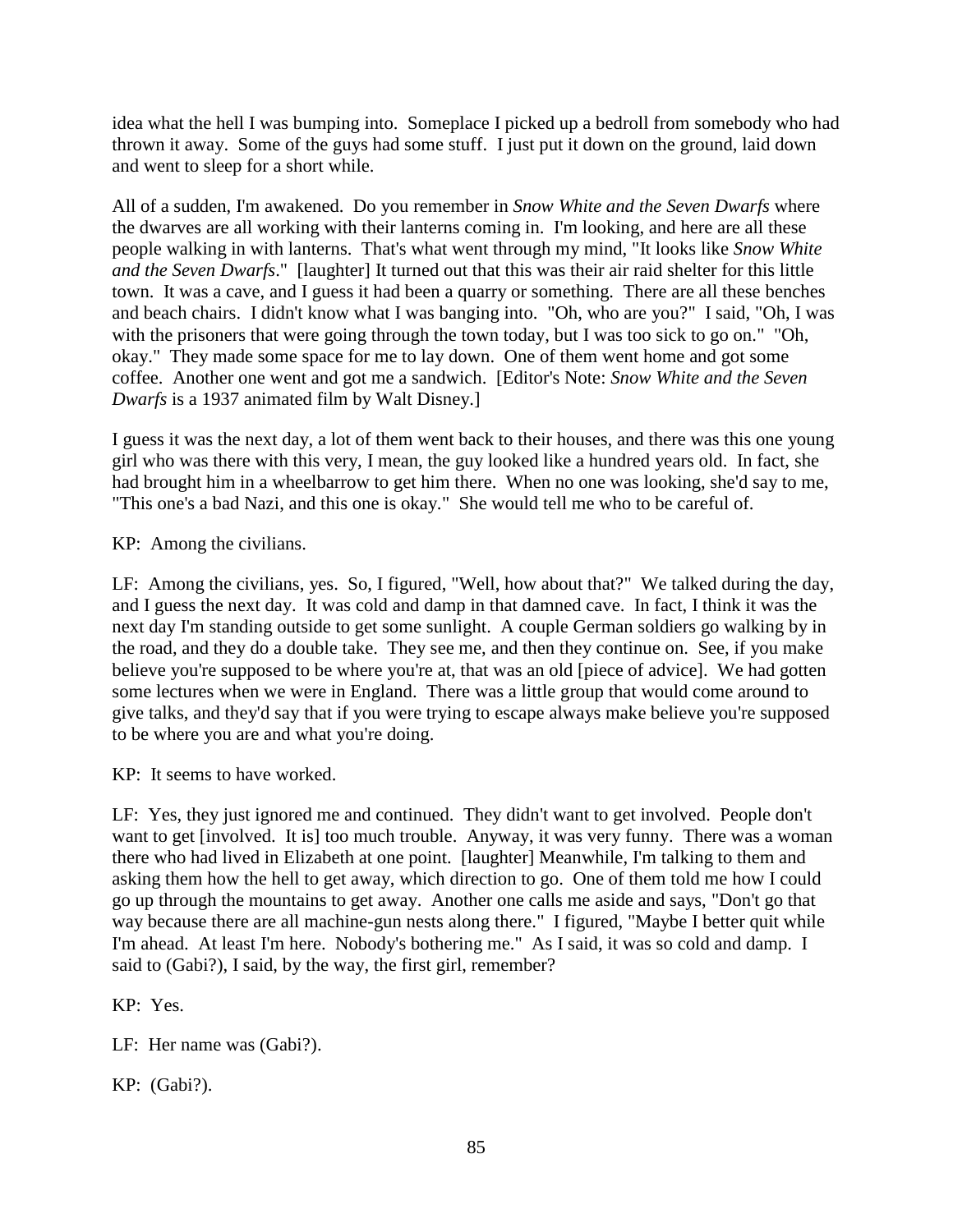idea what the hell I was bumping into. Someplace I picked up a bedroll from somebody who had thrown it away. Some of the guys had some stuff. I just put it down on the ground, laid down and went to sleep for a short while.

All of a sudden, I'm awakened. Do you remember in *Snow White and the Seven Dwarfs* where the dwarves are all working with their lanterns coming in. I'm looking, and here are all these people walking in with lanterns. That's what went through my mind, "It looks like *Snow White and the Seven Dwarfs*." [laughter] It turned out that this was their air raid shelter for this little town. It was a cave, and I guess it had been a quarry or something. There are all these benches and beach chairs. I didn't know what I was banging into. "Oh, who are you?" I said, "Oh, I was with the prisoners that were going through the town today, but I was too sick to go on." "Oh, okay." They made some space for me to lay down. One of them went home and got some coffee. Another one went and got me a sandwich. [Editor's Note: *Snow White and the Seven Dwarfs* is a 1937 animated film by Walt Disney.]

I guess it was the next day, a lot of them went back to their houses, and there was this one young girl who was there with this very, I mean, the guy looked like a hundred years old. In fact, she had brought him in a wheelbarrow to get him there. When no one was looking, she'd say to me, "This one's a bad Nazi, and this one is okay." She would tell me who to be careful of.

KP: Among the civilians.

LF: Among the civilians, yes. So, I figured, "Well, how about that?" We talked during the day, and I guess the next day. It was cold and damp in that damned cave. In fact, I think it was the next day I'm standing outside to get some sunlight. A couple German soldiers go walking by in the road, and they do a double take. They see me, and then they continue on. See, if you make believe you're supposed to be where you're at, that was an old [piece of advice]. We had gotten some lectures when we were in England. There was a little group that would come around to give talks, and they'd say that if you were trying to escape always make believe you're supposed to be where you are and what you're doing.

KP: It seems to have worked.

LF: Yes, they just ignored me and continued. They didn't want to get involved. People don't want to get [involved. It is] too much trouble. Anyway, it was very funny. There was a woman there who had lived in Elizabeth at one point. [laughter] Meanwhile, I'm talking to them and asking them how the hell to get away, which direction to go. One of them told me how I could go up through the mountains to get away. Another one calls me aside and says, "Don't go that way because there are all machine-gun nests along there." I figured, "Maybe I better quit while I'm ahead. At least I'm here. Nobody's bothering me." As I said, it was so cold and damp. I said to (Gabi?), I said, by the way, the first girl, remember?

KP: Yes.

LF: Her name was (Gabi?).

KP: (Gabi?).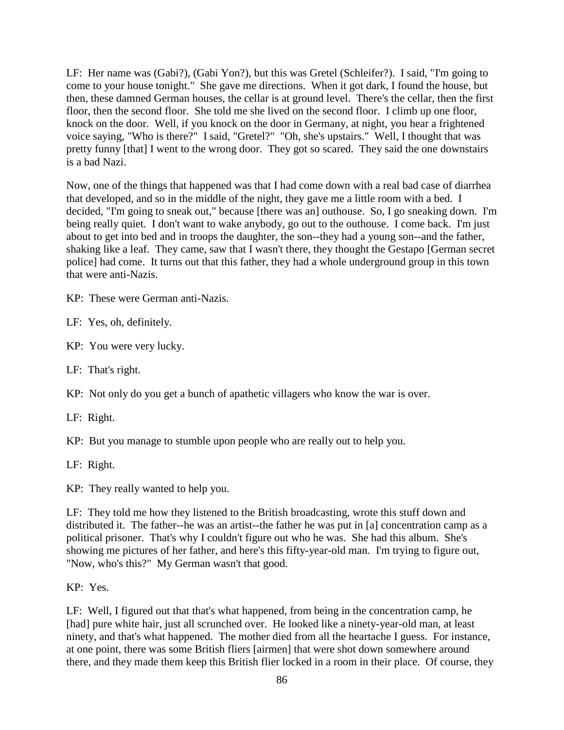LF: Her name was (Gabi?), (Gabi Yon?), but this was Gretel (Schleifer?). I said, "I'm going to come to your house tonight." She gave me directions. When it got dark, I found the house, but then, these damned German houses, the cellar is at ground level. There's the cellar, then the first floor, then the second floor. She told me she lived on the second floor. I climb up one floor, knock on the door. Well, if you knock on the door in Germany, at night, you hear a frightened voice saying, "Who is there?" I said, "Gretel?" "Oh, she's upstairs." Well, I thought that was pretty funny [that] I went to the wrong door. They got so scared. They said the one downstairs is a bad Nazi.

Now, one of the things that happened was that I had come down with a real bad case of diarrhea that developed, and so in the middle of the night, they gave me a little room with a bed. I decided, "I'm going to sneak out," because [there was an] outhouse. So, I go sneaking down. I'm being really quiet. I don't want to wake anybody, go out to the outhouse. I come back. I'm just about to get into bed and in troops the daughter, the son--they had a young son--and the father, shaking like a leaf. They came, saw that I wasn't there, they thought the Gestapo [German secret police] had come. It turns out that this father, they had a whole underground group in this town that were anti-Nazis.

KP: These were German anti-Nazis.

LF: Yes, oh, definitely.

KP: You were very lucky.

LF: That's right.

KP: Not only do you get a bunch of apathetic villagers who know the war is over.

LF: Right.

KP: But you manage to stumble upon people who are really out to help you.

LF: Right.

KP: They really wanted to help you.

LF: They told me how they listened to the British broadcasting, wrote this stuff down and distributed it. The father--he was an artist--the father he was put in [a] concentration camp as a political prisoner. That's why I couldn't figure out who he was. She had this album. She's showing me pictures of her father, and here's this fifty-year-old man. I'm trying to figure out, "Now, who's this?" My German wasn't that good.

KP: Yes.

LF: Well, I figured out that that's what happened, from being in the concentration camp, he [had] pure white hair, just all scrunched over. He looked like a ninety-year-old man, at least ninety, and that's what happened. The mother died from all the heartache I guess. For instance, at one point, there was some British fliers [airmen] that were shot down somewhere around there, and they made them keep this British flier locked in a room in their place. Of course, they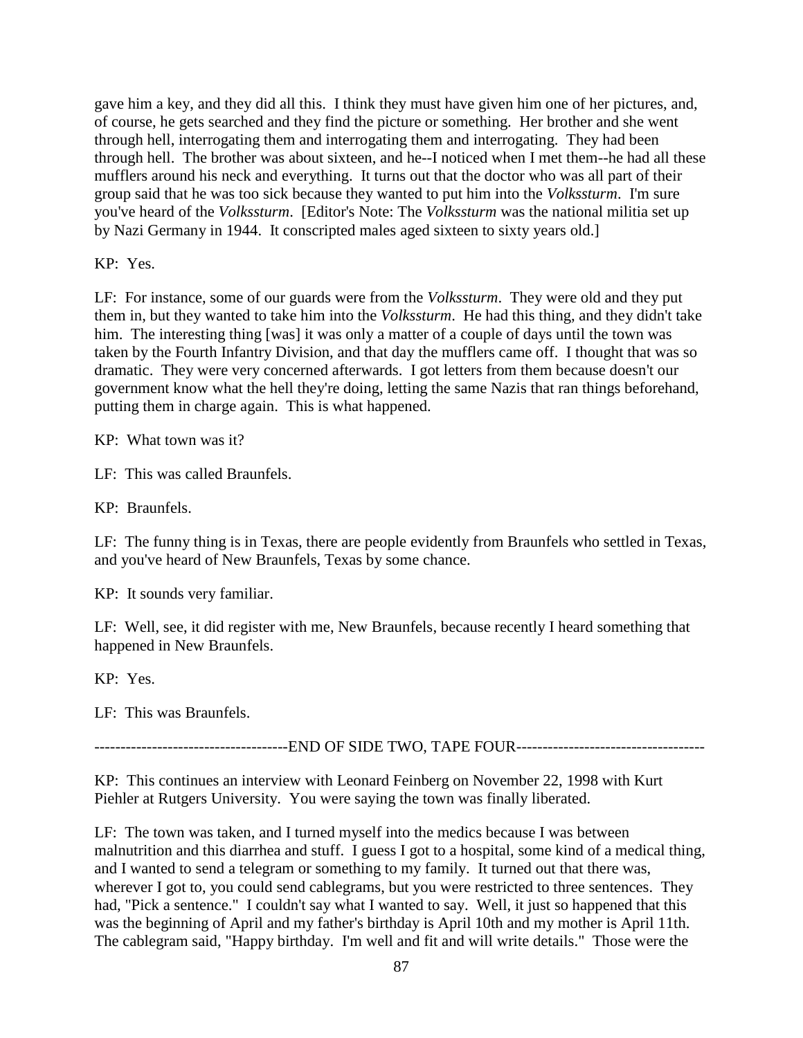gave him a key, and they did all this. I think they must have given him one of her pictures, and, of course, he gets searched and they find the picture or something. Her brother and she went through hell, interrogating them and interrogating them and interrogating. They had been through hell. The brother was about sixteen, and he--I noticed when I met them--he had all these mufflers around his neck and everything. It turns out that the doctor who was all part of their group said that he was too sick because they wanted to put him into the *Volkssturm*. I'm sure you've heard of the *Volkssturm*. [Editor's Note: The *Volkssturm* was the national militia set up by Nazi Germany in 1944. It conscripted males aged sixteen to sixty years old.]

KP: Yes.

LF: For instance, some of our guards were from the *Volkssturm*. They were old and they put them in, but they wanted to take him into the *Volkssturm*. He had this thing, and they didn't take him. The interesting thing [was] it was only a matter of a couple of days until the town was taken by the Fourth Infantry Division, and that day the mufflers came off. I thought that was so dramatic. They were very concerned afterwards. I got letters from them because doesn't our government know what the hell they're doing, letting the same Nazis that ran things beforehand, putting them in charge again. This is what happened.

KP: What town was it?

LF: This was called Braunfels.

KP: Braunfels.

LF: The funny thing is in Texas, there are people evidently from Braunfels who settled in Texas, and you've heard of New Braunfels, Texas by some chance.

KP: It sounds very familiar.

LF: Well, see, it did register with me, New Braunfels, because recently I heard something that happened in New Braunfels.

KP: Yes.

LF: This was Braunfels.

------------------------------------END OF SIDE TWO, TAPE FOUR------------------------------------

KP: This continues an interview with Leonard Feinberg on November 22, 1998 with Kurt Piehler at Rutgers University. You were saying the town was finally liberated.

LF: The town was taken, and I turned myself into the medics because I was between malnutrition and this diarrhea and stuff. I guess I got to a hospital, some kind of a medical thing, and I wanted to send a telegram or something to my family. It turned out that there was, wherever I got to, you could send cablegrams, but you were restricted to three sentences. They had, "Pick a sentence." I couldn't say what I wanted to say. Well, it just so happened that this was the beginning of April and my father's birthday is April 10th and my mother is April 11th. The cablegram said, "Happy birthday. I'm well and fit and will write details." Those were the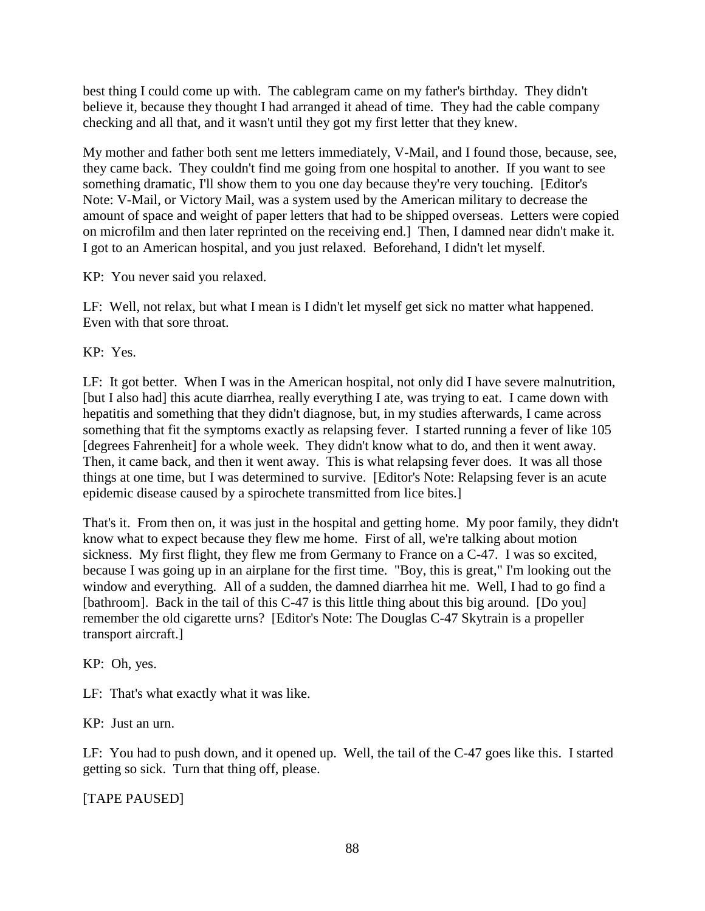best thing I could come up with. The cablegram came on my father's birthday. They didn't believe it, because they thought I had arranged it ahead of time. They had the cable company checking and all that, and it wasn't until they got my first letter that they knew.

My mother and father both sent me letters immediately, V-Mail, and I found those, because, see, they came back. They couldn't find me going from one hospital to another. If you want to see something dramatic, I'll show them to you one day because they're very touching. [Editor's Note: V-Mail, or Victory Mail, was a system used by the American military to decrease the amount of space and weight of paper letters that had to be shipped overseas. Letters were copied on microfilm and then later reprinted on the receiving end.] Then, I damned near didn't make it. I got to an American hospital, and you just relaxed. Beforehand, I didn't let myself.

KP: You never said you relaxed.

LF: Well, not relax, but what I mean is I didn't let myself get sick no matter what happened. Even with that sore throat.

KP: Yes.

LF: It got better. When I was in the American hospital, not only did I have severe malnutrition, [but I also had] this acute diarrhea, really everything I ate, was trying to eat. I came down with hepatitis and something that they didn't diagnose, but, in my studies afterwards, I came across something that fit the symptoms exactly as relapsing fever. I started running a fever of like 105 [degrees Fahrenheit] for a whole week. They didn't know what to do, and then it went away. Then, it came back, and then it went away. This is what relapsing fever does. It was all those things at one time, but I was determined to survive. [Editor's Note: Relapsing fever is an acute epidemic disease caused by a spirochete transmitted from lice bites.]

That's it. From then on, it was just in the hospital and getting home. My poor family, they didn't know what to expect because they flew me home. First of all, we're talking about motion sickness. My first flight, they flew me from Germany to France on a C-47. I was so excited, because I was going up in an airplane for the first time. "Boy, this is great," I'm looking out the window and everything. All of a sudden, the damned diarrhea hit me. Well, I had to go find a [bathroom]. Back in the tail of this C-47 is this little thing about this big around. [Do you] remember the old cigarette urns? [Editor's Note: The Douglas C-47 Skytrain is a propeller transport aircraft.]

KP: Oh, yes.

LF: That's what exactly what it was like.

KP: Just an urn.

LF: You had to push down, and it opened up. Well, the tail of the C-47 goes like this. I started getting so sick. Turn that thing off, please.

[TAPE PAUSED]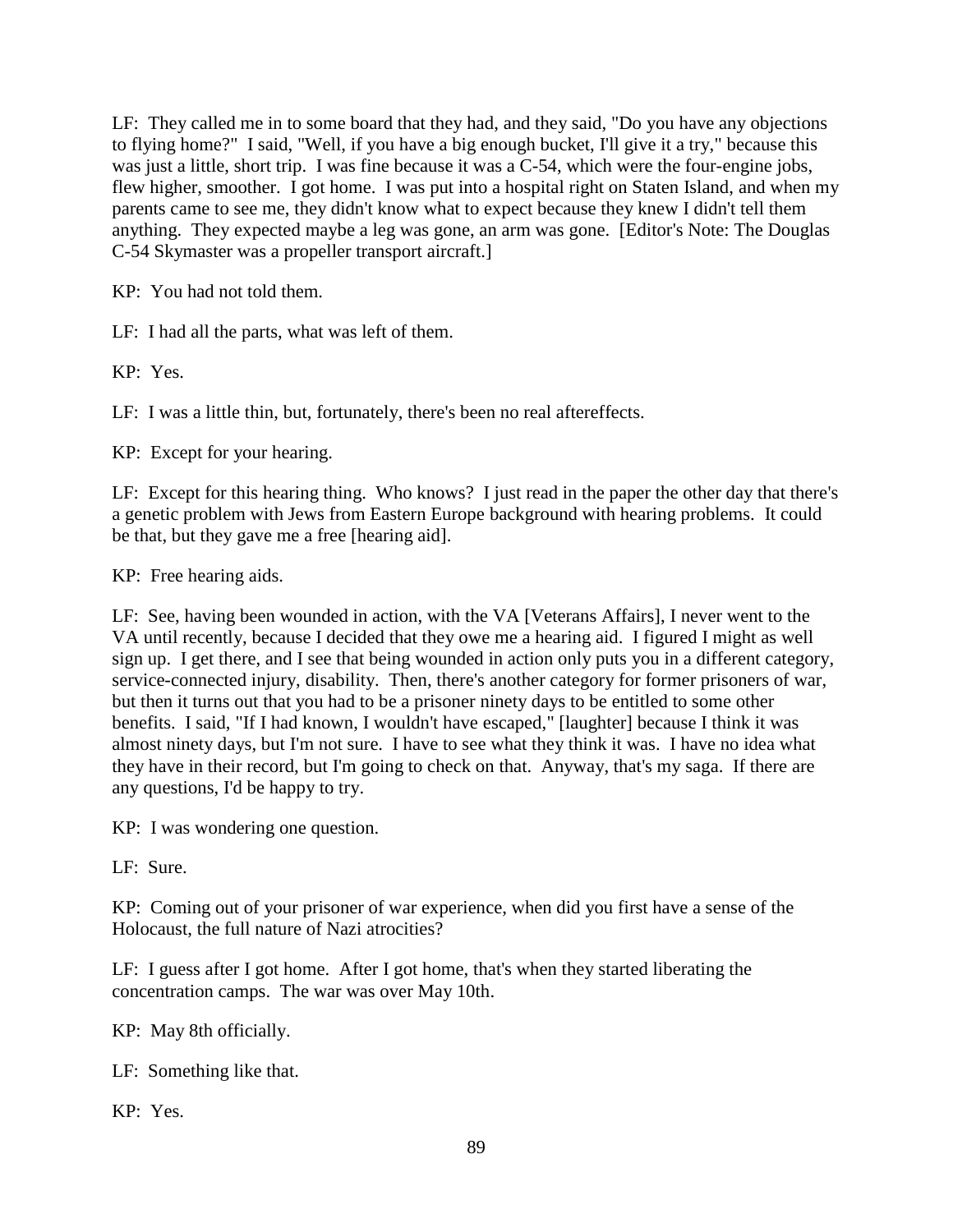LF: They called me in to some board that they had, and they said, "Do you have any objections to flying home?" I said, "Well, if you have a big enough bucket, I'll give it a try," because this was just a little, short trip. I was fine because it was a C-54, which were the four-engine jobs, flew higher, smoother. I got home. I was put into a hospital right on Staten Island, and when my parents came to see me, they didn't know what to expect because they knew I didn't tell them anything. They expected maybe a leg was gone, an arm was gone. [Editor's Note: The Douglas C-54 Skymaster was a propeller transport aircraft.]

KP: You had not told them.

LF: I had all the parts, what was left of them.

KP: Yes.

LF: I was a little thin, but, fortunately, there's been no real aftereffects.

KP: Except for your hearing.

LF: Except for this hearing thing. Who knows? I just read in the paper the other day that there's a genetic problem with Jews from Eastern Europe background with hearing problems. It could be that, but they gave me a free [hearing aid].

KP: Free hearing aids.

LF: See, having been wounded in action, with the VA [Veterans Affairs], I never went to the VA until recently, because I decided that they owe me a hearing aid. I figured I might as well sign up. I get there, and I see that being wounded in action only puts you in a different category, service-connected injury, disability. Then, there's another category for former prisoners of war, but then it turns out that you had to be a prisoner ninety days to be entitled to some other benefits. I said, "If I had known, I wouldn't have escaped," [laughter] because I think it was almost ninety days, but I'm not sure. I have to see what they think it was. I have no idea what they have in their record, but I'm going to check on that. Anyway, that's my saga. If there are any questions, I'd be happy to try.

KP: I was wondering one question.

LF: Sure.

KP: Coming out of your prisoner of war experience, when did you first have a sense of the Holocaust, the full nature of Nazi atrocities?

LF: I guess after I got home. After I got home, that's when they started liberating the concentration camps. The war was over May 10th.

KP: May 8th officially.

LF: Something like that.

KP: Yes.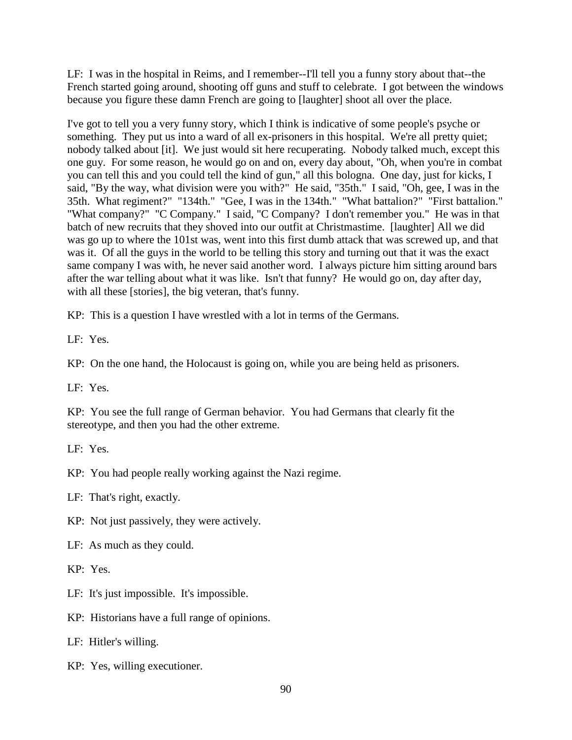LF: I was in the hospital in Reims, and I remember--I'll tell you a funny story about that--the French started going around, shooting off guns and stuff to celebrate. I got between the windows because you figure these damn French are going to [laughter] shoot all over the place.

I've got to tell you a very funny story, which I think is indicative of some people's psyche or something. They put us into a ward of all ex-prisoners in this hospital. We're all pretty quiet; nobody talked about [it]. We just would sit here recuperating. Nobody talked much, except this one guy. For some reason, he would go on and on, every day about, "Oh, when you're in combat you can tell this and you could tell the kind of gun," all this bologna. One day, just for kicks, I said, "By the way, what division were you with?" He said, "35th." I said, "Oh, gee, I was in the 35th. What regiment?" "134th." "Gee, I was in the 134th." "What battalion?" "First battalion." "What company?" "C Company." I said, "C Company? I don't remember you." He was in that batch of new recruits that they shoved into our outfit at Christmastime. [laughter] All we did was go up to where the 101st was, went into this first dumb attack that was screwed up, and that was it. Of all the guys in the world to be telling this story and turning out that it was the exact same company I was with, he never said another word. I always picture him sitting around bars after the war telling about what it was like. Isn't that funny? He would go on, day after day, with all these [stories], the big veteran, that's funny.

KP: This is a question I have wrestled with a lot in terms of the Germans.

LF: Yes.

KP: On the one hand, the Holocaust is going on, while you are being held as prisoners.

LF: Yes.

KP: You see the full range of German behavior. You had Germans that clearly fit the stereotype, and then you had the other extreme.

LF: Yes.

KP: You had people really working against the Nazi regime.

LF: That's right, exactly.

KP: Not just passively, they were actively.

LF: As much as they could.

KP: Yes.

LF: It's just impossible. It's impossible.

KP: Historians have a full range of opinions.

LF: Hitler's willing.

KP: Yes, willing executioner.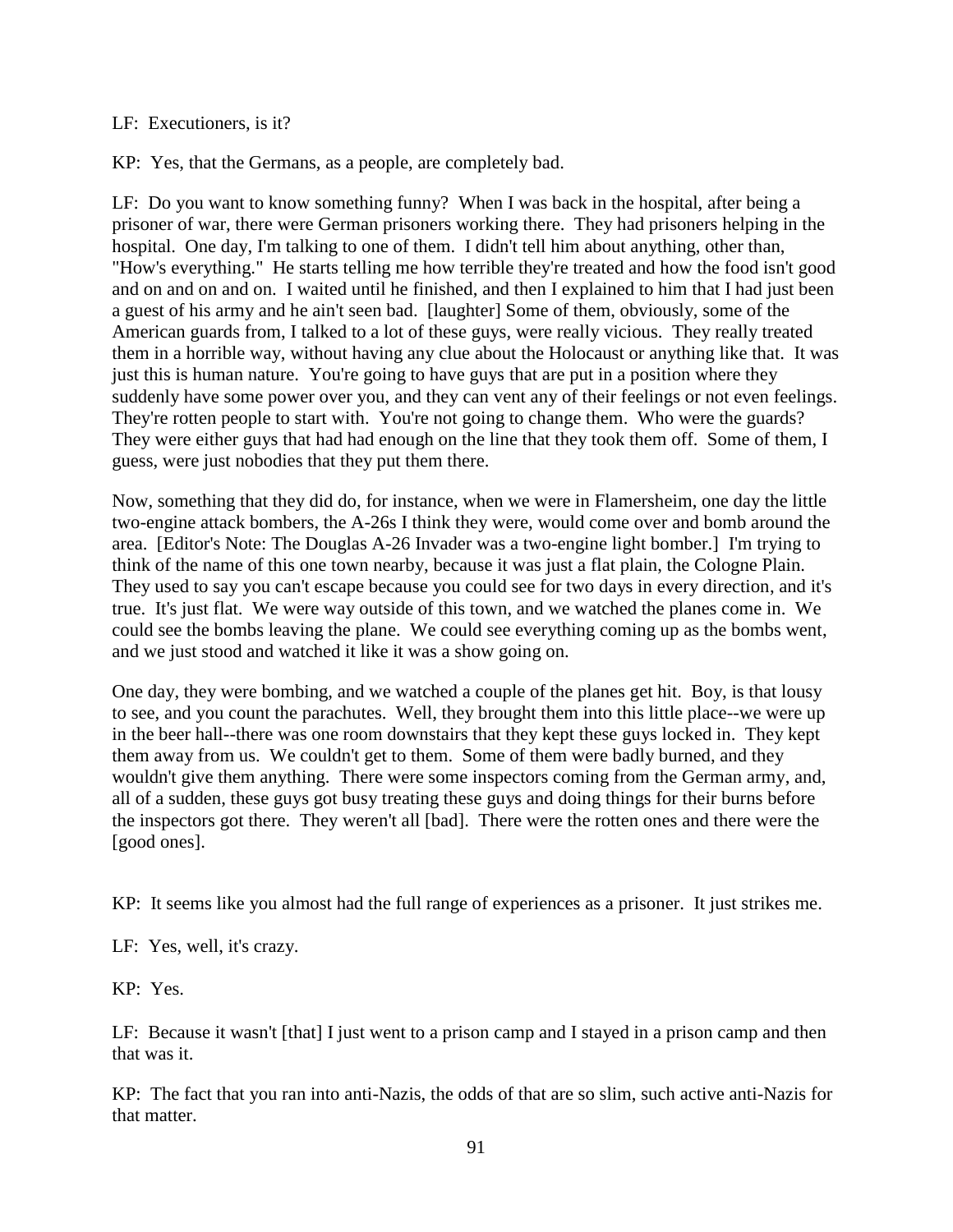LF: Executioners, is it?

KP: Yes, that the Germans, as a people, are completely bad.

LF: Do you want to know something funny? When I was back in the hospital, after being a prisoner of war, there were German prisoners working there. They had prisoners helping in the hospital. One day, I'm talking to one of them. I didn't tell him about anything, other than, "How's everything." He starts telling me how terrible they're treated and how the food isn't good and on and on and on. I waited until he finished, and then I explained to him that I had just been a guest of his army and he ain't seen bad. [laughter] Some of them, obviously, some of the American guards from, I talked to a lot of these guys, were really vicious. They really treated them in a horrible way, without having any clue about the Holocaust or anything like that. It was just this is human nature. You're going to have guys that are put in a position where they suddenly have some power over you, and they can vent any of their feelings or not even feelings. They're rotten people to start with. You're not going to change them. Who were the guards? They were either guys that had had enough on the line that they took them off. Some of them, I guess, were just nobodies that they put them there.

Now, something that they did do, for instance, when we were in Flamersheim, one day the little two-engine attack bombers, the A-26s I think they were, would come over and bomb around the area. [Editor's Note: The Douglas A-26 Invader was a two-engine light bomber.] I'm trying to think of the name of this one town nearby, because it was just a flat plain, the Cologne Plain. They used to say you can't escape because you could see for two days in every direction, and it's true. It's just flat. We were way outside of this town, and we watched the planes come in. We could see the bombs leaving the plane. We could see everything coming up as the bombs went, and we just stood and watched it like it was a show going on.

One day, they were bombing, and we watched a couple of the planes get hit. Boy, is that lousy to see, and you count the parachutes. Well, they brought them into this little place--we were up in the beer hall--there was one room downstairs that they kept these guys locked in. They kept them away from us. We couldn't get to them. Some of them were badly burned, and they wouldn't give them anything. There were some inspectors coming from the German army, and, all of a sudden, these guys got busy treating these guys and doing things for their burns before the inspectors got there. They weren't all [bad]. There were the rotten ones and there were the [good ones].

KP: It seems like you almost had the full range of experiences as a prisoner. It just strikes me.

LF: Yes, well, it's crazy.

KP: Yes.

LF: Because it wasn't [that] I just went to a prison camp and I stayed in a prison camp and then that was it.

KP: The fact that you ran into anti-Nazis, the odds of that are so slim, such active anti-Nazis for that matter.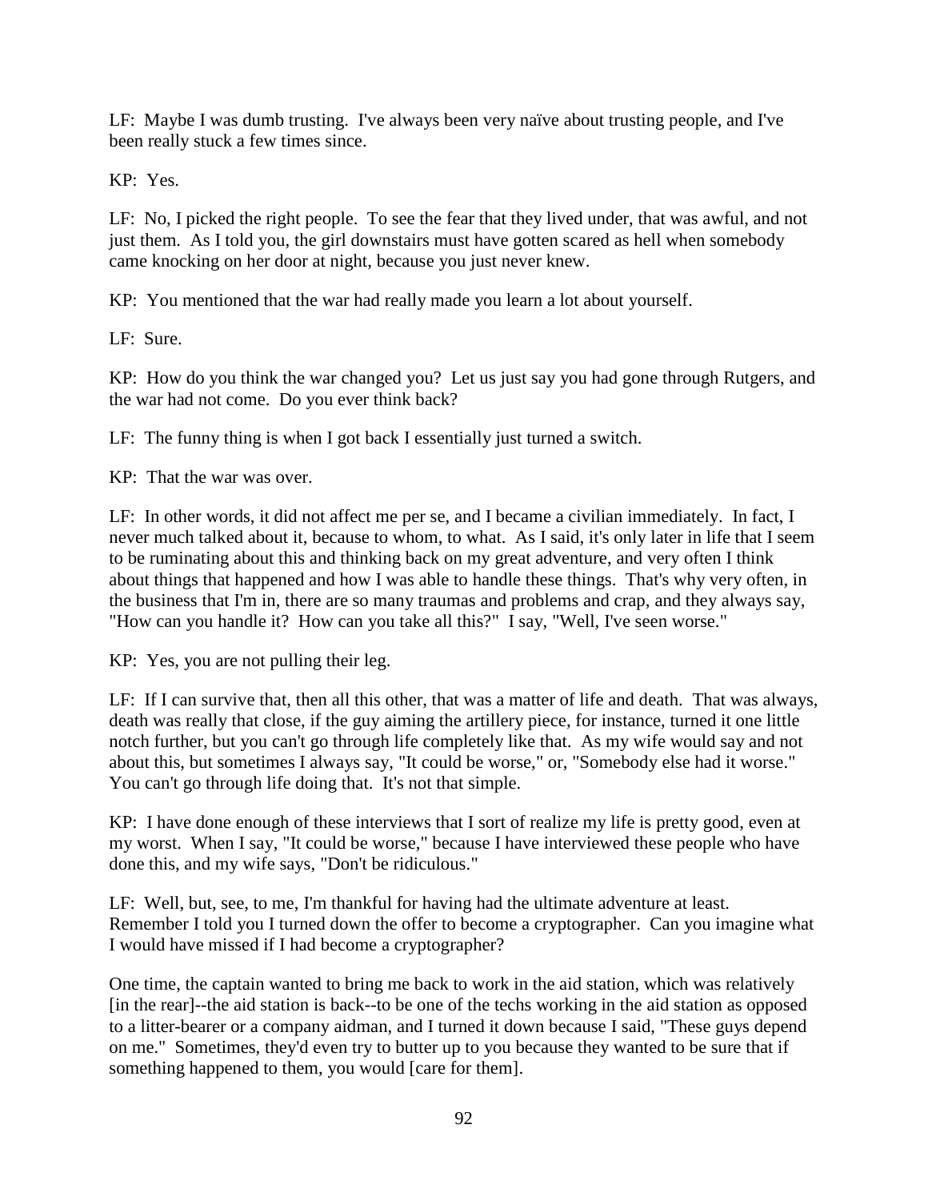LF: Maybe I was dumb trusting. I've always been very naïve about trusting people, and I've been really stuck a few times since.

KP: Yes.

LF: No, I picked the right people. To see the fear that they lived under, that was awful, and not just them. As I told you, the girl downstairs must have gotten scared as hell when somebody came knocking on her door at night, because you just never knew.

KP: You mentioned that the war had really made you learn a lot about yourself.

LF: Sure.

KP: How do you think the war changed you? Let us just say you had gone through Rutgers, and the war had not come. Do you ever think back?

LF: The funny thing is when I got back I essentially just turned a switch.

KP: That the war was over.

LF: In other words, it did not affect me per se, and I became a civilian immediately. In fact, I never much talked about it, because to whom, to what. As I said, it's only later in life that I seem to be ruminating about this and thinking back on my great adventure, and very often I think about things that happened and how I was able to handle these things. That's why very often, in the business that I'm in, there are so many traumas and problems and crap, and they always say, "How can you handle it? How can you take all this?" I say, "Well, I've seen worse."

KP: Yes, you are not pulling their leg.

LF: If I can survive that, then all this other, that was a matter of life and death. That was always, death was really that close, if the guy aiming the artillery piece, for instance, turned it one little notch further, but you can't go through life completely like that. As my wife would say and not about this, but sometimes I always say, "It could be worse," or, "Somebody else had it worse." You can't go through life doing that. It's not that simple.

KP: I have done enough of these interviews that I sort of realize my life is pretty good, even at my worst. When I say, "It could be worse," because I have interviewed these people who have done this, and my wife says, "Don't be ridiculous."

LF: Well, but, see, to me, I'm thankful for having had the ultimate adventure at least. Remember I told you I turned down the offer to become a cryptographer. Can you imagine what I would have missed if I had become a cryptographer?

One time, the captain wanted to bring me back to work in the aid station, which was relatively [in the rear]--the aid station is back--to be one of the techs working in the aid station as opposed to a litter-bearer or a company aidman, and I turned it down because I said, "These guys depend on me." Sometimes, they'd even try to butter up to you because they wanted to be sure that if something happened to them, you would [care for them].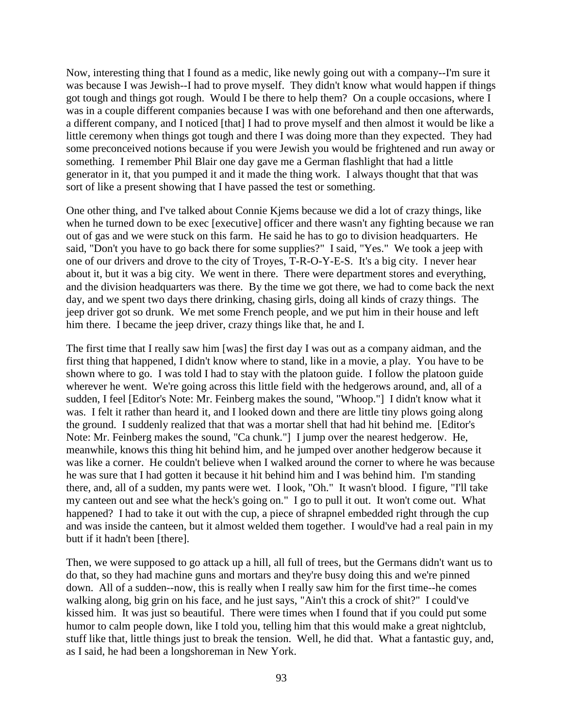Now, interesting thing that I found as a medic, like newly going out with a company--I'm sure it was because I was Jewish--I had to prove myself. They didn't know what would happen if things got tough and things got rough. Would I be there to help them? On a couple occasions, where I was in a couple different companies because I was with one beforehand and then one afterwards, a different company, and I noticed [that] I had to prove myself and then almost it would be like a little ceremony when things got tough and there I was doing more than they expected. They had some preconceived notions because if you were Jewish you would be frightened and run away or something. I remember Phil Blair one day gave me a German flashlight that had a little generator in it, that you pumped it and it made the thing work. I always thought that that was sort of like a present showing that I have passed the test or something.

One other thing, and I've talked about Connie Kjems because we did a lot of crazy things, like when he turned down to be exec [executive] officer and there wasn't any fighting because we ran out of gas and we were stuck on this farm. He said he has to go to division headquarters. He said, "Don't you have to go back there for some supplies?" I said, "Yes." We took a jeep with one of our drivers and drove to the city of Troyes, T-R-O-Y-E-S. It's a big city. I never hear about it, but it was a big city. We went in there. There were department stores and everything, and the division headquarters was there. By the time we got there, we had to come back the next day, and we spent two days there drinking, chasing girls, doing all kinds of crazy things. The jeep driver got so drunk. We met some French people, and we put him in their house and left him there. I became the jeep driver, crazy things like that, he and I.

The first time that I really saw him [was] the first day I was out as a company aidman, and the first thing that happened, I didn't know where to stand, like in a movie, a play. You have to be shown where to go. I was told I had to stay with the platoon guide. I follow the platoon guide wherever he went. We're going across this little field with the hedgerows around, and, all of a sudden, I feel [Editor's Note: Mr. Feinberg makes the sound, "Whoop."] I didn't know what it was. I felt it rather than heard it, and I looked down and there are little tiny plows going along the ground. I suddenly realized that that was a mortar shell that had hit behind me. [Editor's Note: Mr. Feinberg makes the sound, "Ca chunk."] I jump over the nearest hedgerow. He, meanwhile, knows this thing hit behind him, and he jumped over another hedgerow because it was like a corner. He couldn't believe when I walked around the corner to where he was because he was sure that I had gotten it because it hit behind him and I was behind him. I'm standing there, and, all of a sudden, my pants were wet. I look, "Oh." It wasn't blood. I figure, "I'll take my canteen out and see what the heck's going on." I go to pull it out. It won't come out. What happened? I had to take it out with the cup, a piece of shrapnel embedded right through the cup and was inside the canteen, but it almost welded them together. I would've had a real pain in my butt if it hadn't been [there].

Then, we were supposed to go attack up a hill, all full of trees, but the Germans didn't want us to do that, so they had machine guns and mortars and they're busy doing this and we're pinned down. All of a sudden--now, this is really when I really saw him for the first time--he comes walking along, big grin on his face, and he just says, "Ain't this a crock of shit?" I could've kissed him. It was just so beautiful. There were times when I found that if you could put some humor to calm people down, like I told you, telling him that this would make a great nightclub, stuff like that, little things just to break the tension. Well, he did that. What a fantastic guy, and, as I said, he had been a longshoreman in New York.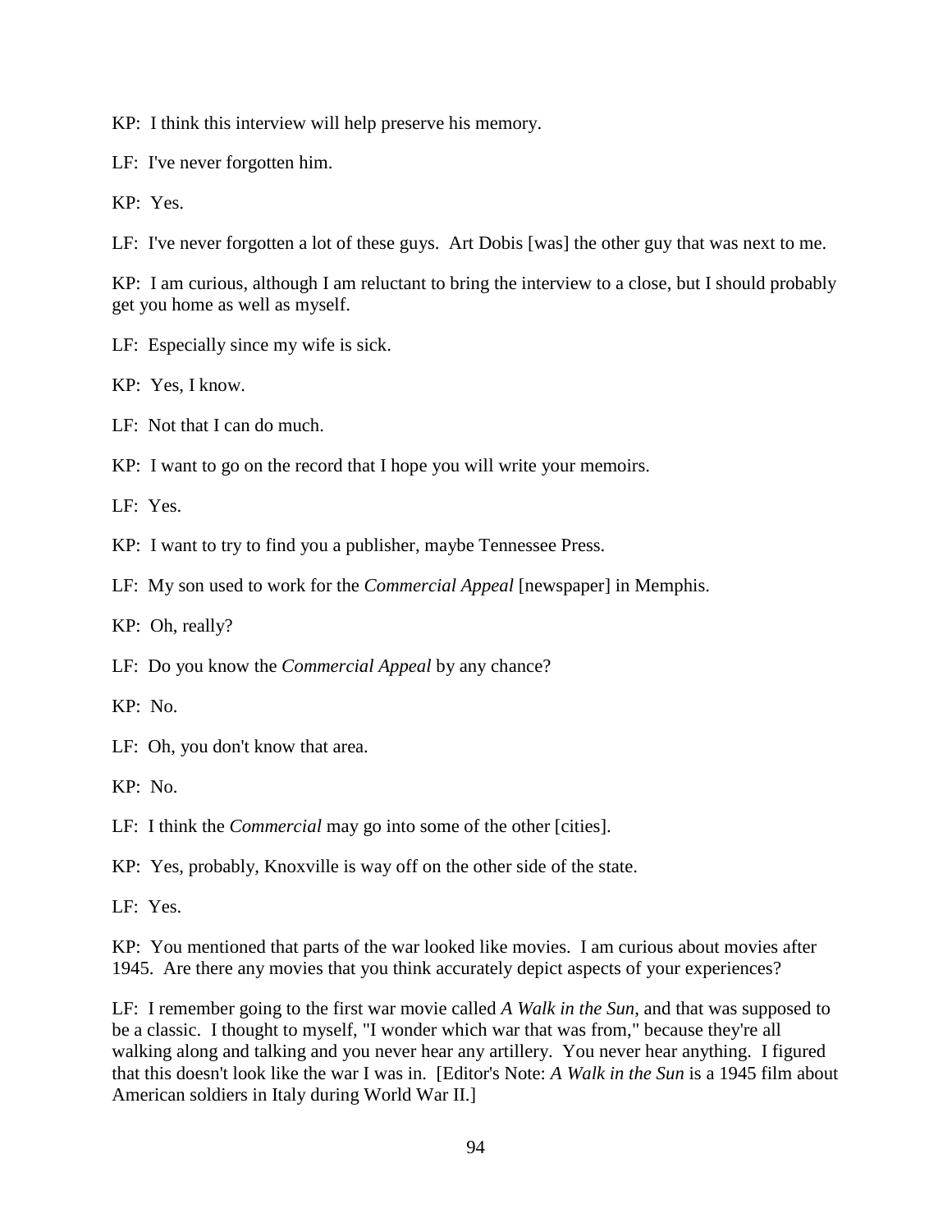KP: I think this interview will help preserve his memory.

LF: I've never forgotten him.

KP: Yes.

LF: I've never forgotten a lot of these guys. Art Dobis [was] the other guy that was next to me.

KP: I am curious, although I am reluctant to bring the interview to a close, but I should probably get you home as well as myself.

LF: Especially since my wife is sick.

KP: Yes, I know.

LF: Not that I can do much.

KP: I want to go on the record that I hope you will write your memoirs.

LF: Yes.

KP: I want to try to find you a publisher, maybe Tennessee Press.

LF: My son used to work for the *Commercial Appeal* [newspaper] in Memphis.

KP: Oh, really?

LF: Do you know the *Commercial Appeal* by any chance?

KP: No.

LF: Oh, you don't know that area.

KP: No.

LF: I think the *Commercial* may go into some of the other [cities].

KP: Yes, probably, Knoxville is way off on the other side of the state.

LF: Yes.

KP: You mentioned that parts of the war looked like movies. I am curious about movies after 1945. Are there any movies that you think accurately depict aspects of your experiences?

LF: I remember going to the first war movie called *A Walk in the Sun*, and that was supposed to be a classic. I thought to myself, "I wonder which war that was from," because they're all walking along and talking and you never hear any artillery. You never hear anything. I figured that this doesn't look like the war I was in. [Editor's Note: *A Walk in the Sun* is a 1945 film about American soldiers in Italy during World War II.]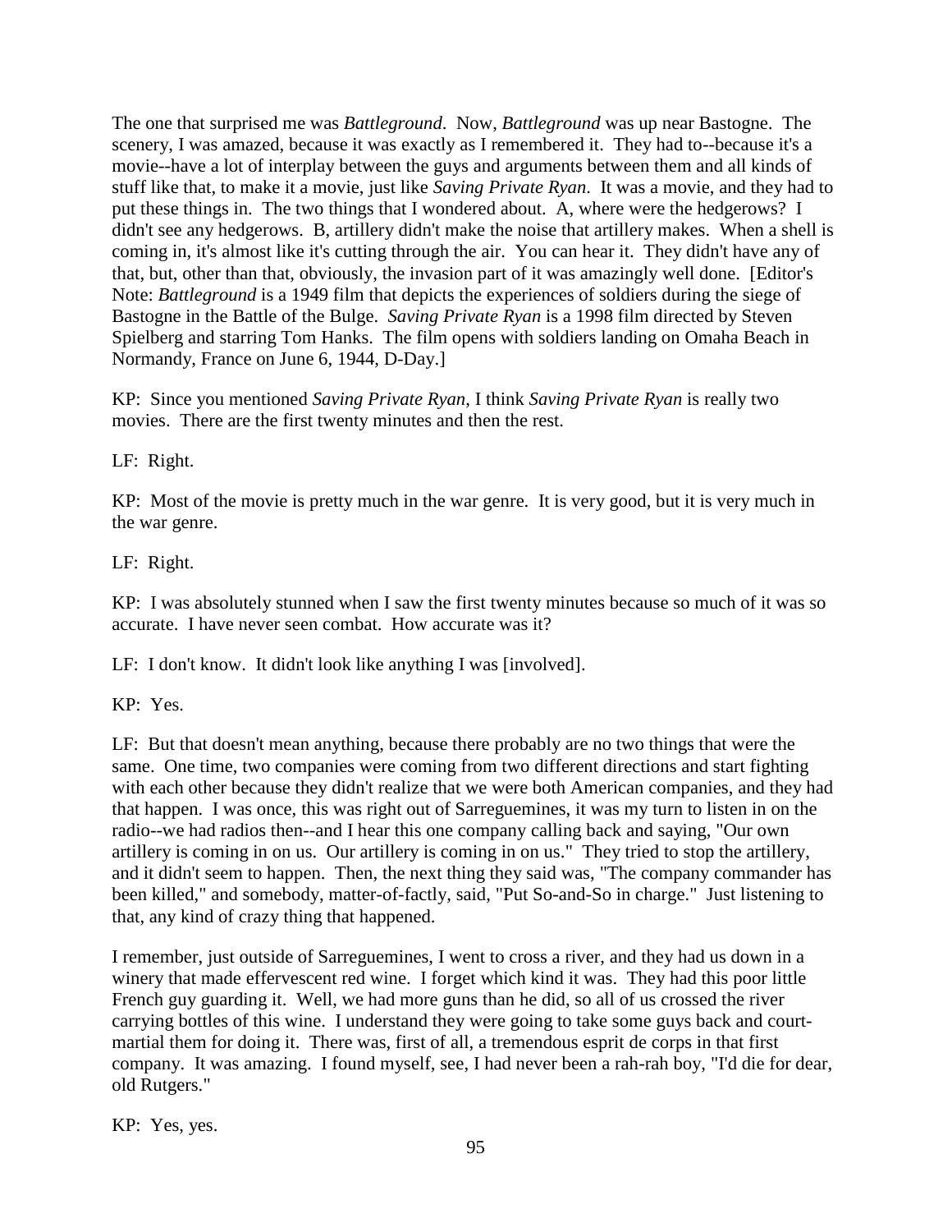The one that surprised me was *Battleground*. Now, *Battleground* was up near Bastogne. The scenery, I was amazed, because it was exactly as I remembered it. They had to--because it's a movie--have a lot of interplay between the guys and arguments between them and all kinds of stuff like that, to make it a movie, just like *Saving Private Ryan*. It was a movie, and they had to put these things in. The two things that I wondered about. A, where were the hedgerows? I didn't see any hedgerows. B, artillery didn't make the noise that artillery makes. When a shell is coming in, it's almost like it's cutting through the air. You can hear it. They didn't have any of that, but, other than that, obviously, the invasion part of it was amazingly well done. [Editor's Note: *Battleground* is a 1949 film that depicts the experiences of soldiers during the siege of Bastogne in the Battle of the Bulge. *Saving Private Ryan* is a 1998 film directed by Steven Spielberg and starring Tom Hanks. The film opens with soldiers landing on Omaha Beach in Normandy, France on June 6, 1944, D-Day.]

KP: Since you mentioned *Saving Private Ryan*, I think *Saving Private Ryan* is really two movies. There are the first twenty minutes and then the rest.

LF: Right.

KP: Most of the movie is pretty much in the war genre. It is very good, but it is very much in the war genre.

LF: Right.

KP: I was absolutely stunned when I saw the first twenty minutes because so much of it was so accurate. I have never seen combat. How accurate was it?

LF: I don't know. It didn't look like anything I was [involved].

KP: Yes.

LF: But that doesn't mean anything, because there probably are no two things that were the same. One time, two companies were coming from two different directions and start fighting with each other because they didn't realize that we were both American companies, and they had that happen. I was once, this was right out of Sarreguemines, it was my turn to listen in on the radio--we had radios then--and I hear this one company calling back and saying, "Our own artillery is coming in on us. Our artillery is coming in on us." They tried to stop the artillery, and it didn't seem to happen. Then, the next thing they said was, "The company commander has been killed," and somebody, matter-of-factly, said, "Put So-and-So in charge." Just listening to that, any kind of crazy thing that happened.

I remember, just outside of Sarreguemines, I went to cross a river, and they had us down in a winery that made effervescent red wine. I forget which kind it was. They had this poor little French guy guarding it. Well, we had more guns than he did, so all of us crossed the river carrying bottles of this wine. I understand they were going to take some guys back and court-martial them for doing it. There was, first of all, a tremendous esprit de corps in that first company. It was amazing. I found myself, see, I had never been a rah-rah boy, "I'd die for dear, old Rutgers."

KP: Yes, yes.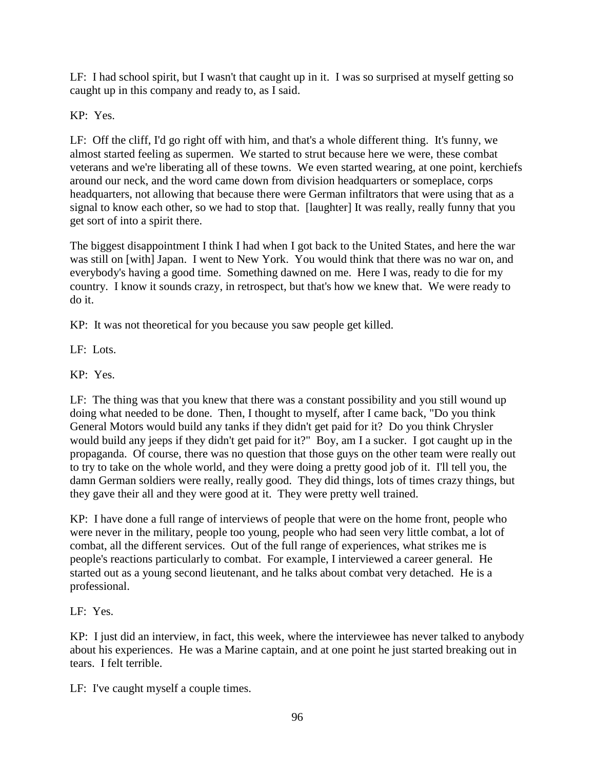LF: I had school spirit, but I wasn't that caught up in it. I was so surprised at myself getting so caught up in this company and ready to, as I said.

KP: Yes.

LF: Off the cliff, I'd go right off with him, and that's a whole different thing. It's funny, we almost started feeling as supermen. We started to strut because here we were, these combat veterans and we're liberating all of these towns. We even started wearing, at one point, kerchiefs around our neck, and the word came down from division headquarters or someplace, corps headquarters, not allowing that because there were German infiltrators that were using that as a signal to know each other, so we had to stop that. [laughter] It was really, really funny that you get sort of into a spirit there.

The biggest disappointment I think I had when I got back to the United States, and here the war was still on [with] Japan. I went to New York. You would think that there was no war on, and everybody's having a good time. Something dawned on me. Here I was, ready to die for my country. I know it sounds crazy, in retrospect, but that's how we knew that. We were ready to do it.

KP: It was not theoretical for you because you saw people get killed.

LF: Lots.

KP: Yes.

LF: The thing was that you knew that there was a constant possibility and you still wound up doing what needed to be done. Then, I thought to myself, after I came back, "Do you think General Motors would build any tanks if they didn't get paid for it? Do you think Chrysler would build any jeeps if they didn't get paid for it?" Boy, am I a sucker. I got caught up in the propaganda. Of course, there was no question that those guys on the other team were really out to try to take on the whole world, and they were doing a pretty good job of it. I'll tell you, the damn German soldiers were really, really good. They did things, lots of times crazy things, but they gave their all and they were good at it. They were pretty well trained.

KP: I have done a full range of interviews of people that were on the home front, people who were never in the military, people too young, people who had seen very little combat, a lot of combat, all the different services. Out of the full range of experiences, what strikes me is people's reactions particularly to combat. For example, I interviewed a career general. He started out as a young second lieutenant, and he talks about combat very detached. He is a professional.

LF: Yes.

KP: I just did an interview, in fact, this week, where the interviewee has never talked to anybody about his experiences. He was a Marine captain, and at one point he just started breaking out in tears. I felt terrible.

LF: I've caught myself a couple times.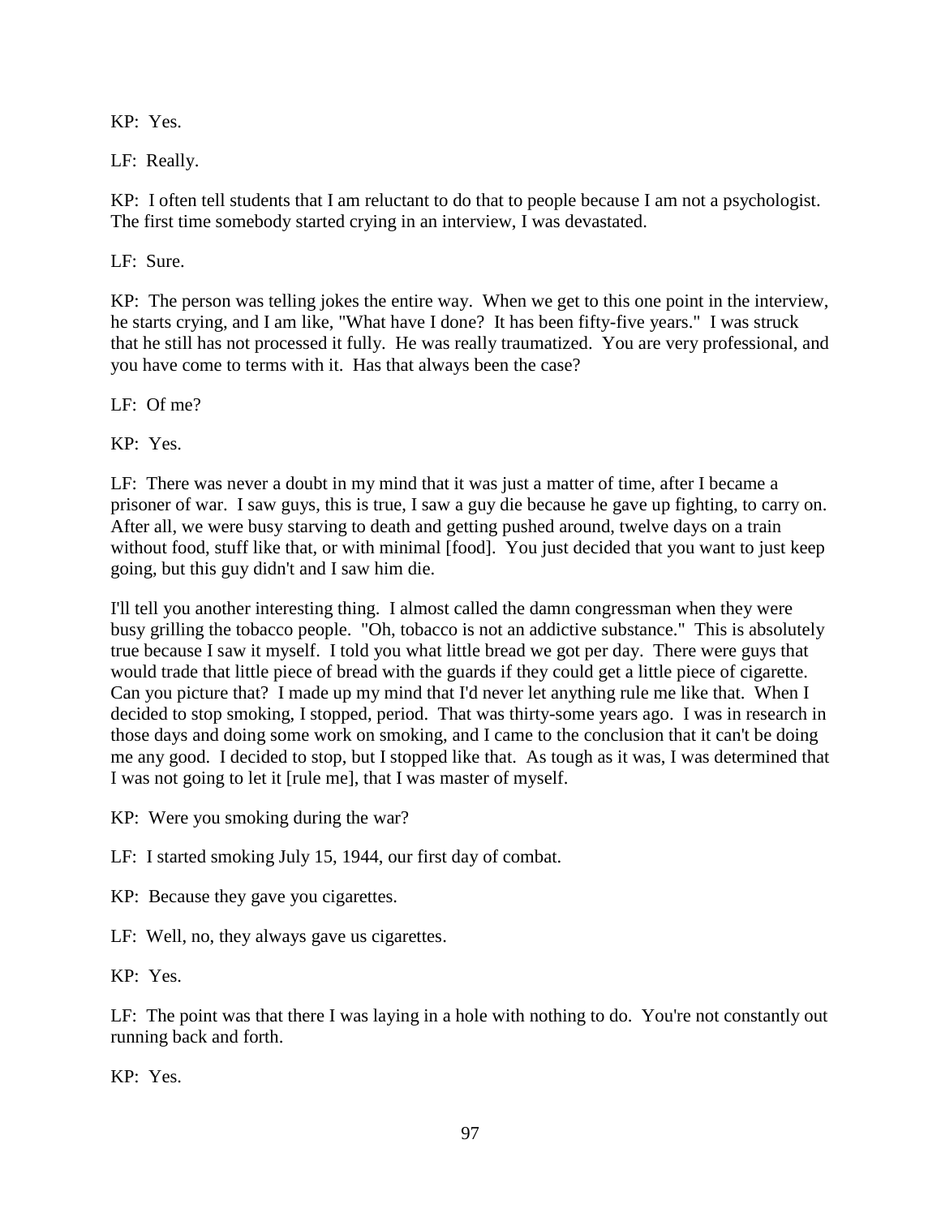KP: Yes.

LF: Really.

KP: I often tell students that I am reluctant to do that to people because I am not a psychologist. The first time somebody started crying in an interview, I was devastated.

LF: Sure.

KP: The person was telling jokes the entire way. When we get to this one point in the interview, he starts crying, and I am like, "What have I done? It has been fifty-five years." I was struck that he still has not processed it fully. He was really traumatized. You are very professional, and you have come to terms with it. Has that always been the case?

LF: Of me?

KP: Yes.

LF: There was never a doubt in my mind that it was just a matter of time, after I became a prisoner of war. I saw guys, this is true, I saw a guy die because he gave up fighting, to carry on. After all, we were busy starving to death and getting pushed around, twelve days on a train without food, stuff like that, or with minimal [food]. You just decided that you want to just keep going, but this guy didn't and I saw him die.

I'll tell you another interesting thing. I almost called the damn congressman when they were busy grilling the tobacco people. "Oh, tobacco is not an addictive substance." This is absolutely true because I saw it myself. I told you what little bread we got per day. There were guys that would trade that little piece of bread with the guards if they could get a little piece of cigarette. Can you picture that? I made up my mind that I'd never let anything rule me like that. When I decided to stop smoking, I stopped, period. That was thirty-some years ago. I was in research in those days and doing some work on smoking, and I came to the conclusion that it can't be doing me any good. I decided to stop, but I stopped like that. As tough as it was, I was determined that I was not going to let it [rule me], that I was master of myself.

KP: Were you smoking during the war?

LF: I started smoking July 15, 1944, our first day of combat.

KP: Because they gave you cigarettes.

LF: Well, no, they always gave us cigarettes.

KP: Yes.

LF: The point was that there I was laying in a hole with nothing to do. You're not constantly out running back and forth.

KP: Yes.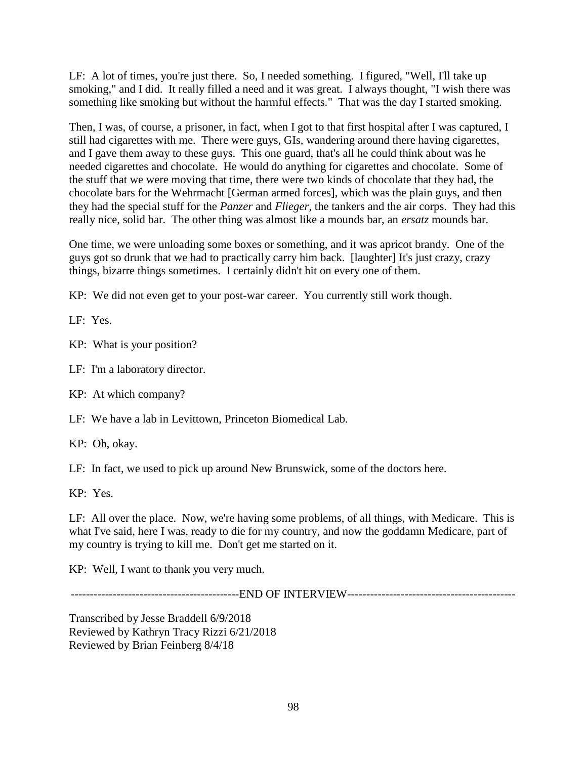LF: A lot of times, you're just there. So, I needed something. I figured, "Well, I'll take up smoking," and I did. It really filled a need and it was great. I always thought, "I wish there was something like smoking but without the harmful effects." That was the day I started smoking.

Then, I was, of course, a prisoner, in fact, when I got to that first hospital after I was captured, I still had cigarettes with me. There were guys, GIs, wandering around there having cigarettes, and I gave them away to these guys. This one guard, that's all he could think about was he needed cigarettes and chocolate. He would do anything for cigarettes and chocolate. Some of the stuff that we were moving that time, there were two kinds of chocolate that they had, the chocolate bars for the Wehrmacht [German armed forces], which was the plain guys, and then they had the special stuff for the *Panzer* and *Flieger*, the tankers and the air corps. They had this really nice, solid bar. The other thing was almost like a mounds bar, an *ersatz* mounds bar.

One time, we were unloading some boxes or something, and it was apricot brandy. One of the guys got so drunk that we had to practically carry him back. [laughter] It's just crazy, crazy things, bizarre things sometimes. I certainly didn't hit on every one of them.

KP: We did not even get to your post-war career. You currently still work though.

LF: Yes.

KP: What is your position?

LF: I'm a laboratory director.

KP: At which company?

LF: We have a lab in Levittown, Princeton Biomedical Lab.

KP: Oh, okay.

LF: In fact, we used to pick up around New Brunswick, some of the doctors here.

KP: Yes.

LF: All over the place. Now, we're having some problems, of all things, with Medicare. This is what I've said, here I was, ready to die for my country, and now the goddamn Medicare, part of my country is trying to kill me. Don't get me started on it.

KP: Well, I want to thank you very much.

--------------------------------------------END OF INTERVIEW--------------------------------------------

Transcribed by Jesse Braddell 6/9/2018
Reviewed by Kathryn Tracy Rizzi 6/21/2018
Reviewed by Brian Feinberg 8/4/18